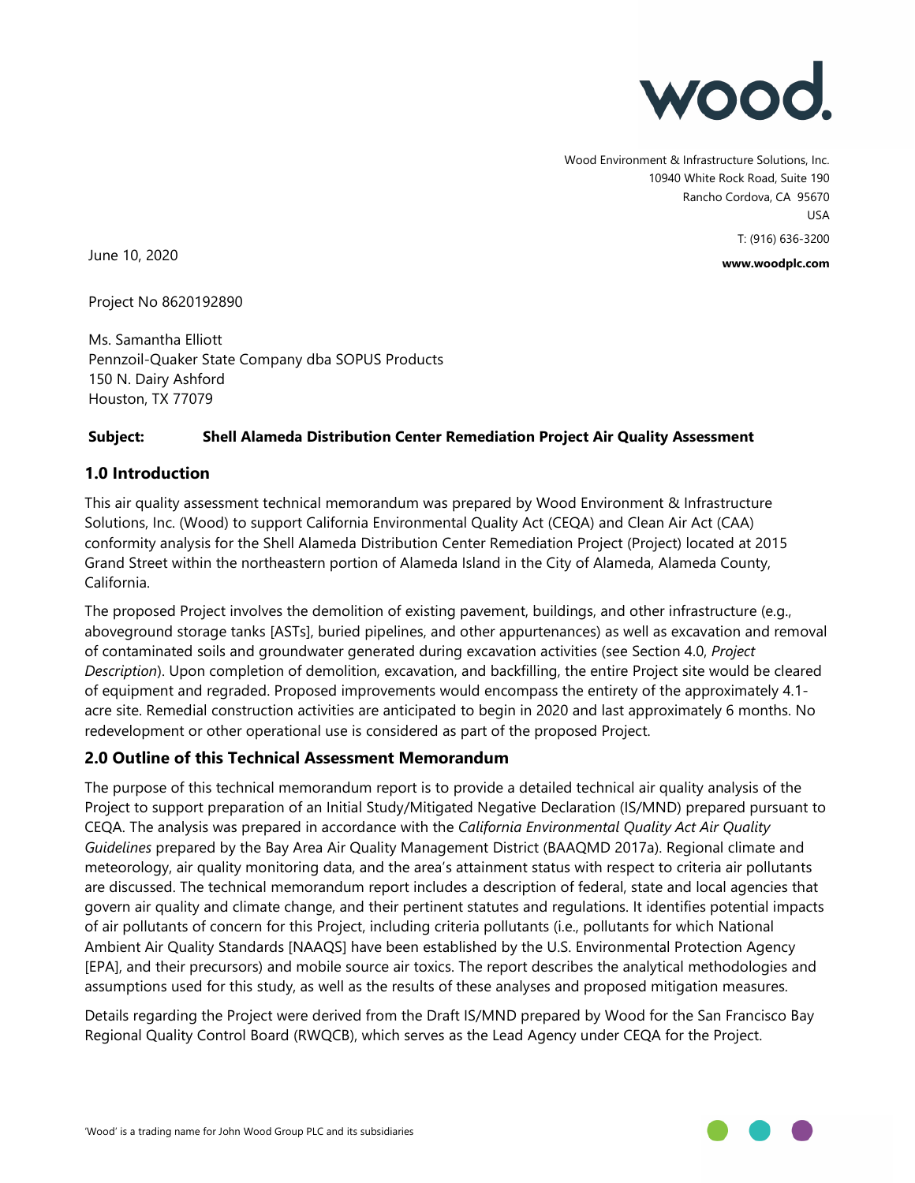wood.

Wood Environment & Infrastructure Solutions, Inc.
10940 White Rock Road, Suite 190
Rancho Cordova, CA 95670
USA
T: (916) 636-3200
**www.woodplc.com**

June 10, 2020

Project No 8620192890

Ms. Samantha Elliott
Pennzoil-Quaker State Company dba SOPUS Products
150 N. Dairy Ashford
Houston, TX 77079

**Subject: Shell Alameda Distribution Center Remediation Project Air Quality Assessment**

## 1.0 Introduction

This air quality assessment technical memorandum was prepared by Wood Environment & Infrastructure Solutions, Inc. (Wood) to support California Environmental Quality Act (CEQA) and Clean Air Act (CAA) conformity analysis for the Shell Alameda Distribution Center Remediation Project (Project) located at 2015 Grand Street within the northeastern portion of Alameda Island in the City of Alameda, Alameda County, California.

The proposed Project involves the demolition of existing pavement, buildings, and other infrastructure (e.g., aboveground storage tanks [ASTs], buried pipelines, and other appurtenances) as well as excavation and removal of contaminated soils and groundwater generated during excavation activities (see Section 4.0, *Project Description*). Upon completion of demolition, excavation, and backfilling, the entire Project site would be cleared of equipment and regraded. Proposed improvements would encompass the entirety of the approximately 4.1-acre site. Remedial construction activities are anticipated to begin in 2020 and last approximately 6 months. No redevelopment or other operational use is considered as part of the proposed Project.

## 2.0 Outline of this Technical Assessment Memorandum

The purpose of this technical memorandum report is to provide a detailed technical air quality analysis of the Project to support preparation of an Initial Study/Mitigated Negative Declaration (IS/MND) prepared pursuant to CEQA. The analysis was prepared in accordance with the *California Environmental Quality Act Air Quality Guidelines* prepared by the Bay Area Air Quality Management District (BAAQMD 2017a). Regional climate and meteorology, air quality monitoring data, and the area's attainment status with respect to criteria air pollutants are discussed. The technical memorandum report includes a description of federal, state and local agencies that govern air quality and climate change, and their pertinent statutes and regulations. It identifies potential impacts of air pollutants of concern for this Project, including criteria pollutants (i.e., pollutants for which National Ambient Air Quality Standards [NAAQS] have been established by the U.S. Environmental Protection Agency [EPA], and their precursors) and mobile source air toxics. The report describes the analytical methodologies and assumptions used for this study, as well as the results of these analyses and proposed mitigation measures.

Details regarding the Project were derived from the Draft IS/MND prepared by Wood for the San Francisco Bay Regional Quality Control Board (RWQCB), which serves as the Lead Agency under CEQA for the Project.

'Wood' is a trading name for John Wood Group PLC and its subsidiaries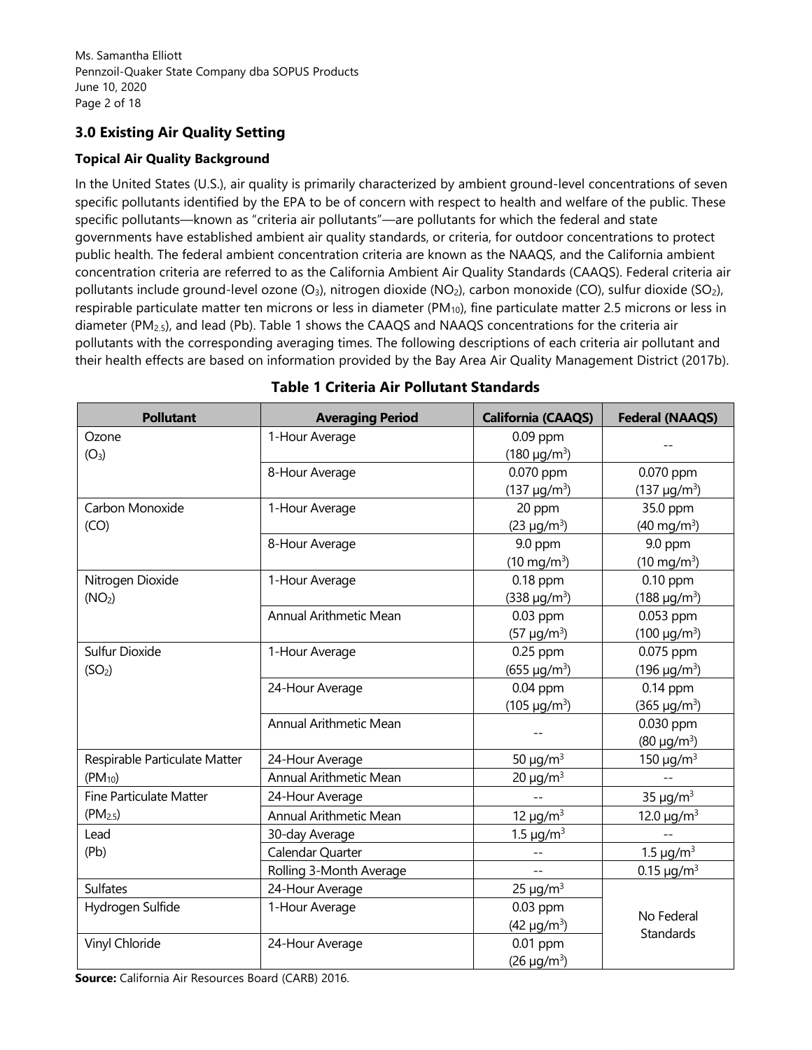## 3.0 Existing Air Quality Setting

### Topical Air Quality Background

In the United States (U.S.), air quality is primarily characterized by ambient ground-level concentrations of seven specific pollutants identified by the EPA to be of concern with respect to health and welfare of the public. These specific pollutants—known as "criteria air pollutants"—are pollutants for which the federal and state governments have established ambient air quality standards, or criteria, for outdoor concentrations to protect public health. The federal ambient concentration criteria are known as the NAAQS, and the California ambient concentration criteria are referred to as the California Ambient Air Quality Standards (CAAQS). Federal criteria air pollutants include ground-level ozone ($O_3$), nitrogen dioxide ($NO_2$), carbon monoxide (CO), sulfur dioxide ($SO_2$), respirable particulate matter ten microns or less in diameter ($PM_{10}$), fine particulate matter 2.5 microns or less in diameter ($PM_{2.5}$), and lead (Pb). Table 1 shows the CAAQS and NAAQS concentrations for the criteria air pollutants with the corresponding averaging times. The following descriptions of each criteria air pollutant and their health effects are based on information provided by the Bay Area Air Quality Management District (2017b).

**Table 1 Criteria Air Pollutant Standards**

| Pollutant | Averaging Period | California (CAAQS) | Federal (NAAQS) |
|---|---|---|---|
| Ozone ($O_3$) | 1-Hour Average | 0.09 ppm (180 μg/m$^3$) | -- |
| | 8-Hour Average | 0.070 ppm (137 μg/m$^3$) | 0.070 ppm (137 μg/m$^3$) |
| Carbon Monoxide (CO) | 1-Hour Average | 20 ppm (23 μg/m$^3$) | 35.0 ppm (40 mg/m$^3$) |
| | 8-Hour Average | 9.0 ppm (10 mg/m$^3$) | 9.0 ppm (10 mg/m$^3$) |
| Nitrogen Dioxide ($NO_2$) | 1-Hour Average | 0.18 ppm (338 μg/m$^3$) | 0.10 ppm (188 μg/m$^3$) |
| | Annual Arithmetic Mean | 0.03 ppm (57 μg/m$^3$) | 0.053 ppm (100 μg/m$^3$) |
| Sulfur Dioxide ($SO_2$) | 1-Hour Average | 0.25 ppm (655 μg/m$^3$) | 0.075 ppm (196 μg/m$^3$) |
| | 24-Hour Average | 0.04 ppm (105 μg/m$^3$) | 0.14 ppm (365 μg/m$^3$) |
| | Annual Arithmetic Mean | -- | 0.030 ppm (80 μg/m$^3$) |
| Respirable Particulate Matter ($PM_{10}$) | 24-Hour Average | 50 μg/m$^3$ | 150 μg/m$^3$ |
| | Annual Arithmetic Mean | 20 μg/m$^3$ | -- |
| Fine Particulate Matter ($PM_{2.5}$) | 24-Hour Average | -- | 35 μg/m$^3$ |
| | Annual Arithmetic Mean | 12 μg/m$^3$ | 12.0 μg/m$^3$ |
| Lead (Pb) | 30-day Average | 1.5 μg/m$^3$ | -- |
| | Calendar Quarter | -- | 1.5 μg/m$^3$ |
| | Rolling 3-Month Average | -- | 0.15 μg/m$^3$ |
| Sulfates | 24-Hour Average | 25 μg/m$^3$ | No Federal Standards |
| Hydrogen Sulfide | 1-Hour Average | 0.03 ppm (42 μg/m$^3$) | |
| Vinyl Chloride | 24-Hour Average | 0.01 ppm (26 μg/m$^3$) | |

**Source:** California Air Resources Board (CARB) 2016.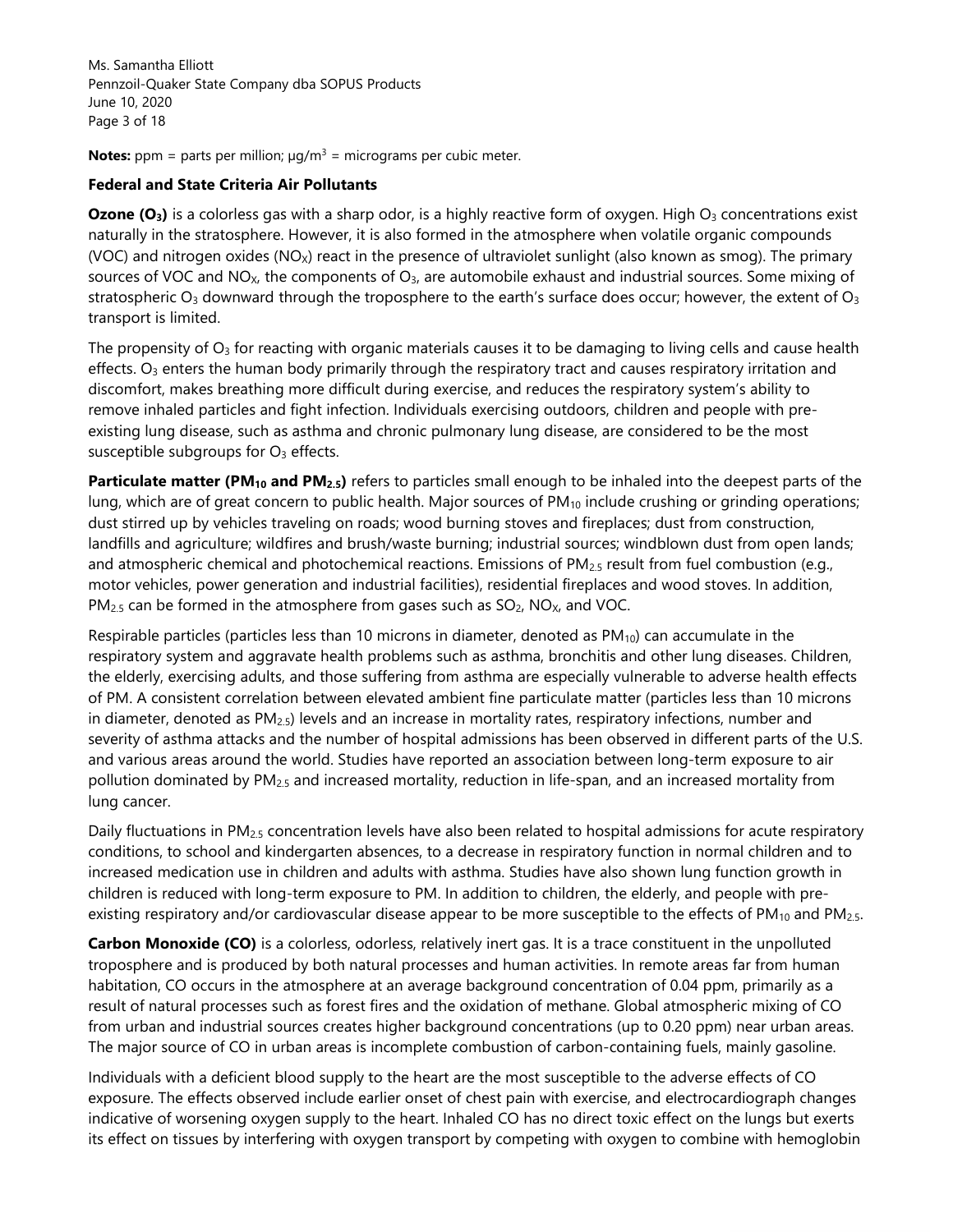**Notes:** ppm = parts per million; μg/m$^3$ = micrograms per cubic meter.

### Federal and State Criteria Air Pollutants

**Ozone ($O_3$)** is a colorless gas with a sharp odor, is a highly reactive form of oxygen. High $O_3$ concentrations exist naturally in the stratosphere. However, it is also formed in the atmosphere when volatile organic compounds (VOC) and nitrogen oxides ($NO_X$) react in the presence of ultraviolet sunlight (also known as smog). The primary sources of VOC and $NO_X$, the components of $O_3$, are automobile exhaust and industrial sources. Some mixing of stratospheric $O_3$ downward through the troposphere to the earth's surface does occur; however, the extent of $O_3$ transport is limited.

The propensity of $O_3$ for reacting with organic materials causes it to be damaging to living cells and cause health effects. $O_3$ enters the human body primarily through the respiratory tract and causes respiratory irritation and discomfort, makes breathing more difficult during exercise, and reduces the respiratory system's ability to remove inhaled particles and fight infection. Individuals exercising outdoors, children and people with pre-existing lung disease, such as asthma and chronic pulmonary lung disease, are considered to be the most susceptible subgroups for $O_3$ effects.

**Particulate matter ($PM_{10}$ and $PM_{2.5}$)** refers to particles small enough to be inhaled into the deepest parts of the lung, which are of great concern to public health. Major sources of $PM_{10}$ include crushing or grinding operations; dust stirred up by vehicles traveling on roads; wood burning stoves and fireplaces; dust from construction, landfills and agriculture; wildfires and brush/waste burning; industrial sources; windblown dust from open lands; and atmospheric chemical and photochemical reactions. Emissions of $PM_{2.5}$ result from fuel combustion (e.g., motor vehicles, power generation and industrial facilities), residential fireplaces and wood stoves. In addition, $PM_{2.5}$ can be formed in the atmosphere from gases such as $SO_2$, $NO_X$, and VOC.

Respirable particles (particles less than 10 microns in diameter, denoted as $PM_{10}$) can accumulate in the respiratory system and aggravate health problems such as asthma, bronchitis and other lung diseases. Children, the elderly, exercising adults, and those suffering from asthma are especially vulnerable to adverse health effects of PM. A consistent correlation between elevated ambient fine particulate matter (particles less than 10 microns in diameter, denoted as $PM_{2.5}$) levels and an increase in mortality rates, respiratory infections, number and severity of asthma attacks and the number of hospital admissions has been observed in different parts of the U.S. and various areas around the world. Studies have reported an association between long-term exposure to air pollution dominated by $PM_{2.5}$ and increased mortality, reduction in life-span, and an increased mortality from lung cancer.

Daily fluctuations in $PM_{2.5}$ concentration levels have also been related to hospital admissions for acute respiratory conditions, to school and kindergarten absences, to a decrease in respiratory function in normal children and to increased medication use in children and adults with asthma. Studies have also shown lung function growth in children is reduced with long-term exposure to PM. In addition to children, the elderly, and people with pre-existing respiratory and/or cardiovascular disease appear to be more susceptible to the effects of $PM_{10}$ and $PM_{2.5}$.

**Carbon Monoxide (CO)** is a colorless, odorless, relatively inert gas. It is a trace constituent in the unpolluted troposphere and is produced by both natural processes and human activities. In remote areas far from human habitation, CO occurs in the atmosphere at an average background concentration of 0.04 ppm, primarily as a result of natural processes such as forest fires and the oxidation of methane. Global atmospheric mixing of CO from urban and industrial sources creates higher background concentrations (up to 0.20 ppm) near urban areas. The major source of CO in urban areas is incomplete combustion of carbon-containing fuels, mainly gasoline.

Individuals with a deficient blood supply to the heart are the most susceptible to the adverse effects of CO exposure. The effects observed include earlier onset of chest pain with exercise, and electrocardiograph changes indicative of worsening oxygen supply to the heart. Inhaled CO has no direct toxic effect on the lungs but exerts its effect on tissues by interfering with oxygen transport by competing with oxygen to combine with hemoglobin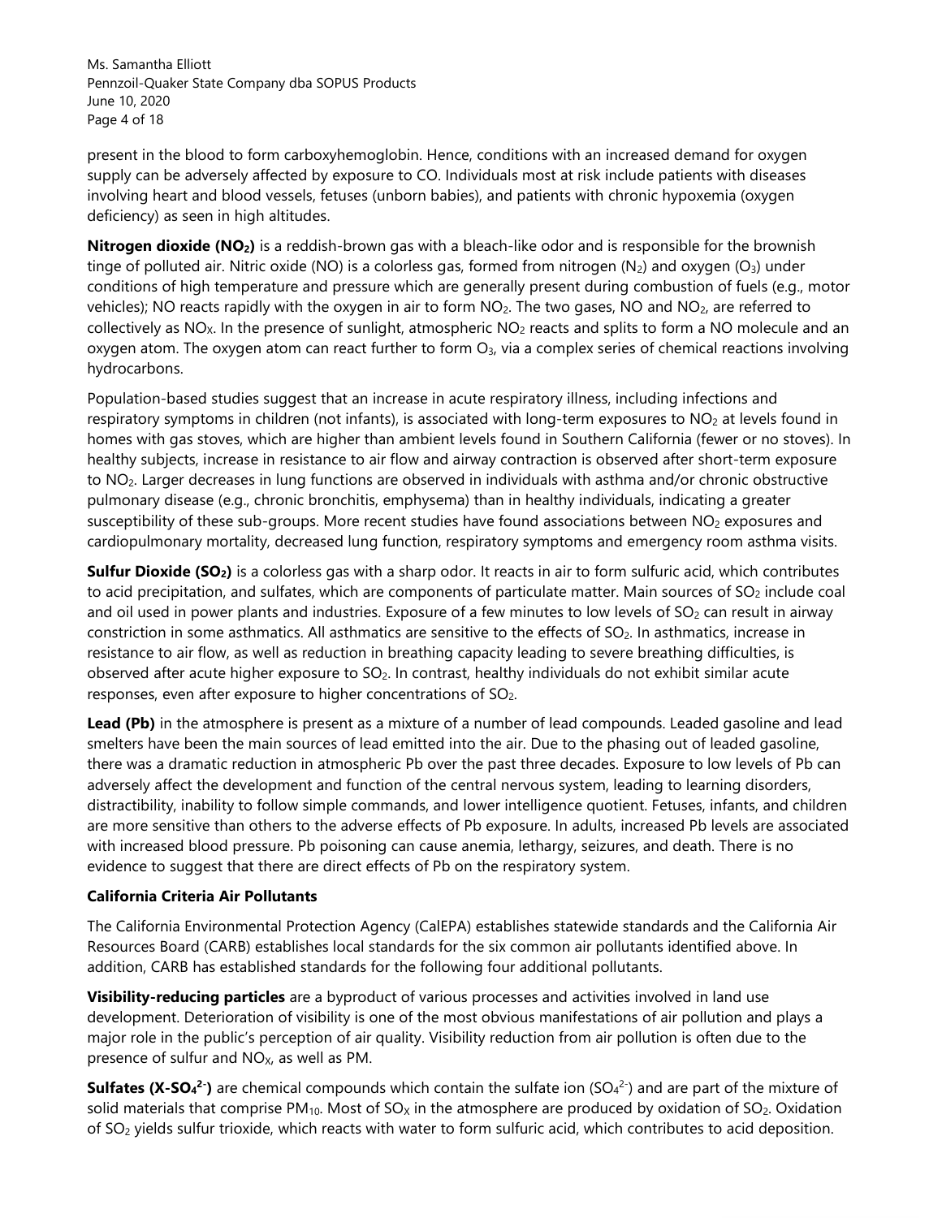present in the blood to form carboxyhemoglobin. Hence, conditions with an increased demand for oxygen supply can be adversely affected by exposure to CO. Individuals most at risk include patients with diseases involving heart and blood vessels, fetuses (unborn babies), and patients with chronic hypoxemia (oxygen deficiency) as seen in high altitudes.

**Nitrogen dioxide ($NO_2$)** is a reddish-brown gas with a bleach-like odor and is responsible for the brownish tinge of polluted air. Nitric oxide (NO) is a colorless gas, formed from nitrogen ($N_2$) and oxygen ($O_3$) under conditions of high temperature and pressure which are generally present during combustion of fuels (e.g., motor vehicles); NO reacts rapidly with the oxygen in air to form $NO_2$. The two gases, NO and $NO_2$, are referred to collectively as $NO_X$. In the presence of sunlight, atmospheric $NO_2$ reacts and splits to form a NO molecule and an oxygen atom. The oxygen atom can react further to form $O_3$, via a complex series of chemical reactions involving hydrocarbons.

Population-based studies suggest that an increase in acute respiratory illness, including infections and respiratory symptoms in children (not infants), is associated with long-term exposures to $NO_2$ at levels found in homes with gas stoves, which are higher than ambient levels found in Southern California (fewer or no stoves). In healthy subjects, increase in resistance to air flow and airway contraction is observed after short-term exposure to $NO_2$. Larger decreases in lung functions are observed in individuals with asthma and/or chronic obstructive pulmonary disease (e.g., chronic bronchitis, emphysema) than in healthy individuals, indicating a greater susceptibility of these sub-groups. More recent studies have found associations between $NO_2$ exposures and cardiopulmonary mortality, decreased lung function, respiratory symptoms and emergency room asthma visits.

**Sulfur Dioxide ($SO_2$)** is a colorless gas with a sharp odor. It reacts in air to form sulfuric acid, which contributes to acid precipitation, and sulfates, which are components of particulate matter. Main sources of $SO_2$ include coal and oil used in power plants and industries. Exposure of a few minutes to low levels of $SO_2$ can result in airway constriction in some asthmatics. All asthmatics are sensitive to the effects of $SO_2$. In asthmatics, increase in resistance to air flow, as well as reduction in breathing capacity leading to severe breathing difficulties, is observed after acute higher exposure to $SO_2$. In contrast, healthy individuals do not exhibit similar acute responses, even after exposure to higher concentrations of $SO_2$.

**Lead (Pb)** in the atmosphere is present as a mixture of a number of lead compounds. Leaded gasoline and lead smelters have been the main sources of lead emitted into the air. Due to the phasing out of leaded gasoline, there was a dramatic reduction in atmospheric Pb over the past three decades. Exposure to low levels of Pb can adversely affect the development and function of the central nervous system, leading to learning disorders, distractibility, inability to follow simple commands, and lower intelligence quotient. Fetuses, infants, and children are more sensitive than others to the adverse effects of Pb exposure. In adults, increased Pb levels are associated with increased blood pressure. Pb poisoning can cause anemia, lethargy, seizures, and death. There is no evidence to suggest that there are direct effects of Pb on the respiratory system.

### California Criteria Air Pollutants

The California Environmental Protection Agency (CalEPA) establishes statewide standards and the California Air Resources Board (CARB) establishes local standards for the six common air pollutants identified above. In addition, CARB has established standards for the following four additional pollutants.

**Visibility-reducing particles** are a byproduct of various processes and activities involved in land use development. Deterioration of visibility is one of the most obvious manifestations of air pollution and plays a major role in the public's perception of air quality. Visibility reduction from air pollution is often due to the presence of sulfur and $NO_X$, as well as PM.

**Sulfates ($X\text{-}SO_4^{2-}$)** are chemical compounds which contain the sulfate ion ($SO_4^{2-}$) and are part of the mixture of solid materials that comprise $PM_{10}$. Most of $SO_X$ in the atmosphere are produced by oxidation of $SO_2$. Oxidation of $SO_2$ yields sulfur trioxide, which reacts with water to form sulfuric acid, which contributes to acid deposition.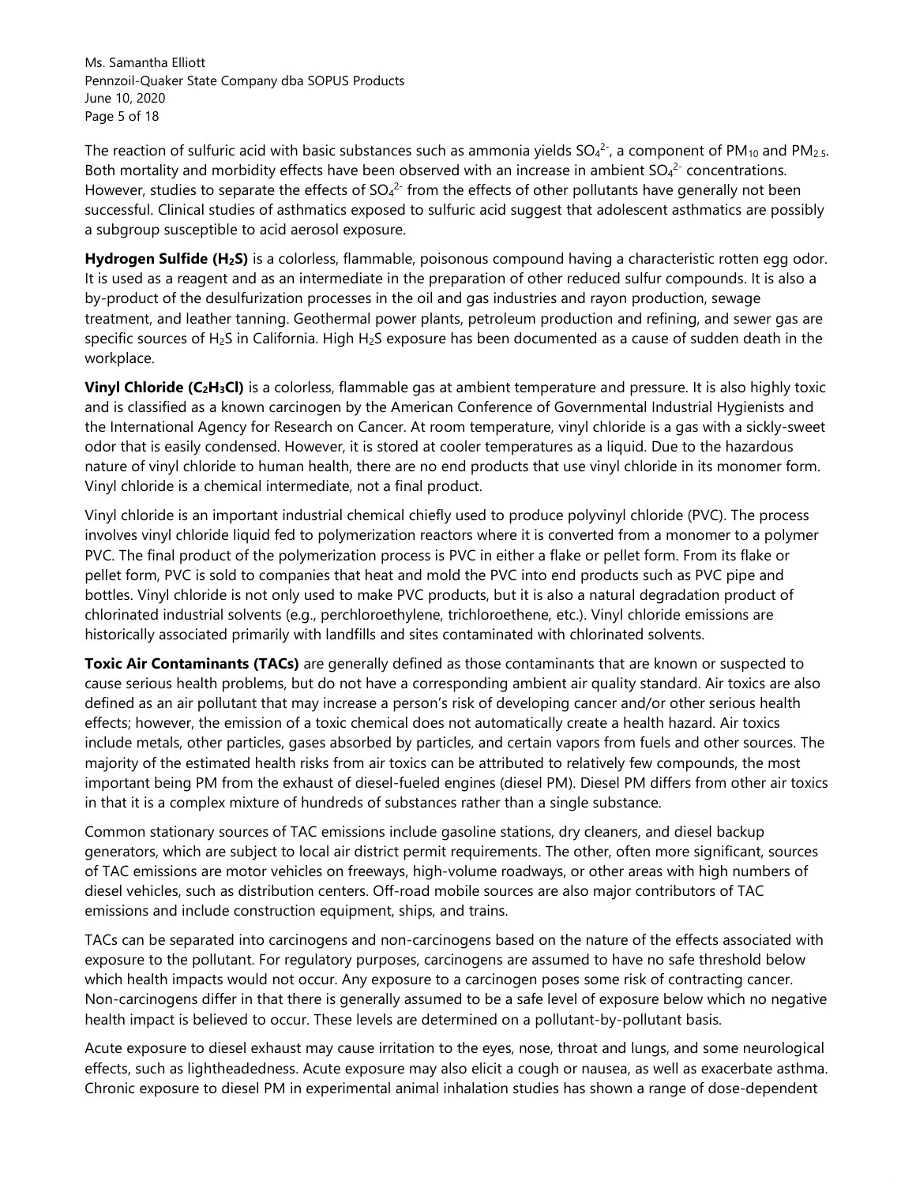The reaction of sulfuric acid with basic substances such as ammonia yields $SO_4^{2-}$, a component of $PM_{10}$ and $PM_{2.5}$. Both mortality and morbidity effects have been observed with an increase in ambient $SO_4^{2-}$ concentrations. However, studies to separate the effects of $SO_4^{2-}$ from the effects of other pollutants have generally not been successful. Clinical studies of asthmatics exposed to sulfuric acid suggest that adolescent asthmatics are possibly a subgroup susceptible to acid aerosol exposure.

**Hydrogen Sulfide ($H_2S$)** is a colorless, flammable, poisonous compound having a characteristic rotten egg odor. It is used as a reagent and as an intermediate in the preparation of other reduced sulfur compounds. It is also a by-product of the desulfurization processes in the oil and gas industries and rayon production, sewage treatment, and leather tanning. Geothermal power plants, petroleum production and refining, and sewer gas are specific sources of $H_2S$ in California. High $H_2S$ exposure has been documented as a cause of sudden death in the workplace.

**Vinyl Chloride ($C_2H_3Cl$)** is a colorless, flammable gas at ambient temperature and pressure. It is also highly toxic and is classified as a known carcinogen by the American Conference of Governmental Industrial Hygienists and the International Agency for Research on Cancer. At room temperature, vinyl chloride is a gas with a sickly-sweet odor that is easily condensed. However, it is stored at cooler temperatures as a liquid. Due to the hazardous nature of vinyl chloride to human health, there are no end products that use vinyl chloride in its monomer form. Vinyl chloride is a chemical intermediate, not a final product.

Vinyl chloride is an important industrial chemical chiefly used to produce polyvinyl chloride (PVC). The process involves vinyl chloride liquid fed to polymerization reactors where it is converted from a monomer to a polymer PVC. The final product of the polymerization process is PVC in either a flake or pellet form. From its flake or pellet form, PVC is sold to companies that heat and mold the PVC into end products such as PVC pipe and bottles. Vinyl chloride is not only used to make PVC products, but it is also a natural degradation product of chlorinated industrial solvents (e.g., perchloroethylene, trichloroethene, etc.). Vinyl chloride emissions are historically associated primarily with landfills and sites contaminated with chlorinated solvents.

**Toxic Air Contaminants (TACs)** are generally defined as those contaminants that are known or suspected to cause serious health problems, but do not have a corresponding ambient air quality standard. Air toxics are also defined as an air pollutant that may increase a person's risk of developing cancer and/or other serious health effects; however, the emission of a toxic chemical does not automatically create a health hazard. Air toxics include metals, other particles, gases absorbed by particles, and certain vapors from fuels and other sources. The majority of the estimated health risks from air toxics can be attributed to relatively few compounds, the most important being PM from the exhaust of diesel-fueled engines (diesel PM). Diesel PM differs from other air toxics in that it is a complex mixture of hundreds of substances rather than a single substance.

Common stationary sources of TAC emissions include gasoline stations, dry cleaners, and diesel backup generators, which are subject to local air district permit requirements. The other, often more significant, sources of TAC emissions are motor vehicles on freeways, high-volume roadways, or other areas with high numbers of diesel vehicles, such as distribution centers. Off-road mobile sources are also major contributors of TAC emissions and include construction equipment, ships, and trains.

TACs can be separated into carcinogens and non-carcinogens based on the nature of the effects associated with exposure to the pollutant. For regulatory purposes, carcinogens are assumed to have no safe threshold below which health impacts would not occur. Any exposure to a carcinogen poses some risk of contracting cancer. Non-carcinogens differ in that there is generally assumed to be a safe level of exposure below which no negative health impact is believed to occur. These levels are determined on a pollutant-by-pollutant basis.

Acute exposure to diesel exhaust may cause irritation to the eyes, nose, throat and lungs, and some neurological effects, such as lightheadedness. Acute exposure may also elicit a cough or nausea, as well as exacerbate asthma. Chronic exposure to diesel PM in experimental animal inhalation studies has shown a range of dose-dependent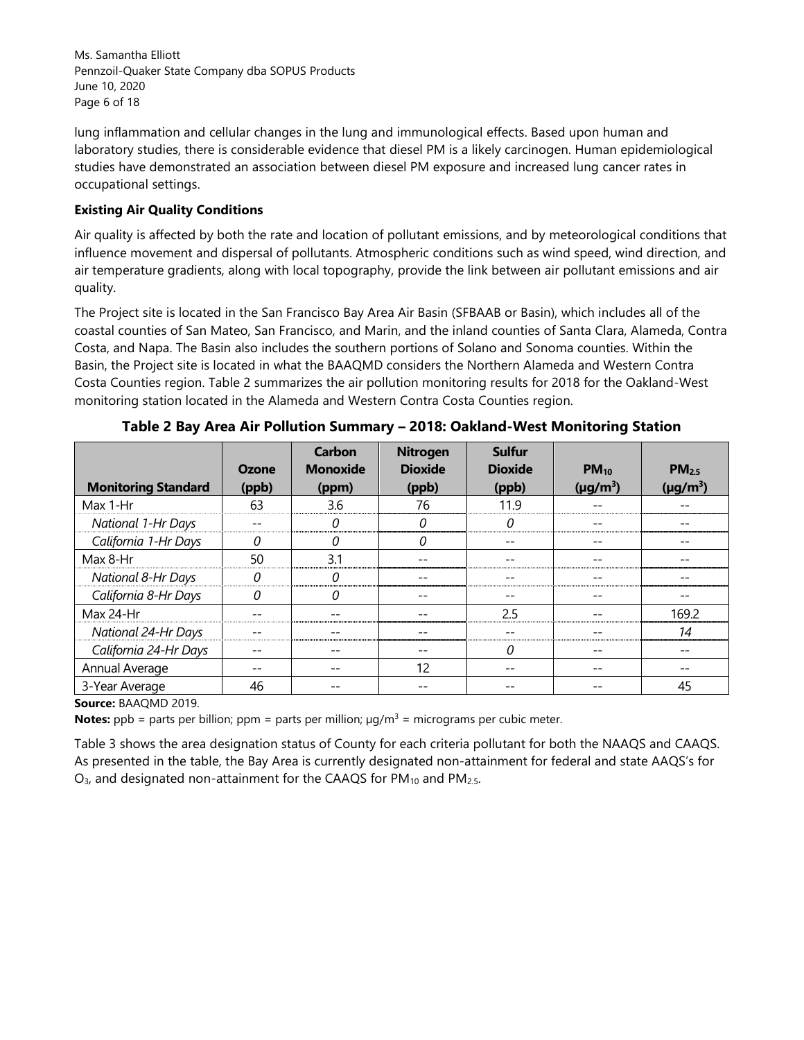lung inflammation and cellular changes in the lung and immunological effects. Based upon human and laboratory studies, there is considerable evidence that diesel PM is a likely carcinogen. Human epidemiological studies have demonstrated an association between diesel PM exposure and increased lung cancer rates in occupational settings.

**Existing Air Quality Conditions**

Air quality is affected by both the rate and location of pollutant emissions, and by meteorological conditions that influence movement and dispersal of pollutants. Atmospheric conditions such as wind speed, wind direction, and air temperature gradients, along with local topography, provide the link between air pollutant emissions and air quality.

The Project site is located in the San Francisco Bay Area Air Basin (SFBAAB or Basin), which includes all of the coastal counties of San Mateo, San Francisco, and Marin, and the inland counties of Santa Clara, Alameda, Contra Costa, and Napa. The Basin also includes the southern portions of Solano and Sonoma counties. Within the Basin, the Project site is located in what the BAAQMD considers the Northern Alameda and Western Contra Costa Counties region. Table 2 summarizes the air pollution monitoring results for 2018 for the Oakland-West monitoring station located in the Alameda and Western Contra Costa Counties region.

**Table 2 Bay Area Air Pollution Summary – 2018: Oakland-West Monitoring Station**

| Monitoring Standard | Ozone (ppb) | Carbon Monoxide (ppm) | Nitrogen Dioxide (ppb) | Sulfur Dioxide (ppb) | $PM_{10}$ ($\mu g/m^3$) | $PM_{2.5}$ ($\mu g/m^3$) |
|---|---|---|---|---|---|---|
| Max 1-Hr | 63 | 3.6 | 76 | 11.9 | -- | -- |
| *National 1-Hr Days* | -- | *0* | *0* | *0* | -- | -- |
| *California 1-Hr Days* | *0* | *0* | *0* | -- | -- | -- |
| Max 8-Hr | 50 | 3.1 | -- | -- | -- | -- |
| *National 8-Hr Days* | *0* | *0* | -- | -- | -- | -- |
| *California 8-Hr Days* | *0* | *0* | -- | -- | -- | -- |
| Max 24-Hr | -- | -- | -- | 2.5 | -- | 169.2 |
| *National 24-Hr Days* | -- | -- | -- | -- | -- | *14* |
| *California 24-Hr Days* | -- | -- | -- | *0* | -- | -- |
| Annual Average | -- | -- | 12 | -- | -- | -- |
| 3-Year Average | 46 | -- | -- | -- | -- | 45 |

**Source:** BAAQMD 2019.

**Notes:** ppb = parts per billion; ppm = parts per million; $\mu g/m^3$ = micrograms per cubic meter.

Table 3 shows the area designation status of County for each criteria pollutant for both the NAAQS and CAAQS. As presented in the table, the Bay Area is currently designated non-attainment for federal and state AAQS's for $O_3$, and designated non-attainment for the CAAQS for $PM_{10}$ and $PM_{2.5}$.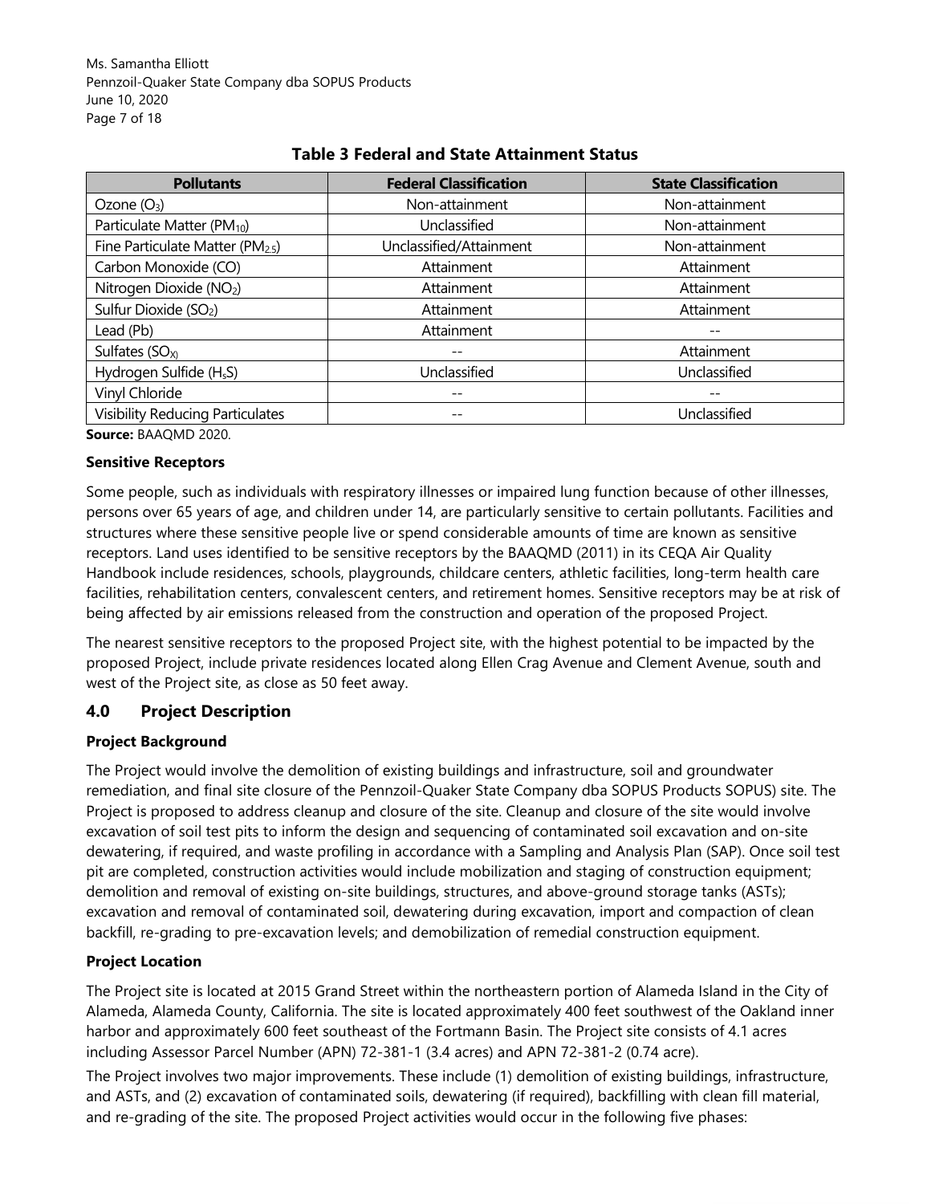**Table 3 Federal and State Attainment Status**

| Pollutants | Federal Classification | State Classification |
| --- | --- | --- |
| Ozone ($O_3$) | Non-attainment | Non-attainment |
| Particulate Matter ($PM_{10}$) | Unclassified | Non-attainment |
| Fine Particulate Matter ($PM_{2.5}$) | Unclassified/Attainment | Non-attainment |
| Carbon Monoxide (CO) | Attainment | Attainment |
| Nitrogen Dioxide ($NO_2$) | Attainment | Attainment |
| Sulfur Dioxide ($SO_2$) | Attainment | Attainment |
| Lead (Pb) | Attainment | -- |
| Sulfates ($SO_X$) | -- | Attainment |
| Hydrogen Sulfide ($H_sS$) | Unclassified | Unclassified |
| Vinyl Chloride | -- | -- |
| Visibility Reducing Particulates | -- | Unclassified |

**Source:** BAAQMD 2020.

**Sensitive Receptors**

Some people, such as individuals with respiratory illnesses or impaired lung function because of other illnesses, persons over 65 years of age, and children under 14, are particularly sensitive to certain pollutants. Facilities and structures where these sensitive people live or spend considerable amounts of time are known as sensitive receptors. Land uses identified to be sensitive receptors by the BAAQMD (2011) in its CEQA Air Quality Handbook include residences, schools, playgrounds, childcare centers, athletic facilities, long-term health care facilities, rehabilitation centers, convalescent centers, and retirement homes. Sensitive receptors may be at risk of being affected by air emissions released from the construction and operation of the proposed Project.

The nearest sensitive receptors to the proposed Project site, with the highest potential to be impacted by the proposed Project, include private residences located along Ellen Crag Avenue and Clement Avenue, south and west of the Project site, as close as 50 feet away.

## 4.0 Project Description

**Project Background**

The Project would involve the demolition of existing buildings and infrastructure, soil and groundwater remediation, and final site closure of the Pennzoil-Quaker State Company dba SOPUS Products SOPUS) site. The Project is proposed to address cleanup and closure of the site. Cleanup and closure of the site would involve excavation of soil test pits to inform the design and sequencing of contaminated soil excavation and on-site dewatering, if required, and waste profiling in accordance with a Sampling and Analysis Plan (SAP). Once soil test pit are completed, construction activities would include mobilization and staging of construction equipment; demolition and removal of existing on-site buildings, structures, and above-ground storage tanks (ASTs); excavation and removal of contaminated soil, dewatering during excavation, import and compaction of clean backfill, re-grading to pre-excavation levels; and demobilization of remedial construction equipment.

**Project Location**

The Project site is located at 2015 Grand Street within the northeastern portion of Alameda Island in the City of Alameda, Alameda County, California. The site is located approximately 400 feet southwest of the Oakland inner harbor and approximately 600 feet southeast of the Fortmann Basin. The Project site consists of 4.1 acres including Assessor Parcel Number (APN) 72-381-1 (3.4 acres) and APN 72-381-2 (0.74 acre).

The Project involves two major improvements. These include (1) demolition of existing buildings, infrastructure, and ASTs, and (2) excavation of contaminated soils, dewatering (if required), backfilling with clean fill material, and re-grading of the site. The proposed Project activities would occur in the following five phases: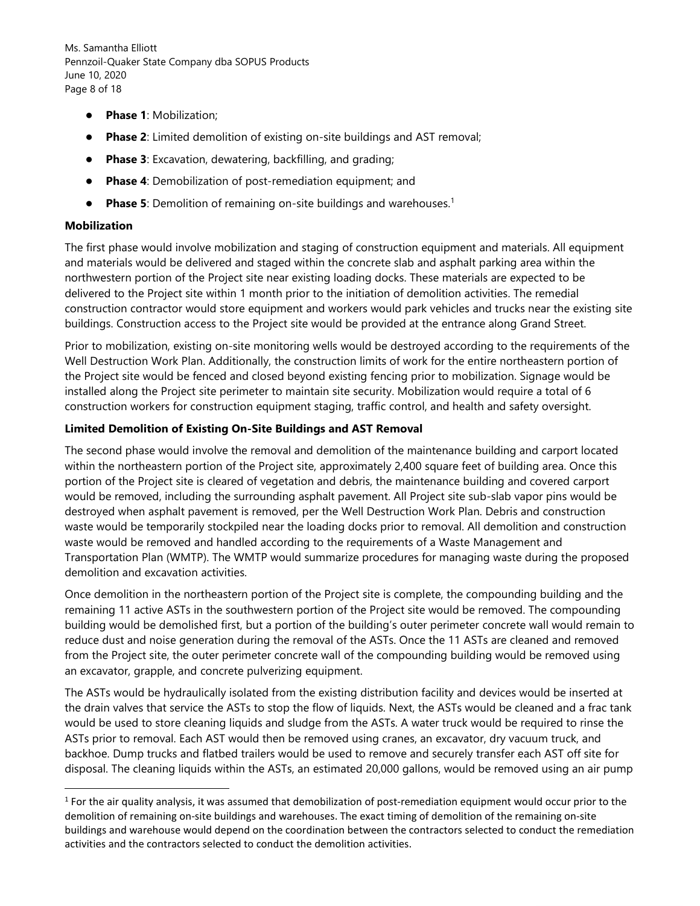- **Phase 1**: Mobilization;
- **Phase 2**: Limited demolition of existing on-site buildings and AST removal;
- **Phase 3**: Excavation, dewatering, backfilling, and grading;
- **Phase 4**: Demobilization of post-remediation equipment; and
- **Phase 5**: Demolition of remaining on-site buildings and warehouses.[1]

**Mobilization**

The first phase would involve mobilization and staging of construction equipment and materials. All equipment and materials would be delivered and staged within the concrete slab and asphalt parking area within the northwestern portion of the Project site near existing loading docks. These materials are expected to be delivered to the Project site within 1 month prior to the initiation of demolition activities. The remedial construction contractor would store equipment and workers would park vehicles and trucks near the existing site buildings. Construction access to the Project site would be provided at the entrance along Grand Street.

Prior to mobilization, existing on-site monitoring wells would be destroyed according to the requirements of the Well Destruction Work Plan. Additionally, the construction limits of work for the entire northeastern portion of the Project site would be fenced and closed beyond existing fencing prior to mobilization. Signage would be installed along the Project site perimeter to maintain site security. Mobilization would require a total of 6 construction workers for construction equipment staging, traffic control, and health and safety oversight.

**Limited Demolition of Existing On-Site Buildings and AST Removal**

The second phase would involve the removal and demolition of the maintenance building and carport located within the northeastern portion of the Project site, approximately 2,400 square feet of building area. Once this portion of the Project site is cleared of vegetation and debris, the maintenance building and covered carport would be removed, including the surrounding asphalt pavement. All Project site sub-slab vapor pins would be destroyed when asphalt pavement is removed, per the Well Destruction Work Plan. Debris and construction waste would be temporarily stockpiled near the loading docks prior to removal. All demolition and construction waste would be removed and handled according to the requirements of a Waste Management and Transportation Plan (WMTP). The WMTP would summarize procedures for managing waste during the proposed demolition and excavation activities.

Once demolition in the northeastern portion of the Project site is complete, the compounding building and the remaining 11 active ASTs in the southwestern portion of the Project site would be removed. The compounding building would be demolished first, but a portion of the building's outer perimeter concrete wall would remain to reduce dust and noise generation during the removal of the ASTs. Once the 11 ASTs are cleaned and removed from the Project site, the outer perimeter concrete wall of the compounding building would be removed using an excavator, grapple, and concrete pulverizing equipment.

The ASTs would be hydraulically isolated from the existing distribution facility and devices would be inserted at the drain valves that service the ASTs to stop the flow of liquids. Next, the ASTs would be cleaned and a frac tank would be used to store cleaning liquids and sludge from the ASTs. A water truck would be required to rinse the ASTs prior to removal. Each AST would then be removed using cranes, an excavator, dry vacuum truck, and backhoe. Dump trucks and flatbed trailers would be used to remove and securely transfer each AST off site for disposal. The cleaning liquids within the ASTs, an estimated 20,000 gallons, would be removed using an air pump

[1] For the air quality analysis, it was assumed that demobilization of post-remediation equipment would occur prior to the demolition of remaining on-site buildings and warehouses. The exact timing of demolition of the remaining on-site buildings and warehouse would depend on the coordination between the contractors selected to conduct the remediation activities and the contractors selected to conduct the demolition activities.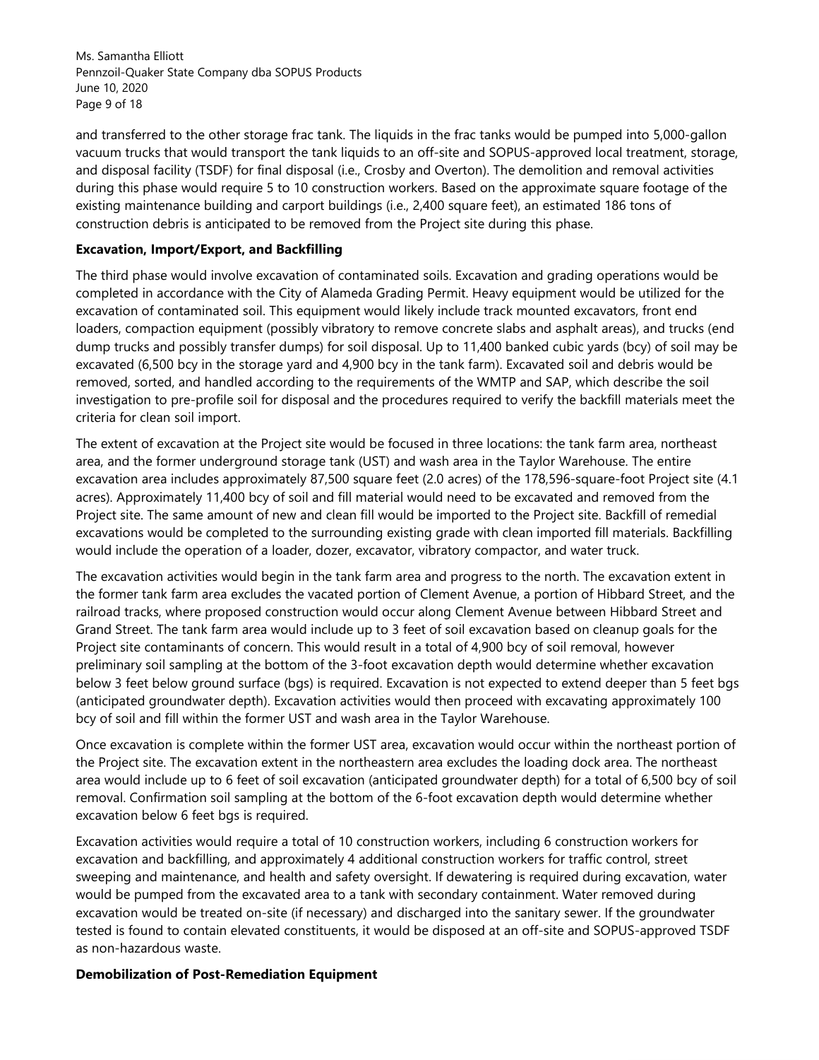and transferred to the other storage frac tank. The liquids in the frac tanks would be pumped into 5,000-gallon vacuum trucks that would transport the tank liquids to an off-site and SOPUS-approved local treatment, storage, and disposal facility (TSDF) for final disposal (i.e., Crosby and Overton). The demolition and removal activities during this phase would require 5 to 10 construction workers. Based on the approximate square footage of the existing maintenance building and carport buildings (i.e., 2,400 square feet), an estimated 186 tons of construction debris is anticipated to be removed from the Project site during this phase.

**Excavation, Import/Export, and Backfilling**

The third phase would involve excavation of contaminated soils. Excavation and grading operations would be completed in accordance with the City of Alameda Grading Permit. Heavy equipment would be utilized for the excavation of contaminated soil. This equipment would likely include track mounted excavators, front end loaders, compaction equipment (possibly vibratory to remove concrete slabs and asphalt areas), and trucks (end dump trucks and possibly transfer dumps) for soil disposal. Up to 11,400 banked cubic yards (bcy) of soil may be excavated (6,500 bcy in the storage yard and 4,900 bcy in the tank farm). Excavated soil and debris would be removed, sorted, and handled according to the requirements of the WMTP and SAP, which describe the soil investigation to pre-profile soil for disposal and the procedures required to verify the backfill materials meet the criteria for clean soil import.

The extent of excavation at the Project site would be focused in three locations: the tank farm area, northeast area, and the former underground storage tank (UST) and wash area in the Taylor Warehouse. The entire excavation area includes approximately 87,500 square feet (2.0 acres) of the 178,596-square-foot Project site (4.1 acres). Approximately 11,400 bcy of soil and fill material would need to be excavated and removed from the Project site. The same amount of new and clean fill would be imported to the Project site. Backfill of remedial excavations would be completed to the surrounding existing grade with clean imported fill materials. Backfilling would include the operation of a loader, dozer, excavator, vibratory compactor, and water truck.

The excavation activities would begin in the tank farm area and progress to the north. The excavation extent in the former tank farm area excludes the vacated portion of Clement Avenue, a portion of Hibbard Street, and the railroad tracks, where proposed construction would occur along Clement Avenue between Hibbard Street and Grand Street. The tank farm area would include up to 3 feet of soil excavation based on cleanup goals for the Project site contaminants of concern. This would result in a total of 4,900 bcy of soil removal, however preliminary soil sampling at the bottom of the 3-foot excavation depth would determine whether excavation below 3 feet below ground surface (bgs) is required. Excavation is not expected to extend deeper than 5 feet bgs (anticipated groundwater depth). Excavation activities would then proceed with excavating approximately 100 bcy of soil and fill within the former UST and wash area in the Taylor Warehouse.

Once excavation is complete within the former UST area, excavation would occur within the northeast portion of the Project site. The excavation extent in the northeastern area excludes the loading dock area. The northeast area would include up to 6 feet of soil excavation (anticipated groundwater depth) for a total of 6,500 bcy of soil removal. Confirmation soil sampling at the bottom of the 6-foot excavation depth would determine whether excavation below 6 feet bgs is required.

Excavation activities would require a total of 10 construction workers, including 6 construction workers for excavation and backfilling, and approximately 4 additional construction workers for traffic control, street sweeping and maintenance, and health and safety oversight. If dewatering is required during excavation, water would be pumped from the excavated area to a tank with secondary containment. Water removed during excavation would be treated on-site (if necessary) and discharged into the sanitary sewer. If the groundwater tested is found to contain elevated constituents, it would be disposed at an off-site and SOPUS-approved TSDF as non-hazardous waste.

**Demobilization of Post-Remediation Equipment**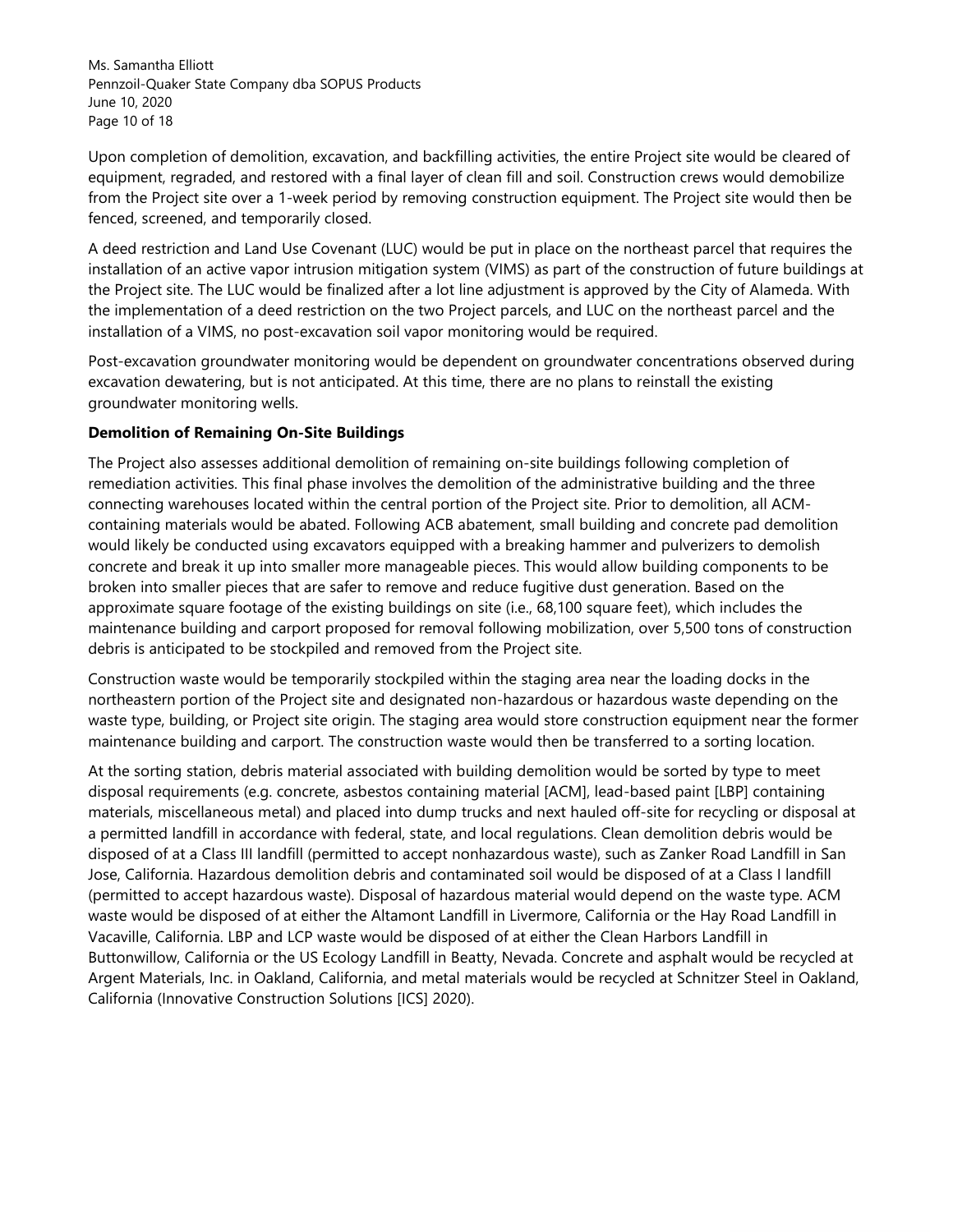Upon completion of demolition, excavation, and backfilling activities, the entire Project site would be cleared of equipment, regraded, and restored with a final layer of clean fill and soil. Construction crews would demobilize from the Project site over a 1-week period by removing construction equipment. The Project site would then be fenced, screened, and temporarily closed.

A deed restriction and Land Use Covenant (LUC) would be put in place on the northeast parcel that requires the installation of an active vapor intrusion mitigation system (VIMS) as part of the construction of future buildings at the Project site. The LUC would be finalized after a lot line adjustment is approved by the City of Alameda. With the implementation of a deed restriction on the two Project parcels, and LUC on the northeast parcel and the installation of a VIMS, no post-excavation soil vapor monitoring would be required.

Post-excavation groundwater monitoring would be dependent on groundwater concentrations observed during excavation dewatering, but is not anticipated. At this time, there are no plans to reinstall the existing groundwater monitoring wells.

**Demolition of Remaining On-Site Buildings**

The Project also assesses additional demolition of remaining on-site buildings following completion of remediation activities. This final phase involves the demolition of the administrative building and the three connecting warehouses located within the central portion of the Project site. Prior to demolition, all ACM-containing materials would be abated. Following ACB abatement, small building and concrete pad demolition would likely be conducted using excavators equipped with a breaking hammer and pulverizers to demolish concrete and break it up into smaller more manageable pieces. This would allow building components to be broken into smaller pieces that are safer to remove and reduce fugitive dust generation. Based on the approximate square footage of the existing buildings on site (i.e., 68,100 square feet), which includes the maintenance building and carport proposed for removal following mobilization, over 5,500 tons of construction debris is anticipated to be stockpiled and removed from the Project site.

Construction waste would be temporarily stockpiled within the staging area near the loading docks in the northeastern portion of the Project site and designated non-hazardous or hazardous waste depending on the waste type, building, or Project site origin. The staging area would store construction equipment near the former maintenance building and carport. The construction waste would then be transferred to a sorting location.

At the sorting station, debris material associated with building demolition would be sorted by type to meet disposal requirements (e.g. concrete, asbestos containing material [ACM], lead-based paint [LBP] containing materials, miscellaneous metal) and placed into dump trucks and next hauled off-site for recycling or disposal at a permitted landfill in accordance with federal, state, and local regulations. Clean demolition debris would be disposed of at a Class III landfill (permitted to accept nonhazardous waste), such as Zanker Road Landfill in San Jose, California. Hazardous demolition debris and contaminated soil would be disposed of at a Class I landfill (permitted to accept hazardous waste). Disposal of hazardous material would depend on the waste type. ACM waste would be disposed of at either the Altamont Landfill in Livermore, California or the Hay Road Landfill in Vacaville, California. LBP and LCP waste would be disposed of at either the Clean Harbors Landfill in Buttonwillow, California or the US Ecology Landfill in Beatty, Nevada. Concrete and asphalt would be recycled at Argent Materials, Inc. in Oakland, California, and metal materials would be recycled at Schnitzer Steel in Oakland, California (Innovative Construction Solutions [ICS] 2020).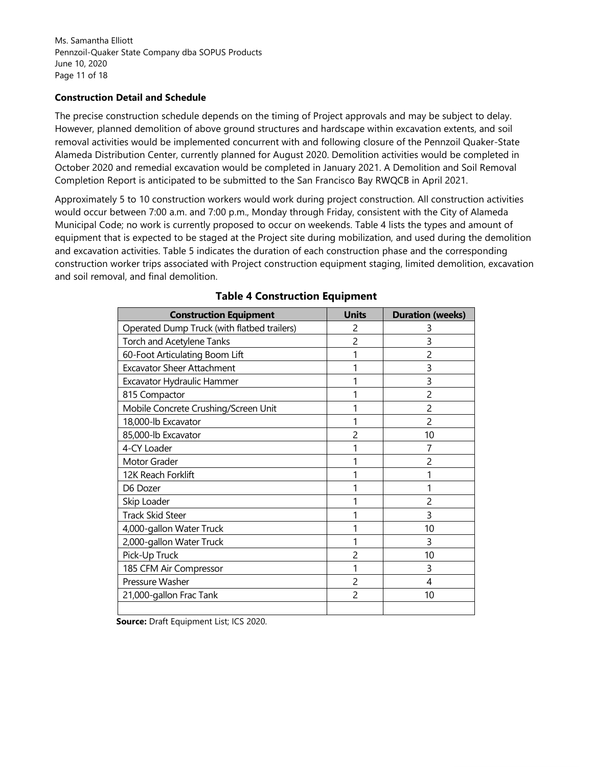**Construction Detail and Schedule**

The precise construction schedule depends on the timing of Project approvals and may be subject to delay. However, planned demolition of above ground structures and hardscape within excavation extents, and soil removal activities would be implemented concurrent with and following closure of the Pennzoil Quaker-State Alameda Distribution Center, currently planned for August 2020. Demolition activities would be completed in October 2020 and remedial excavation would be completed in January 2021. A Demolition and Soil Removal Completion Report is anticipated to be submitted to the San Francisco Bay RWQCB in April 2021.

Approximately 5 to 10 construction workers would work during project construction. All construction activities would occur between 7:00 a.m. and 7:00 p.m., Monday through Friday, consistent with the City of Alameda Municipal Code; no work is currently proposed to occur on weekends. Table 4 lists the types and amount of equipment that is expected to be staged at the Project site during mobilization, and used during the demolition and excavation activities. Table 5 indicates the duration of each construction phase and the corresponding construction worker trips associated with Project construction equipment staging, limited demolition, excavation and soil removal, and final demolition.

**Table 4 Construction Equipment**

| Construction Equipment | Units | Duration (weeks) |
|---|---|---|
| Operated Dump Truck (with flatbed trailers) | 2 | 3 |
| Torch and Acetylene Tanks | 2 | 3 |
| 60-Foot Articulating Boom Lift | 1 | 2 |
| Excavator Sheer Attachment | 1 | 3 |
| Excavator Hydraulic Hammer | 1 | 3 |
| 815 Compactor | 1 | 2 |
| Mobile Concrete Crushing/Screen Unit | 1 | 2 |
| 18,000-lb Excavator | 1 | 2 |
| 85,000-lb Excavator | 2 | 10 |
| 4-CY Loader | 1 | 7 |
| Motor Grader | 1 | 2 |
| 12K Reach Forklift | 1 | 1 |
| D6 Dozer | 1 | 1 |
| Skip Loader | 1 | 2 |
| Track Skid Steer | 1 | 3 |
| 4,000-gallon Water Truck | 1 | 10 |
| 2,000-gallon Water Truck | 1 | 3 |
| Pick-Up Truck | 2 | 10 |
| 185 CFM Air Compressor | 1 | 3 |
| Pressure Washer | 2 | 4 |
| 21,000-gallon Frac Tank | 2 | 10 |
| | | |

**Source:** Draft Equipment List; ICS 2020.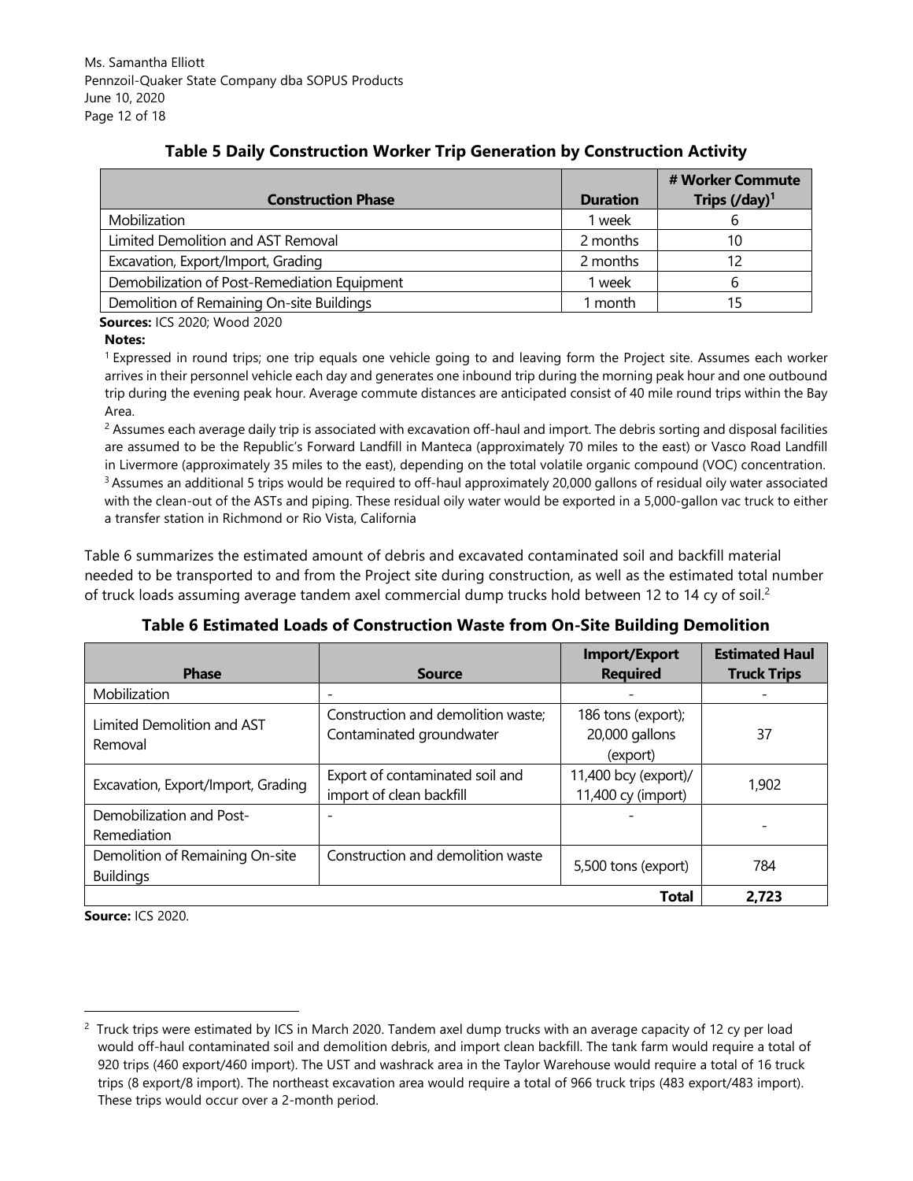Ms. Samantha Elliott
Pennzoil-Quaker State Company dba SOPUS Products
June 10, 2020

### Table 5 Daily Construction Worker Trip Generation by Construction Activity

| Construction Phase | Duration | # Worker Commute Trips (/day)[1] |
|---|---|---|
| Mobilization | 1 week | 6 |
| Limited Demolition and AST Removal | 2 months | 10 |
| Excavation, Export/Import, Grading | 2 months | 12 |
| Demobilization of Post-Remediation Equipment | 1 week | 6 |
| Demolition of Remaining On-site Buildings | 1 month | 15 |

**Sources:** ICS 2020; Wood 2020

**Notes:**

[1] Expressed in round trips; one trip equals one vehicle going to and leaving form the Project site. Assumes each worker arrives in their personnel vehicle each day and generates one inbound trip during the morning peak hour and one outbound trip during the evening peak hour. Average commute distances are anticipated consist of 40 mile round trips within the Bay Area.

[2] Assumes each average daily trip is associated with excavation off-haul and import. The debris sorting and disposal facilities are assumed to be the Republic's Forward Landfill in Manteca (approximately 70 miles to the east) or Vasco Road Landfill in Livermore (approximately 35 miles to the east), depending on the total volatile organic compound (VOC) concentration.

[3] Assumes an additional 5 trips would be required to off-haul approximately 20,000 gallons of residual oily water associated with the clean-out of the ASTs and piping. These residual oily water would be exported in a 5,000-gallon vac truck to either a transfer station in Richmond or Rio Vista, California

Table 6 summarizes the estimated amount of debris and excavated contaminated soil and backfill material needed to be transported to and from the Project site during construction, as well as the estimated total number of truck loads assuming average tandem axel commercial dump trucks hold between 12 to 14 cy of soil.[2]

### Table 6 Estimated Loads of Construction Waste from On-Site Building Demolition

| Phase | Source | Import/Export Required | Estimated Haul Truck Trips |
|---|---|---|---|
| Mobilization | - | - | - |
| Limited Demolition and AST Removal | Construction and demolition waste; Contaminated groundwater | 186 tons (export); 20,000 gallons (export) | 37 |
| Excavation, Export/Import, Grading | Export of contaminated soil and import of clean backfill | 11,400 bcy (export)/ 11,400 cy (import) | 1,902 |
| Demobilization and Post-Remediation | - | - | - |
| Demolition of Remaining On-site Buildings | Construction and demolition waste | 5,500 tons (export) | 784 |
| | | **Total** | **2,723** |

**Source:** ICS 2020.

[2] Truck trips were estimated by ICS in March 2020. Tandem axel dump trucks with an average capacity of 12 cy per load would off-haul contaminated soil and demolition debris, and import clean backfill. The tank farm would require a total of 920 trips (460 export/460 import). The UST and washrack area in the Taylor Warehouse would require a total of 16 truck trips (8 export/8 import). The northeast excavation area would require a total of 966 truck trips (483 export/483 import). These trips would occur over a 2-month period.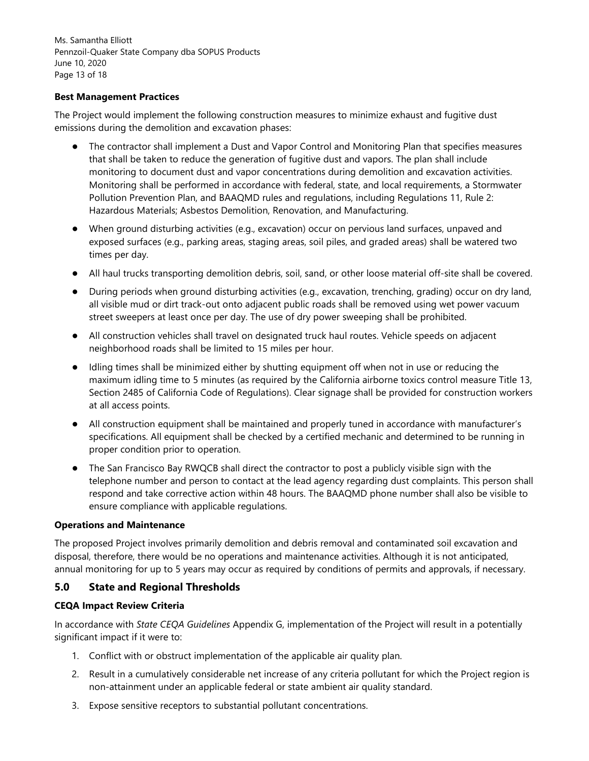**Best Management Practices**

The Project would implement the following construction measures to minimize exhaust and fugitive dust emissions during the demolition and excavation phases:

- The contractor shall implement a Dust and Vapor Control and Monitoring Plan that specifies measures that shall be taken to reduce the generation of fugitive dust and vapors. The plan shall include monitoring to document dust and vapor concentrations during demolition and excavation activities. Monitoring shall be performed in accordance with federal, state, and local requirements, a Stormwater Pollution Prevention Plan, and BAAQMD rules and regulations, including Regulations 11, Rule 2: Hazardous Materials; Asbestos Demolition, Renovation, and Manufacturing.
- When ground disturbing activities (e.g., excavation) occur on pervious land surfaces, unpaved and exposed surfaces (e.g., parking areas, staging areas, soil piles, and graded areas) shall be watered two times per day.
- All haul trucks transporting demolition debris, soil, sand, or other loose material off-site shall be covered.
- During periods when ground disturbing activities (e.g., excavation, trenching, grading) occur on dry land, all visible mud or dirt track-out onto adjacent public roads shall be removed using wet power vacuum street sweepers at least once per day. The use of dry power sweeping shall be prohibited.
- All construction vehicles shall travel on designated truck haul routes. Vehicle speeds on adjacent neighborhood roads shall be limited to 15 miles per hour.
- Idling times shall be minimized either by shutting equipment off when not in use or reducing the maximum idling time to 5 minutes (as required by the California airborne toxics control measure Title 13, Section 2485 of California Code of Regulations). Clear signage shall be provided for construction workers at all access points.
- All construction equipment shall be maintained and properly tuned in accordance with manufacturer's specifications. All equipment shall be checked by a certified mechanic and determined to be running in proper condition prior to operation.
- The San Francisco Bay RWQCB shall direct the contractor to post a publicly visible sign with the telephone number and person to contact at the lead agency regarding dust complaints. This person shall respond and take corrective action within 48 hours. The BAAQMD phone number shall also be visible to ensure compliance with applicable regulations.

**Operations and Maintenance**

The proposed Project involves primarily demolition and debris removal and contaminated soil excavation and disposal, therefore, there would be no operations and maintenance activities. Although it is not anticipated, annual monitoring for up to 5 years may occur as required by conditions of permits and approvals, if necessary.

## 5.0 State and Regional Thresholds

**CEQA Impact Review Criteria**

In accordance with *State CEQA Guidelines* Appendix G, implementation of the Project will result in a potentially significant impact if it were to:

1. Conflict with or obstruct implementation of the applicable air quality plan.
2. Result in a cumulatively considerable net increase of any criteria pollutant for which the Project region is non-attainment under an applicable federal or state ambient air quality standard.
3. Expose sensitive receptors to substantial pollutant concentrations.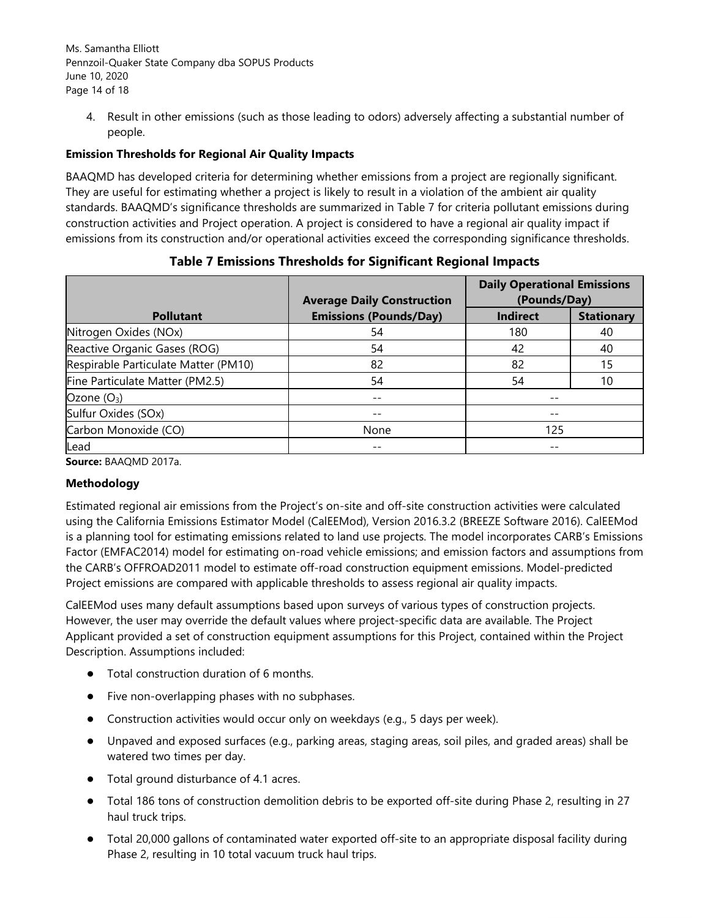4. Result in other emissions (such as those leading to odors) adversely affecting a substantial number of people.

**Emission Thresholds for Regional Air Quality Impacts**

BAAQMD has developed criteria for determining whether emissions from a project are regionally significant. They are useful for estimating whether a project is likely to result in a violation of the ambient air quality standards. BAAQMD's significance thresholds are summarized in Table 7 for criteria pollutant emissions during construction activities and Project operation. A project is considered to have a regional air quality impact if emissions from its construction and/or operational activities exceed the corresponding significance thresholds.

**Table 7 Emissions Thresholds for Significant Regional Impacts**

| Pollutant | Average Daily Construction Emissions (Pounds/Day) | Daily Operational Emissions (Pounds/Day) | |
|---|---|---|---|
| | | Indirect | Stationary |
| Nitrogen Oxides (NOx) | 54 | 180 | 40 |
| Reactive Organic Gases (ROG) | 54 | 42 | 40 |
| Respirable Particulate Matter (PM10) | 82 | 82 | 15 |
| Fine Particulate Matter (PM2.5) | 54 | 54 | 10 |
| Ozone ($O_3$) | -- | -- | |
| Sulfur Oxides (SOx) | -- | -- | |
| Carbon Monoxide (CO) | None | 125 | |
| Lead | -- | -- | |

**Source:** BAAQMD 2017a.

**Methodology**

Estimated regional air emissions from the Project's on-site and off-site construction activities were calculated using the California Emissions Estimator Model (CalEEMod), Version 2016.3.2 (BREEZE Software 2016). CalEEMod is a planning tool for estimating emissions related to land use projects. The model incorporates CARB's Emissions Factor (EMFAC2014) model for estimating on-road vehicle emissions; and emission factors and assumptions from the CARB's OFFROAD2011 model to estimate off-road construction equipment emissions. Model-predicted Project emissions are compared with applicable thresholds to assess regional air quality impacts.

CalEEMod uses many default assumptions based upon surveys of various types of construction projects. However, the user may override the default values where project-specific data are available. The Project Applicant provided a set of construction equipment assumptions for this Project, contained within the Project Description. Assumptions included:

- Total construction duration of 6 months.
- Five non-overlapping phases with no subphases.
- Construction activities would occur only on weekdays (e.g., 5 days per week).
- Unpaved and exposed surfaces (e.g., parking areas, staging areas, soil piles, and graded areas) shall be watered two times per day.
- Total ground disturbance of 4.1 acres.
- Total 186 tons of construction demolition debris to be exported off-site during Phase 2, resulting in 27 haul truck trips.
- Total 20,000 gallons of contaminated water exported off-site to an appropriate disposal facility during Phase 2, resulting in 10 total vacuum truck haul trips.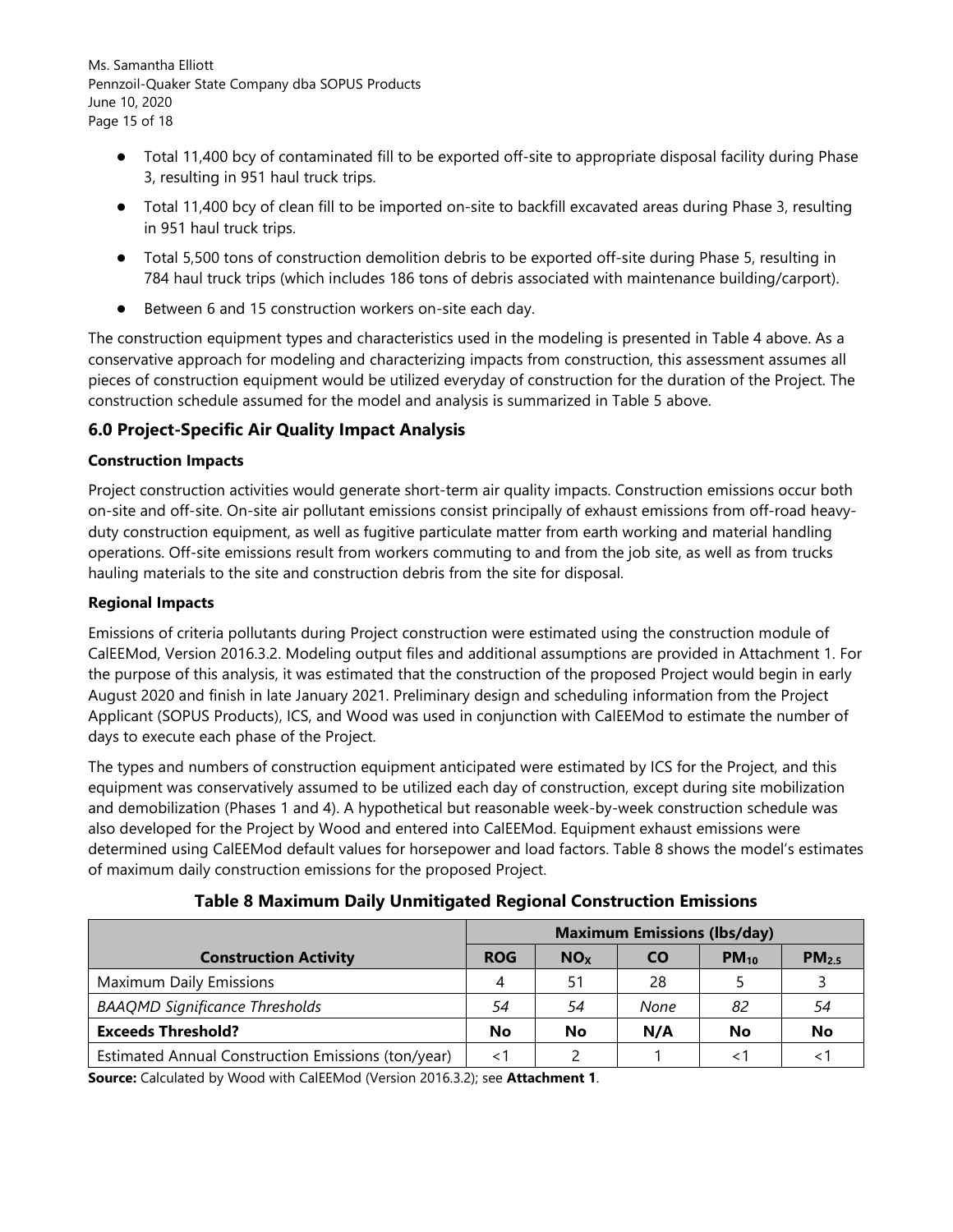- Total 11,400 bcy of contaminated fill to be exported off-site to appropriate disposal facility during Phase 3, resulting in 951 haul truck trips.
- Total 11,400 bcy of clean fill to be imported on-site to backfill excavated areas during Phase 3, resulting in 951 haul truck trips.
- Total 5,500 tons of construction demolition debris to be exported off-site during Phase 5, resulting in 784 haul truck trips (which includes 186 tons of debris associated with maintenance building/carport).
- Between 6 and 15 construction workers on-site each day.

The construction equipment types and characteristics used in the modeling is presented in Table 4 above. As a conservative approach for modeling and characterizing impacts from construction, this assessment assumes all pieces of construction equipment would be utilized everyday of construction for the duration of the Project. The construction schedule assumed for the model and analysis is summarized in Table 5 above.

## 6.0 Project-Specific Air Quality Impact Analysis

**Construction Impacts**

Project construction activities would generate short-term air quality impacts. Construction emissions occur both on-site and off-site. On-site air pollutant emissions consist principally of exhaust emissions from off-road heavy-duty construction equipment, as well as fugitive particulate matter from earth working and material handling operations. Off-site emissions result from workers commuting to and from the job site, as well as from trucks hauling materials to the site and construction debris from the site for disposal.

**Regional Impacts**

Emissions of criteria pollutants during Project construction were estimated using the construction module of CalEEMod, Version 2016.3.2. Modeling output files and additional assumptions are provided in Attachment 1. For the purpose of this analysis, it was estimated that the construction of the proposed Project would begin in early August 2020 and finish in late January 2021. Preliminary design and scheduling information from the Project Applicant (SOPUS Products), ICS, and Wood was used in conjunction with CalEEMod to estimate the number of days to execute each phase of the Project.

The types and numbers of construction equipment anticipated were estimated by ICS for the Project, and this equipment was conservatively assumed to be utilized each day of construction, except during site mobilization and demobilization (Phases 1 and 4). A hypothetical but reasonable week-by-week construction schedule was also developed for the Project by Wood and entered into CalEEMod. Equipment exhaust emissions were determined using CalEEMod default values for horsepower and load factors. Table 8 shows the model's estimates of maximum daily construction emissions for the proposed Project.

**Table 8 Maximum Daily Unmitigated Regional Construction Emissions**

| | Maximum Emissions (lbs/day) | | | | |
|---|---|---|---|---|---|
| **Construction Activity** | **ROG** | **$NO_X$** | **CO** | **$PM_{10}$** | **$PM_{2.5}$** |
| Maximum Daily Emissions | 4 | 51 | 28 | 5 | 3 |
| *BAAQMD Significance Thresholds* | *54* | *54* | *None* | *82* | *54* |
| **Exceeds Threshold?** | **No** | **No** | **N/A** | **No** | **No** |
| Estimated Annual Construction Emissions (ton/year) | <1 | 2 | 1 | <1 | <1 |

**Source:** Calculated by Wood with CalEEMod (Version 2016.3.2); see **Attachment 1**.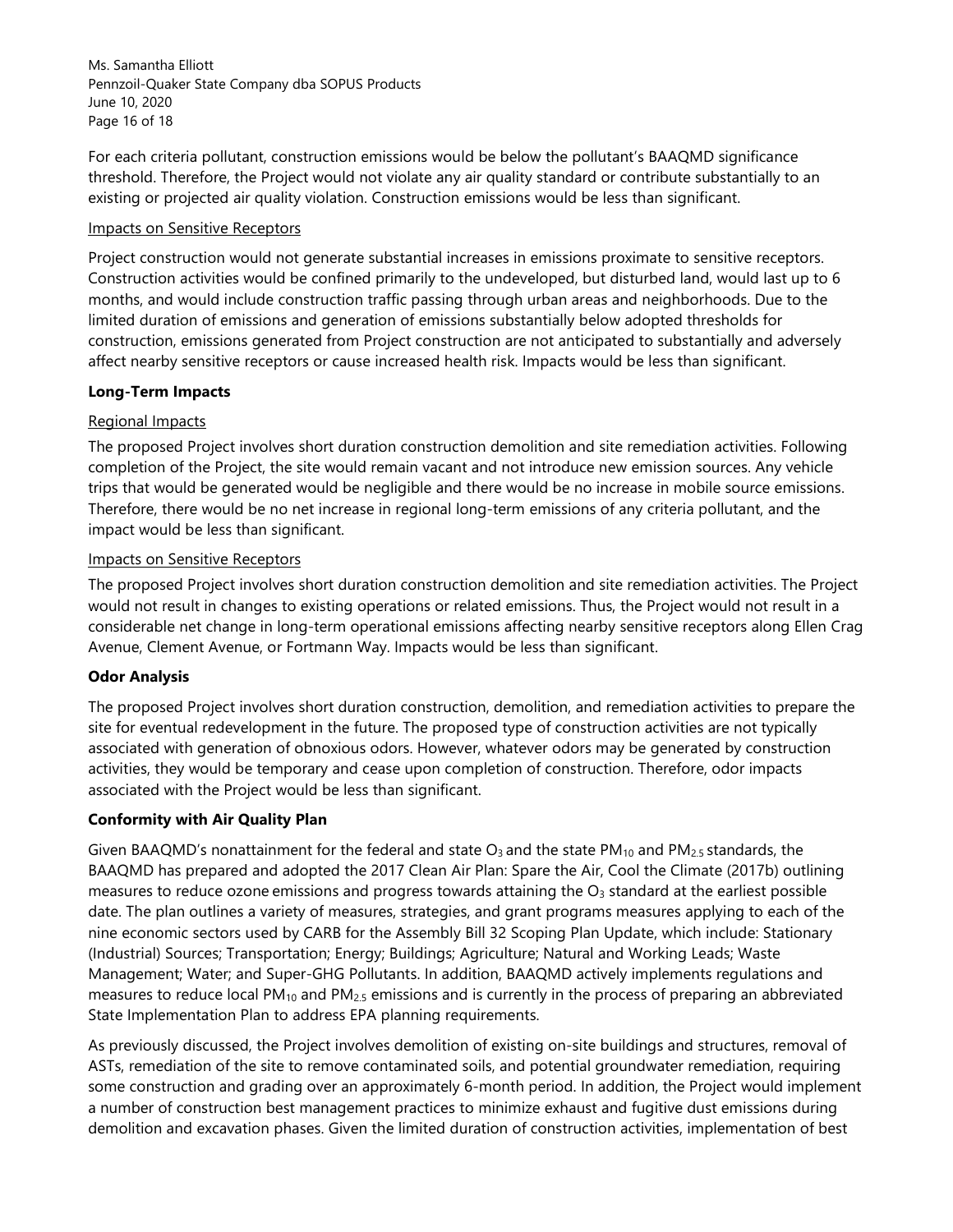For each criteria pollutant, construction emissions would be below the pollutant's BAAQMD significance threshold. Therefore, the Project would not violate any air quality standard or contribute substantially to an existing or projected air quality violation. Construction emissions would be less than significant.

Impacts on Sensitive Receptors

Project construction would not generate substantial increases in emissions proximate to sensitive receptors. Construction activities would be confined primarily to the undeveloped, but disturbed land, would last up to 6 months, and would include construction traffic passing through urban areas and neighborhoods. Due to the limited duration of emissions and generation of emissions substantially below adopted thresholds for construction, emissions generated from Project construction are not anticipated to substantially and adversely affect nearby sensitive receptors or cause increased health risk. Impacts would be less than significant.

**Long-Term Impacts**

Regional Impacts

The proposed Project involves short duration construction demolition and site remediation activities. Following completion of the Project, the site would remain vacant and not introduce new emission sources. Any vehicle trips that would be generated would be negligible and there would be no increase in mobile source emissions. Therefore, there would be no net increase in regional long-term emissions of any criteria pollutant, and the impact would be less than significant.

Impacts on Sensitive Receptors

The proposed Project involves short duration construction demolition and site remediation activities. The Project would not result in changes to existing operations or related emissions. Thus, the Project would not result in a considerable net change in long-term operational emissions affecting nearby sensitive receptors along Ellen Crag Avenue, Clement Avenue, or Fortmann Way. Impacts would be less than significant.

**Odor Analysis**

The proposed Project involves short duration construction, demolition, and remediation activities to prepare the site for eventual redevelopment in the future. The proposed type of construction activities are not typically associated with generation of obnoxious odors. However, whatever odors may be generated by construction activities, they would be temporary and cease upon completion of construction. Therefore, odor impacts associated with the Project would be less than significant.

**Conformity with Air Quality Plan**

Given BAAQMD's nonattainment for the federal and state $O_3$ and the state $PM_{10}$ and $PM_{2.5}$ standards, the BAAQMD has prepared and adopted the 2017 Clean Air Plan: Spare the Air, Cool the Climate (2017b) outlining measures to reduce ozone emissions and progress towards attaining the $O_3$ standard at the earliest possible date. The plan outlines a variety of measures, strategies, and grant programs measures applying to each of the nine economic sectors used by CARB for the Assembly Bill 32 Scoping Plan Update, which include: Stationary (Industrial) Sources; Transportation; Energy; Buildings; Agriculture; Natural and Working Leads; Waste Management; Water; and Super-GHG Pollutants. In addition, BAAQMD actively implements regulations and measures to reduce local $PM_{10}$ and $PM_{2.5}$ emissions and is currently in the process of preparing an abbreviated State Implementation Plan to address EPA planning requirements.

As previously discussed, the Project involves demolition of existing on-site buildings and structures, removal of ASTs, remediation of the site to remove contaminated soils, and potential groundwater remediation, requiring some construction and grading over an approximately 6-month period. In addition, the Project would implement a number of construction best management practices to minimize exhaust and fugitive dust emissions during demolition and excavation phases. Given the limited duration of construction activities, implementation of best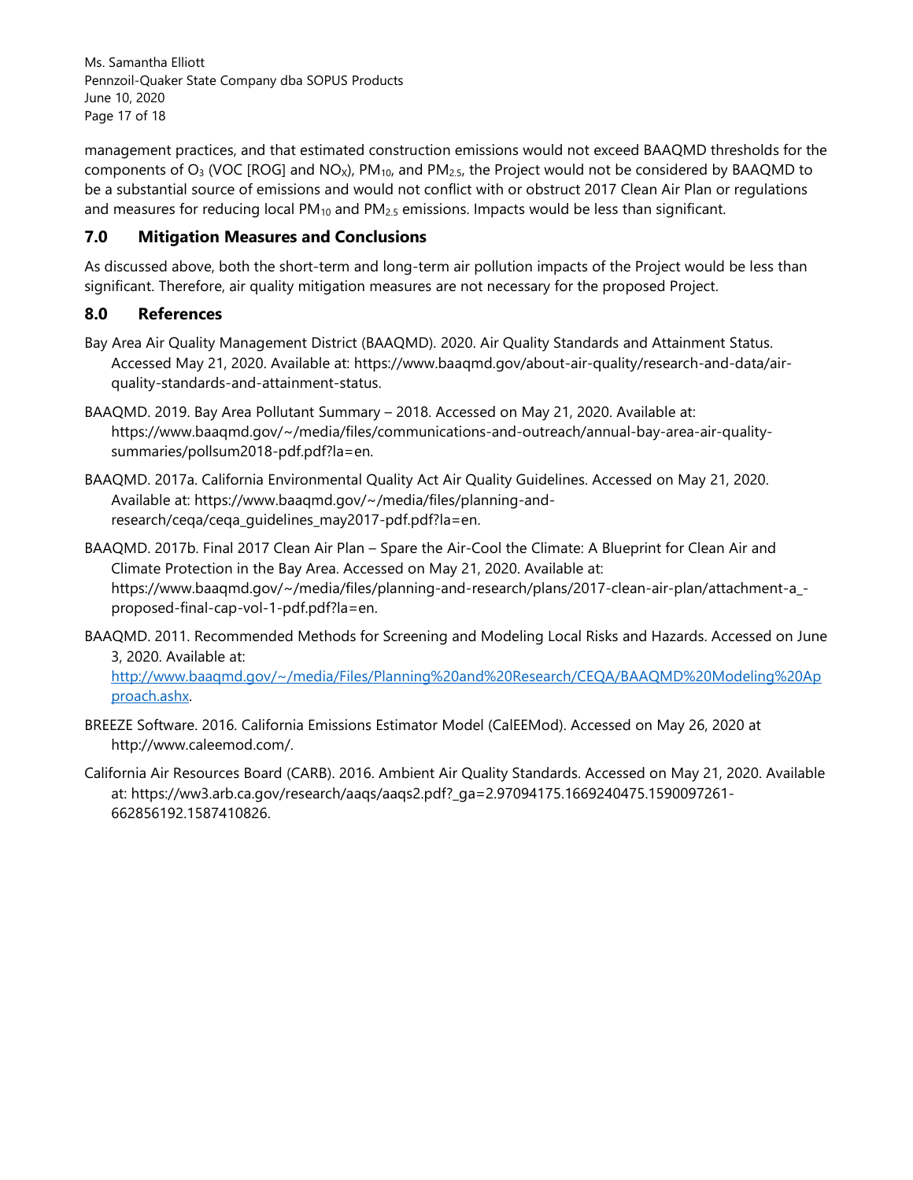management practices, and that estimated construction emissions would not exceed BAAQMD thresholds for the components of $O_3$ (VOC [ROG] and $NO_X$), $PM_{10}$, and $PM_{2.5}$, the Project would not be considered by BAAQMD to be a substantial source of emissions and would not conflict with or obstruct 2017 Clean Air Plan or regulations and measures for reducing local $PM_{10}$ and $PM_{2.5}$ emissions. Impacts would be less than significant.

## 7.0 Mitigation Measures and Conclusions

As discussed above, both the short-term and long-term air pollution impacts of the Project would be less than significant. Therefore, air quality mitigation measures are not necessary for the proposed Project.

## 8.0 References

Bay Area Air Quality Management District (BAAQMD). 2020. Air Quality Standards and Attainment Status. Accessed May 21, 2020. Available at: https://www.baaqmd.gov/about-air-quality/research-and-data/air-quality-standards-and-attainment-status.

BAAQMD. 2019. Bay Area Pollutant Summary – 2018. Accessed on May 21, 2020. Available at: https://www.baaqmd.gov/~/media/files/communications-and-outreach/annual-bay-area-air-quality-summaries/pollsum2018-pdf.pdf?la=en.

BAAQMD. 2017a. California Environmental Quality Act Air Quality Guidelines. Accessed on May 21, 2020. Available at: https://www.baaqmd.gov/~/media/files/planning-and-research/ceqa/ceqa_guidelines_may2017-pdf.pdf?la=en.

BAAQMD. 2017b. Final 2017 Clean Air Plan – Spare the Air-Cool the Climate: A Blueprint for Clean Air and Climate Protection in the Bay Area. Accessed on May 21, 2020. Available at: https://www.baaqmd.gov/~/media/files/planning-and-research/plans/2017-clean-air-plan/attachment-a_-proposed-final-cap-vol-1-pdf.pdf?la=en.

BAAQMD. 2011. Recommended Methods for Screening and Modeling Local Risks and Hazards. Accessed on June 3, 2020. Available at: http://www.baaqmd.gov/~/media/Files/Planning%20and%20Research/CEQA/BAAQMD%20Modeling%20Approach.ashx.

BREEZE Software. 2016. California Emissions Estimator Model (CalEEMod). Accessed on May 26, 2020 at http://www.caleemod.com/.

California Air Resources Board (CARB). 2016. Ambient Air Quality Standards. Accessed on May 21, 2020. Available at: https://ww3.arb.ca.gov/research/aaqs/aaqs2.pdf?_ga=2.97094175.1669240475.1590097261-662856192.1587410826.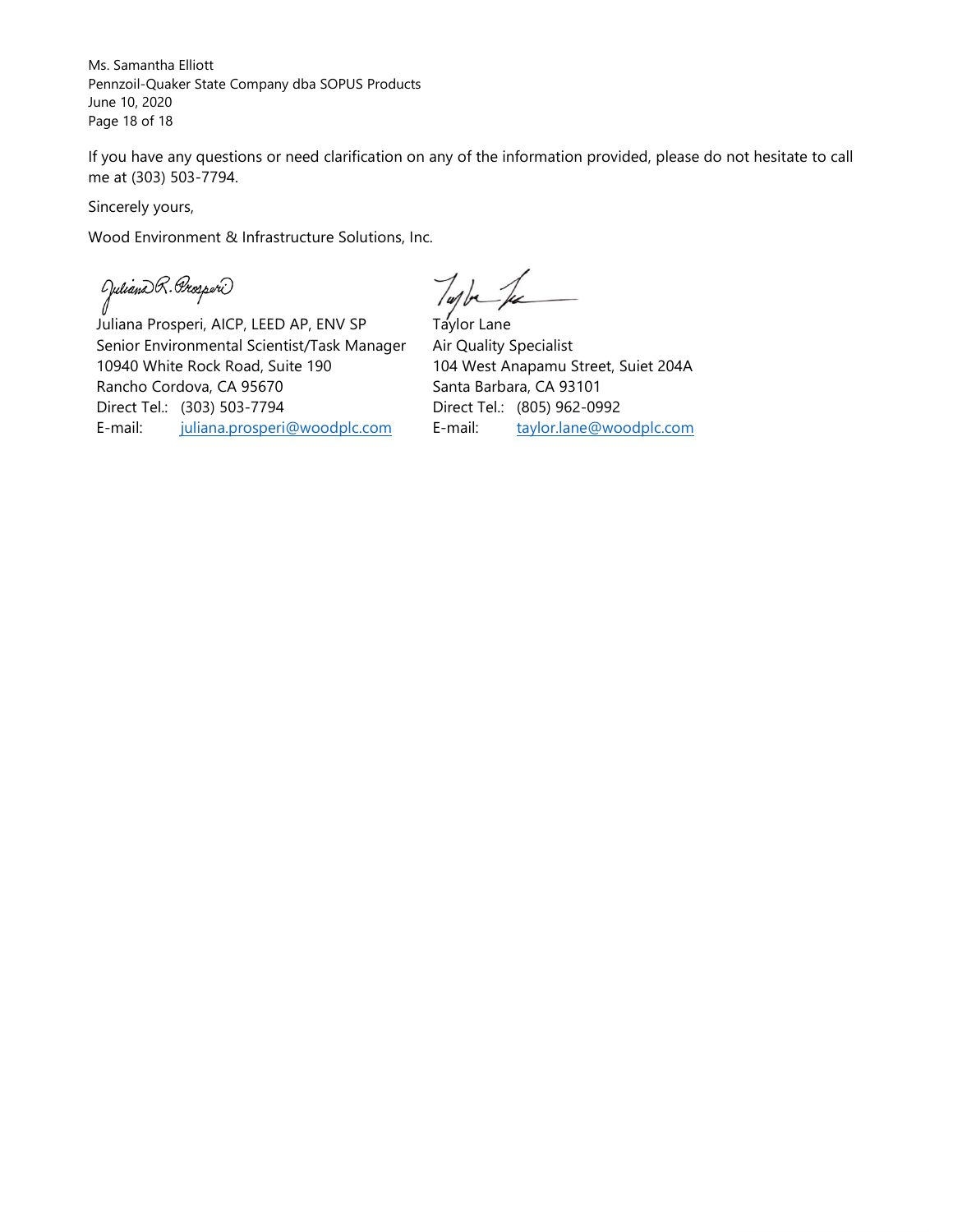If you have any questions or need clarification on any of the information provided, please do not hesitate to call me at (303) 503-7794.

Sincerely yours,

Wood Environment & Infrastructure Solutions, Inc.

| | |
|---|---|
| Juliana Prosperi, AICP, LEED AP, ENV SP | Taylor Lane |
| Senior Environmental Scientist/Task Manager | Air Quality Specialist |
| 10940 White Rock Road, Suite 190 | 104 West Anapamu Street, Suiet 204A |
| Rancho Cordova, CA 95670 | Santa Barbara, CA 93101 |
| Direct Tel.: (303) 503-7794 | Direct Tel.: (805) 962-0992 |
| E-mail: juliana.prosperi@woodplc.com | E-mail: taylor.lane@woodplc.com |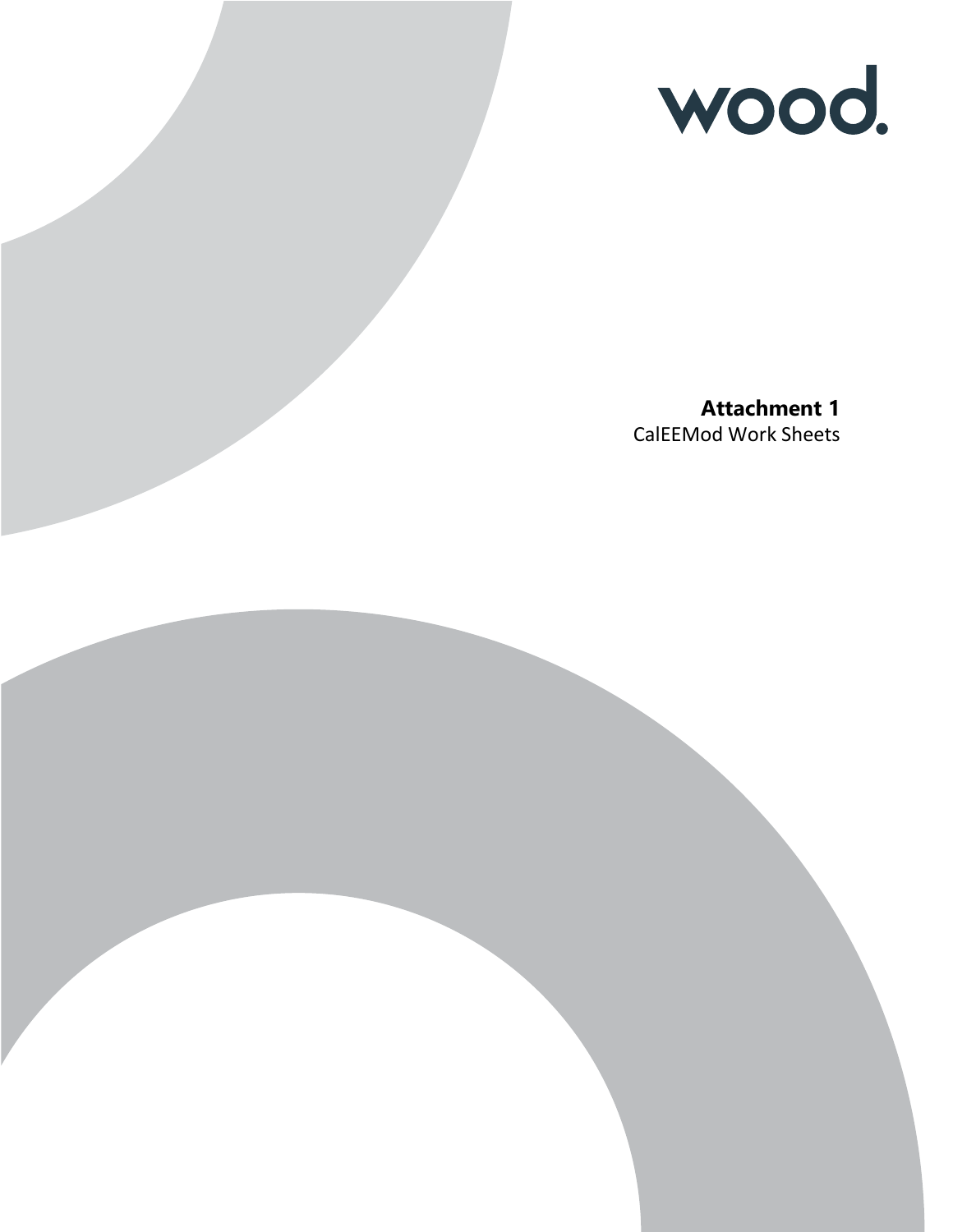wood.

**Attachment 1**

CalEEMod Work Sheets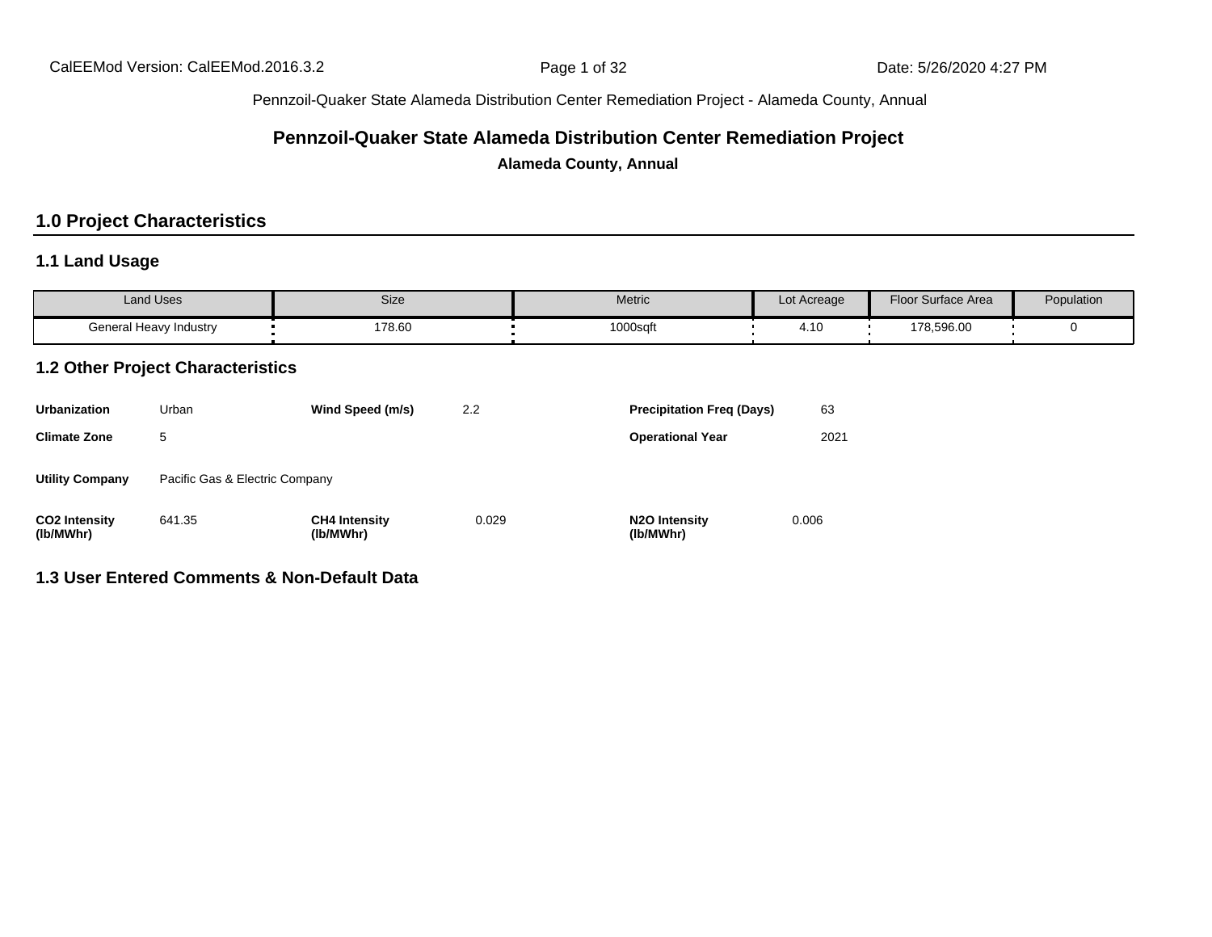Pennzoil-Quaker State Alameda Distribution Center Remediation Project - Alameda County, Annual

# Pennzoil-Quaker State Alameda Distribution Center Remediation Project

**Alameda County, Annual**

## 1.0 Project Characteristics

### 1.1 Land Usage

| Land Uses | Size | Metric | Lot Acreage | Floor Surface Area | Population |
|---|---|---|---|---|---|
| General Heavy Industry | 178.60 | 1000sqft | 4.10 | 178,596.00 | 0 |

### 1.2 Other Project Characteristics

| | | | | | |
|---|---|---|---|---|---|
| **Urbanization** | Urban | **Wind Speed (m/s)** | 2.2 | **Precipitation Freq (Days)** | 63 |
| **Climate Zone** | 5 | | | **Operational Year** | 2021 |
| **Utility Company** | Pacific Gas & Electric Company | | | | |
| **CO2 Intensity (lb/MWhr)** | 641.35 | **CH4 Intensity (lb/MWhr)** | 0.029 | **N2O Intensity (lb/MWhr)** | 0.006 |

### 1.3 User Entered Comments & Non-Default Data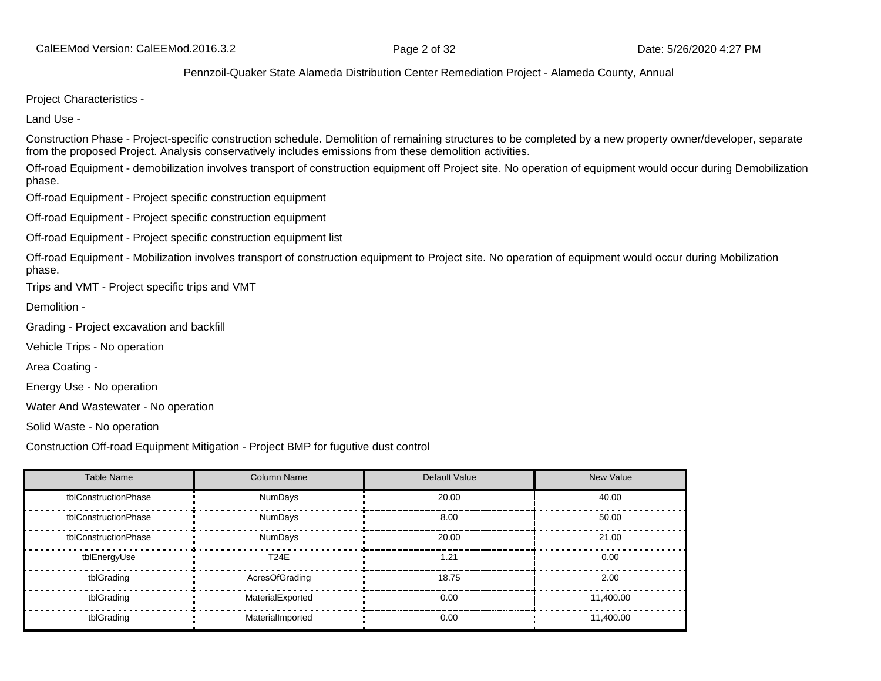Project Characteristics -

Land Use -

Construction Phase - Project-specific construction schedule. Demolition of remaining structures to be completed by a new property owner/developer, separate from the proposed Project. Analysis conservatively includes emissions from these demolition activities.

Off-road Equipment - demobilization involves transport of construction equipment off Project site. No operation of equipment would occur during Demobilization phase.

Off-road Equipment - Project specific construction equipment

Off-road Equipment - Project specific construction equipment

Off-road Equipment - Project specific construction equipment list

Off-road Equipment - Mobilization involves transport of construction equipment to Project site. No operation of equipment would occur during Mobilization phase.

Trips and VMT - Project specific trips and VMT

Demolition -

Grading - Project excavation and backfill

Vehicle Trips - No operation

Area Coating -

Energy Use - No operation

Water And Wastewater - No operation

Solid Waste - No operation

Construction Off-road Equipment Mitigation - Project BMP for fugutive dust control

| Table Name | Column Name | Default Value | New Value |
|---|---|---|---|
| tblConstructionPhase | NumDays | 20.00 | 40.00 |
| tblConstructionPhase | NumDays | 8.00 | 50.00 |
| tblConstructionPhase | NumDays | 20.00 | 21.00 |
| tblEnergyUse | T24E | 1.21 | 0.00 |
| tblGrading | AcresOfGrading | 18.75 | 2.00 |
| tblGrading | MaterialExported | 0.00 | 11,400.00 |
| tblGrading | MaterialImported | 0.00 | 11,400.00 |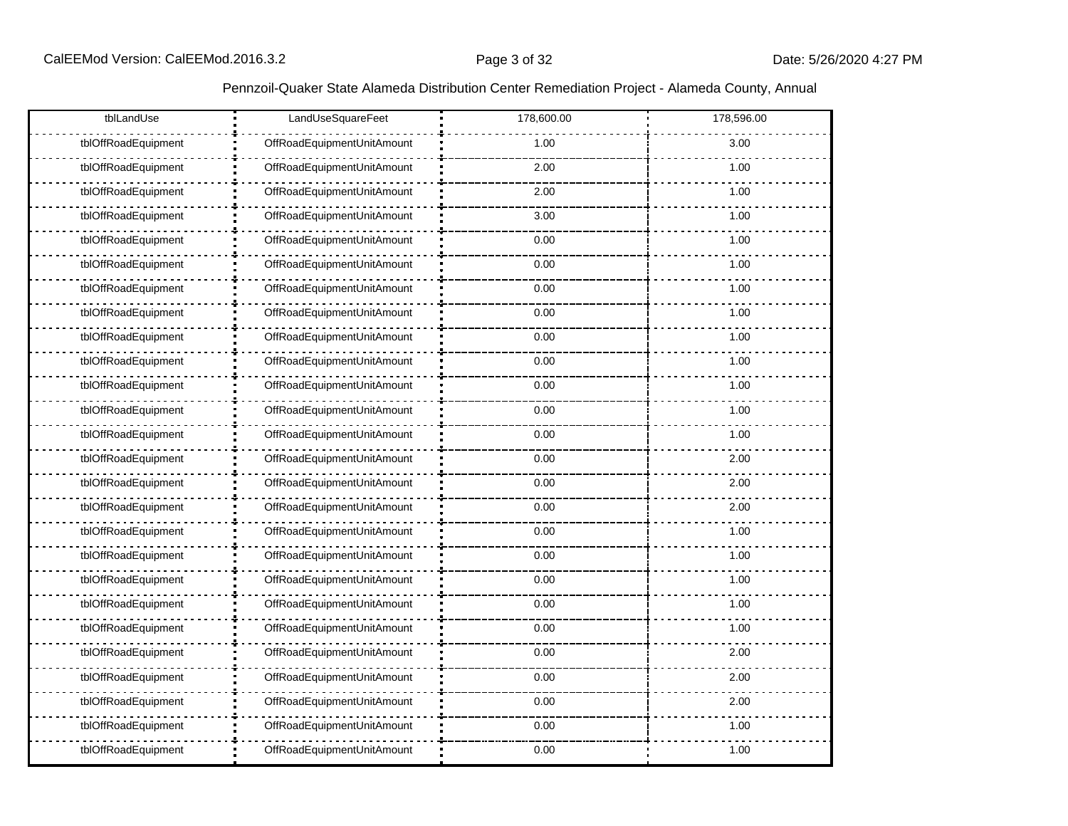| tblLandUse | LandUseSquareFeet | 178,600.00 | 178,596.00 |
|---|---|---|---|
| tblOffRoadEquipment | OffRoadEquipmentUnitAmount | 1.00 | 3.00 |
| tblOffRoadEquipment | OffRoadEquipmentUnitAmount | 2.00 | 1.00 |
| tblOffRoadEquipment | OffRoadEquipmentUnitAmount | 2.00 | 1.00 |
| tblOffRoadEquipment | OffRoadEquipmentUnitAmount | 3.00 | 1.00 |
| tblOffRoadEquipment | OffRoadEquipmentUnitAmount | 0.00 | 1.00 |
| tblOffRoadEquipment | OffRoadEquipmentUnitAmount | 0.00 | 1.00 |
| tblOffRoadEquipment | OffRoadEquipmentUnitAmount | 0.00 | 1.00 |
| tblOffRoadEquipment | OffRoadEquipmentUnitAmount | 0.00 | 1.00 |
| tblOffRoadEquipment | OffRoadEquipmentUnitAmount | 0.00 | 1.00 |
| tblOffRoadEquipment | OffRoadEquipmentUnitAmount | 0.00 | 1.00 |
| tblOffRoadEquipment | OffRoadEquipmentUnitAmount | 0.00 | 1.00 |
| tblOffRoadEquipment | OffRoadEquipmentUnitAmount | 0.00 | 1.00 |
| tblOffRoadEquipment | OffRoadEquipmentUnitAmount | 0.00 | 1.00 |
| tblOffRoadEquipment | OffRoadEquipmentUnitAmount | 0.00 | 2.00 |
| tblOffRoadEquipment | OffRoadEquipmentUnitAmount | 0.00 | 2.00 |
| tblOffRoadEquipment | OffRoadEquipmentUnitAmount | 0.00 | 2.00 |
| tblOffRoadEquipment | OffRoadEquipmentUnitAmount | 0.00 | 1.00 |
| tblOffRoadEquipment | OffRoadEquipmentUnitAmount | 0.00 | 1.00 |
| tblOffRoadEquipment | OffRoadEquipmentUnitAmount | 0.00 | 1.00 |
| tblOffRoadEquipment | OffRoadEquipmentUnitAmount | 0.00 | 1.00 |
| tblOffRoadEquipment | OffRoadEquipmentUnitAmount | 0.00 | 1.00 |
| tblOffRoadEquipment | OffRoadEquipmentUnitAmount | 0.00 | 2.00 |
| tblOffRoadEquipment | OffRoadEquipmentUnitAmount | 0.00 | 2.00 |
| tblOffRoadEquipment | OffRoadEquipmentUnitAmount | 0.00 | 2.00 |
| tblOffRoadEquipment | OffRoadEquipmentUnitAmount | 0.00 | 1.00 |
| tblOffRoadEquipment | OffRoadEquipmentUnitAmount | 0.00 | 1.00 |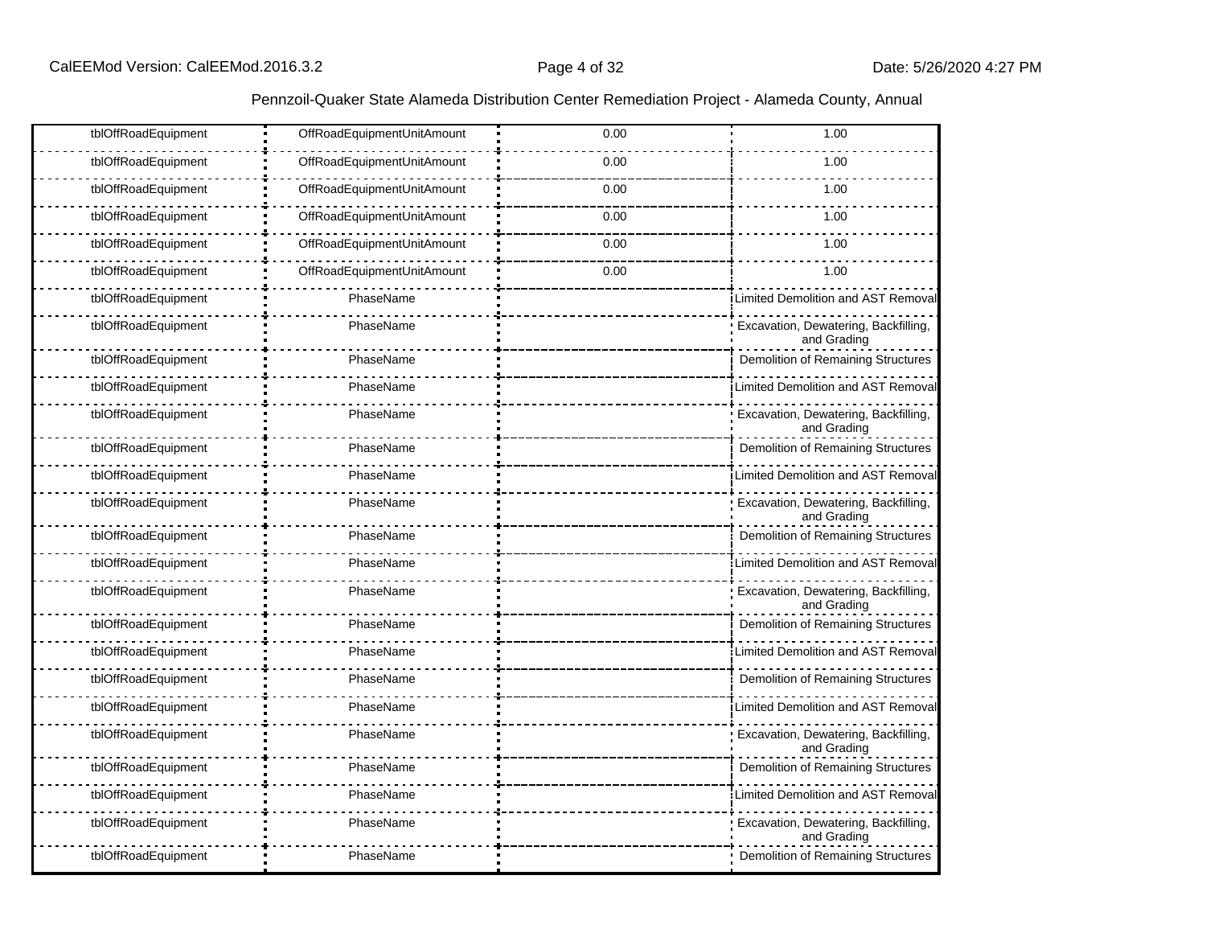| | | | |
|---|---|---|---|
| tblOffRoadEquipment | OffRoadEquipmentUnitAmount | 0.00 | 1.00 |
| tblOffRoadEquipment | OffRoadEquipmentUnitAmount | 0.00 | 1.00 |
| tblOffRoadEquipment | OffRoadEquipmentUnitAmount | 0.00 | 1.00 |
| tblOffRoadEquipment | OffRoadEquipmentUnitAmount | 0.00 | 1.00 |
| tblOffRoadEquipment | OffRoadEquipmentUnitAmount | 0.00 | 1.00 |
| tblOffRoadEquipment | OffRoadEquipmentUnitAmount | 0.00 | 1.00 |
| tblOffRoadEquipment | PhaseName | | Limited Demolition and AST Removal |
| tblOffRoadEquipment | PhaseName | | Excavation, Dewatering, Backfilling, and Grading |
| tblOffRoadEquipment | PhaseName | | Demolition of Remaining Structures |
| tblOffRoadEquipment | PhaseName | | Limited Demolition and AST Removal |
| tblOffRoadEquipment | PhaseName | | Excavation, Dewatering, Backfilling, and Grading |
| tblOffRoadEquipment | PhaseName | | Demolition of Remaining Structures |
| tblOffRoadEquipment | PhaseName | | Limited Demolition and AST Removal |
| tblOffRoadEquipment | PhaseName | | Excavation, Dewatering, Backfilling, and Grading |
| tblOffRoadEquipment | PhaseName | | Demolition of Remaining Structures |
| tblOffRoadEquipment | PhaseName | | Limited Demolition and AST Removal |
| tblOffRoadEquipment | PhaseName | | Excavation, Dewatering, Backfilling, and Grading |
| tblOffRoadEquipment | PhaseName | | Demolition of Remaining Structures |
| tblOffRoadEquipment | PhaseName | | Limited Demolition and AST Removal |
| tblOffRoadEquipment | PhaseName | | Demolition of Remaining Structures |
| tblOffRoadEquipment | PhaseName | | Limited Demolition and AST Removal |
| tblOffRoadEquipment | PhaseName | | Excavation, Dewatering, Backfilling, and Grading |
| tblOffRoadEquipment | PhaseName | | Demolition of Remaining Structures |
| tblOffRoadEquipment | PhaseName | | Limited Demolition and AST Removal |
| tblOffRoadEquipment | PhaseName | | Excavation, Dewatering, Backfilling, and Grading |
| tblOffRoadEquipment | PhaseName | | Demolition of Remaining Structures |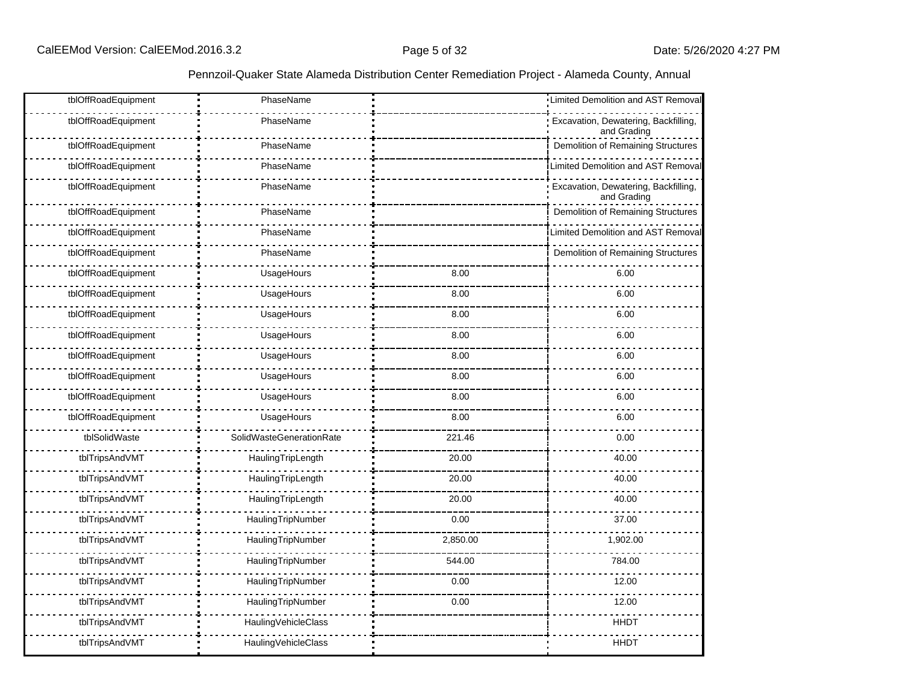| tblOffRoadEquipment | PhaseName | | Limited Demolition and AST Removal |
|---|---|---|---|
| tblOffRoadEquipment | PhaseName | | Excavation, Dewatering, Backfilling, and Grading |
| tblOffRoadEquipment | PhaseName | | Demolition of Remaining Structures |
| tblOffRoadEquipment | PhaseName | | Limited Demolition and AST Removal |
| tblOffRoadEquipment | PhaseName | | Excavation, Dewatering, Backfilling, and Grading |
| tblOffRoadEquipment | PhaseName | | Demolition of Remaining Structures |
| tblOffRoadEquipment | PhaseName | | Limited Demolition and AST Removal |
| tblOffRoadEquipment | PhaseName | | Demolition of Remaining Structures |
| tblOffRoadEquipment | UsageHours | 8.00 | 6.00 |
| tblOffRoadEquipment | UsageHours | 8.00 | 6.00 |
| tblOffRoadEquipment | UsageHours | 8.00 | 6.00 |
| tblOffRoadEquipment | UsageHours | 8.00 | 6.00 |
| tblOffRoadEquipment | UsageHours | 8.00 | 6.00 |
| tblOffRoadEquipment | UsageHours | 8.00 | 6.00 |
| tblOffRoadEquipment | UsageHours | 8.00 | 6.00 |
| tblOffRoadEquipment | UsageHours | 8.00 | 6.00 |
| tblSolidWaste | SolidWasteGenerationRate | 221.46 | 0.00 |
| tblTripsAndVMT | HaulingTripLength | 20.00 | 40.00 |
| tblTripsAndVMT | HaulingTripLength | 20.00 | 40.00 |
| tblTripsAndVMT | HaulingTripLength | 20.00 | 40.00 |
| tblTripsAndVMT | HaulingTripNumber | 0.00 | 37.00 |
| tblTripsAndVMT | HaulingTripNumber | 2,850.00 | 1,902.00 |
| tblTripsAndVMT | HaulingTripNumber | 544.00 | 784.00 |
| tblTripsAndVMT | HaulingTripNumber | 0.00 | 12.00 |
| tblTripsAndVMT | HaulingTripNumber | 0.00 | 12.00 |
| tblTripsAndVMT | HaulingVehicleClass | | HHDT |
| tblTripsAndVMT | HaulingVehicleClass | | HHDT |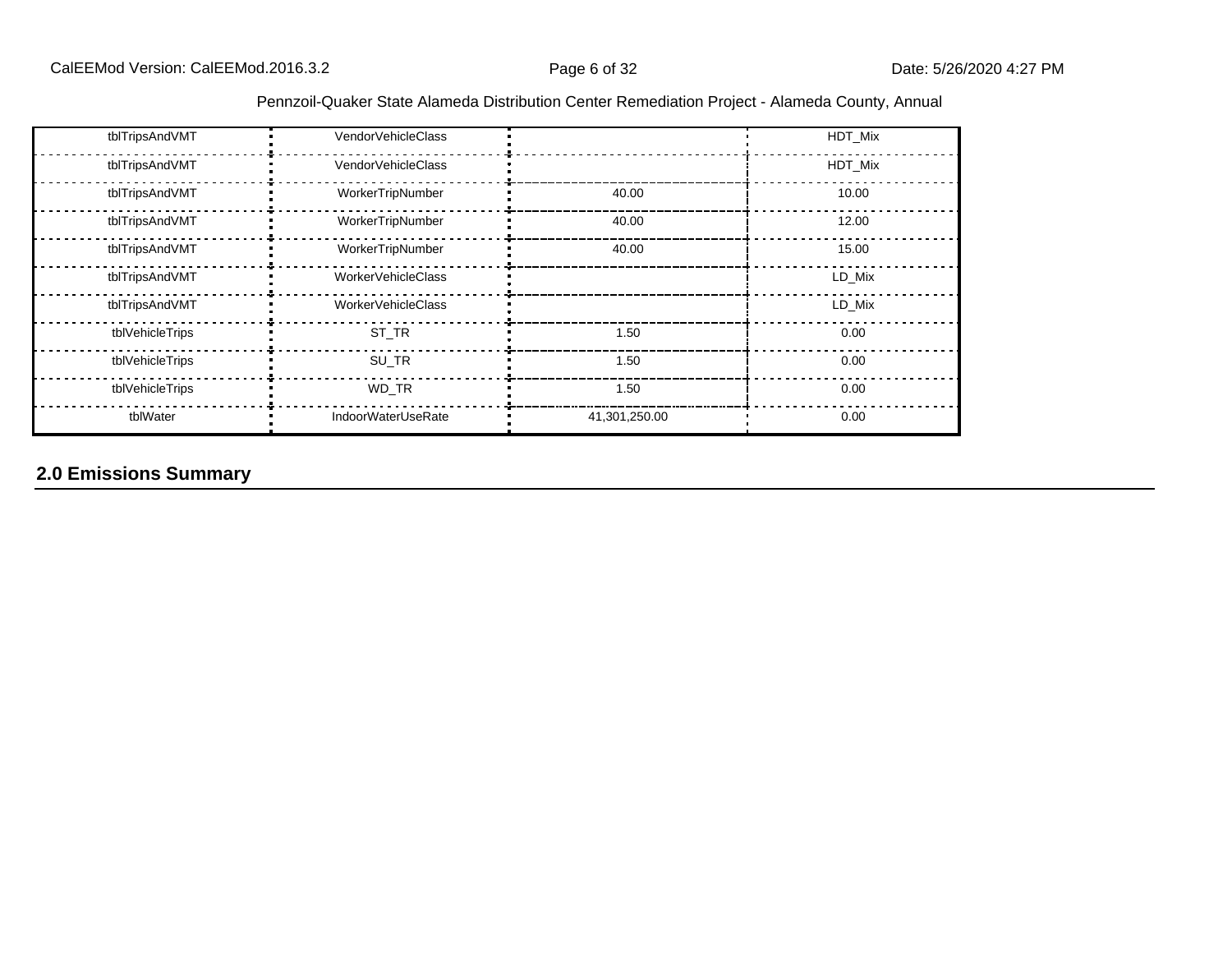| | | | |
|---|---|---|---|
| tblTripsAndVMT | VendorVehicleClass | | HDT_Mix |
| tblTripsAndVMT | VendorVehicleClass | | HDT_Mix |
| tblTripsAndVMT | WorkerTripNumber | 40.00 | 10.00 |
| tblTripsAndVMT | WorkerTripNumber | 40.00 | 12.00 |
| tblTripsAndVMT | WorkerTripNumber | 40.00 | 15.00 |
| tblTripsAndVMT | WorkerVehicleClass | | LD_Mix |
| tblTripsAndVMT | WorkerVehicleClass | | LD_Mix |
| tblVehicleTrips | ST_TR | 1.50 | 0.00 |
| tblVehicleTrips | SU_TR | 1.50 | 0.00 |
| tblVehicleTrips | WD_TR | 1.50 | 0.00 |
| tblWater | IndoorWaterUseRate | 41,301,250.00 | 0.00 |

## 2.0 Emissions Summary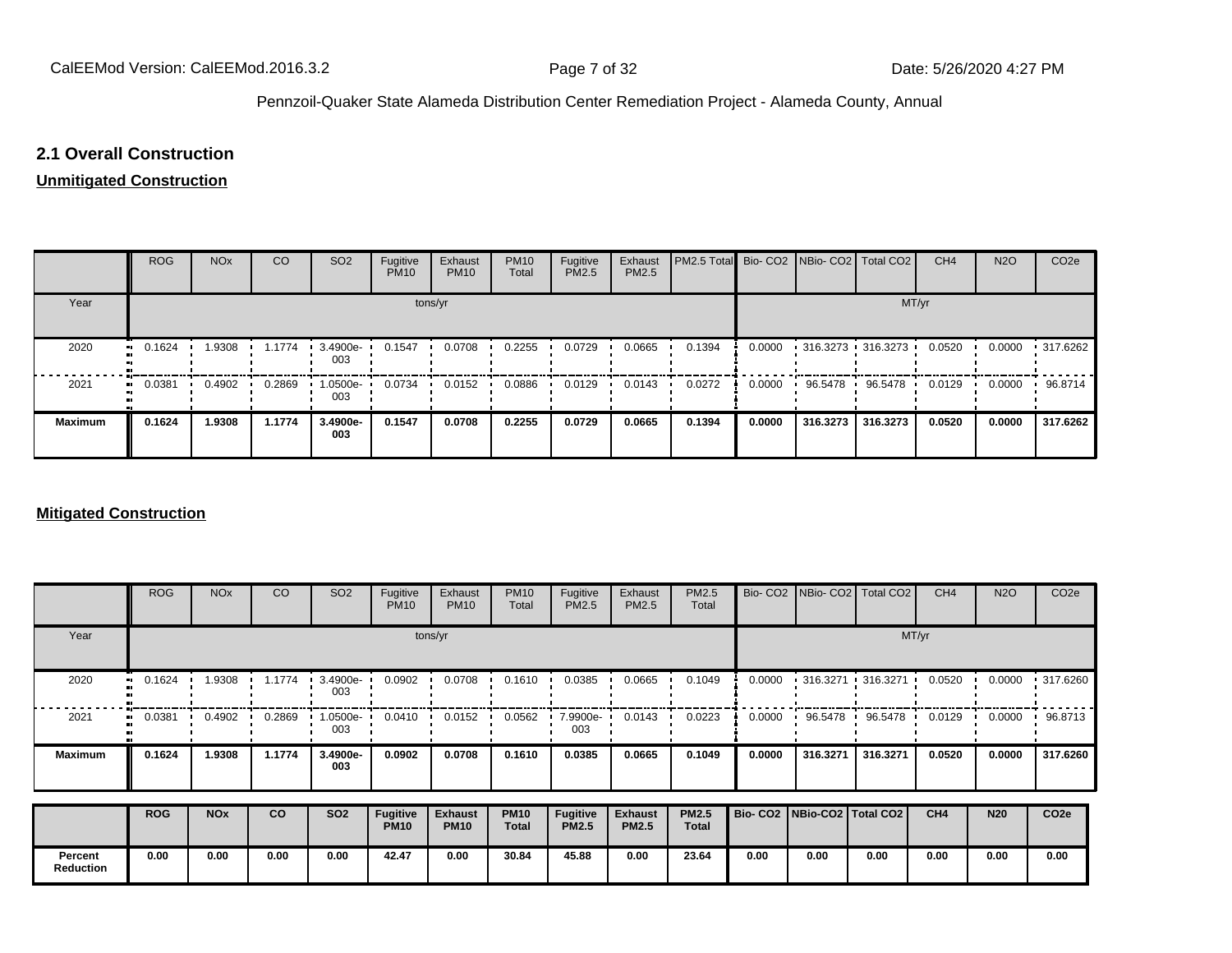## 2.1 Overall Construction

### Unmitigated Construction

| | ROG | NOx | CO | SO2 | Fugitive PM10 | Exhaust PM10 | PM10 Total | Fugitive PM2.5 | Exhaust PM2.5 | PM2.5 Total | Bio- CO2 | NBio- CO2 | Total CO2 | CH4 | N2O | CO2e |
|---|---|---|---|---|---|---|---|---|---|---|---|---|---|---|---|---|
| Year | tons/yr | | | | | | | | | | MT/yr | | | | | |
| 2020 | 0.1624 | 1.9308 | 1.1774 | 3.4900e-003 | 0.1547 | 0.0708 | 0.2255 | 0.0729 | 0.0665 | 0.1394 | 0.0000 | 316.3273 | 316.3273 | 0.0520 | 0.0000 | 317.6262 |
| 2021 | 0.0381 | 0.4902 | 0.2869 | 1.0500e-003 | 0.0734 | 0.0152 | 0.0886 | 0.0129 | 0.0143 | 0.0272 | 0.0000 | 96.5478 | 96.5478 | 0.0129 | 0.0000 | 96.8714 |
| **Maximum** | **0.1624** | **1.9308** | **1.1774** | **3.4900e-003** | **0.1547** | **0.0708** | **0.2255** | **0.0729** | **0.0665** | **0.1394** | **0.0000** | **316.3273** | **316.3273** | **0.0520** | **0.0000** | **317.6262** |

### Mitigated Construction

| | ROG | NOx | CO | SO2 | Fugitive PM10 | Exhaust PM10 | PM10 Total | Fugitive PM2.5 | Exhaust PM2.5 | PM2.5 Total | Bio- CO2 | NBio- CO2 | Total CO2 | CH4 | N2O | CO2e |
|---|---|---|---|---|---|---|---|---|---|---|---|---|---|---|---|---|
| Year | tons/yr | | | | | | | | | | MT/yr | | | | | |
| 2020 | 0.1624 | 1.9308 | 1.1774 | 3.4900e-003 | 0.0902 | 0.0708 | 0.1610 | 0.0385 | 0.0665 | 0.1049 | 0.0000 | 316.3271 | 316.3271 | 0.0520 | 0.0000 | 317.6260 |
| 2021 | 0.0381 | 0.4902 | 0.2869 | 1.0500e-003 | 0.0410 | 0.0152 | 0.0562 | 7.9900e-003 | 0.0143 | 0.0223 | 0.0000 | 96.5478 | 96.5478 | 0.0129 | 0.0000 | 96.8713 |
| **Maximum** | **0.1624** | **1.9308** | **1.1774** | **3.4900e-003** | **0.0902** | **0.0708** | **0.1610** | **0.0385** | **0.0665** | **0.1049** | **0.0000** | **316.3271** | **316.3271** | **0.0520** | **0.0000** | **317.6260** |

| | **ROG** | **NOx** | **CO** | **SO2** | **Fugitive PM10** | **Exhaust PM10** | **PM10 Total** | **Fugitive PM2.5** | **Exhaust PM2.5** | **PM2.5 Total** | **Bio- CO2** | **NBio-CO2** | **Total CO2** | **CH4** | **N20** | **CO2e** |
|---|---|---|---|---|---|---|---|---|---|---|---|---|---|---|---|---|
| **Percent Reduction** | **0.00** | **0.00** | **0.00** | **0.00** | **42.47** | **0.00** | **30.84** | **45.88** | **0.00** | **23.64** | **0.00** | **0.00** | **0.00** | **0.00** | **0.00** | **0.00** |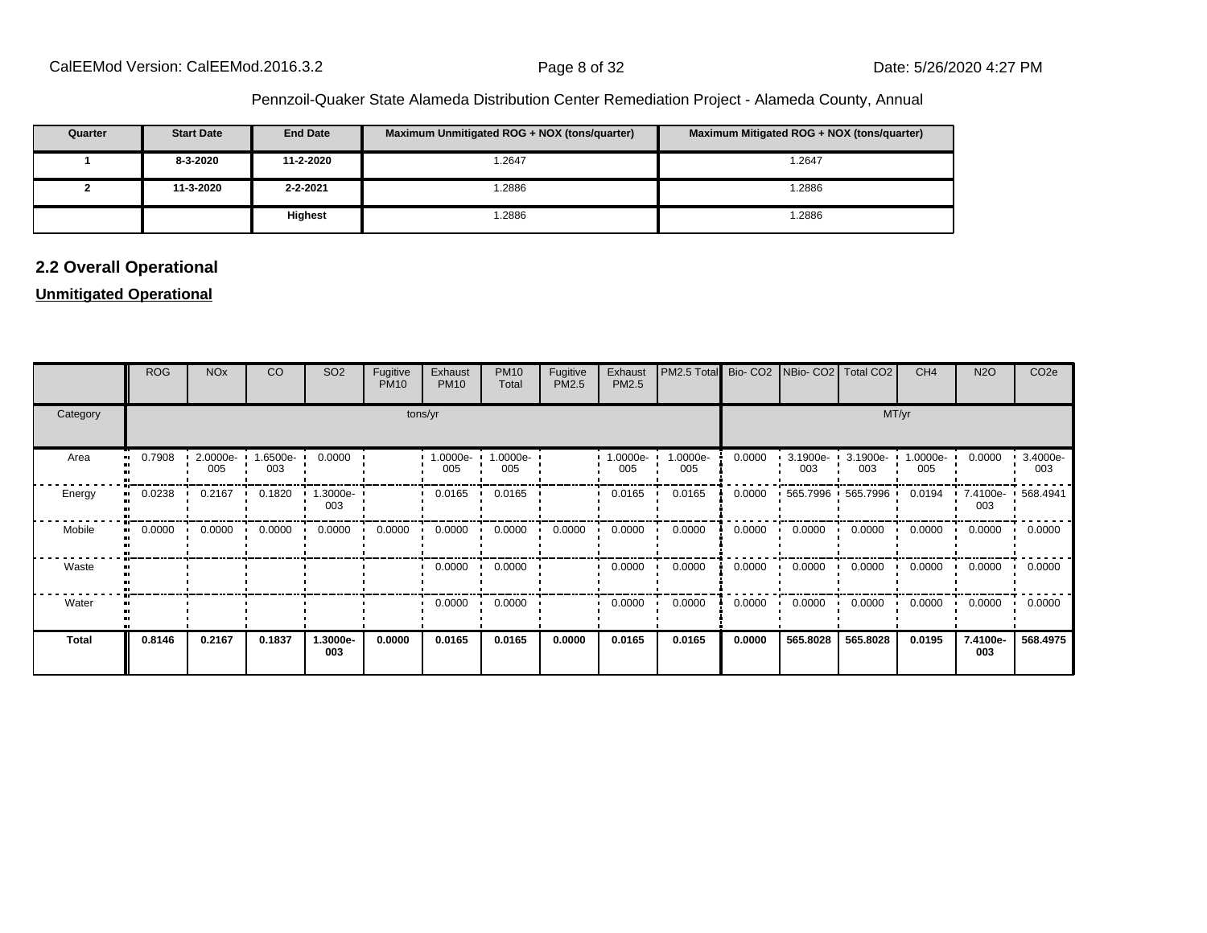Pennzoil-Quaker State Alameda Distribution Center Remediation Project - Alameda County, Annual

| Quarter | Start Date | End Date | Maximum Unmitigated ROG + NOX (tons/quarter) | Maximum Mitigated ROG + NOX (tons/quarter) |
|---|---|---|---|---|
| 1 | 8-3-2020 | 11-2-2020 | 1.2647 | 1.2647 |
| 2 | 11-3-2020 | 2-2-2021 | 1.2886 | 1.2886 |
| | | Highest | 1.2886 | 1.2886 |

## 2.2 Overall Operational

**Unmitigated Operational**

| | ROG | NOx | CO | SO2 | Fugitive PM10 | Exhaust PM10 | PM10 Total | Fugitive PM2.5 | Exhaust PM2.5 | PM2.5 Total | Bio- CO2 | NBio- CO2 | Total CO2 | CH4 | N2O | CO2e |
|---|---|---|---|---|---|---|---|---|---|---|---|---|---|---|---|---|
| Category | tons/yr | | | | | | | | | | MT/yr | | | | | |
| Area | 0.7908 | 2.0000e-005 | 1.6500e-003 | 0.0000 | | 1.0000e-005 | 1.0000e-005 | | 1.0000e-005 | 1.0000e-005 | 0.0000 | 3.1900e-003 | 3.1900e-003 | 1.0000e-005 | 0.0000 | 3.4000e-003 |
| Energy | 0.0238 | 0.2167 | 0.1820 | 1.3000e-003 | | 0.0165 | 0.0165 | | 0.0165 | 0.0165 | 0.0000 | 565.7996 | 565.7996 | 0.0194 | 7.4100e-003 | 568.4941 |
| Mobile | 0.0000 | 0.0000 | 0.0000 | 0.0000 | 0.0000 | 0.0000 | 0.0000 | 0.0000 | 0.0000 | 0.0000 | 0.0000 | 0.0000 | 0.0000 | 0.0000 | 0.0000 | 0.0000 |
| Waste | | | | | | 0.0000 | 0.0000 | | 0.0000 | 0.0000 | 0.0000 | 0.0000 | 0.0000 | 0.0000 | 0.0000 | 0.0000 |
| Water | | | | | | 0.0000 | 0.0000 | | 0.0000 | 0.0000 | 0.0000 | 0.0000 | 0.0000 | 0.0000 | 0.0000 | 0.0000 |
| **Total** | **0.8146** | **0.2167** | **0.1837** | **1.3000e-003** | **0.0000** | **0.0165** | **0.0165** | **0.0000** | **0.0165** | **0.0165** | **0.0000** | **565.8028** | **565.8028** | **0.0195** | **7.4100e-003** | **568.4975** |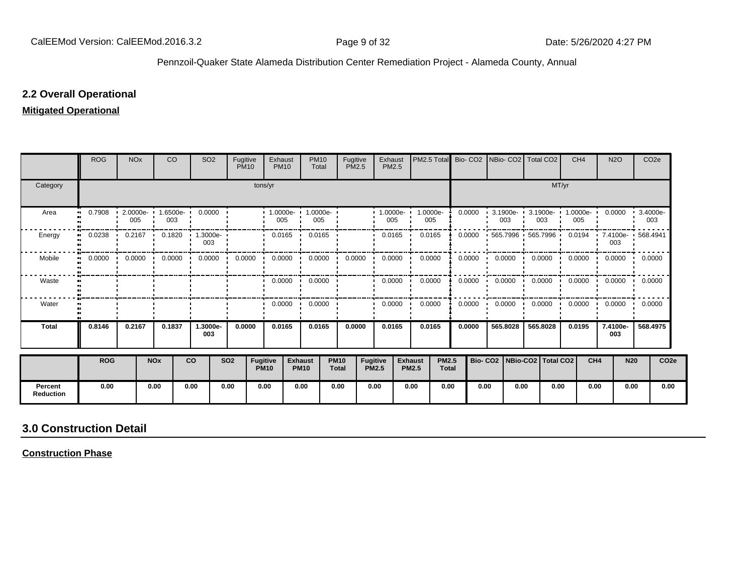## 2.2 Overall Operational

**Mitigated Operational**

| | ROG | NOx | CO | SO2 | Fugitive PM10 | Exhaust PM10 | PM10 Total | Fugitive PM2.5 | Exhaust PM2.5 | PM2.5 Total | Bio- CO2 | NBio- CO2 | Total CO2 | CH4 | N2O | CO2e |
|---|---|---|---|---|---|---|---|---|---|---|---|---|---|---|---|---|
| Category | tons/yr | | | | | | | | | | MT/yr | | | | | |
| Area | 0.7908 | 2.0000e-005 | 1.6500e-003 | 0.0000 | | 1.0000e-005 | 1.0000e-005 | | 1.0000e-005 | 1.0000e-005 | 0.0000 | 3.1900e-003 | 3.1900e-003 | 1.0000e-005 | 0.0000 | 3.4000e-003 |
| Energy | 0.0238 | 0.2167 | 0.1820 | 1.3000e-003 | | 0.0165 | 0.0165 | | 0.0165 | 0.0165 | 0.0000 | 565.7996 | 565.7996 | 0.0194 | 7.4100e-003 | 568.4941 |
| Mobile | 0.0000 | 0.0000 | 0.0000 | 0.0000 | 0.0000 | 0.0000 | 0.0000 | 0.0000 | 0.0000 | 0.0000 | 0.0000 | 0.0000 | 0.0000 | 0.0000 | 0.0000 | 0.0000 |
| Waste | | | | | | 0.0000 | 0.0000 | | 0.0000 | 0.0000 | 0.0000 | 0.0000 | 0.0000 | 0.0000 | 0.0000 | 0.0000 |
| Water | | | | | | 0.0000 | 0.0000 | | 0.0000 | 0.0000 | 0.0000 | 0.0000 | 0.0000 | 0.0000 | 0.0000 | 0.0000 |
| **Total** | **0.8146** | **0.2167** | **0.1837** | **1.3000e-003** | **0.0000** | **0.0165** | **0.0165** | **0.0000** | **0.0165** | **0.0165** | **0.0000** | **565.8028** | **565.8028** | **0.0195** | **7.4100e-003** | **568.4975** |

| | ROG | NOx | CO | SO2 | Fugitive PM10 | Exhaust PM10 | PM10 Total | Fugitive PM2.5 | Exhaust PM2.5 | PM2.5 Total | Bio- CO2 | NBio-CO2 | Total CO2 | CH4 | N20 | CO2e |
|---|---|---|---|---|---|---|---|---|---|---|---|---|---|---|---|---|
| **Percent Reduction** | 0.00 | 0.00 | 0.00 | 0.00 | 0.00 | 0.00 | 0.00 | 0.00 | 0.00 | 0.00 | 0.00 | 0.00 | 0.00 | 0.00 | 0.00 | 0.00 |

# 3.0 Construction Detail

**Construction Phase**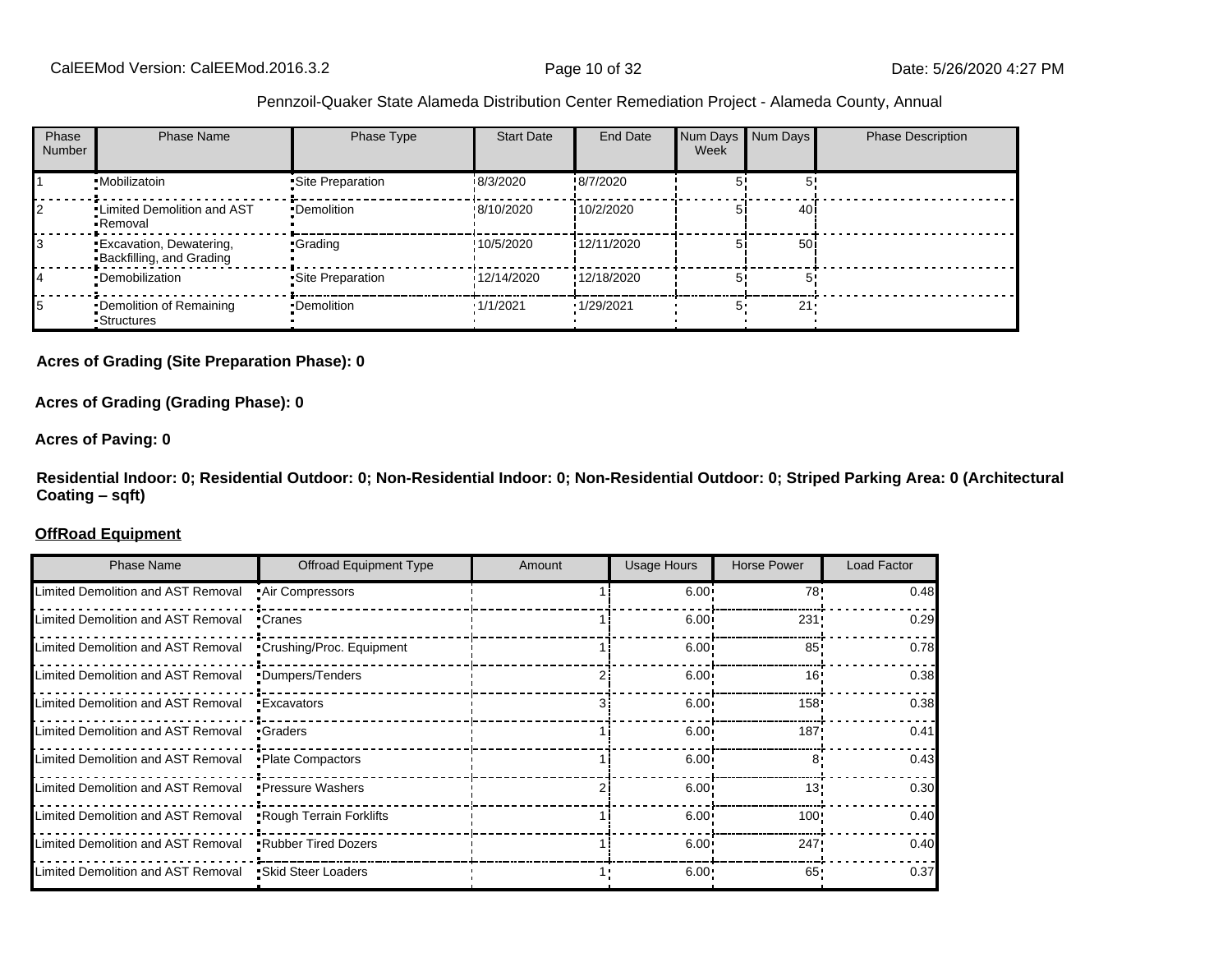| Phase Number | Phase Name | Phase Type | Start Date | End Date | Num Days Week | Num Days | Phase Description |
|---|---|---|---|---|---|---|---|
| 1 | Mobilizatoin | Site Preparation | 8/3/2020 | 8/7/2020 | 5 | 5 | |
| 2 | Limited Demolition and AST Removal | Demolition | 8/10/2020 | 10/2/2020 | 5 | 40 | |
| 3 | Excavation, Dewatering, Backfilling, and Grading | Grading | 10/5/2020 | 12/11/2020 | 5 | 50 | |
| 4 | Demobilization | Site Preparation | 12/14/2020 | 12/18/2020 | 5 | 5 | |
| 5 | Demolition of Remaining Structures | Demolition | 1/1/2021 | 1/29/2021 | 5 | 21 | |

**Acres of Grading (Site Preparation Phase): 0**

**Acres of Grading (Grading Phase): 0**

**Acres of Paving: 0**

**Residential Indoor: 0; Residential Outdoor: 0; Non-Residential Indoor: 0; Non-Residential Outdoor: 0; Striped Parking Area: 0 (Architectural Coating – sqft)**

**OffRoad Equipment**

| Phase Name | Offroad Equipment Type | Amount | Usage Hours | Horse Power | Load Factor |
|---|---|---|---|---|---|
| Limited Demolition and AST Removal | Air Compressors | 1 | 6.00 | 78 | 0.48 |
| Limited Demolition and AST Removal | Cranes | 1 | 6.00 | 231 | 0.29 |
| Limited Demolition and AST Removal | Crushing/Proc. Equipment | 1 | 6.00 | 85 | 0.78 |
| Limited Demolition and AST Removal | Dumpers/Tenders | 2 | 6.00 | 16 | 0.38 |
| Limited Demolition and AST Removal | Excavators | 3 | 6.00 | 158 | 0.38 |
| Limited Demolition and AST Removal | Graders | 1 | 6.00 | 187 | 0.41 |
| Limited Demolition and AST Removal | Plate Compactors | 1 | 6.00 | 8 | 0.43 |
| Limited Demolition and AST Removal | Pressure Washers | 2 | 6.00 | 13 | 0.30 |
| Limited Demolition and AST Removal | Rough Terrain Forklifts | 1 | 6.00 | 100 | 0.40 |
| Limited Demolition and AST Removal | Rubber Tired Dozers | 1 | 6.00 | 247 | 0.40 |
| Limited Demolition and AST Removal | Skid Steer Loaders | 1 | 6.00 | 65 | 0.37 |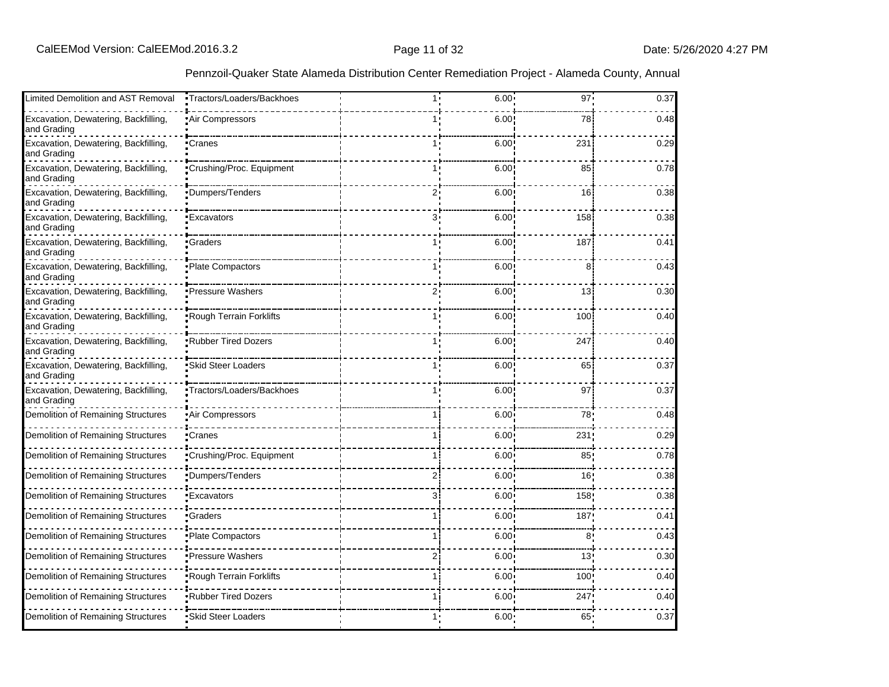| Limited Demolition and AST Removal | Tractors/Loaders/Backhoes | 1 | 6.00 | 97 | 0.37 |
|---|---|---|---|---|---|
| Excavation, Dewatering, Backfilling, and Grading | Air Compressors | 1 | 6.00 | 78 | 0.48 |
| Excavation, Dewatering, Backfilling, and Grading | Cranes | 1 | 6.00 | 231 | 0.29 |
| Excavation, Dewatering, Backfilling, and Grading | Crushing/Proc. Equipment | 1 | 6.00 | 85 | 0.78 |
| Excavation, Dewatering, Backfilling, and Grading | Dumpers/Tenders | 2 | 6.00 | 16 | 0.38 |
| Excavation, Dewatering, Backfilling, and Grading | Excavators | 3 | 6.00 | 158 | 0.38 |
| Excavation, Dewatering, Backfilling, and Grading | Graders | 1 | 6.00 | 187 | 0.41 |
| Excavation, Dewatering, Backfilling, and Grading | Plate Compactors | 1 | 6.00 | 8 | 0.43 |
| Excavation, Dewatering, Backfilling, and Grading | Pressure Washers | 2 | 6.00 | 13 | 0.30 |
| Excavation, Dewatering, Backfilling, and Grading | Rough Terrain Forklifts | 1 | 6.00 | 100 | 0.40 |
| Excavation, Dewatering, Backfilling, and Grading | Rubber Tired Dozers | 1 | 6.00 | 247 | 0.40 |
| Excavation, Dewatering, Backfilling, and Grading | Skid Steer Loaders | 1 | 6.00 | 65 | 0.37 |
| Excavation, Dewatering, Backfilling, and Grading | Tractors/Loaders/Backhoes | 1 | 6.00 | 97 | 0.37 |
| Demolition of Remaining Structures | Air Compressors | 1 | 6.00 | 78 | 0.48 |
| Demolition of Remaining Structures | Cranes | 1 | 6.00 | 231 | 0.29 |
| Demolition of Remaining Structures | Crushing/Proc. Equipment | 1 | 6.00 | 85 | 0.78 |
| Demolition of Remaining Structures | Dumpers/Tenders | 2 | 6.00 | 16 | 0.38 |
| Demolition of Remaining Structures | Excavators | 3 | 6.00 | 158 | 0.38 |
| Demolition of Remaining Structures | Graders | 1 | 6.00 | 187 | 0.41 |
| Demolition of Remaining Structures | Plate Compactors | 1 | 6.00 | 8 | 0.43 |
| Demolition of Remaining Structures | Pressure Washers | 2 | 6.00 | 13 | 0.30 |
| Demolition of Remaining Structures | Rough Terrain Forklifts | 1 | 6.00 | 100 | 0.40 |
| Demolition of Remaining Structures | Rubber Tired Dozers | 1 | 6.00 | 247 | 0.40 |
| Demolition of Remaining Structures | Skid Steer Loaders | 1 | 6.00 | 65 | 0.37 |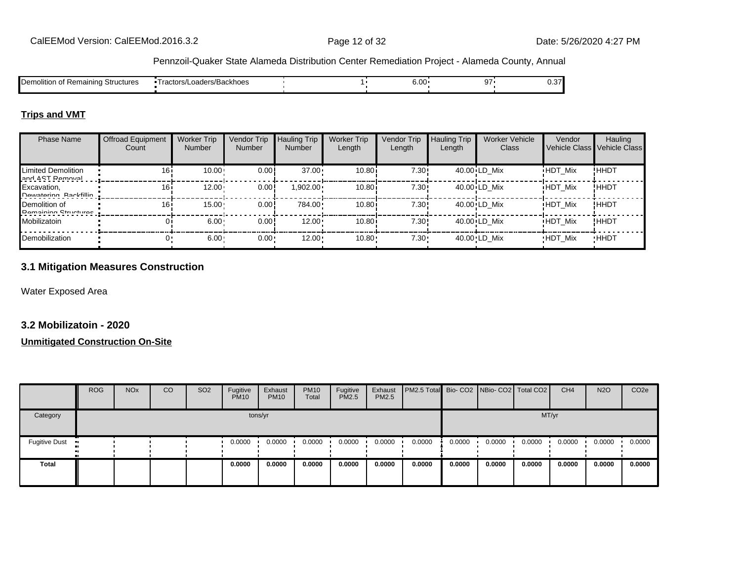| Demolition of Remaining Structures | Tractors/Loaders/Backhoes | 1 | 6.00 | 97 | 0.37 |
|---|---|---|---|---|---|

**Trips and VMT**

| Phase Name | Offroad Equipment Count | Worker Trip Number | Vendor Trip Number | Hauling Trip Number | Worker Trip Length | Vendor Trip Length | Hauling Trip Length | Worker Vehicle Class | Vendor Vehicle Class | Hauling Vehicle Class |
|---|---|---|---|---|---|---|---|---|---|---|
| Limited Demolition and AST Removal | 16 | 10.00 | 0.00 | 37.00 | 10.80 | 7.30 | 40.00 | LD_Mix | HDT_Mix | HHDT |
| Excavation, Dewatering, Backfilling | 16 | 12.00 | 0.00 | 1,902.00 | 10.80 | 7.30 | 40.00 | LD_Mix | HDT_Mix | HHDT |
| Demolition of Remaining Structures | 16 | 15.00 | 0.00 | 784.00 | 10.80 | 7.30 | 40.00 | LD_Mix | HDT_Mix | HHDT |
| Mobilizatoin | 0 | 6.00 | 0.00 | 12.00 | 10.80 | 7.30 | 40.00 | LD_Mix | HDT_Mix | HHDT |
| Demobilization | 0 | 6.00 | 0.00 | 12.00 | 10.80 | 7.30 | 40.00 | LD_Mix | HDT_Mix | HHDT |

## 3.1 Mitigation Measures Construction

Water Exposed Area

## 3.2 Mobilizatoin - 2020

**Unmitigated Construction On-Site**

| | ROG | NOx | CO | SO2 | Fugitive PM10 | Exhaust PM10 | PM10 Total | Fugitive PM2.5 | Exhaust PM2.5 | PM2.5 Total | Bio- CO2 | NBio- CO2 | Total CO2 | CH4 | N2O | CO2e |
|---|---|---|---|---|---|---|---|---|---|---|---|---|---|---|---|---|
| Category | tons/yr | | | | | | | | | | MT/yr | | | | | |
| Fugitive Dust | | | | | 0.0000 | 0.0000 | 0.0000 | 0.0000 | 0.0000 | 0.0000 | 0.0000 | 0.0000 | 0.0000 | 0.0000 | 0.0000 | 0.0000 |
| **Total** | | | | | **0.0000** | **0.0000** | **0.0000** | **0.0000** | **0.0000** | **0.0000** | **0.0000** | **0.0000** | **0.0000** | **0.0000** | **0.0000** | **0.0000** |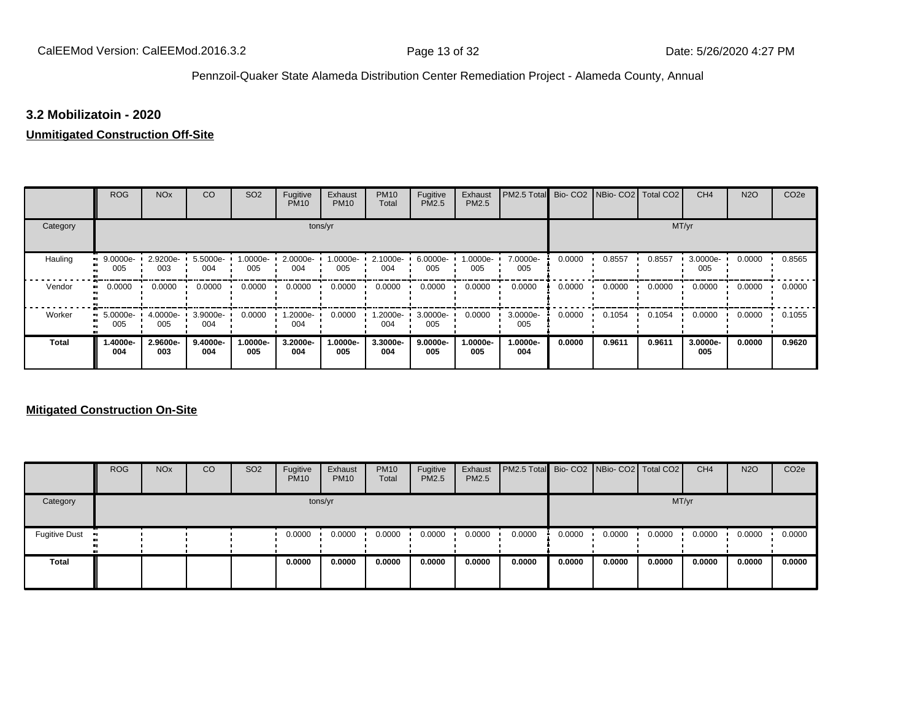### 3.2 Mobilizatoin - 2020

**Unmitigated Construction Off-Site**

| | ROG | NOx | CO | SO2 | Fugitive PM10 | Exhaust PM10 | PM10 Total | Fugitive PM2.5 | Exhaust PM2.5 | PM2.5 Total | Bio- CO2 | NBio- CO2 | Total CO2 | CH4 | N2O | CO2e |
|---|---|---|---|---|---|---|---|---|---|---|---|---|---|---|---|---|
| Category | | | | | tons/yr | | | | | | | | MT/yr | | | |
| Hauling | 9.0000e-005 | 2.9200e-003 | 5.5000e-004 | 1.0000e-005 | 2.0000e-004 | 1.0000e-005 | 2.1000e-004 | 6.0000e-005 | 1.0000e-005 | 7.0000e-005 | 0.0000 | 0.8557 | 0.8557 | 3.0000e-005 | 0.0000 | 0.8565 |
| Vendor | 0.0000 | 0.0000 | 0.0000 | 0.0000 | 0.0000 | 0.0000 | 0.0000 | 0.0000 | 0.0000 | 0.0000 | 0.0000 | 0.0000 | 0.0000 | 0.0000 | 0.0000 | 0.0000 |
| Worker | 5.0000e-005 | 4.0000e-005 | 3.9000e-004 | 0.0000 | 1.2000e-004 | 0.0000 | 1.2000e-004 | 3.0000e-005 | 0.0000 | 3.0000e-005 | 0.0000 | 0.1054 | 0.1054 | 0.0000 | 0.0000 | 0.1055 |
| **Total** | **1.4000e-004** | **2.9600e-003** | **9.4000e-004** | **1.0000e-005** | **3.2000e-004** | **1.0000e-005** | **3.3000e-004** | **9.0000e-005** | **1.0000e-005** | **1.0000e-004** | **0.0000** | **0.9611** | **0.9611** | **3.0000e-005** | **0.0000** | **0.9620** |

**Mitigated Construction On-Site**

| | ROG | NOx | CO | SO2 | Fugitive PM10 | Exhaust PM10 | PM10 Total | Fugitive PM2.5 | Exhaust PM2.5 | PM2.5 Total | Bio- CO2 | NBio- CO2 | Total CO2 | CH4 | N2O | CO2e |
|---|---|---|---|---|---|---|---|---|---|---|---|---|---|---|---|---|
| Category | | | | | tons/yr | | | | | | | | MT/yr | | | |
| Fugitive Dust | | | | | 0.0000 | 0.0000 | 0.0000 | 0.0000 | 0.0000 | 0.0000 | 0.0000 | 0.0000 | 0.0000 | 0.0000 | 0.0000 | 0.0000 |
| **Total** | | | | | **0.0000** | **0.0000** | **0.0000** | **0.0000** | **0.0000** | **0.0000** | **0.0000** | **0.0000** | **0.0000** | **0.0000** | **0.0000** | **0.0000** |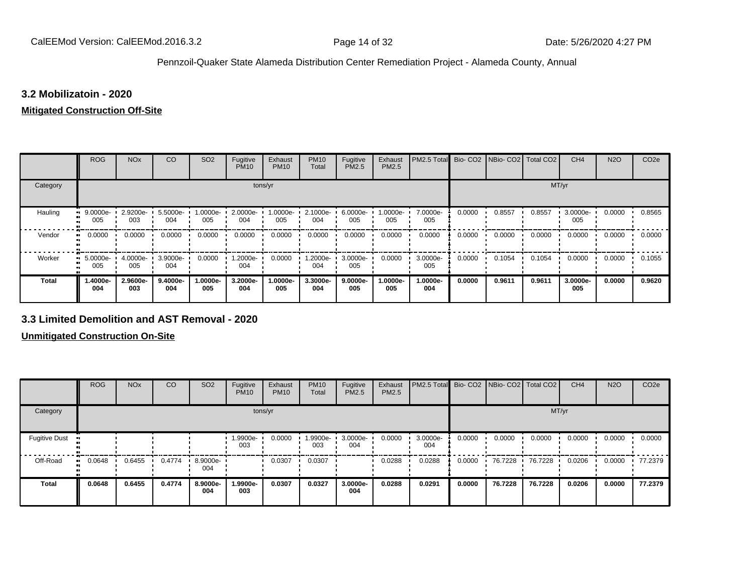## 3.2 Mobilizatoin - 2020

**Mitigated Construction Off-Site**

| | ROG | NOx | CO | SO2 | Fugitive PM10 | Exhaust PM10 | PM10 Total | Fugitive PM2.5 | Exhaust PM2.5 | PM2.5 Total | Bio- CO2 | NBio- CO2 | Total CO2 | CH4 | N2O | CO2e |
|---|---|---|---|---|---|---|---|---|---|---|---|---|---|---|---|---|
| Category | tons/yr | | | | | | | | | | MT/yr | | | | | |
| Hauling | 9.0000e-005 | 2.9200e-003 | 5.5000e-004 | 1.0000e-005 | 2.0000e-004 | 1.0000e-005 | 2.1000e-004 | 6.0000e-005 | 1.0000e-005 | 7.0000e-005 | 0.0000 | 0.8557 | 0.8557 | 3.0000e-005 | 0.0000 | 0.8565 |
| Vendor | 0.0000 | 0.0000 | 0.0000 | 0.0000 | 0.0000 | 0.0000 | 0.0000 | 0.0000 | 0.0000 | 0.0000 | 0.0000 | 0.0000 | 0.0000 | 0.0000 | 0.0000 | 0.0000 |
| Worker | 5.0000e-005 | 4.0000e-005 | 3.9000e-004 | 0.0000 | 1.2000e-004 | 0.0000 | 1.2000e-004 | 3.0000e-005 | 0.0000 | 3.0000e-005 | 0.0000 | 0.1054 | 0.1054 | 0.0000 | 0.0000 | 0.1055 |
| **Total** | **1.4000e-004** | **2.9600e-003** | **9.4000e-004** | **1.0000e-005** | **3.2000e-004** | **1.0000e-005** | **3.3000e-004** | **9.0000e-005** | **1.0000e-005** | **1.0000e-004** | **0.0000** | **0.9611** | **0.9611** | **3.0000e-005** | **0.0000** | **0.9620** |

## 3.3 Limited Demolition and AST Removal - 2020

**Unmitigated Construction On-Site**

| | ROG | NOx | CO | SO2 | Fugitive PM10 | Exhaust PM10 | PM10 Total | Fugitive PM2.5 | Exhaust PM2.5 | PM2.5 Total | Bio- CO2 | NBio- CO2 | Total CO2 | CH4 | N2O | CO2e |
|---|---|---|---|---|---|---|---|---|---|---|---|---|---|---|---|---|
| Category | tons/yr | | | | | | | | | | MT/yr | | | | | |
| Fugitive Dust | | | | | 1.9900e-003 | 0.0000 | 1.9900e-003 | 3.0000e-004 | 0.0000 | 3.0000e-004 | 0.0000 | 0.0000 | 0.0000 | 0.0000 | 0.0000 | 0.0000 |
| Off-Road | 0.0648 | 0.6455 | 0.4774 | 8.9000e-004 | | 0.0307 | 0.0307 | | 0.0288 | 0.0288 | 0.0000 | 76.7228 | 76.7228 | 0.0206 | 0.0000 | 77.2379 |
| **Total** | **0.0648** | **0.6455** | **0.4774** | **8.9000e-004** | **1.9900e-003** | **0.0307** | **0.0327** | **3.0000e-004** | **0.0288** | **0.0291** | **0.0000** | **76.7228** | **76.7228** | **0.0206** | **0.0000** | **77.2379** |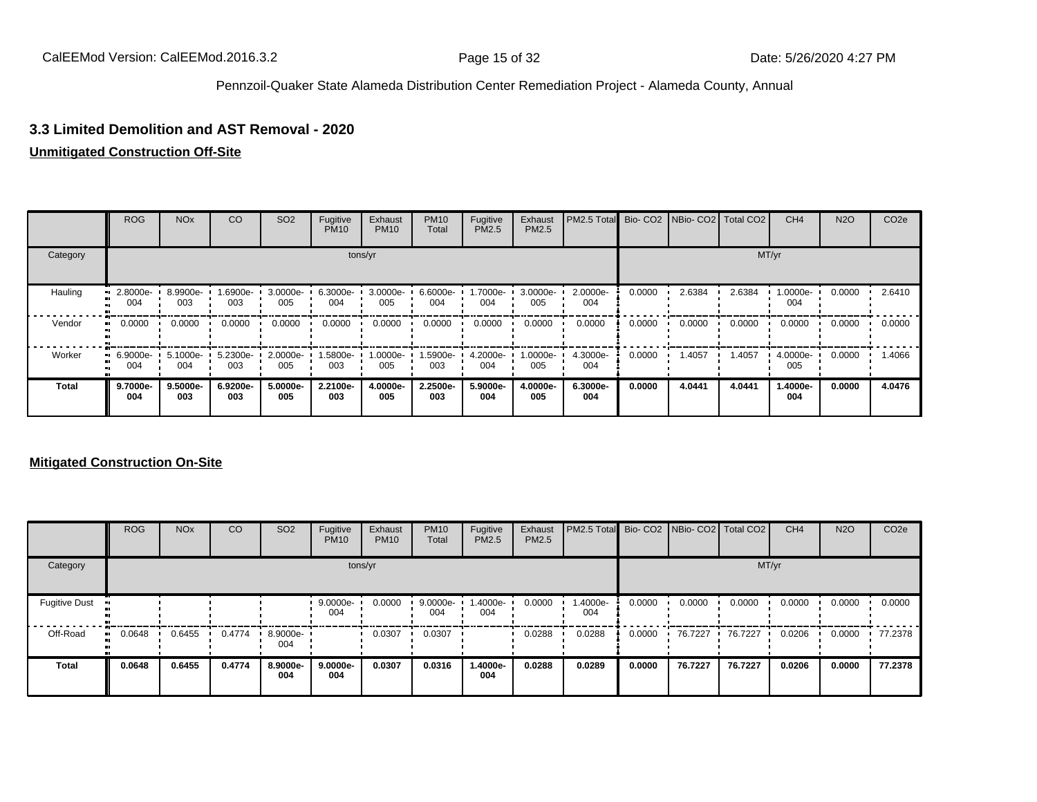## 3.3 Limited Demolition and AST Removal - 2020

**Unmitigated Construction Off-Site**

| | ROG | NOx | CO | SO2 | Fugitive PM10 | Exhaust PM10 | PM10 Total | Fugitive PM2.5 | Exhaust PM2.5 | PM2.5 Total | Bio- CO2 | NBio- CO2 | Total CO2 | CH4 | N2O | CO2e |
|---|---|---|---|---|---|---|---|---|---|---|---|---|---|---|---|---|
| Category | tons/yr | | | | | | | | | | MT/yr | | | | | |
| Hauling | 2.8000e-004 | 8.9900e-003 | 1.6900e-003 | 3.0000e-005 | 6.3000e-004 | 3.0000e-005 | 6.6000e-004 | 1.7000e-004 | 3.0000e-005 | 2.0000e-004 | 0.0000 | 2.6384 | 2.6384 | 1.0000e-004 | 0.0000 | 2.6410 |
| Vendor | 0.0000 | 0.0000 | 0.0000 | 0.0000 | 0.0000 | 0.0000 | 0.0000 | 0.0000 | 0.0000 | 0.0000 | 0.0000 | 0.0000 | 0.0000 | 0.0000 | 0.0000 | 0.0000 |
| Worker | 6.9000e-004 | 5.1000e-004 | 5.2300e-003 | 2.0000e-005 | 1.5800e-003 | 1.0000e-005 | 1.5900e-003 | 4.2000e-004 | 1.0000e-005 | 4.3000e-004 | 0.0000 | 1.4057 | 1.4057 | 4.0000e-005 | 0.0000 | 1.4066 |
| **Total** | **9.7000e-004** | **9.5000e-003** | **6.9200e-003** | **5.0000e-005** | **2.2100e-003** | **4.0000e-005** | **2.2500e-003** | **5.9000e-004** | **4.0000e-005** | **6.3000e-004** | **0.0000** | **4.0441** | **4.0441** | **1.4000e-004** | **0.0000** | **4.0476** |

**Mitigated Construction On-Site**

| | ROG | NOx | CO | SO2 | Fugitive PM10 | Exhaust PM10 | PM10 Total | Fugitive PM2.5 | Exhaust PM2.5 | PM2.5 Total | Bio- CO2 | NBio- CO2 | Total CO2 | CH4 | N2O | CO2e |
|---|---|---|---|---|---|---|---|---|---|---|---|---|---|---|---|---|
| Category | tons/yr | | | | | | | | | | MT/yr | | | | | |
| Fugitive Dust | | | | | 9.0000e-004 | 0.0000 | 9.0000e-004 | 1.4000e-004 | 0.0000 | 1.4000e-004 | 0.0000 | 0.0000 | 0.0000 | 0.0000 | 0.0000 | 0.0000 |
| Off-Road | 0.0648 | 0.6455 | 0.4774 | 8.9000e-004 | | 0.0307 | 0.0307 | | 0.0288 | 0.0288 | 0.0000 | 76.7227 | 76.7227 | 0.0206 | 0.0000 | 77.2378 |
| **Total** | **0.0648** | **0.6455** | **0.4774** | **8.9000e-004** | **9.0000e-004** | **0.0307** | **0.0316** | **1.4000e-004** | **0.0288** | **0.0289** | **0.0000** | **76.7227** | **76.7227** | **0.0206** | **0.0000** | **77.2378** |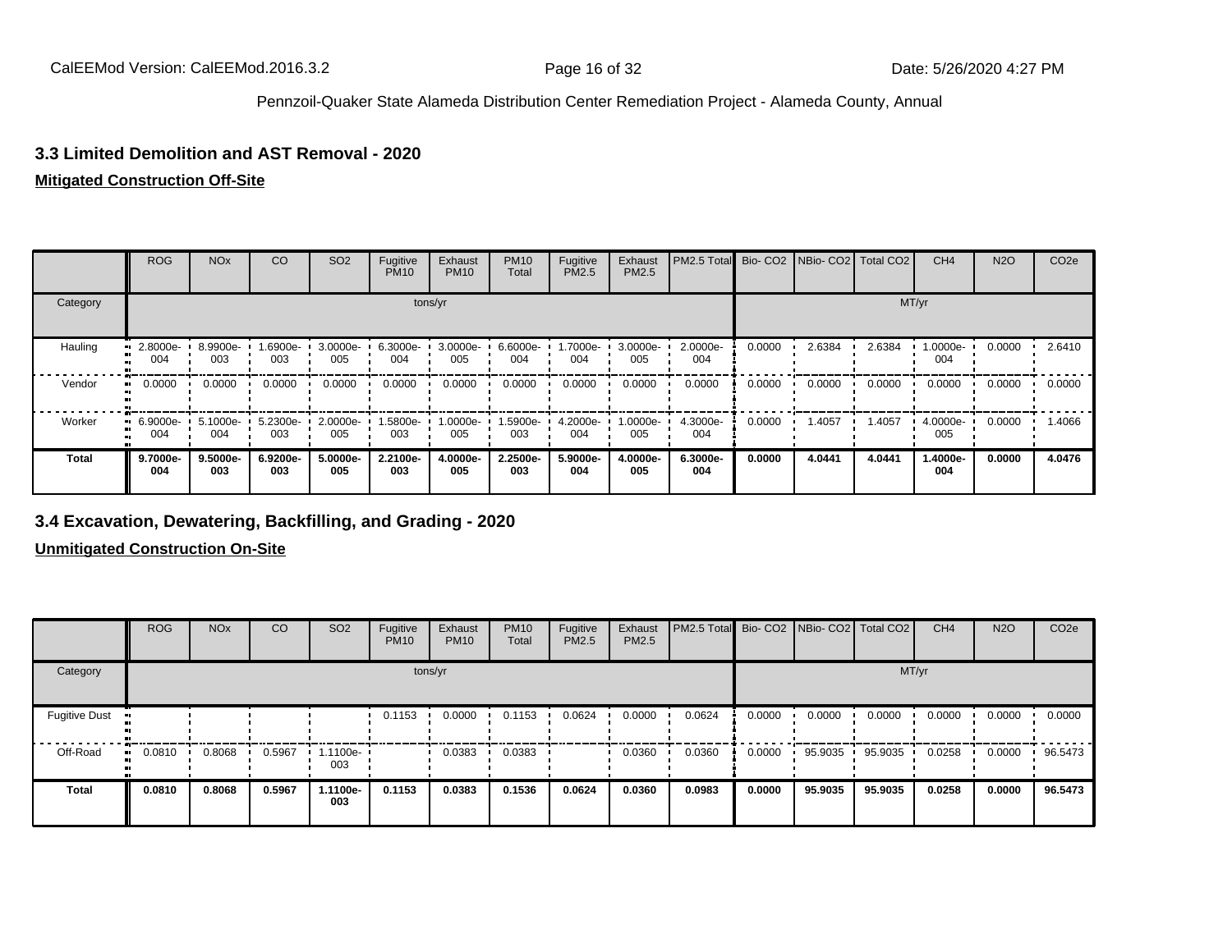## 3.3 Limited Demolition and AST Removal - 2020

**Mitigated Construction Off-Site**

| | ROG | NOx | CO | SO2 | Fugitive PM10 | Exhaust PM10 | PM10 Total | Fugitive PM2.5 | Exhaust PM2.5 | PM2.5 Total | Bio- CO2 | NBio- CO2 | Total CO2 | CH4 | N2O | CO2e |
|---|---|---|---|---|---|---|---|---|---|---|---|---|---|---|---|---|
| Category | | | | | | tons/yr | | | | | | | | MT/yr | | |
| Hauling | 2.8000e-004 | 8.9900e-003 | 1.6900e-003 | 3.0000e-005 | 6.3000e-004 | 3.0000e-005 | 6.6000e-004 | 1.7000e-004 | 3.0000e-005 | 2.0000e-004 | 0.0000 | 2.6384 | 2.6384 | 1.0000e-004 | 0.0000 | 2.6410 |
| Vendor | 0.0000 | 0.0000 | 0.0000 | 0.0000 | 0.0000 | 0.0000 | 0.0000 | 0.0000 | 0.0000 | 0.0000 | 0.0000 | 0.0000 | 0.0000 | 0.0000 | 0.0000 | 0.0000 |
| Worker | 6.9000e-004 | 5.1000e-004 | 5.2300e-003 | 2.0000e-005 | 1.5800e-003 | 1.0000e-005 | 1.5900e-003 | 4.2000e-004 | 1.0000e-005 | 4.3000e-004 | 0.0000 | 1.4057 | 1.4057 | 4.0000e-005 | 0.0000 | 1.4066 |
| **Total** | **9.7000e-004** | **9.5000e-003** | **6.9200e-003** | **5.0000e-005** | **2.2100e-003** | **4.0000e-005** | **2.2500e-003** | **5.9000e-004** | **4.0000e-005** | **6.3000e-004** | **0.0000** | **4.0441** | **4.0441** | **1.4000e-004** | **0.0000** | **4.0476** |

## 3.4 Excavation, Dewatering, Backfilling, and Grading - 2020

**Unmitigated Construction On-Site**

| | ROG | NOx | CO | SO2 | Fugitive PM10 | Exhaust PM10 | PM10 Total | Fugitive PM2.5 | Exhaust PM2.5 | PM2.5 Total | Bio- CO2 | NBio- CO2 | Total CO2 | CH4 | N2O | CO2e |
|---|---|---|---|---|---|---|---|---|---|---|---|---|---|---|---|---|
| Category | | | | | | tons/yr | | | | | | | | MT/yr | | |
| Fugitive Dust | | | | | 0.1153 | 0.0000 | 0.1153 | 0.0624 | 0.0000 | 0.0624 | 0.0000 | 0.0000 | 0.0000 | 0.0000 | 0.0000 | 0.0000 |
| Off-Road | 0.0810 | 0.8068 | 0.5967 | 1.1100e-003 | | 0.0383 | 0.0383 | | 0.0360 | 0.0360 | 0.0000 | 95.9035 | 95.9035 | 0.0258 | 0.0000 | 96.5473 |
| **Total** | **0.0810** | **0.8068** | **0.5967** | **1.1100e-003** | **0.1153** | **0.0383** | **0.1536** | **0.0624** | **0.0360** | **0.0983** | **0.0000** | **95.9035** | **95.9035** | **0.0258** | **0.0000** | **96.5473** |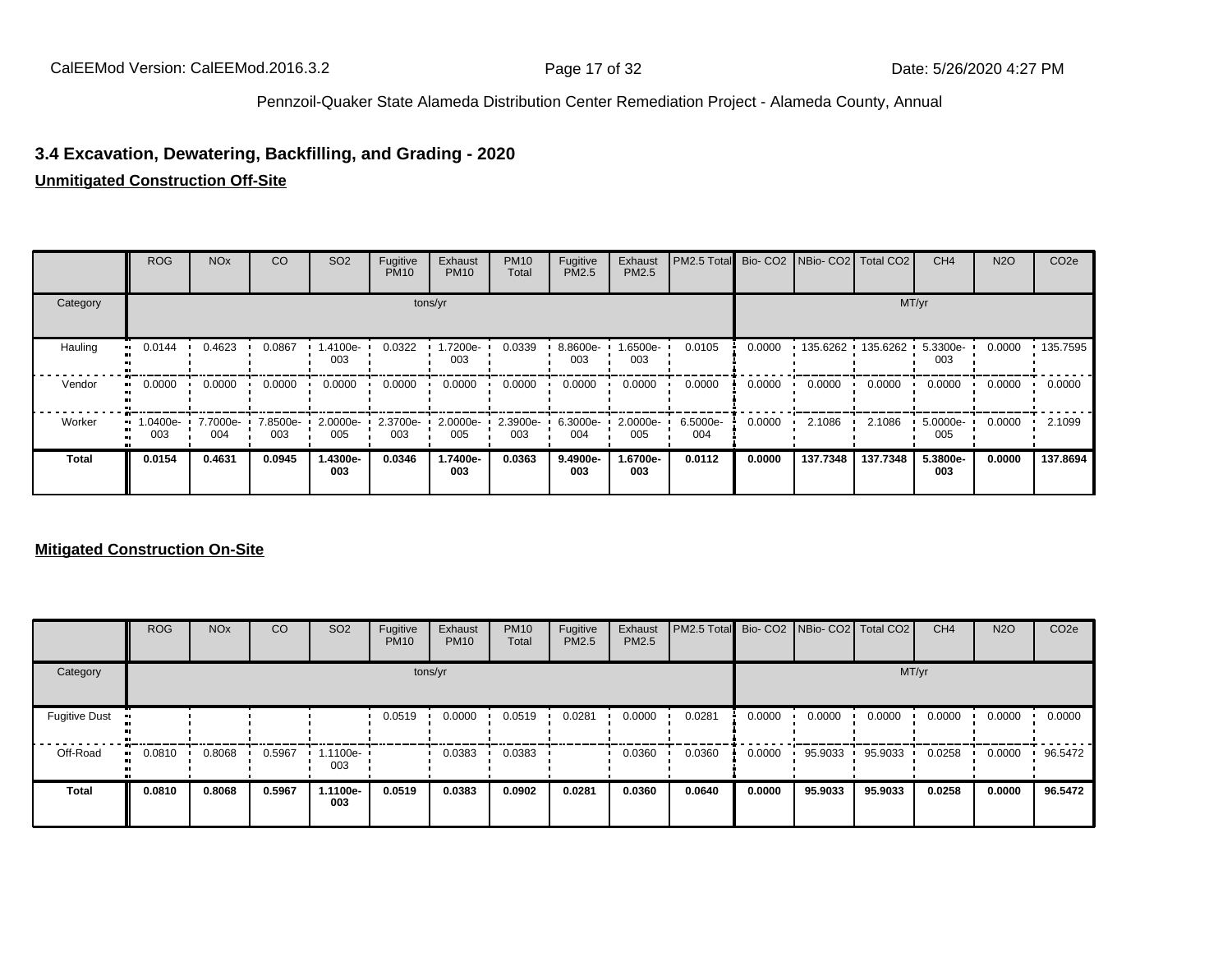### 3.4 Excavation, Dewatering, Backfilling, and Grading - 2020

**Unmitigated Construction Off-Site**

| | ROG | NOx | CO | SO2 | Fugitive PM10 | Exhaust PM10 | PM10 Total | Fugitive PM2.5 | Exhaust PM2.5 | PM2.5 Total | Bio- CO2 | NBio- CO2 | Total CO2 | CH4 | N2O | CO2e |
|---|---|---|---|---|---|---|---|---|---|---|---|---|---|---|---|---|
| Category | tons/yr | | | | | | | | | | MT/yr | | | | | |
| Hauling | 0.0144 | 0.4623 | 0.0867 | 1.4100e-003 | 0.0322 | 1.7200e-003 | 0.0339 | 8.8600e-003 | 1.6500e-003 | 0.0105 | 0.0000 | 135.6262 | 135.6262 | 5.3300e-003 | 0.0000 | 135.7595 |
| Vendor | 0.0000 | 0.0000 | 0.0000 | 0.0000 | 0.0000 | 0.0000 | 0.0000 | 0.0000 | 0.0000 | 0.0000 | 0.0000 | 0.0000 | 0.0000 | 0.0000 | 0.0000 | 0.0000 |
| Worker | 1.0400e-003 | 7.7000e-004 | 7.8500e-003 | 2.0000e-005 | 2.3700e-003 | 2.0000e-005 | 2.3900e-003 | 6.3000e-004 | 2.0000e-005 | 6.5000e-004 | 0.0000 | 2.1086 | 2.1086 | 5.0000e-005 | 0.0000 | 2.1099 |
| **Total** | **0.0154** | **0.4631** | **0.0945** | **1.4300e-003** | **0.0346** | **1.7400e-003** | **0.0363** | **9.4900e-003** | **1.6700e-003** | **0.0112** | **0.0000** | **137.7348** | **137.7348** | **5.3800e-003** | **0.0000** | **137.8694** |

**Mitigated Construction On-Site**

| | ROG | NOx | CO | SO2 | Fugitive PM10 | Exhaust PM10 | PM10 Total | Fugitive PM2.5 | Exhaust PM2.5 | PM2.5 Total | Bio- CO2 | NBio- CO2 | Total CO2 | CH4 | N2O | CO2e |
|---|---|---|---|---|---|---|---|---|---|---|---|---|---|---|---|---|
| Category | tons/yr | | | | | | | | | | MT/yr | | | | | |
| Fugitive Dust | | | | | 0.0519 | 0.0000 | 0.0519 | 0.0281 | 0.0000 | 0.0281 | 0.0000 | 0.0000 | 0.0000 | 0.0000 | 0.0000 | 0.0000 |
| Off-Road | 0.0810 | 0.8068 | 0.5967 | 1.1100e-003 | | 0.0383 | 0.0383 | | 0.0360 | 0.0360 | 0.0000 | 95.9033 | 95.9033 | 0.0258 | 0.0000 | 96.5472 |
| **Total** | **0.0810** | **0.8068** | **0.5967** | **1.1100e-003** | **0.0519** | **0.0383** | **0.0902** | **0.0281** | **0.0360** | **0.0640** | **0.0000** | **95.9033** | **95.9033** | **0.0258** | **0.0000** | **96.5472** |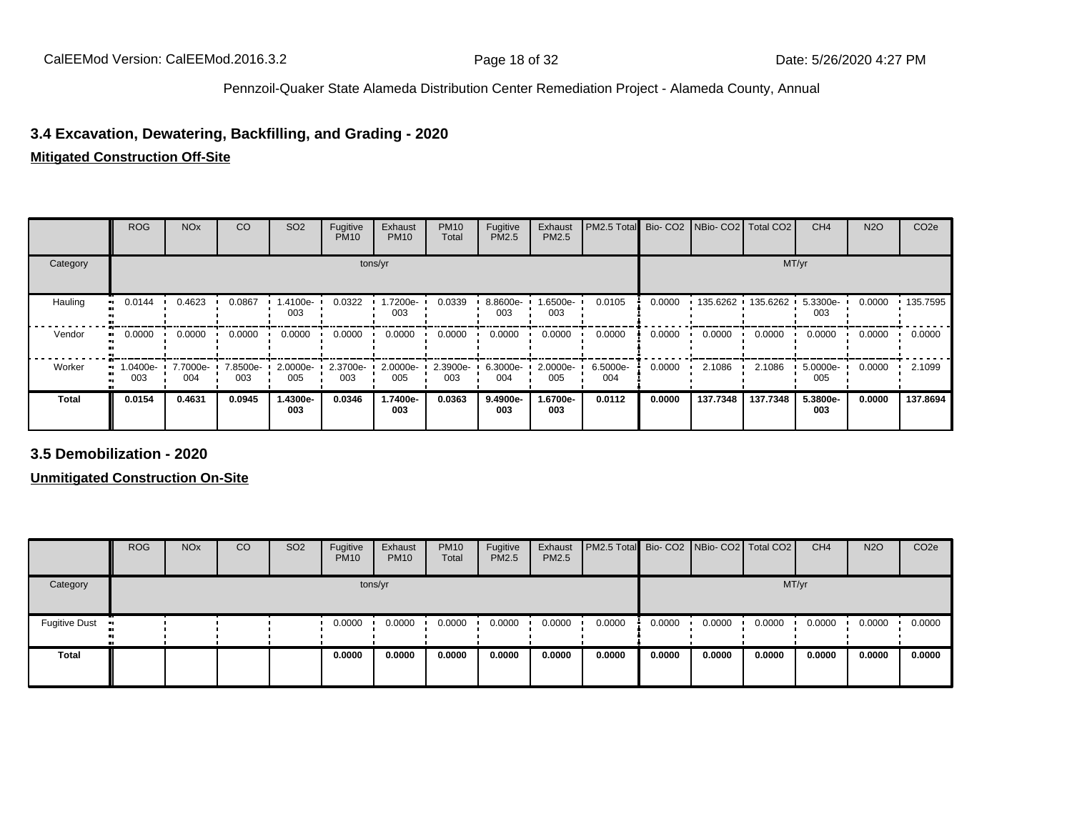### 3.4 Excavation, Dewatering, Backfilling, and Grading - 2020

**Mitigated Construction Off-Site**

| | ROG | NOx | CO | SO2 | Fugitive PM10 | Exhaust PM10 | PM10 Total | Fugitive PM2.5 | Exhaust PM2.5 | PM2.5 Total | Bio- CO2 | NBio- CO2 | Total CO2 | CH4 | N2O | CO2e |
|---|---|---|---|---|---|---|---|---|---|---|---|---|---|---|---|---|
| Category | tons/yr | | | | | | | | | | MT/yr | | | | | |
| Hauling | 0.0144 | 0.4623 | 0.0867 | 1.4100e-003 | 0.0322 | 1.7200e-003 | 0.0339 | 8.8600e-003 | 1.6500e-003 | 0.0105 | 0.0000 | 135.6262 | 135.6262 | 5.3300e-003 | 0.0000 | 135.7595 |
| Vendor | 0.0000 | 0.0000 | 0.0000 | 0.0000 | 0.0000 | 0.0000 | 0.0000 | 0.0000 | 0.0000 | 0.0000 | 0.0000 | 0.0000 | 0.0000 | 0.0000 | 0.0000 | 0.0000 |
| Worker | 1.0400e-003 | 7.7000e-004 | 7.8500e-003 | 2.0000e-005 | 2.3700e-003 | 2.0000e-005 | 2.3900e-003 | 6.3000e-004 | 2.0000e-005 | 6.5000e-004 | 0.0000 | 2.1086 | 2.1086 | 5.0000e-005 | 0.0000 | 2.1099 |
| **Total** | **0.0154** | **0.4631** | **0.0945** | **1.4300e-003** | **0.0346** | **1.7400e-003** | **0.0363** | **9.4900e-003** | **1.6700e-003** | **0.0112** | **0.0000** | **137.7348** | **137.7348** | **5.3800e-003** | **0.0000** | **137.8694** |

### 3.5 Demobilization - 2020

**Unmitigated Construction On-Site**

| | ROG | NOx | CO | SO2 | Fugitive PM10 | Exhaust PM10 | PM10 Total | Fugitive PM2.5 | Exhaust PM2.5 | PM2.5 Total | Bio- CO2 | NBio- CO2 | Total CO2 | CH4 | N2O | CO2e |
|---|---|---|---|---|---|---|---|---|---|---|---|---|---|---|---|---|
| Category | tons/yr | | | | | | | | | | MT/yr | | | | | |
| Fugitive Dust | | | | | 0.0000 | 0.0000 | 0.0000 | 0.0000 | 0.0000 | 0.0000 | 0.0000 | 0.0000 | 0.0000 | 0.0000 | 0.0000 | 0.0000 |
| **Total** | | | | | **0.0000** | **0.0000** | **0.0000** | **0.0000** | **0.0000** | **0.0000** | **0.0000** | **0.0000** | **0.0000** | **0.0000** | **0.0000** | **0.0000** |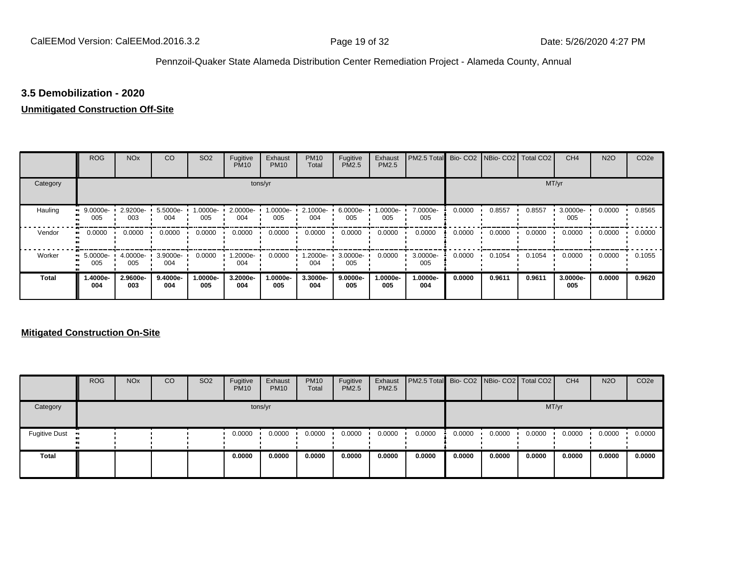### 3.5 Demobilization - 2020

**Unmitigated Construction Off-Site**

| | ROG | NOx | CO | SO2 | Fugitive PM10 | Exhaust PM10 | PM10 Total | Fugitive PM2.5 | Exhaust PM2.5 | PM2.5 Total | Bio- CO2 | NBio- CO2 | Total CO2 | CH4 | N2O | CO2e |
|---|---|---|---|---|---|---|---|---|---|---|---|---|---|---|---|---|
| Category | tons/yr | | | | | | | | | | MT/yr | | | | | |
| Hauling | 9.0000e-005 | 2.9200e-003 | 5.5000e-004 | 1.0000e-005 | 2.0000e-004 | 1.0000e-005 | 2.1000e-004 | 6.0000e-005 | 1.0000e-005 | 7.0000e-005 | 0.0000 | 0.8557 | 0.8557 | 3.0000e-005 | 0.0000 | 0.8565 |
| Vendor | 0.0000 | 0.0000 | 0.0000 | 0.0000 | 0.0000 | 0.0000 | 0.0000 | 0.0000 | 0.0000 | 0.0000 | 0.0000 | 0.0000 | 0.0000 | 0.0000 | 0.0000 | 0.0000 |
| Worker | 5.0000e-005 | 4.0000e-005 | 3.9000e-004 | 0.0000 | 1.2000e-004 | 0.0000 | 1.2000e-004 | 3.0000e-005 | 0.0000 | 3.0000e-005 | 0.0000 | 0.1054 | 0.1054 | 0.0000 | 0.0000 | 0.1055 |
| **Total** | **1.4000e-004** | **2.9600e-003** | **9.4000e-004** | **1.0000e-005** | **3.2000e-004** | **1.0000e-005** | **3.3000e-004** | **9.0000e-005** | **1.0000e-005** | **1.0000e-004** | **0.0000** | **0.9611** | **0.9611** | **3.0000e-005** | **0.0000** | **0.9620** |

**Mitigated Construction On-Site**

| | ROG | NOx | CO | SO2 | Fugitive PM10 | Exhaust PM10 | PM10 Total | Fugitive PM2.5 | Exhaust PM2.5 | PM2.5 Total | Bio- CO2 | NBio- CO2 | Total CO2 | CH4 | N2O | CO2e |
|---|---|---|---|---|---|---|---|---|---|---|---|---|---|---|---|---|
| Category | tons/yr | | | | | | | | | | MT/yr | | | | | |
| Fugitive Dust | | | | | 0.0000 | 0.0000 | 0.0000 | 0.0000 | 0.0000 | 0.0000 | 0.0000 | 0.0000 | 0.0000 | 0.0000 | 0.0000 | 0.0000 |
| **Total** | | | | | **0.0000** | **0.0000** | **0.0000** | **0.0000** | **0.0000** | **0.0000** | **0.0000** | **0.0000** | **0.0000** | **0.0000** | **0.0000** | **0.0000** |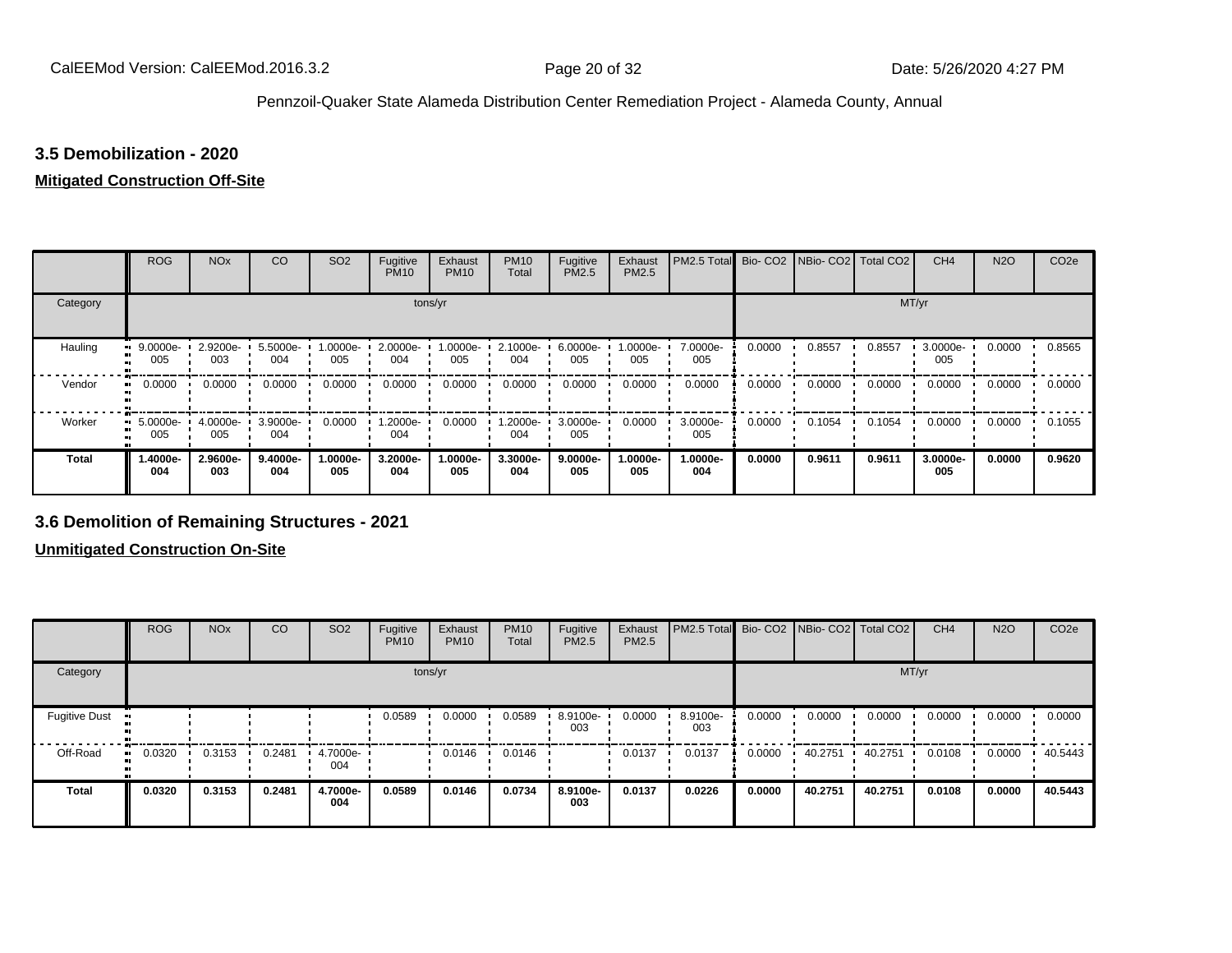### 3.5 Demobilization - 2020

**Mitigated Construction Off-Site**

| | ROG | NOx | CO | SO2 | Fugitive PM10 | Exhaust PM10 | PM10 Total | Fugitive PM2.5 | Exhaust PM2.5 | PM2.5 Total | Bio- CO2 | NBio- CO2 | Total CO2 | CH4 | N2O | CO2e |
|---|---|---|---|---|---|---|---|---|---|---|---|---|---|---|---|---|
| Category | tons/yr | | | | | | | | | | MT/yr | | | | | |
| Hauling | 9.0000e-005 | 2.9200e-003 | 5.5000e-004 | 1.0000e-005 | 2.0000e-004 | 1.0000e-005 | 2.1000e-004 | 6.0000e-005 | 1.0000e-005 | 7.0000e-005 | 0.0000 | 0.8557 | 0.8557 | 3.0000e-005 | 0.0000 | 0.8565 |
| Vendor | 0.0000 | 0.0000 | 0.0000 | 0.0000 | 0.0000 | 0.0000 | 0.0000 | 0.0000 | 0.0000 | 0.0000 | 0.0000 | 0.0000 | 0.0000 | 0.0000 | 0.0000 | 0.0000 |
| Worker | 5.0000e-005 | 4.0000e-005 | 3.9000e-004 | 0.0000 | 1.2000e-004 | 0.0000 | 1.2000e-004 | 3.0000e-005 | 0.0000 | 3.0000e-005 | 0.0000 | 0.1054 | 0.1054 | 0.0000 | 0.0000 | 0.1055 |
| **Total** | **1.4000e-004** | **2.9600e-003** | **9.4000e-004** | **1.0000e-005** | **3.2000e-004** | **1.0000e-005** | **3.3000e-004** | **9.0000e-005** | **1.0000e-005** | **1.0000e-004** | **0.0000** | **0.9611** | **0.9611** | **3.0000e-005** | **0.0000** | **0.9620** |

### 3.6 Demolition of Remaining Structures - 2021

**Unmitigated Construction On-Site**

| | ROG | NOx | CO | SO2 | Fugitive PM10 | Exhaust PM10 | PM10 Total | Fugitive PM2.5 | Exhaust PM2.5 | PM2.5 Total | Bio- CO2 | NBio- CO2 | Total CO2 | CH4 | N2O | CO2e |
|---|---|---|---|---|---|---|---|---|---|---|---|---|---|---|---|---|
| Category | tons/yr | | | | | | | | | | MT/yr | | | | | |
| Fugitive Dust | | | | | 0.0589 | 0.0000 | 0.0589 | 8.9100e-003 | 0.0000 | 8.9100e-003 | 0.0000 | 0.0000 | 0.0000 | 0.0000 | 0.0000 | 0.0000 |
| Off-Road | 0.0320 | 0.3153 | 0.2481 | 4.7000e-004 | | 0.0146 | 0.0146 | | 0.0137 | 0.0137 | 0.0000 | 40.2751 | 40.2751 | 0.0108 | 0.0000 | 40.5443 |
| **Total** | **0.0320** | **0.3153** | **0.2481** | **4.7000e-004** | **0.0589** | **0.0146** | **0.0734** | **8.9100e-003** | **0.0137** | **0.0226** | **0.0000** | **40.2751** | **40.2751** | **0.0108** | **0.0000** | **40.5443** |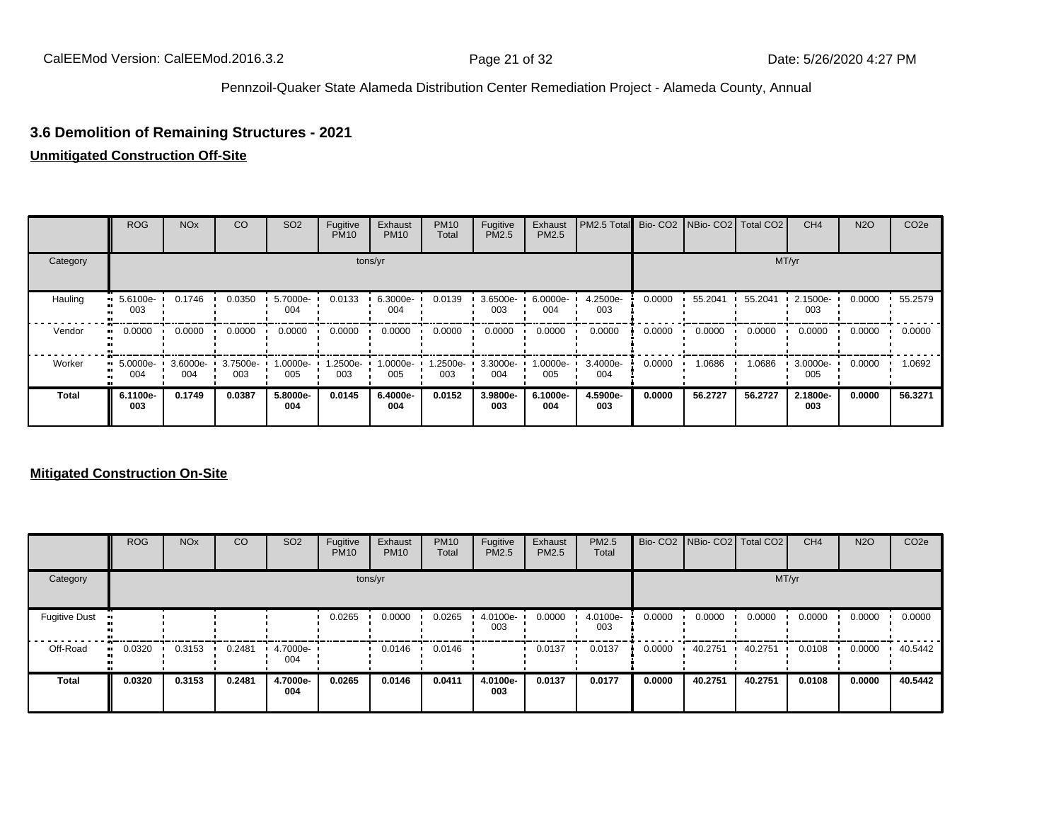## 3.6 Demolition of Remaining Structures - 2021

**Unmitigated Construction Off-Site**

| | ROG | NOx | CO | SO2 | Fugitive PM10 | Exhaust PM10 | PM10 Total | Fugitive PM2.5 | Exhaust PM2.5 | PM2.5 Total | Bio- CO2 | NBio- CO2 | Total CO2 | CH4 | N2O | CO2e |
|---|---|---|---|---|---|---|---|---|---|---|---|---|---|---|---|---|
| Category | tons/yr | | | | | | | | | | MT/yr | | | | | |
| Hauling | 5.6100e-003 | 0.1746 | 0.0350 | 5.7000e-004 | 0.0133 | 6.3000e-004 | 0.0139 | 3.6500e-003 | 6.0000e-004 | 4.2500e-003 | 0.0000 | 55.2041 | 55.2041 | 2.1500e-003 | 0.0000 | 55.2579 |
| Vendor | 0.0000 | 0.0000 | 0.0000 | 0.0000 | 0.0000 | 0.0000 | 0.0000 | 0.0000 | 0.0000 | 0.0000 | 0.0000 | 0.0000 | 0.0000 | 0.0000 | 0.0000 | 0.0000 |
| Worker | 5.0000e-004 | 3.6000e-004 | 3.7500e-003 | 1.0000e-005 | 1.2500e-003 | 1.0000e-005 | 1.2500e-003 | 3.3000e-004 | 1.0000e-005 | 3.4000e-004 | 0.0000 | 1.0686 | 1.0686 | 3.0000e-005 | 0.0000 | 1.0692 |
| **Total** | **6.1100e-003** | **0.1749** | **0.0387** | **5.8000e-004** | **0.0145** | **6.4000e-004** | **0.0152** | **3.9800e-003** | **6.1000e-004** | **4.5900e-003** | **0.0000** | **56.2727** | **56.2727** | **2.1800e-003** | **0.0000** | **56.3271** |

**Mitigated Construction On-Site**

| | ROG | NOx | CO | SO2 | Fugitive PM10 | Exhaust PM10 | PM10 Total | Fugitive PM2.5 | Exhaust PM2.5 | PM2.5 Total | Bio- CO2 | NBio- CO2 | Total CO2 | CH4 | N2O | CO2e |
|---|---|---|---|---|---|---|---|---|---|---|---|---|---|---|---|---|
| Category | tons/yr | | | | | | | | | | MT/yr | | | | | |
| Fugitive Dust | | | | | 0.0265 | 0.0000 | 0.0265 | 4.0100e-003 | 0.0000 | 4.0100e-003 | 0.0000 | 0.0000 | 0.0000 | 0.0000 | 0.0000 | 0.0000 |
| Off-Road | 0.0320 | 0.3153 | 0.2481 | 4.7000e-004 | | 0.0146 | 0.0146 | | 0.0137 | 0.0137 | 0.0000 | 40.2751 | 40.2751 | 0.0108 | 0.0000 | 40.5442 |
| **Total** | **0.0320** | **0.3153** | **0.2481** | **4.7000e-004** | **0.0265** | **0.0146** | **0.0411** | **4.0100e-003** | **0.0137** | **0.0177** | **0.0000** | **40.2751** | **40.2751** | **0.0108** | **0.0000** | **40.5442** |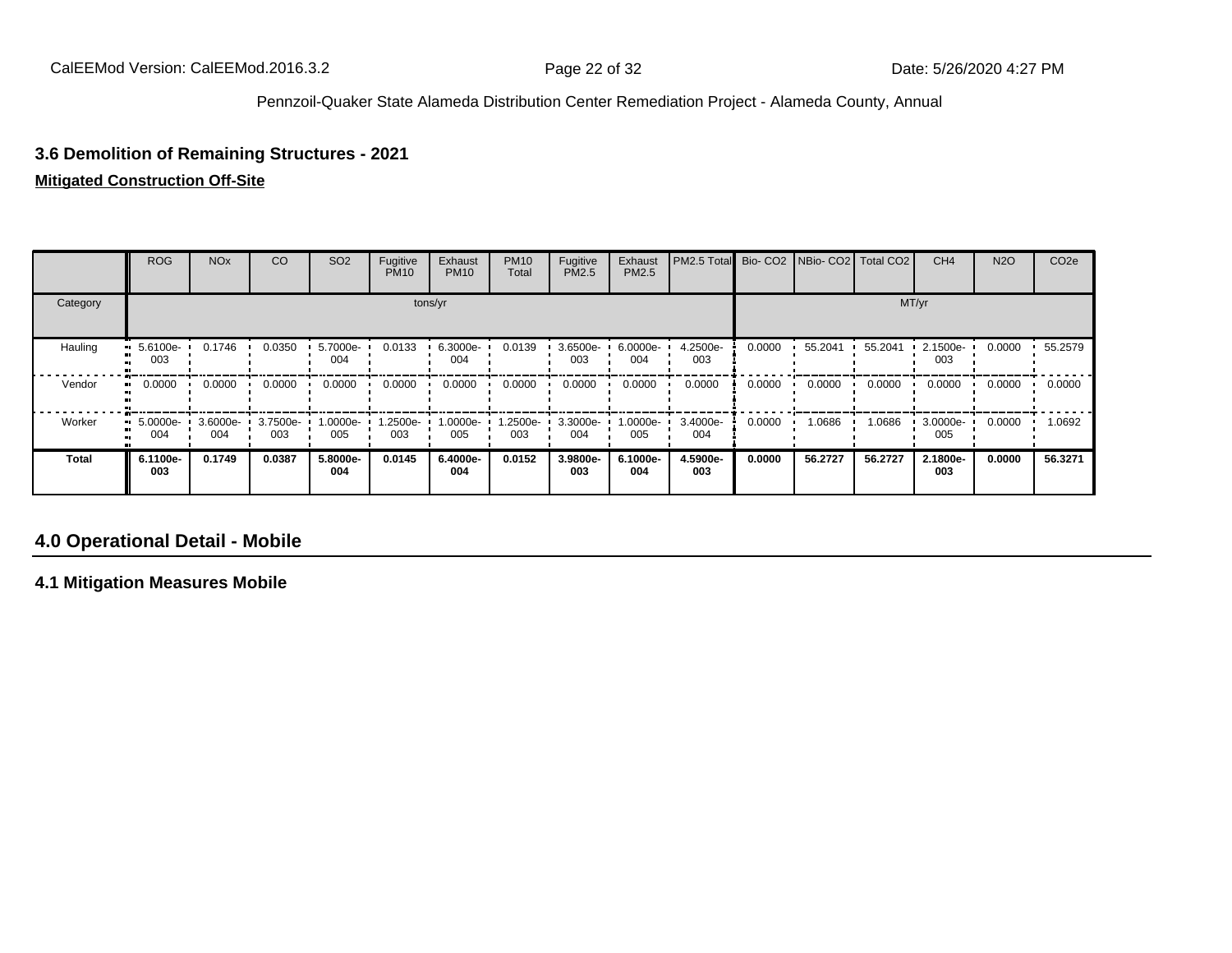### 3.6 Demolition of Remaining Structures - 2021

**Mitigated Construction Off-Site**

| | ROG | NOx | CO | SO2 | Fugitive PM10 | Exhaust PM10 | PM10 Total | Fugitive PM2.5 | Exhaust PM2.5 | PM2.5 Total | Bio- CO2 | NBio- CO2 | Total CO2 | CH4 | N2O | CO2e |
|---|---|---|---|---|---|---|---|---|---|---|---|---|---|---|---|---|
| Category | tons/yr | | | | | | | | | | MT/yr | | | | | |
| Hauling | 5.6100e-003 | 0.1746 | 0.0350 | 5.7000e-004 | 0.0133 | 6.3000e-004 | 0.0139 | 3.6500e-003 | 6.0000e-004 | 4.2500e-003 | 0.0000 | 55.2041 | 55.2041 | 2.1500e-003 | 0.0000 | 55.2579 |
| Vendor | 0.0000 | 0.0000 | 0.0000 | 0.0000 | 0.0000 | 0.0000 | 0.0000 | 0.0000 | 0.0000 | 0.0000 | 0.0000 | 0.0000 | 0.0000 | 0.0000 | 0.0000 | 0.0000 |
| Worker | 5.0000e-004 | 3.6000e-004 | 3.7500e-003 | 1.0000e-005 | 1.2500e-003 | 1.0000e-005 | 1.2500e-003 | 3.3000e-004 | 1.0000e-005 | 3.4000e-004 | 0.0000 | 1.0686 | 1.0686 | 3.0000e-005 | 0.0000 | 1.0692 |
| **Total** | **6.1100e-003** | **0.1749** | **0.0387** | **5.8000e-004** | **0.0145** | **6.4000e-004** | **0.0152** | **3.9800e-003** | **6.1000e-004** | **4.5900e-003** | **0.0000** | **56.2727** | **56.2727** | **2.1800e-003** | **0.0000** | **56.3271** |

## 4.0 Operational Detail - Mobile

### 4.1 Mitigation Measures Mobile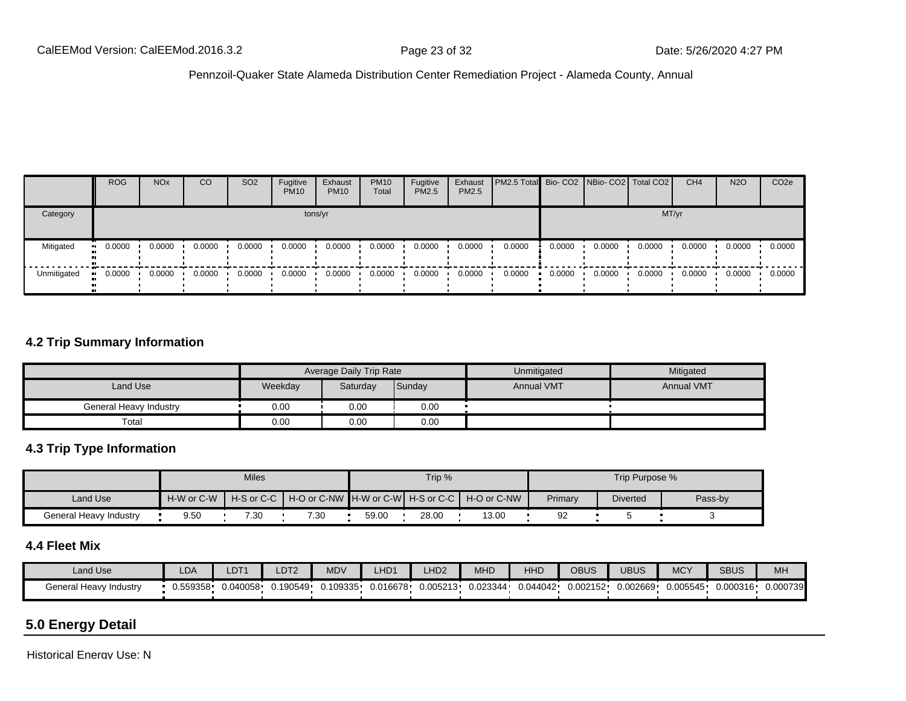| | ROG | NOx | CO | SO2 | Fugitive PM10 | Exhaust PM10 | PM10 Total | Fugitive PM2.5 | Exhaust PM2.5 | PM2.5 Total | Bio- CO2 | NBio- CO2 | Total CO2 | CH4 | N2O | CO2e |
|---|---|---|---|---|---|---|---|---|---|---|---|---|---|---|---|---|
| Category | tons/yr | | | | | | | | | | MT/yr | | | | | |
| Mitigated | 0.0000 | 0.0000 | 0.0000 | 0.0000 | 0.0000 | 0.0000 | 0.0000 | 0.0000 | 0.0000 | 0.0000 | 0.0000 | 0.0000 | 0.0000 | 0.0000 | 0.0000 | 0.0000 |
| Unmitigated | 0.0000 | 0.0000 | 0.0000 | 0.0000 | 0.0000 | 0.0000 | 0.0000 | 0.0000 | 0.0000 | 0.0000 | 0.0000 | 0.0000 | 0.0000 | 0.0000 | 0.0000 | 0.0000 |

## 4.2 Trip Summary Information

| | Average Daily Trip Rate | | | Unmitigated | Mitigated |
|---|---|---|---|---|---|
| Land Use | Weekday | Saturday | Sunday | Annual VMT | Annual VMT |
| General Heavy Industry | 0.00 | 0.00 | 0.00 | | |
| Total | 0.00 | 0.00 | 0.00 | | |

## 4.3 Trip Type Information

| | Miles | | | Trip % | | | Trip Purpose % | | |
|---|---|---|---|---|---|---|---|---|---|
| Land Use | H-W or C-W | H-S or C-C | H-O or C-NW | H-W or C-W | H-S or C-C | H-O or C-NW | Primary | Diverted | Pass-by |
| General Heavy Industry | 9.50 | 7.30 | 7.30 | 59.00 | 28.00 | 13.00 | 92 | 5 | 3 |

## 4.4 Fleet Mix

| Land Use | LDA | LDT1 | LDT2 | MDV | LHD1 | LHD2 | MHD | HHD | OBUS | UBUS | MCY | SBUS | MH |
|---|---|---|---|---|---|---|---|---|---|---|---|---|---|
| General Heavy Industry | 0.559358 | 0.040058 | 0.190549 | 0.109335 | 0.016678 | 0.005213 | 0.023344 | 0.044042 | 0.002152 | 0.002669 | 0.005545 | 0.000316 | 0.000739 |

# 5.0 Energy Detail

Historical Energy Use: N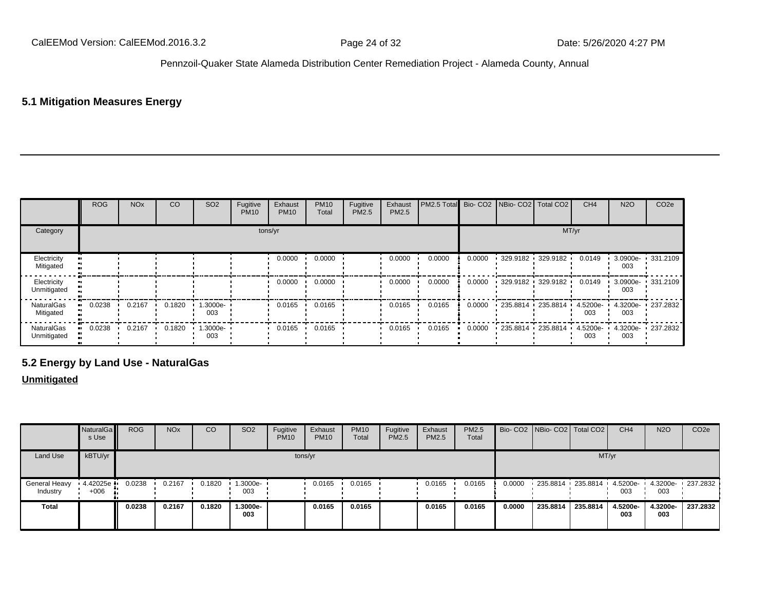## 5.1 Mitigation Measures Energy

---

| | ROG | NOx | CO | SO2 | Fugitive PM10 | Exhaust PM10 | PM10 Total | Fugitive PM2.5 | Exhaust PM2.5 | PM2.5 Total | Bio- CO2 | NBio- CO2 | Total CO2 | CH4 | N2O | CO2e |
|---|---|---|---|---|---|---|---|---|---|---|---|---|---|---|---|---|
| Category | tons/yr | | | | | | | | | | MT/yr | | | | | |
| Electricity Mitigated | | | | | | 0.0000 | 0.0000 | | 0.0000 | 0.0000 | 0.0000 | 329.9182 | 329.9182 | 0.0149 | 3.0900e-003 | 331.2109 |
| Electricity Unmitigated | | | | | | 0.0000 | 0.0000 | | 0.0000 | 0.0000 | 0.0000 | 329.9182 | 329.9182 | 0.0149 | 3.0900e-003 | 331.2109 |
| NaturalGas Mitigated | 0.0238 | 0.2167 | 0.1820 | 1.3000e-003 | | 0.0165 | 0.0165 | | 0.0165 | 0.0165 | 0.0000 | 235.8814 | 235.8814 | 4.5200e-003 | 4.3200e-003 | 237.2832 |
| NaturalGas Unmitigated | 0.0238 | 0.2167 | 0.1820 | 1.3000e-003 | | 0.0165 | 0.0165 | | 0.0165 | 0.0165 | 0.0000 | 235.8814 | 235.8814 | 4.5200e-003 | 4.3200e-003 | 237.2832 |

## 5.2 Energy by Land Use - NaturalGas

**Unmitigated**

| | NaturalGas Use | ROG | NOx | CO | SO2 | Fugitive PM10 | Exhaust PM10 | PM10 Total | Fugitive PM2.5 | Exhaust PM2.5 | PM2.5 Total | Bio- CO2 | NBio- CO2 | Total CO2 | CH4 | N2O | CO2e |
|---|---|---|---|---|---|---|---|---|---|---|---|---|---|---|---|---|---|
| Land Use | kBTU/yr | tons/yr | | | | | | | | | | MT/yr | | | | | |
| General Heavy Industry | 4.42025e+006 | 0.0238 | 0.2167 | 0.1820 | 1.3000e-003 | | 0.0165 | 0.0165 | | 0.0165 | 0.0165 | 0.0000 | 235.8814 | 235.8814 | 4.5200e-003 | 4.3200e-003 | 237.2832 |
| **Total** | | **0.0238** | **0.2167** | **0.1820** | **1.3000e-003** | | **0.0165** | **0.0165** | | **0.0165** | **0.0165** | **0.0000** | **235.8814** | **235.8814** | **4.5200e-003** | **4.3200e-003** | **237.2832** |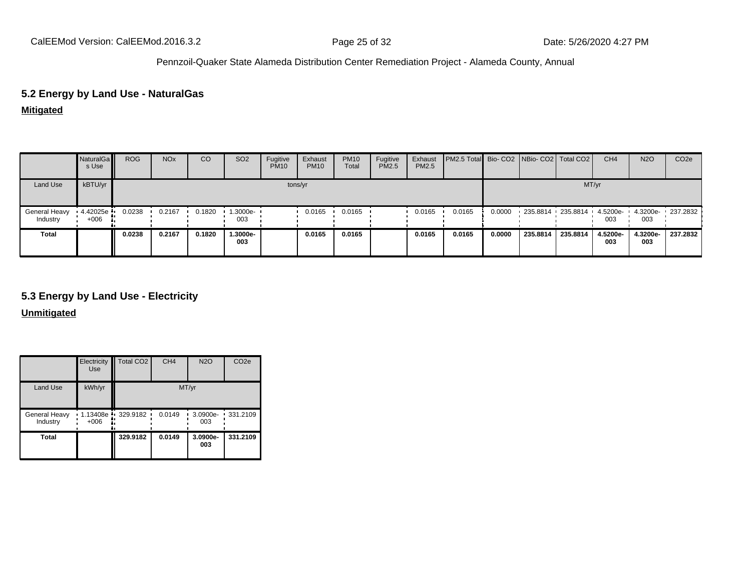## 5.2 Energy by Land Use - NaturalGas

**Mitigated**

| | NaturalGas Use | ROG | NOx | CO | SO2 | Fugitive PM10 | Exhaust PM10 | PM10 Total | Fugitive PM2.5 | Exhaust PM2.5 | PM2.5 Total | Bio- CO2 | NBio- CO2 | Total CO2 | CH4 | N2O | CO2e |
|---|---|---|---|---|---|---|---|---|---|---|---|---|---|---|---|---|---|
| Land Use | kBTU/yr | tons/yr | | | | | | | | | | MT/yr | | | | | |
| General Heavy Industry | 4.42025e+006 | 0.0238 | 0.2167 | 0.1820 | 1.3000e-003 | | 0.0165 | 0.0165 | | 0.0165 | 0.0165 | 0.0000 | 235.8814 | 235.8814 | 4.5200e-003 | 4.3200e-003 | 237.2832 |
| **Total** | | **0.0238** | **0.2167** | **0.1820** | **1.3000e-003** | | **0.0165** | **0.0165** | | **0.0165** | **0.0165** | **0.0000** | **235.8814** | **235.8814** | **4.5200e-003** | **4.3200e-003** | **237.2832** |

## 5.3 Energy by Land Use - Electricity

**Unmitigated**

| | Electricity Use | Total CO2 | CH4 | N2O | CO2e |
|---|---|---|---|---|---|
| Land Use | kWh/yr | MT/yr | | | |
| General Heavy Industry | 1.13408e+006 | 329.9182 | 0.0149 | 3.0900e-003 | 331.2109 |
| **Total** | | **329.9182** | **0.0149** | **3.0900e-003** | **331.2109** |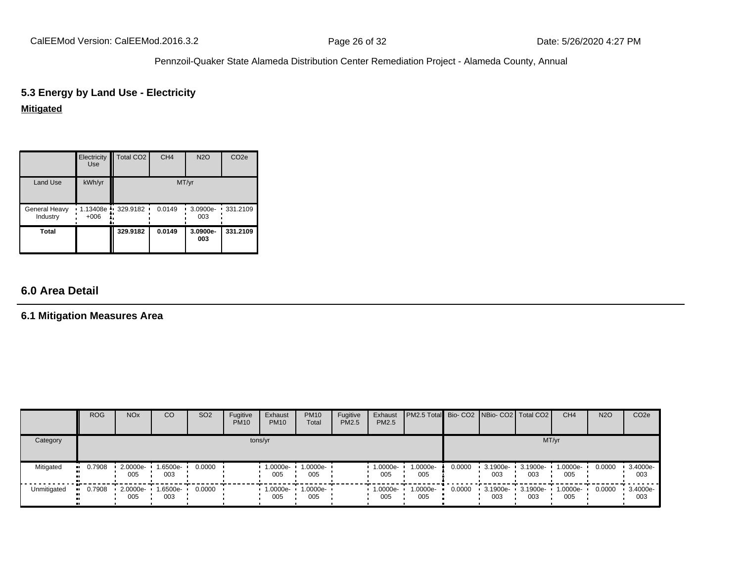## 5.3 Energy by Land Use - Electricity

**Mitigated**

| | Electricity Use | Total CO2 | CH4 | N2O | CO2e |
|---|---|---|---|---|---|
| Land Use | kWh/yr | MT/yr | | | |
| General Heavy Industry | 1.13408e+006 | 329.9182 | 0.0149 | 3.0900e-003 | 331.2109 |
| **Total** | | **329.9182** | **0.0149** | **3.0900e-003** | **331.2109** |

## 6.0 Area Detail

### 6.1 Mitigation Measures Area

| | ROG | NOx | CO | SO2 | Fugitive PM10 | Exhaust PM10 | PM10 Total | Fugitive PM2.5 | Exhaust PM2.5 | PM2.5 Total | Bio- CO2 | NBio- CO2 | Total CO2 | CH4 | N2O | CO2e |
|---|---|---|---|---|---|---|---|---|---|---|---|---|---|---|---|---|
| Category | tons/yr | | | | | | | | | | MT/yr | | | | | |
| Mitigated | 0.7908 | 2.0000e-005 | 1.6500e-003 | 0.0000 | | 1.0000e-005 | 1.0000e-005 | | 1.0000e-005 | 1.0000e-005 | 0.0000 | 3.1900e-003 | 3.1900e-003 | 1.0000e-005 | 0.0000 | 3.4000e-003 |
| Unmitigated | 0.7908 | 2.0000e-005 | 1.6500e-003 | 0.0000 | | 1.0000e-005 | 1.0000e-005 | | 1.0000e-005 | 1.0000e-005 | 0.0000 | 3.1900e-003 | 3.1900e-003 | 1.0000e-005 | 0.0000 | 3.4000e-003 |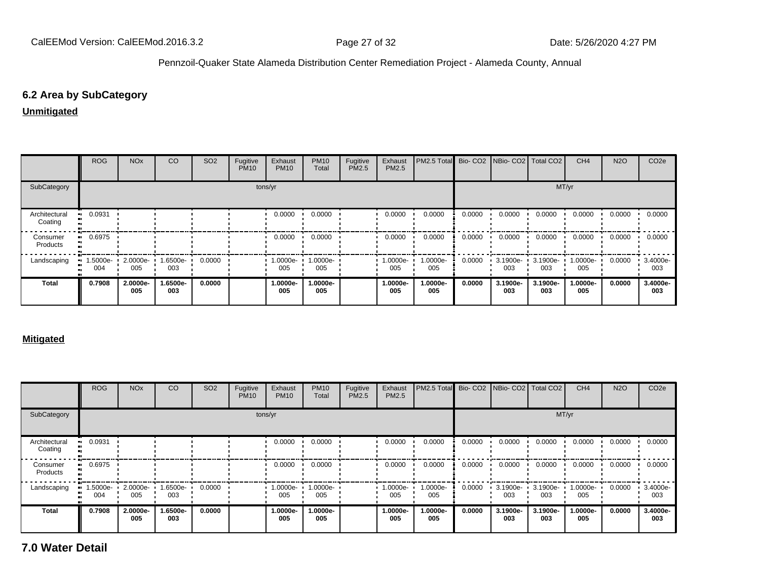## 6.2 Area by SubCategory

**Unmitigated**

| | ROG | NOx | CO | SO2 | Fugitive PM10 | Exhaust PM10 | PM10 Total | Fugitive PM2.5 | Exhaust PM2.5 | PM2.5 Total | Bio- CO2 | NBio- CO2 | Total CO2 | CH4 | N2O | CO2e |
|---|---|---|---|---|---|---|---|---|---|---|---|---|---|---|---|---|
| SubCategory | tons/yr | | | | | | | | | | MT/yr | | | | | |
| Architectural Coating | 0.0931 | | | | | 0.0000 | 0.0000 | | 0.0000 | 0.0000 | 0.0000 | 0.0000 | 0.0000 | 0.0000 | 0.0000 | 0.0000 |
| Consumer Products | 0.6975 | | | | | 0.0000 | 0.0000 | | 0.0000 | 0.0000 | 0.0000 | 0.0000 | 0.0000 | 0.0000 | 0.0000 | 0.0000 |
| Landscaping | 1.5000e-004 | 2.0000e-005 | 1.6500e-003 | 0.0000 | | 1.0000e-005 | 1.0000e-005 | | 1.0000e-005 | 1.0000e-005 | 0.0000 | 3.1900e-003 | 3.1900e-003 | 1.0000e-005 | 0.0000 | 3.4000e-003 |
| **Total** | **0.7908** | **2.0000e-005** | **1.6500e-003** | **0.0000** | | **1.0000e-005** | **1.0000e-005** | | **1.0000e-005** | **1.0000e-005** | **0.0000** | **3.1900e-003** | **3.1900e-003** | **1.0000e-005** | **0.0000** | **3.4000e-003** |

**Mitigated**

| | ROG | NOx | CO | SO2 | Fugitive PM10 | Exhaust PM10 | PM10 Total | Fugitive PM2.5 | Exhaust PM2.5 | PM2.5 Total | Bio- CO2 | NBio- CO2 | Total CO2 | CH4 | N2O | CO2e |
|---|---|---|---|---|---|---|---|---|---|---|---|---|---|---|---|---|
| SubCategory | tons/yr | | | | | | | | | | MT/yr | | | | | |
| Architectural Coating | 0.0931 | | | | | 0.0000 | 0.0000 | | 0.0000 | 0.0000 | 0.0000 | 0.0000 | 0.0000 | 0.0000 | 0.0000 | 0.0000 |
| Consumer Products | 0.6975 | | | | | 0.0000 | 0.0000 | | 0.0000 | 0.0000 | 0.0000 | 0.0000 | 0.0000 | 0.0000 | 0.0000 | 0.0000 |
| Landscaping | 1.5000e-004 | 2.0000e-005 | 1.6500e-003 | 0.0000 | | 1.0000e-005 | 1.0000e-005 | | 1.0000e-005 | 1.0000e-005 | 0.0000 | 3.1900e-003 | 3.1900e-003 | 1.0000e-005 | 0.0000 | 3.4000e-003 |
| **Total** | **0.7908** | **2.0000e-005** | **1.6500e-003** | **0.0000** | | **1.0000e-005** | **1.0000e-005** | | **1.0000e-005** | **1.0000e-005** | **0.0000** | **3.1900e-003** | **3.1900e-003** | **1.0000e-005** | **0.0000** | **3.4000e-003** |

# 7.0 Water Detail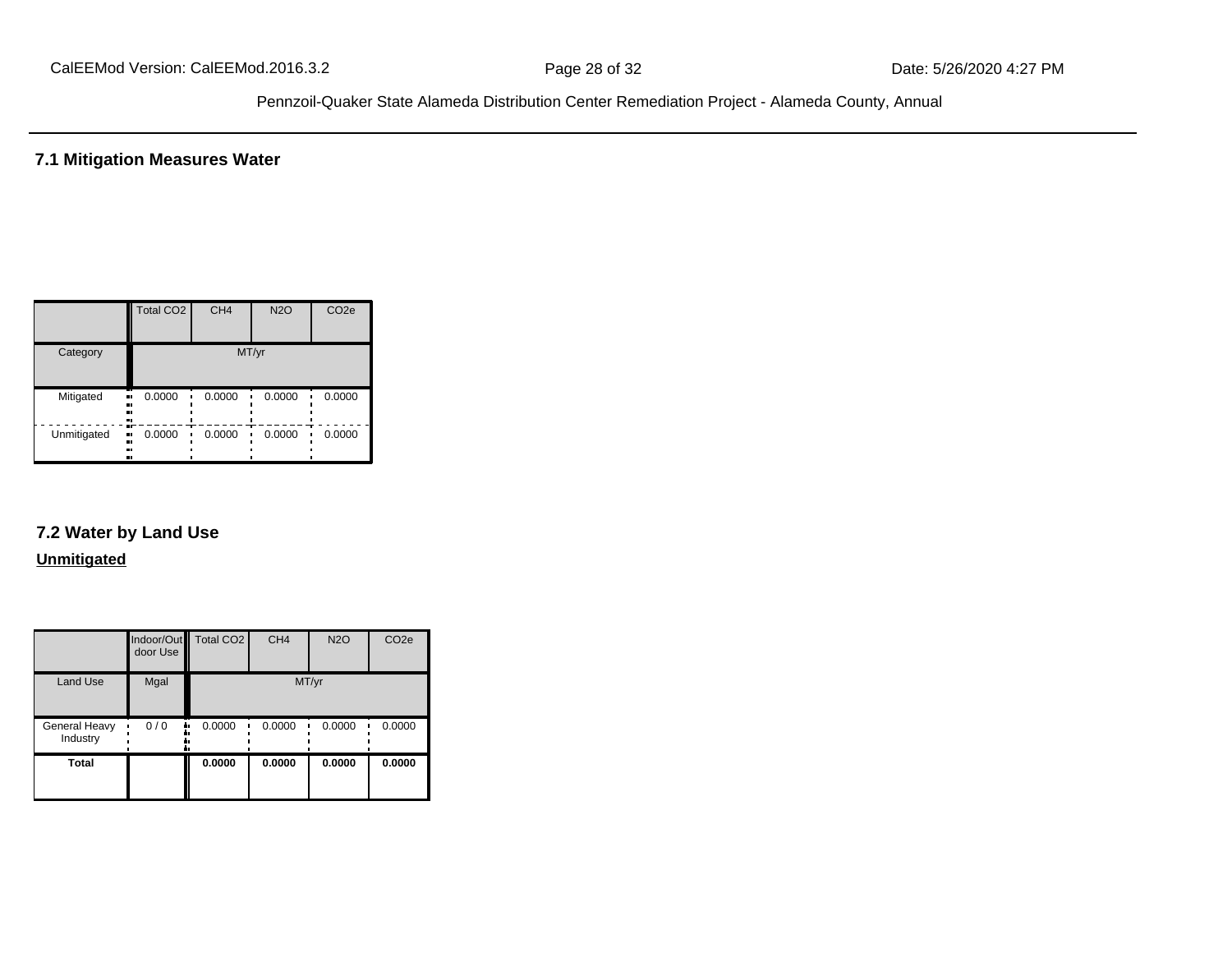## 7.1 Mitigation Measures Water

| | Total CO2 | CH4 | N2O | CO2e |
|---|---|---|---|---|
| Category | MT/yr | | | |
| Mitigated | 0.0000 | 0.0000 | 0.0000 | 0.0000 |
| Unmitigated | 0.0000 | 0.0000 | 0.0000 | 0.0000 |

## 7.2 Water by Land Use

**Unmitigated**

| | Indoor/Outdoor Use | Total CO2 | CH4 | N2O | CO2e |
|---|---|---|---|---|---|
| Land Use | Mgal | MT/yr | | | |
| General Heavy Industry | 0 / 0 | 0.0000 | 0.0000 | 0.0000 | 0.0000 |
| **Total** | | **0.0000** | **0.0000** | **0.0000** | **0.0000** |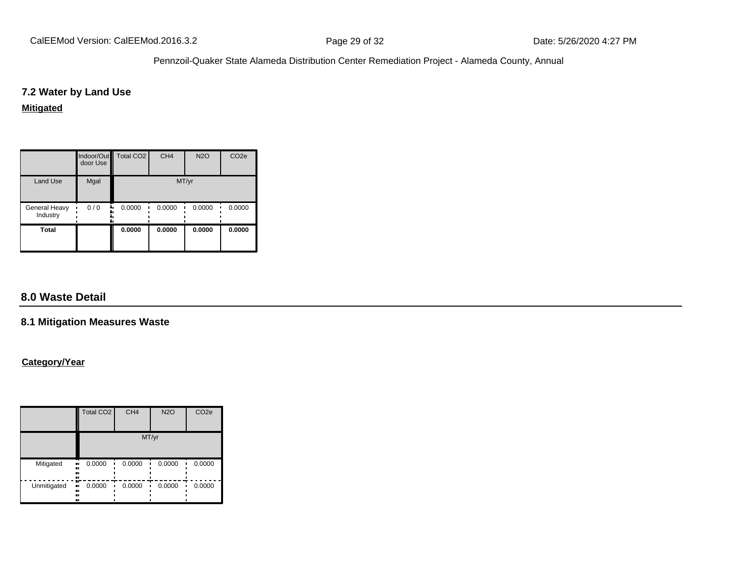### 7.2 Water by Land Use

**Mitigated**

| | Indoor/Outdoor Use | Total CO2 | CH4 | N2O | CO2e |
|---|---|---|---|---|---|
| Land Use | Mgal | MT/yr | | | |
| General Heavy Industry | 0 / 0 | 0.0000 | 0.0000 | 0.0000 | 0.0000 |
| **Total** | | **0.0000** | **0.0000** | **0.0000** | **0.0000** |

## 8.0 Waste Detail

### 8.1 Mitigation Measures Waste

**Category/Year**

| | Total CO2 | CH4 | N2O | CO2e |
|---|---|---|---|---|
| | MT/yr | | | |
| Mitigated | 0.0000 | 0.0000 | 0.0000 | 0.0000 |
| Unmitigated | 0.0000 | 0.0000 | 0.0000 | 0.0000 |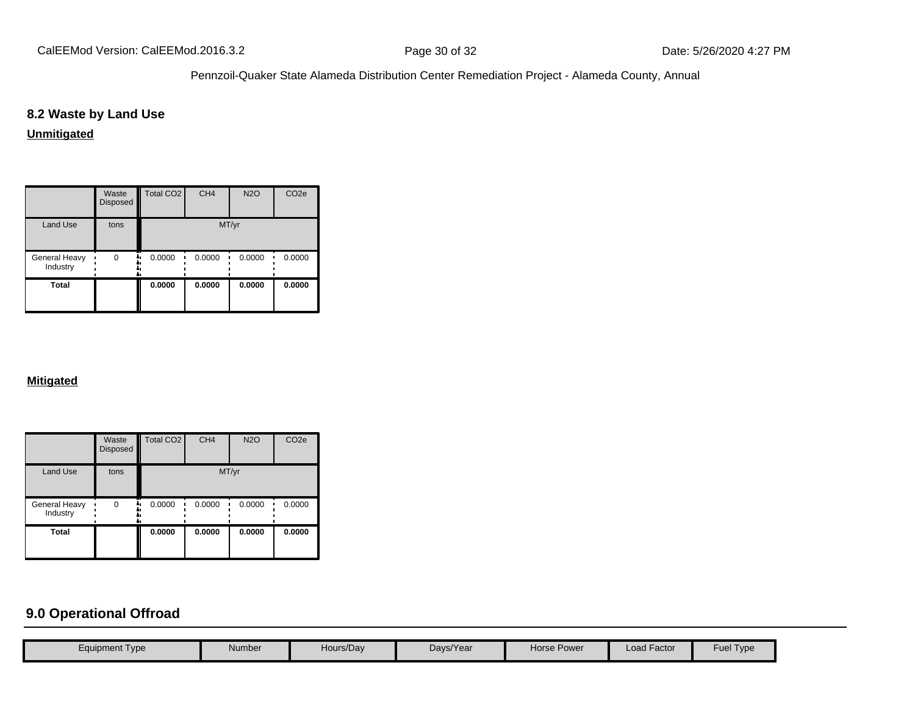## 8.2 Waste by Land Use

**Unmitigated**

| | Waste Disposed | Total CO2 | CH4 | N2O | CO2e |
|---|---|---|---|---|---|
| Land Use | tons | MT/yr | | | |
| General Heavy Industry | 0 | 0.0000 | 0.0000 | 0.0000 | 0.0000 |
| **Total** | | **0.0000** | **0.0000** | **0.0000** | **0.0000** |

**Mitigated**

| | Waste Disposed | Total CO2 | CH4 | N2O | CO2e |
|---|---|---|---|---|---|
| Land Use | tons | MT/yr | | | |
| General Heavy Industry | 0 | 0.0000 | 0.0000 | 0.0000 | 0.0000 |
| **Total** | | **0.0000** | **0.0000** | **0.0000** | **0.0000** |

## 9.0 Operational Offroad

| Equipment Type | Number | Hours/Day | Days/Year | Horse Power | Load Factor | Fuel Type |
|---|---|---|---|---|---|---|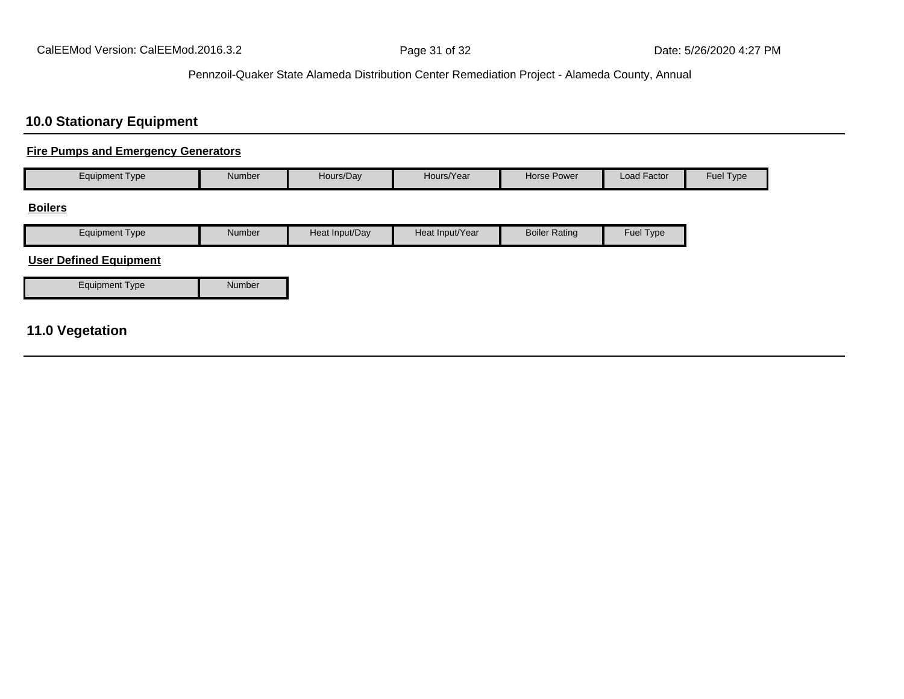## 10.0 Stationary Equipment

**Fire Pumps and Emergency Generators**

| Equipment Type | Number | Hours/Day | Hours/Year | Horse Power | Load Factor | Fuel Type |
|---|---|---|---|---|---|---|

**Boilers**

| Equipment Type | Number | Heat Input/Day | Heat Input/Year | Boiler Rating | Fuel Type |
|---|---|---|---|---|---|

**User Defined Equipment**

| Equipment Type | Number |
|---|---|

## 11.0 Vegetation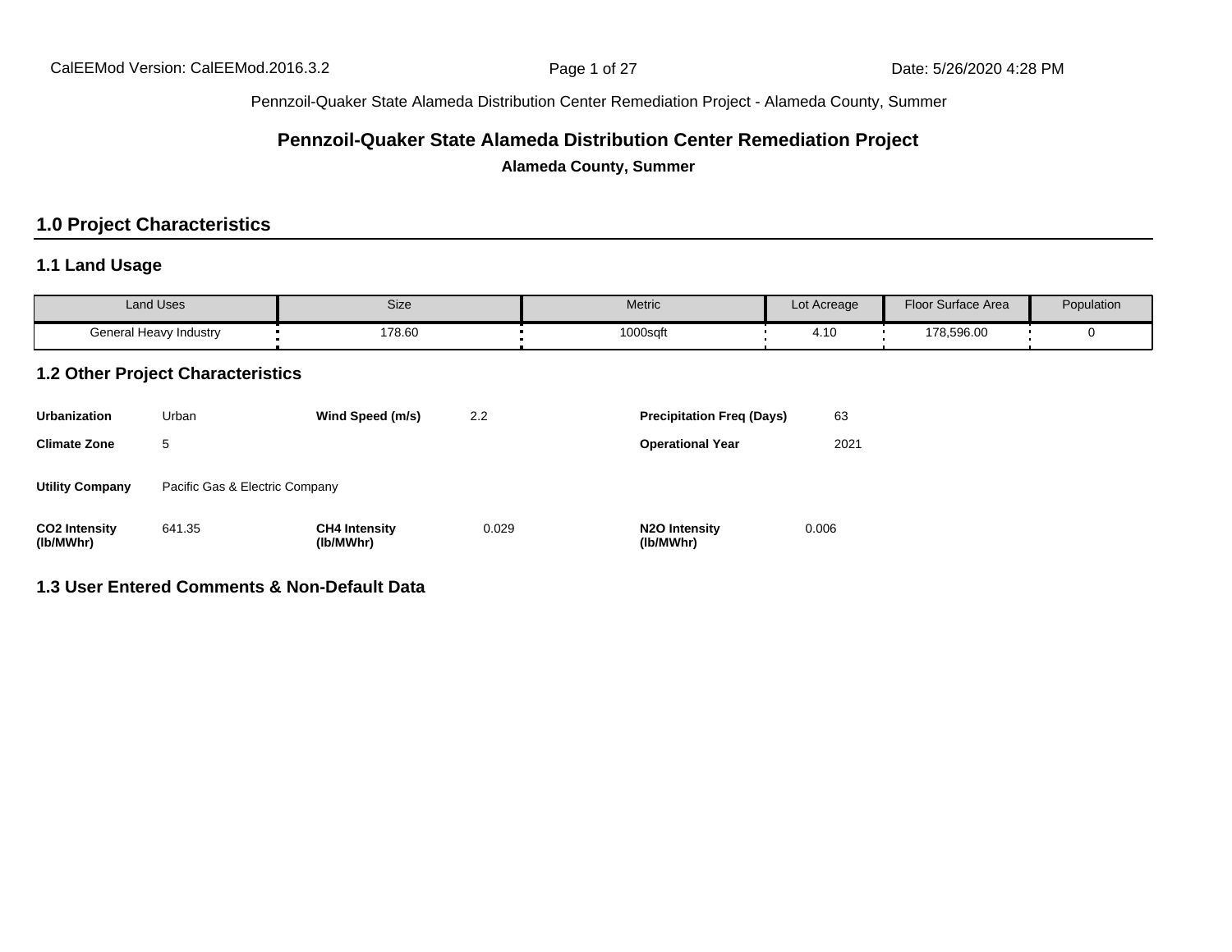Pennzoil-Quaker State Alameda Distribution Center Remediation Project - Alameda County, Summer

# Pennzoil-Quaker State Alameda Distribution Center Remediation Project

**Alameda County, Summer**

## 1.0 Project Characteristics

### 1.1 Land Usage

| Land Uses | Size | Metric | Lot Acreage | Floor Surface Area | Population |
|---|---|---|---|---|---|
| General Heavy Industry | 178.60 | 1000sqft | 4.10 | 178,596.00 | 0 |

### 1.2 Other Project Characteristics

| | | | | | |
|---|---|---|---|---|---|
| **Urbanization** | Urban | **Wind Speed (m/s)** | 2.2 | **Precipitation Freq (Days)** | 63 |
| **Climate Zone** | 5 | | | **Operational Year** | 2021 |
| **Utility Company** | Pacific Gas & Electric Company | | | | |
| **CO2 Intensity (lb/MWhr)** | 641.35 | **CH4 Intensity (lb/MWhr)** | 0.029 | **N2O Intensity (lb/MWhr)** | 0.006 |

### 1.3 User Entered Comments & Non-Default Data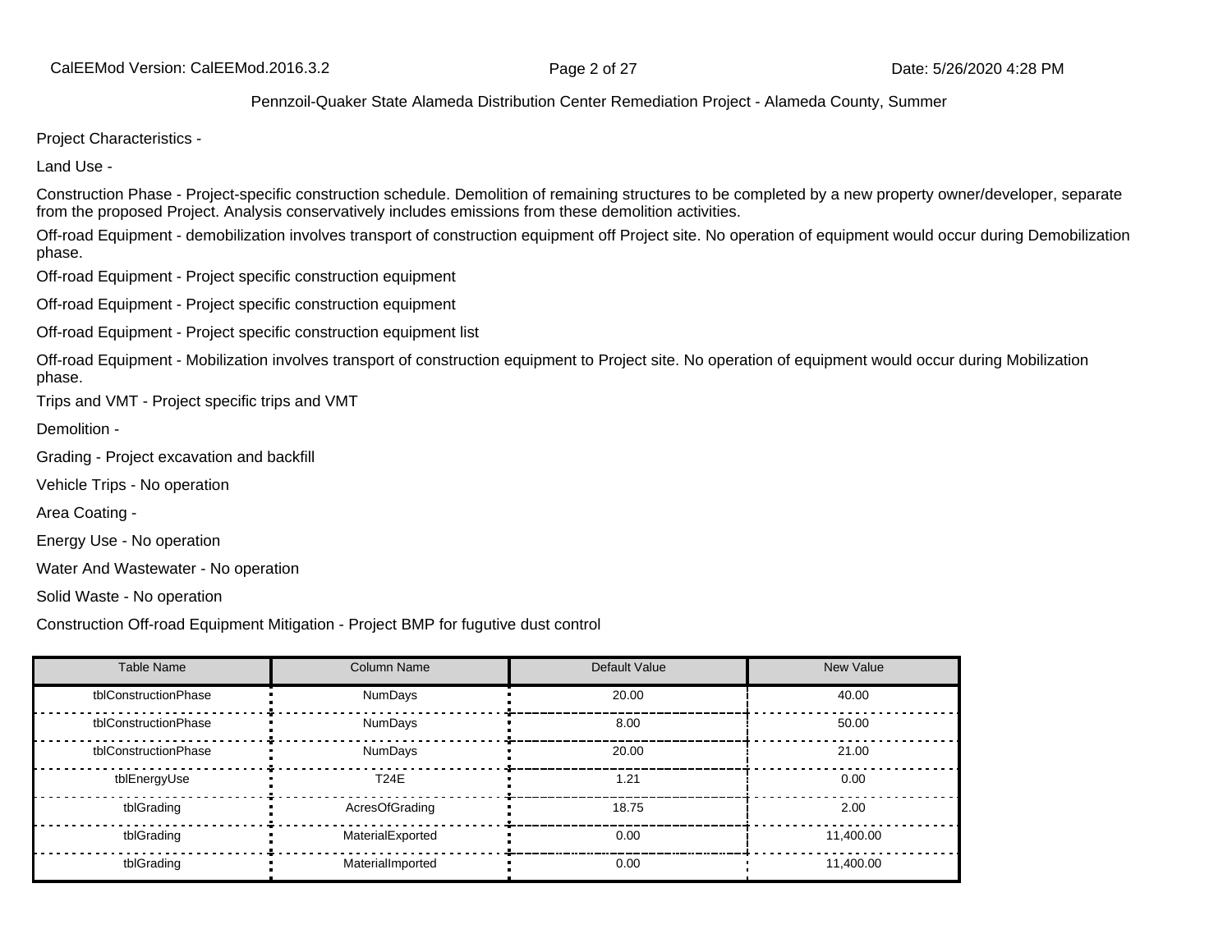Project Characteristics -

Land Use -

Construction Phase - Project-specific construction schedule. Demolition of remaining structures to be completed by a new property owner/developer, separate from the proposed Project. Analysis conservatively includes emissions from these demolition activities.

Off-road Equipment - demobilization involves transport of construction equipment off Project site. No operation of equipment would occur during Demobilization phase.

Off-road Equipment - Project specific construction equipment

Off-road Equipment - Project specific construction equipment

Off-road Equipment - Project specific construction equipment list

Off-road Equipment - Mobilization involves transport of construction equipment to Project site. No operation of equipment would occur during Mobilization phase.

Trips and VMT - Project specific trips and VMT

Demolition -

Grading - Project excavation and backfill

Vehicle Trips - No operation

Area Coating -

Energy Use - No operation

Water And Wastewater - No operation

Solid Waste - No operation

Construction Off-road Equipment Mitigation - Project BMP for fugutive dust control

| Table Name | Column Name | Default Value | New Value |
|---|---|---|---|
| tblConstructionPhase | NumDays | 20.00 | 40.00 |
| tblConstructionPhase | NumDays | 8.00 | 50.00 |
| tblConstructionPhase | NumDays | 20.00 | 21.00 |
| tblEnergyUse | T24E | 1.21 | 0.00 |
| tblGrading | AcresOfGrading | 18.75 | 2.00 |
| tblGrading | MaterialExported | 0.00 | 11,400.00 |
| tblGrading | MaterialImported | 0.00 | 11,400.00 |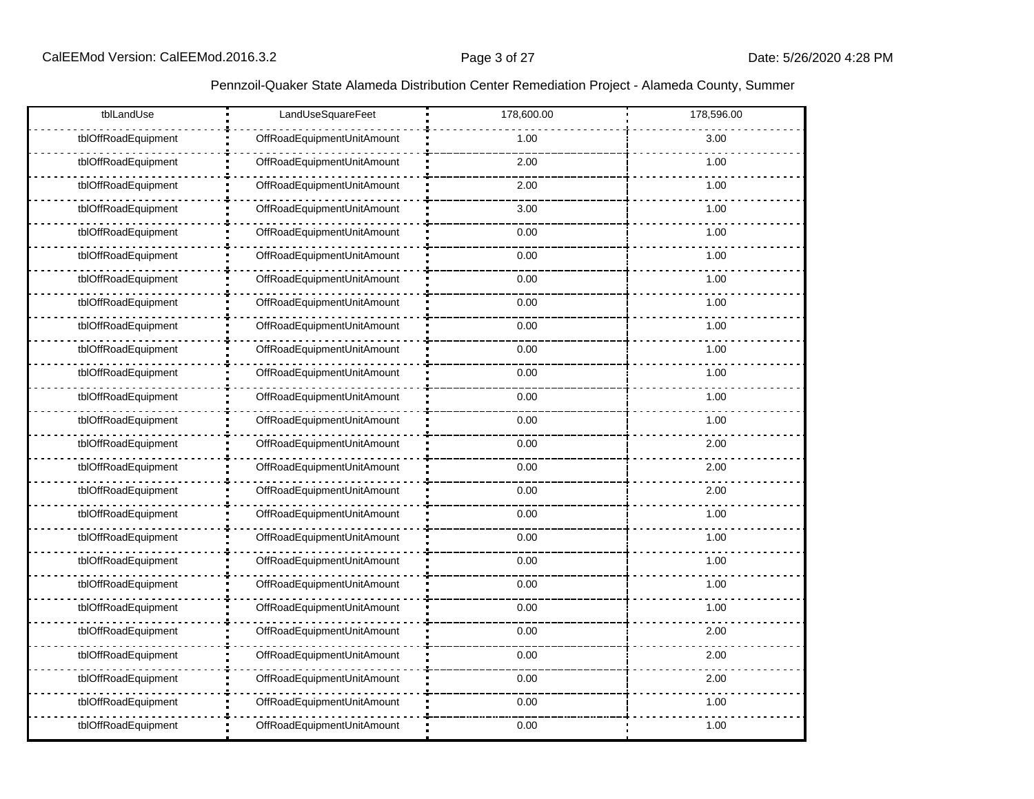| tblLandUse | LandUseSquareFeet | 178,600.00 | 178,596.00 |
|---|---|---|---|
| tblOffRoadEquipment | OffRoadEquipmentUnitAmount | 1.00 | 3.00 |
| tblOffRoadEquipment | OffRoadEquipmentUnitAmount | 2.00 | 1.00 |
| tblOffRoadEquipment | OffRoadEquipmentUnitAmount | 2.00 | 1.00 |
| tblOffRoadEquipment | OffRoadEquipmentUnitAmount | 3.00 | 1.00 |
| tblOffRoadEquipment | OffRoadEquipmentUnitAmount | 0.00 | 1.00 |
| tblOffRoadEquipment | OffRoadEquipmentUnitAmount | 0.00 | 1.00 |
| tblOffRoadEquipment | OffRoadEquipmentUnitAmount | 0.00 | 1.00 |
| tblOffRoadEquipment | OffRoadEquipmentUnitAmount | 0.00 | 1.00 |
| tblOffRoadEquipment | OffRoadEquipmentUnitAmount | 0.00 | 1.00 |
| tblOffRoadEquipment | OffRoadEquipmentUnitAmount | 0.00 | 1.00 |
| tblOffRoadEquipment | OffRoadEquipmentUnitAmount | 0.00 | 1.00 |
| tblOffRoadEquipment | OffRoadEquipmentUnitAmount | 0.00 | 1.00 |
| tblOffRoadEquipment | OffRoadEquipmentUnitAmount | 0.00 | 1.00 |
| tblOffRoadEquipment | OffRoadEquipmentUnitAmount | 0.00 | 2.00 |
| tblOffRoadEquipment | OffRoadEquipmentUnitAmount | 0.00 | 2.00 |
| tblOffRoadEquipment | OffRoadEquipmentUnitAmount | 0.00 | 2.00 |
| tblOffRoadEquipment | OffRoadEquipmentUnitAmount | 0.00 | 1.00 |
| tblOffRoadEquipment | OffRoadEquipmentUnitAmount | 0.00 | 1.00 |
| tblOffRoadEquipment | OffRoadEquipmentUnitAmount | 0.00 | 1.00 |
| tblOffRoadEquipment | OffRoadEquipmentUnitAmount | 0.00 | 1.00 |
| tblOffRoadEquipment | OffRoadEquipmentUnitAmount | 0.00 | 1.00 |
| tblOffRoadEquipment | OffRoadEquipmentUnitAmount | 0.00 | 2.00 |
| tblOffRoadEquipment | OffRoadEquipmentUnitAmount | 0.00 | 2.00 |
| tblOffRoadEquipment | OffRoadEquipmentUnitAmount | 0.00 | 2.00 |
| tblOffRoadEquipment | OffRoadEquipmentUnitAmount | 0.00 | 1.00 |
| tblOffRoadEquipment | OffRoadEquipmentUnitAmount | 0.00 | 1.00 |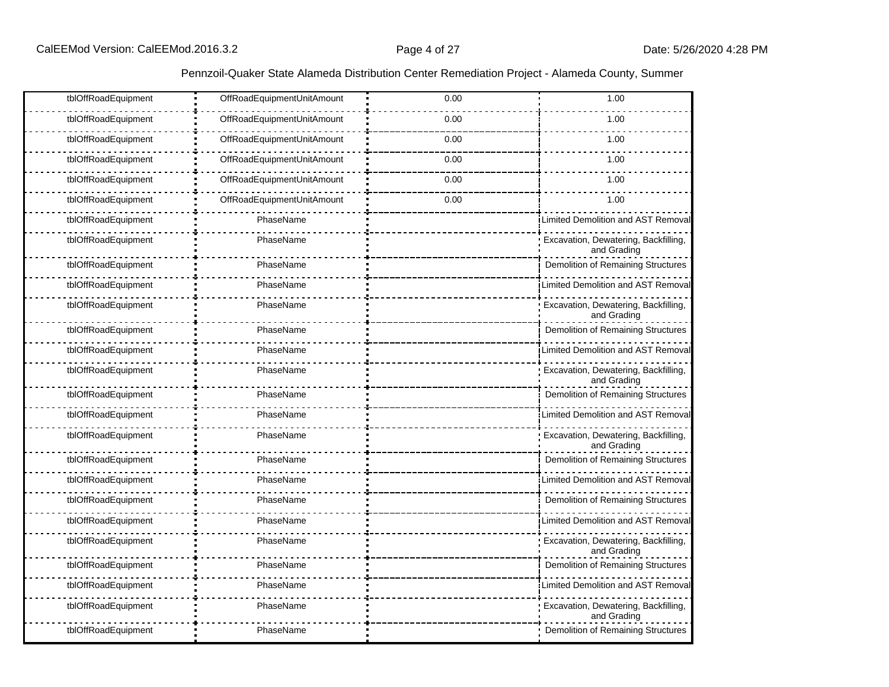| | | | |
|---|---|---|---|
| tblOffRoadEquipment | OffRoadEquipmentUnitAmount | 0.00 | 1.00 |
| tblOffRoadEquipment | OffRoadEquipmentUnitAmount | 0.00 | 1.00 |
| tblOffRoadEquipment | OffRoadEquipmentUnitAmount | 0.00 | 1.00 |
| tblOffRoadEquipment | OffRoadEquipmentUnitAmount | 0.00 | 1.00 |
| tblOffRoadEquipment | OffRoadEquipmentUnitAmount | 0.00 | 1.00 |
| tblOffRoadEquipment | OffRoadEquipmentUnitAmount | 0.00 | 1.00 |
| tblOffRoadEquipment | PhaseName | | Limited Demolition and AST Removal |
| tblOffRoadEquipment | PhaseName | | Excavation, Dewatering, Backfilling, and Grading |
| tblOffRoadEquipment | PhaseName | | Demolition of Remaining Structures |
| tblOffRoadEquipment | PhaseName | | Limited Demolition and AST Removal |
| tblOffRoadEquipment | PhaseName | | Excavation, Dewatering, Backfilling, and Grading |
| tblOffRoadEquipment | PhaseName | | Demolition of Remaining Structures |
| tblOffRoadEquipment | PhaseName | | Limited Demolition and AST Removal |
| tblOffRoadEquipment | PhaseName | | Excavation, Dewatering, Backfilling, and Grading |
| tblOffRoadEquipment | PhaseName | | Demolition of Remaining Structures |
| tblOffRoadEquipment | PhaseName | | Limited Demolition and AST Removal |
| tblOffRoadEquipment | PhaseName | | Excavation, Dewatering, Backfilling, and Grading |
| tblOffRoadEquipment | PhaseName | | Demolition of Remaining Structures |
| tblOffRoadEquipment | PhaseName | | Limited Demolition and AST Removal |
| tblOffRoadEquipment | PhaseName | | Demolition of Remaining Structures |
| tblOffRoadEquipment | PhaseName | | Limited Demolition and AST Removal |
| tblOffRoadEquipment | PhaseName | | Excavation, Dewatering, Backfilling, and Grading |
| tblOffRoadEquipment | PhaseName | | Demolition of Remaining Structures |
| tblOffRoadEquipment | PhaseName | | Limited Demolition and AST Removal |
| tblOffRoadEquipment | PhaseName | | Excavation, Dewatering, Backfilling, and Grading |
| tblOffRoadEquipment | PhaseName | | Demolition of Remaining Structures |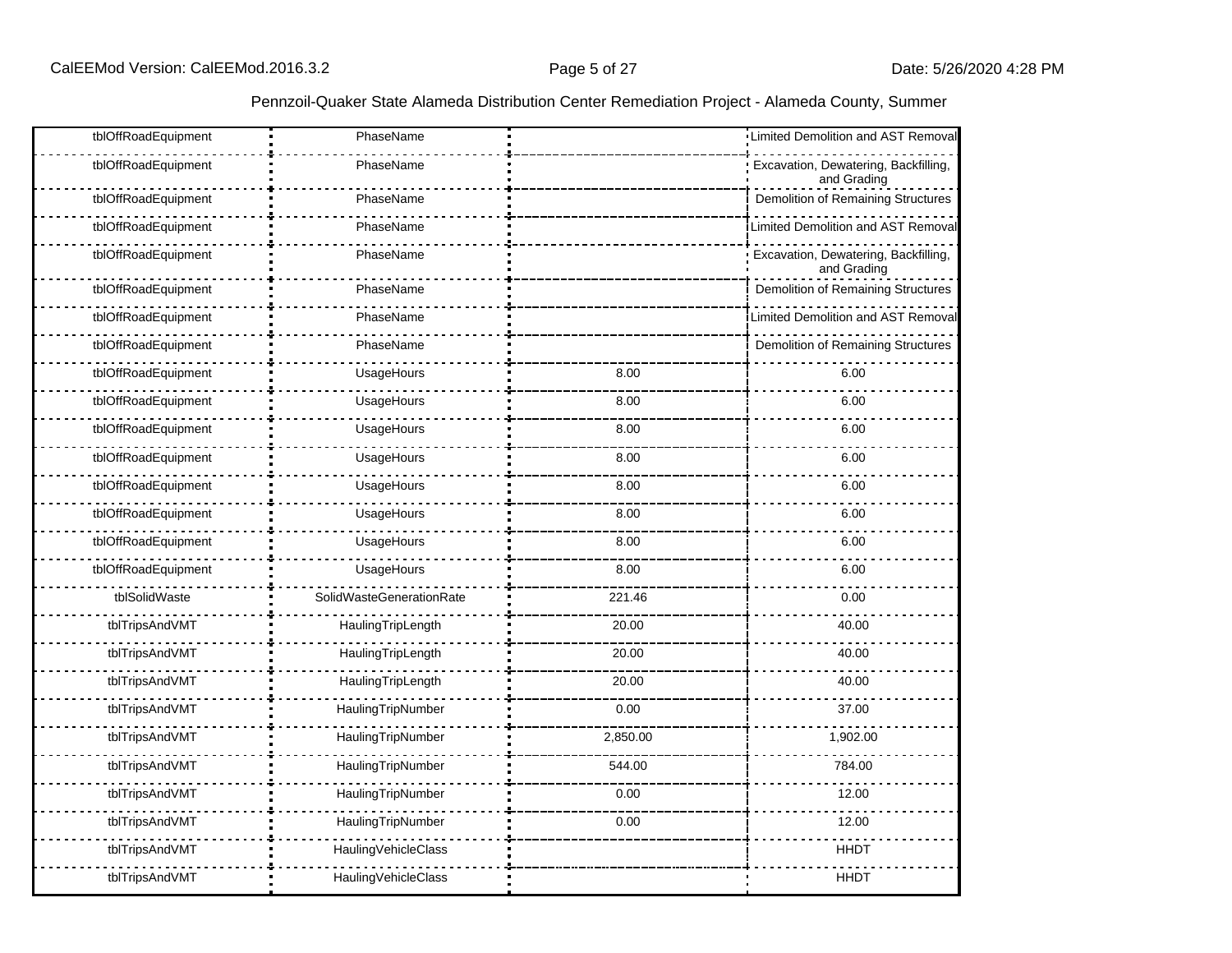| tblOffRoadEquipment | PhaseName | | Limited Demolition and AST Removal |
|---|---|---|---|
| tblOffRoadEquipment | PhaseName | | Excavation, Dewatering, Backfilling, and Grading |
| tblOffRoadEquipment | PhaseName | | Demolition of Remaining Structures |
| tblOffRoadEquipment | PhaseName | | Limited Demolition and AST Removal |
| tblOffRoadEquipment | PhaseName | | Excavation, Dewatering, Backfilling, and Grading |
| tblOffRoadEquipment | PhaseName | | Demolition of Remaining Structures |
| tblOffRoadEquipment | PhaseName | | Limited Demolition and AST Removal |
| tblOffRoadEquipment | PhaseName | | Demolition of Remaining Structures |
| tblOffRoadEquipment | UsageHours | 8.00 | 6.00 |
| tblOffRoadEquipment | UsageHours | 8.00 | 6.00 |
| tblOffRoadEquipment | UsageHours | 8.00 | 6.00 |
| tblOffRoadEquipment | UsageHours | 8.00 | 6.00 |
| tblOffRoadEquipment | UsageHours | 8.00 | 6.00 |
| tblOffRoadEquipment | UsageHours | 8.00 | 6.00 |
| tblOffRoadEquipment | UsageHours | 8.00 | 6.00 |
| tblOffRoadEquipment | UsageHours | 8.00 | 6.00 |
| tblSolidWaste | SolidWasteGenerationRate | 221.46 | 0.00 |
| tblTripsAndVMT | HaulingTripLength | 20.00 | 40.00 |
| tblTripsAndVMT | HaulingTripLength | 20.00 | 40.00 |
| tblTripsAndVMT | HaulingTripLength | 20.00 | 40.00 |
| tblTripsAndVMT | HaulingTripNumber | 0.00 | 37.00 |
| tblTripsAndVMT | HaulingTripNumber | 2,850.00 | 1,902.00 |
| tblTripsAndVMT | HaulingTripNumber | 544.00 | 784.00 |
| tblTripsAndVMT | HaulingTripNumber | 0.00 | 12.00 |
| tblTripsAndVMT | HaulingTripNumber | 0.00 | 12.00 |
| tblTripsAndVMT | HaulingVehicleClass | | HHDT |
| tblTripsAndVMT | HaulingVehicleClass | | HHDT |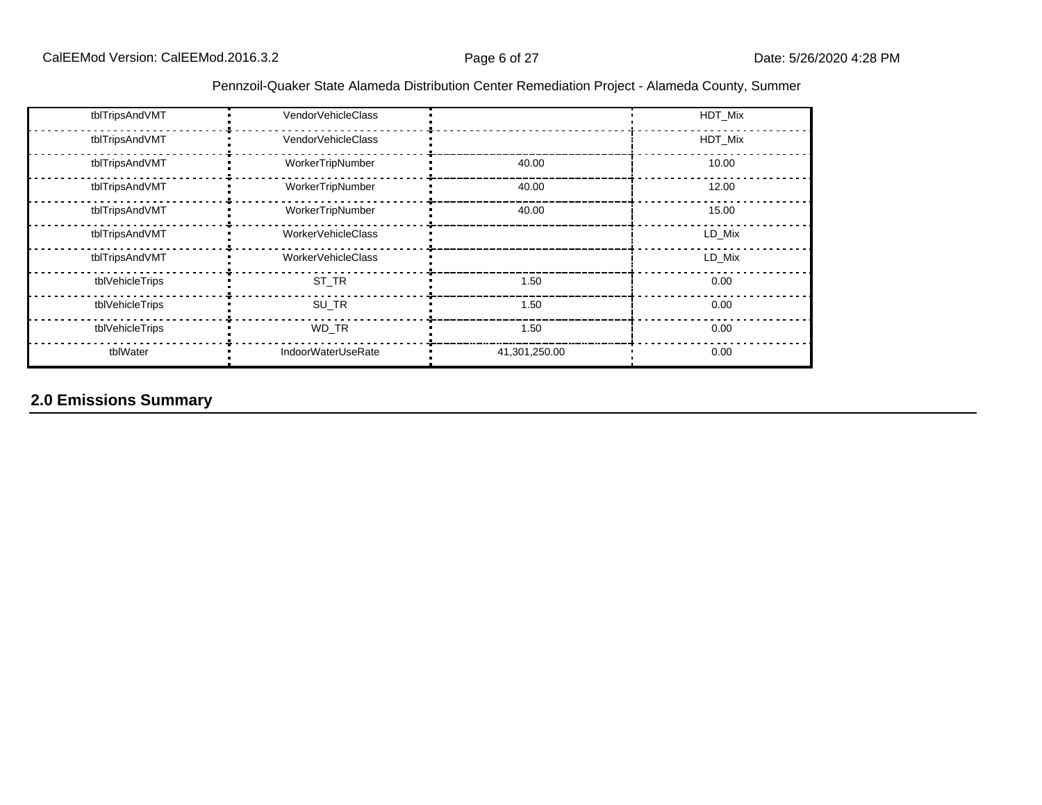| | | | |
|---|---|---|---|
| tblTripsAndVMT | VendorVehicleClass | | HDT_Mix |
| tblTripsAndVMT | VendorVehicleClass | | HDT_Mix |
| tblTripsAndVMT | WorkerTripNumber | 40.00 | 10.00 |
| tblTripsAndVMT | WorkerTripNumber | 40.00 | 12.00 |
| tblTripsAndVMT | WorkerTripNumber | 40.00 | 15.00 |
| tblTripsAndVMT | WorkerVehicleClass | | LD_Mix |
| tblTripsAndVMT | WorkerVehicleClass | | LD_Mix |
| tblVehicleTrips | ST_TR | 1.50 | 0.00 |
| tblVehicleTrips | SU_TR | 1.50 | 0.00 |
| tblVehicleTrips | WD_TR | 1.50 | 0.00 |
| tblWater | IndoorWaterUseRate | 41,301,250.00 | 0.00 |

## 2.0 Emissions Summary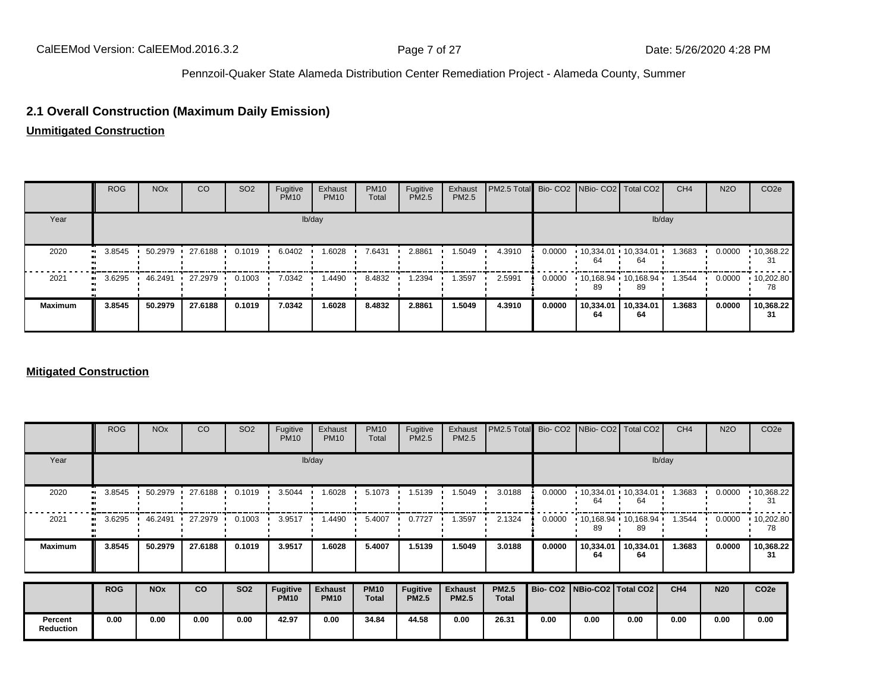## 2.1 Overall Construction (Maximum Daily Emission)

**Unmitigated Construction**

| | ROG | NOx | CO | SO2 | Fugitive PM10 | Exhaust PM10 | PM10 Total | Fugitive PM2.5 | Exhaust PM2.5 | PM2.5 Total | Bio- CO2 | NBio- CO2 | Total CO2 | CH4 | N2O | CO2e |
|---|---|---|---|---|---|---|---|---|---|---|---|---|---|---|---|---|
| Year | lb/day | | | | | | | | | | lb/day | | | | | |
| 2020 | 3.8545 | 50.2979 | 27.6188 | 0.1019 | 6.0402 | 1.6028 | 7.6431 | 2.8861 | 1.5049 | 4.3910 | 0.0000 | 10,334.0164 | 10,334.0164 | 1.3683 | 0.0000 | 10,368.2231 |
| 2021 | 3.6295 | 46.2491 | 27.2979 | 0.1003 | 7.0342 | 1.4490 | 8.4832 | 1.2394 | 1.3597 | 2.5991 | 0.0000 | 10,168.9489 | 10,168.9489 | 1.3544 | 0.0000 | 10,202.8078 |
| **Maximum** | **3.8545** | **50.2979** | **27.6188** | **0.1019** | **7.0342** | **1.6028** | **8.4832** | **2.8861** | **1.5049** | **4.3910** | **0.0000** | **10,334.0164** | **10,334.0164** | **1.3683** | **0.0000** | **10,368.2231** |

**Mitigated Construction**

| | ROG | NOx | CO | SO2 | Fugitive PM10 | Exhaust PM10 | PM10 Total | Fugitive PM2.5 | Exhaust PM2.5 | PM2.5 Total | Bio- CO2 | NBio- CO2 | Total CO2 | CH4 | N2O | CO2e |
|---|---|---|---|---|---|---|---|---|---|---|---|---|---|---|---|---|
| Year | lb/day | | | | | | | | | | lb/day | | | | | |
| 2020 | 3.8545 | 50.2979 | 27.6188 | 0.1019 | 3.5044 | 1.6028 | 5.1073 | 1.5139 | 1.5049 | 3.0188 | 0.0000 | 10,334.0164 | 10,334.0164 | 1.3683 | 0.0000 | 10,368.2231 |
| 2021 | 3.6295 | 46.2491 | 27.2979 | 0.1003 | 3.9517 | 1.4490 | 5.4007 | 0.7727 | 1.3597 | 2.1324 | 0.0000 | 10,168.9489 | 10,168.9489 | 1.3544 | 0.0000 | 10,202.8078 |
| **Maximum** | **3.8545** | **50.2979** | **27.6188** | **0.1019** | **3.9517** | **1.6028** | **5.4007** | **1.5139** | **1.5049** | **3.0188** | **0.0000** | **10,334.0164** | **10,334.0164** | **1.3683** | **0.0000** | **10,368.2231** |

| | ROG | NOx | CO | SO2 | Fugitive PM10 | Exhaust PM10 | PM10 Total | Fugitive PM2.5 | Exhaust PM2.5 | PM2.5 Total | Bio- CO2 | NBio-CO2 | Total CO2 | CH4 | N20 | CO2e |
|---|---|---|---|---|---|---|---|---|---|---|---|---|---|---|---|---|
| **Percent Reduction** | **0.00** | **0.00** | **0.00** | **0.00** | **42.97** | **0.00** | **34.84** | **44.58** | **0.00** | **26.31** | **0.00** | **0.00** | **0.00** | **0.00** | **0.00** | **0.00** |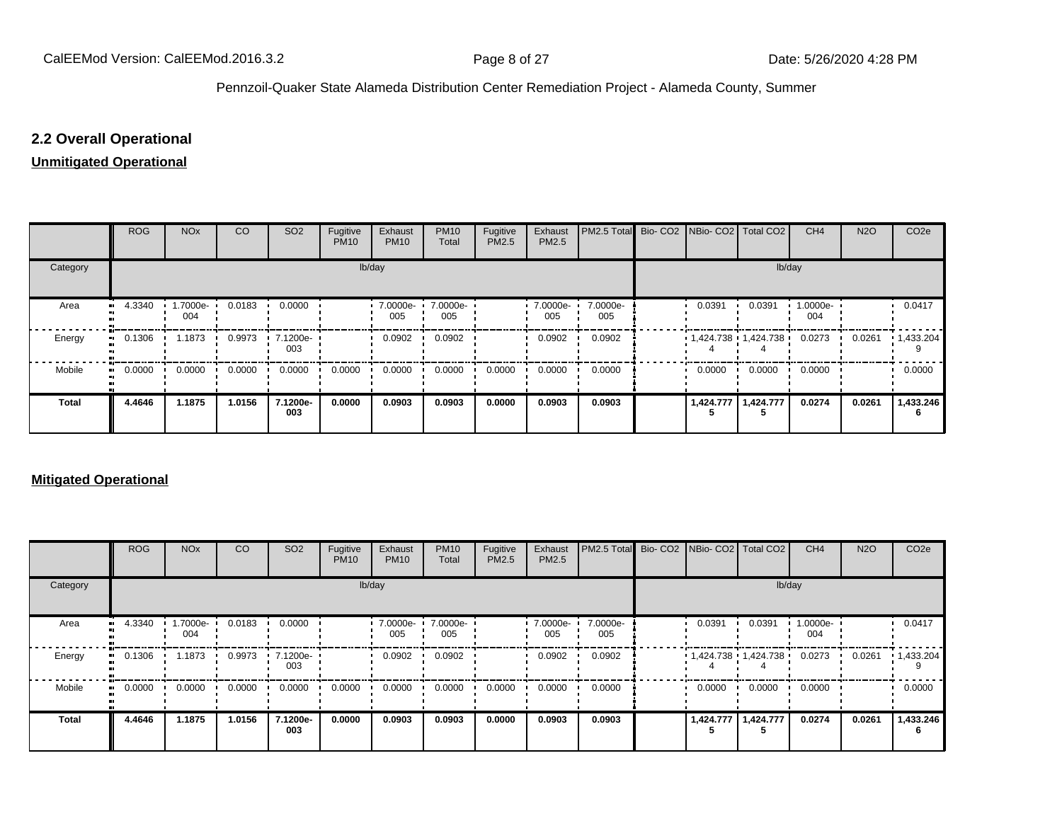## 2.2 Overall Operational

**Unmitigated Operational**

| | ROG | NOx | CO | SO2 | Fugitive PM10 | Exhaust PM10 | PM10 Total | Fugitive PM2.5 | Exhaust PM2.5 | PM2.5 Total | Bio- CO2 | NBio- CO2 | Total CO2 | CH4 | N2O | CO2e |
|---|---|---|---|---|---|---|---|---|---|---|---|---|---|---|---|---|
| Category | lb/day | | | | | | | | | | lb/day | | | | | |
| Area | 4.3340 | 1.7000e-004 | 0.0183 | 0.0000 | | 7.0000e-005 | 7.0000e-005 | | 7.0000e-005 | 7.0000e-005 | | 0.0391 | 0.0391 | 1.0000e-004 | | 0.0417 |
| Energy | 0.1306 | 1.1873 | 0.9973 | 7.1200e-003 | | 0.0902 | 0.0902 | | 0.0902 | 0.0902 | | 1,424.7384 | 1,424.7384 | 0.0273 | 0.0261 | 1,433.2049 |
| Mobile | 0.0000 | 0.0000 | 0.0000 | 0.0000 | 0.0000 | 0.0000 | 0.0000 | 0.0000 | 0.0000 | 0.0000 | | 0.0000 | 0.0000 | 0.0000 | | 0.0000 |
| **Total** | **4.4646** | **1.1875** | **1.0156** | **7.1200e-003** | **0.0000** | **0.0903** | **0.0903** | **0.0000** | **0.0903** | **0.0903** | | **1,424.7775** | **1,424.7775** | **0.0274** | **0.0261** | **1,433.2466** |

**Mitigated Operational**

| | ROG | NOx | CO | SO2 | Fugitive PM10 | Exhaust PM10 | PM10 Total | Fugitive PM2.5 | Exhaust PM2.5 | PM2.5 Total | Bio- CO2 | NBio- CO2 | Total CO2 | CH4 | N2O | CO2e |
|---|---|---|---|---|---|---|---|---|---|---|---|---|---|---|---|---|
| Category | lb/day | | | | | | | | | | lb/day | | | | | |
| Area | 4.3340 | 1.7000e-004 | 0.0183 | 0.0000 | | 7.0000e-005 | 7.0000e-005 | | 7.0000e-005 | 7.0000e-005 | | 0.0391 | 0.0391 | 1.0000e-004 | | 0.0417 |
| Energy | 0.1306 | 1.1873 | 0.9973 | 7.1200e-003 | | 0.0902 | 0.0902 | | 0.0902 | 0.0902 | | 1,424.7384 | 1,424.7384 | 0.0273 | 0.0261 | 1,433.2049 |
| Mobile | 0.0000 | 0.0000 | 0.0000 | 0.0000 | 0.0000 | 0.0000 | 0.0000 | 0.0000 | 0.0000 | 0.0000 | | 0.0000 | 0.0000 | 0.0000 | | 0.0000 |
| **Total** | **4.4646** | **1.1875** | **1.0156** | **7.1200e-003** | **0.0000** | **0.0903** | **0.0903** | **0.0000** | **0.0903** | **0.0903** | | **1,424.7775** | **1,424.7775** | **0.0274** | **0.0261** | **1,433.2466** |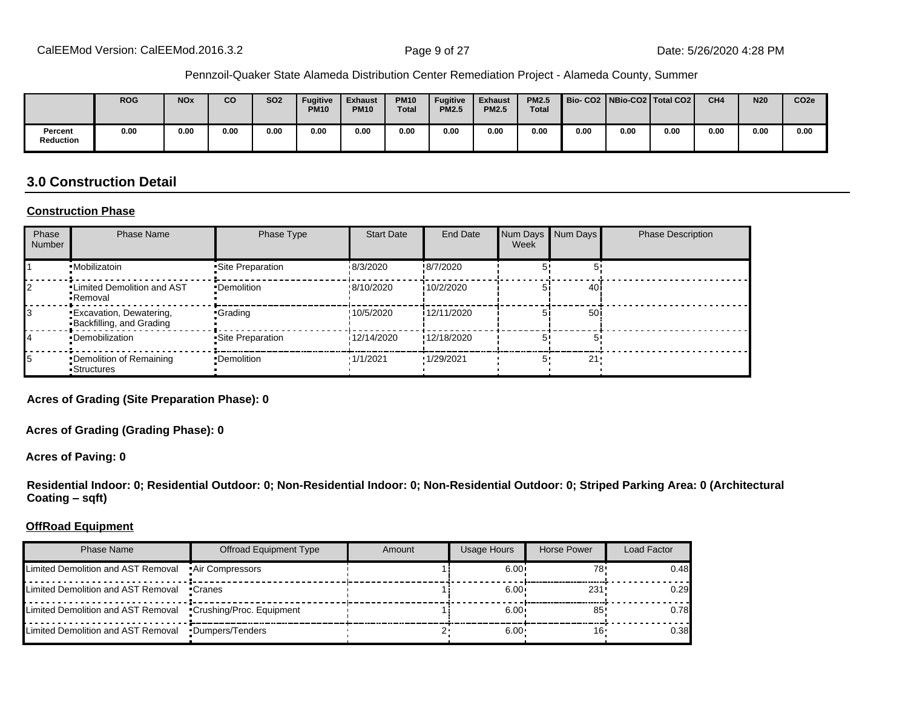|  | ROG | NOx | CO | SO2 | Fugitive PM10 | Exhaust PM10 | PM10 Total | Fugitive PM2.5 | Exhaust PM2.5 | PM2.5 Total | Bio- CO2 | NBio-CO2 | Total CO2 | CH4 | N20 | CO2e |
|---|---|---|---|---|---|---|---|---|---|---|---|---|---|---|---|---|
| Percent Reduction | 0.00 | 0.00 | 0.00 | 0.00 | 0.00 | 0.00 | 0.00 | 0.00 | 0.00 | 0.00 | 0.00 | 0.00 | 0.00 | 0.00 | 0.00 | 0.00 |

## 3.0 Construction Detail

**Construction Phase**

| Phase Number | Phase Name | Phase Type | Start Date | End Date | Num Days Week | Num Days | Phase Description |
|---|---|---|---|---|---|---|---|
| 1 | Mobilizatoin | Site Preparation | 8/3/2020 | 8/7/2020 | 5 | 5 | |
| 2 | Limited Demolition and AST Removal | Demolition | 8/10/2020 | 10/2/2020 | 5 | 40 | |
| 3 | Excavation, Dewatering, Backfilling, and Grading | Grading | 10/5/2020 | 12/11/2020 | 5 | 50 | |
| 4 | Demobilization | Site Preparation | 12/14/2020 | 12/18/2020 | 5 | 5 | |
| 5 | Demolition of Remaining Structures | Demolition | 1/1/2021 | 1/29/2021 | 5 | 21 | |

**Acres of Grading (Site Preparation Phase): 0**

**Acres of Grading (Grading Phase): 0**

**Acres of Paving: 0**

**Residential Indoor: 0; Residential Outdoor: 0; Non-Residential Indoor: 0; Non-Residential Outdoor: 0; Striped Parking Area: 0 (Architectural Coating – sqft)**

**OffRoad Equipment**

| Phase Name | Offroad Equipment Type | Amount | Usage Hours | Horse Power | Load Factor |
|---|---|---|---|---|---|
| Limited Demolition and AST Removal | Air Compressors | 1 | 6.00 | 78 | 0.48 |
| Limited Demolition and AST Removal | Cranes | 1 | 6.00 | 231 | 0.29 |
| Limited Demolition and AST Removal | Crushing/Proc. Equipment | 1 | 6.00 | 85 | 0.78 |
| Limited Demolition and AST Removal | Dumpers/Tenders | 2 | 6.00 | 16 | 0.38 |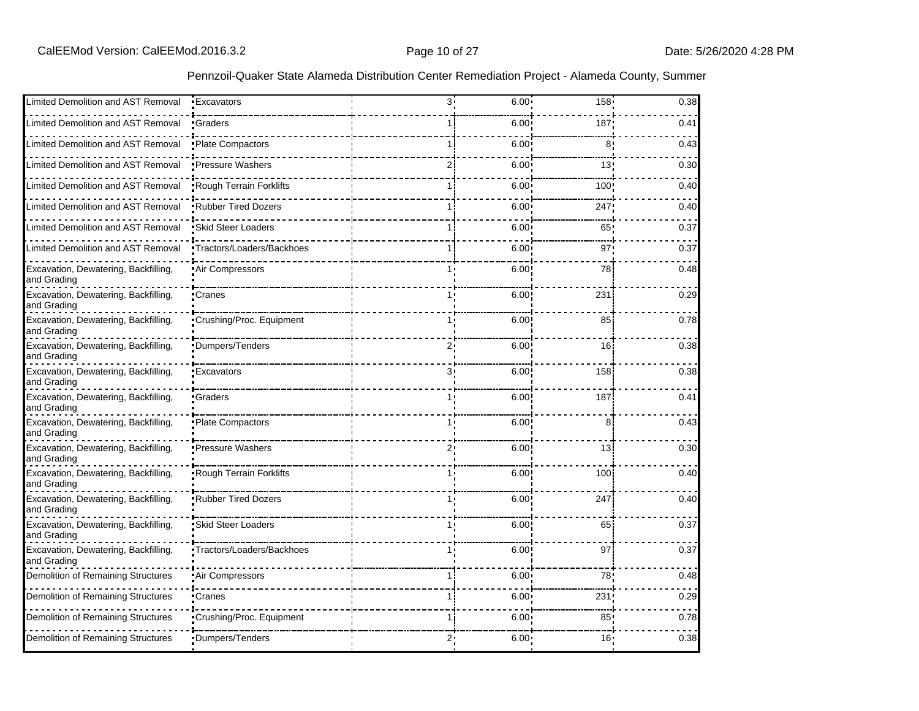Pennzoil-Quaker State Alameda Distribution Center Remediation Project - Alameda County, Summer

| | | | | | |
|---|---|---|---|---|---|
| Limited Demolition and AST Removal | Excavators | 3 | 6.00 | 158 | 0.38 |
| Limited Demolition and AST Removal | Graders | 1 | 6.00 | 187 | 0.41 |
| Limited Demolition and AST Removal | Plate Compactors | 1 | 6.00 | 8 | 0.43 |
| Limited Demolition and AST Removal | Pressure Washers | 2 | 6.00 | 13 | 0.30 |
| Limited Demolition and AST Removal | Rough Terrain Forklifts | 1 | 6.00 | 100 | 0.40 |
| Limited Demolition and AST Removal | Rubber Tired Dozers | 1 | 6.00 | 247 | 0.40 |
| Limited Demolition and AST Removal | Skid Steer Loaders | 1 | 6.00 | 65 | 0.37 |
| Limited Demolition and AST Removal | Tractors/Loaders/Backhoes | 1 | 6.00 | 97 | 0.37 |
| Excavation, Dewatering, Backfilling, and Grading | Air Compressors | 1 | 6.00 | 78 | 0.48 |
| Excavation, Dewatering, Backfilling, and Grading | Cranes | 1 | 6.00 | 231 | 0.29 |
| Excavation, Dewatering, Backfilling, and Grading | Crushing/Proc. Equipment | 1 | 6.00 | 85 | 0.78 |
| Excavation, Dewatering, Backfilling, and Grading | Dumpers/Tenders | 2 | 6.00 | 16 | 0.38 |
| Excavation, Dewatering, Backfilling, and Grading | Excavators | 3 | 6.00 | 158 | 0.38 |
| Excavation, Dewatering, Backfilling, and Grading | Graders | 1 | 6.00 | 187 | 0.41 |
| Excavation, Dewatering, Backfilling, and Grading | Plate Compactors | 1 | 6.00 | 8 | 0.43 |
| Excavation, Dewatering, Backfilling, and Grading | Pressure Washers | 2 | 6.00 | 13 | 0.30 |
| Excavation, Dewatering, Backfilling, and Grading | Rough Terrain Forklifts | 1 | 6.00 | 100 | 0.40 |
| Excavation, Dewatering, Backfilling, and Grading | Rubber Tired Dozers | 1 | 6.00 | 247 | 0.40 |
| Excavation, Dewatering, Backfilling, and Grading | Skid Steer Loaders | 1 | 6.00 | 65 | 0.37 |
| Excavation, Dewatering, Backfilling, and Grading | Tractors/Loaders/Backhoes | 1 | 6.00 | 97 | 0.37 |
| Demolition of Remaining Structures | Air Compressors | 1 | 6.00 | 78 | 0.48 |
| Demolition of Remaining Structures | Cranes | 1 | 6.00 | 231 | 0.29 |
| Demolition of Remaining Structures | Crushing/Proc. Equipment | 1 | 6.00 | 85 | 0.78 |
| Demolition of Remaining Structures | Dumpers/Tenders | 2 | 6.00 | 16 | 0.38 |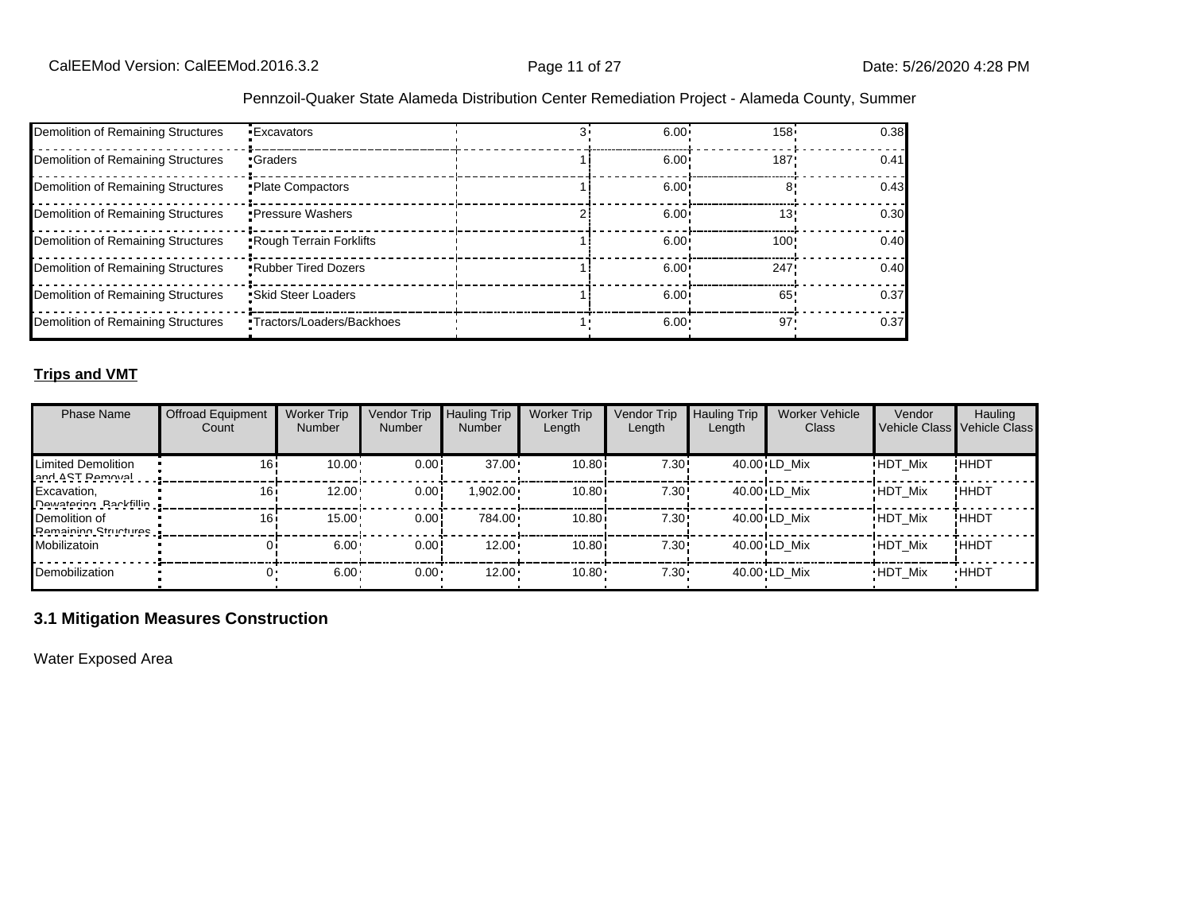Pennzoil-Quaker State Alameda Distribution Center Remediation Project - Alameda County, Summer

| | | | | | |
|---|---|---|---|---|---|
| Demolition of Remaining Structures | Excavators | 3 | 6.00 | 158 | 0.38 |
| Demolition of Remaining Structures | Graders | 1 | 6.00 | 187 | 0.41 |
| Demolition of Remaining Structures | Plate Compactors | 1 | 6.00 | 8 | 0.43 |
| Demolition of Remaining Structures | Pressure Washers | 2 | 6.00 | 13 | 0.30 |
| Demolition of Remaining Structures | Rough Terrain Forklifts | 1 | 6.00 | 100 | 0.40 |
| Demolition of Remaining Structures | Rubber Tired Dozers | 1 | 6.00 | 247 | 0.40 |
| Demolition of Remaining Structures | Skid Steer Loaders | 1 | 6.00 | 65 | 0.37 |
| Demolition of Remaining Structures | Tractors/Loaders/Backhoes | 1 | 6.00 | 97 | 0.37 |

**Trips and VMT**

| Phase Name | Offroad Equipment Count | Worker Trip Number | Vendor Trip Number | Hauling Trip Number | Worker Trip Length | Vendor Trip Length | Hauling Trip Length | Worker Vehicle Class | Vendor Vehicle Class | Hauling Vehicle Class |
|---|---|---|---|---|---|---|---|---|---|---|
| Limited Demolition and AST Removal | 16 | 10.00 | 0.00 | 37.00 | 10.80 | 7.30 | 40.00 | LD_Mix | HDT_Mix | HHDT |
| Excavation, Dewatering, Backfillin | 16 | 12.00 | 0.00 | 1,902.00 | 10.80 | 7.30 | 40.00 | LD_Mix | HDT_Mix | HHDT |
| Demolition of Remaining Structures | 16 | 15.00 | 0.00 | 784.00 | 10.80 | 7.30 | 40.00 | LD_Mix | HDT_Mix | HHDT |
| Mobilizatoin | 0 | 6.00 | 0.00 | 12.00 | 10.80 | 7.30 | 40.00 | LD_Mix | HDT_Mix | HHDT |
| Demobilization | 0 | 6.00 | 0.00 | 12.00 | 10.80 | 7.30 | 40.00 | LD_Mix | HDT_Mix | HHDT |

## 3.1 Mitigation Measures Construction

Water Exposed Area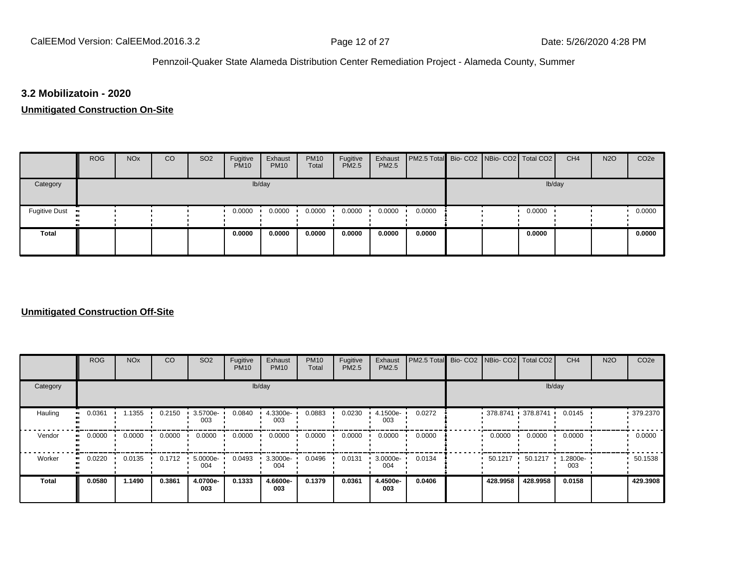### 3.2 Mobilizatoin - 2020

**Unmitigated Construction On-Site**

| | ROG | NOx | CO | SO2 | Fugitive PM10 | Exhaust PM10 | PM10 Total | Fugitive PM2.5 | Exhaust PM2.5 | PM2.5 Total | Bio- CO2 | NBio- CO2 | Total CO2 | CH4 | N2O | CO2e |
|---|---|---|---|---|---|---|---|---|---|---|---|---|---|---|---|---|
| Category | | | | | lb/day | | | | | | | | | lb/day | | |
| Fugitive Dust | | | | | 0.0000 | 0.0000 | 0.0000 | 0.0000 | 0.0000 | 0.0000 | | | 0.0000 | | | 0.0000 |
| **Total** | | | | | **0.0000** | **0.0000** | **0.0000** | **0.0000** | **0.0000** | **0.0000** | | | **0.0000** | | | **0.0000** |

**Unmitigated Construction Off-Site**

| | ROG | NOx | CO | SO2 | Fugitive PM10 | Exhaust PM10 | PM10 Total | Fugitive PM2.5 | Exhaust PM2.5 | PM2.5 Total | Bio- CO2 | NBio- CO2 | Total CO2 | CH4 | N2O | CO2e |
|---|---|---|---|---|---|---|---|---|---|---|---|---|---|---|---|---|
| Category | | | | | lb/day | | | | | | | | | lb/day | | |
| Hauling | 0.0361 | 1.1355 | 0.2150 | 3.5700e-003 | 0.0840 | 4.3300e-003 | 0.0883 | 0.0230 | 4.1500e-003 | 0.0272 | | 378.8741 | 378.8741 | 0.0145 | | 379.2370 |
| Vendor | 0.0000 | 0.0000 | 0.0000 | 0.0000 | 0.0000 | 0.0000 | 0.0000 | 0.0000 | 0.0000 | 0.0000 | | 0.0000 | 0.0000 | 0.0000 | | 0.0000 |
| Worker | 0.0220 | 0.0135 | 0.1712 | 5.0000e-004 | 0.0493 | 3.3000e-004 | 0.0496 | 0.0131 | 3.0000e-004 | 0.0134 | | 50.1217 | 50.1217 | 1.2800e-003 | | 50.1538 |
| **Total** | **0.0580** | **1.1490** | **0.3861** | **4.0700e-003** | **0.1333** | **4.6600e-003** | **0.1379** | **0.0361** | **4.4500e-003** | **0.0406** | | **428.9958** | **428.9958** | **0.0158** | | **429.3908** |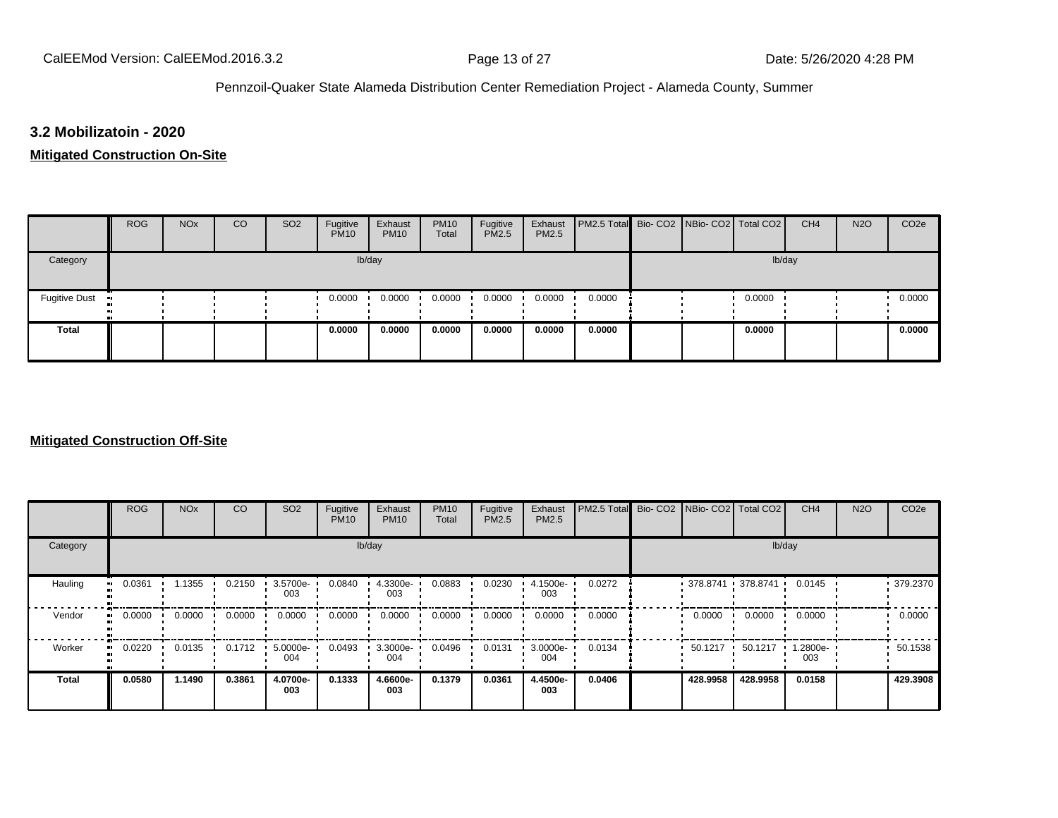## 3.2 Mobilizatoin - 2020

**Mitigated Construction On-Site**

| | ROG | NOx | CO | SO2 | Fugitive PM10 | Exhaust PM10 | PM10 Total | Fugitive PM2.5 | Exhaust PM2.5 | PM2.5 Total | Bio- CO2 | NBio- CO2 | Total CO2 | CH4 | N2O | CO2e |
|---|---|---|---|---|---|---|---|---|---|---|---|---|---|---|---|---|
| Category | | | | | lb/day | | | | | | | | | lb/day | | |
| Fugitive Dust | | | | | 0.0000 | 0.0000 | 0.0000 | 0.0000 | 0.0000 | 0.0000 | | | 0.0000 | | | 0.0000 |
| **Total** | | | | | **0.0000** | **0.0000** | **0.0000** | **0.0000** | **0.0000** | **0.0000** | | | **0.0000** | | | **0.0000** |

**Mitigated Construction Off-Site**

| | ROG | NOx | CO | SO2 | Fugitive PM10 | Exhaust PM10 | PM10 Total | Fugitive PM2.5 | Exhaust PM2.5 | PM2.5 Total | Bio- CO2 | NBio- CO2 | Total CO2 | CH4 | N2O | CO2e |
|---|---|---|---|---|---|---|---|---|---|---|---|---|---|---|---|---|
| Category | | | | | lb/day | | | | | | | | | lb/day | | |
| Hauling | 0.0361 | 1.1355 | 0.2150 | 3.5700e-003 | 0.0840 | 4.3300e-003 | 0.0883 | 0.0230 | 4.1500e-003 | 0.0272 | | 378.8741 | 378.8741 | 0.0145 | | 379.2370 |
| Vendor | 0.0000 | 0.0000 | 0.0000 | 0.0000 | 0.0000 | 0.0000 | 0.0000 | 0.0000 | 0.0000 | 0.0000 | | 0.0000 | 0.0000 | 0.0000 | | 0.0000 |
| Worker | 0.0220 | 0.0135 | 0.1712 | 5.0000e-004 | 0.0493 | 3.3000e-004 | 0.0496 | 0.0131 | 3.0000e-004 | 0.0134 | | 50.1217 | 50.1217 | 1.2800e-003 | | 50.1538 |
| **Total** | **0.0580** | **1.1490** | **0.3861** | **4.0700e-003** | **0.1333** | **4.6600e-003** | **0.1379** | **0.0361** | **4.4500e-003** | **0.0406** | | **428.9958** | **428.9958** | **0.0158** | | **429.3908** |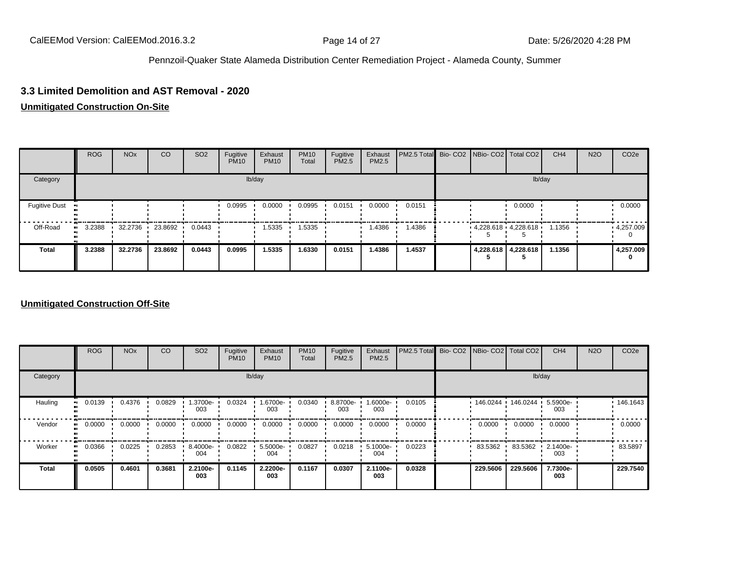## 3.3 Limited Demolition and AST Removal - 2020

**Unmitigated Construction On-Site**

| | ROG | NOx | CO | SO2 | Fugitive PM10 | Exhaust PM10 | PM10 Total | Fugitive PM2.5 | Exhaust PM2.5 | PM2.5 Total | Bio- CO2 | NBio- CO2 | Total CO2 | CH4 | N2O | CO2e |
|---|---|---|---|---|---|---|---|---|---|---|---|---|---|---|---|---|
| Category | lb/day | | | | | | | | | | lb/day | | | | | |
| Fugitive Dust | | | | | 0.0995 | 0.0000 | 0.0995 | 0.0151 | 0.0000 | 0.0151 | | | 0.0000 | | | 0.0000 |
| Off-Road | 3.2388 | 32.2736 | 23.8692 | 0.0443 | | 1.5335 | 1.5335 | | 1.4386 | 1.4386 | | 4,228.6185 | 4,228.6185 | 1.1356 | | 4,257.0090 |
| **Total** | **3.2388** | **32.2736** | **23.8692** | **0.0443** | **0.0995** | **1.5335** | **1.6330** | **0.0151** | **1.4386** | **1.4537** | | **4,228.6185** | **4,228.6185** | **1.1356** | | **4,257.0090** |

**Unmitigated Construction Off-Site**

| | ROG | NOx | CO | SO2 | Fugitive PM10 | Exhaust PM10 | PM10 Total | Fugitive PM2.5 | Exhaust PM2.5 | PM2.5 Total | Bio- CO2 | NBio- CO2 | Total CO2 | CH4 | N2O | CO2e |
|---|---|---|---|---|---|---|---|---|---|---|---|---|---|---|---|---|
| Category | lb/day | | | | | | | | | | lb/day | | | | | |
| Hauling | 0.0139 | 0.4376 | 0.0829 | 1.3700e-003 | 0.0324 | 1.6700e-003 | 0.0340 | 8.8700e-003 | 1.6000e-003 | 0.0105 | | 146.0244 | 146.0244 | 5.5900e-003 | | 146.1643 |
| Vendor | 0.0000 | 0.0000 | 0.0000 | 0.0000 | 0.0000 | 0.0000 | 0.0000 | 0.0000 | 0.0000 | 0.0000 | | 0.0000 | 0.0000 | 0.0000 | | 0.0000 |
| Worker | 0.0366 | 0.0225 | 0.2853 | 8.4000e-004 | 0.0822 | 5.5000e-004 | 0.0827 | 0.0218 | 5.1000e-004 | 0.0223 | | 83.5362 | 83.5362 | 2.1400e-003 | | 83.5897 |
| **Total** | **0.0505** | **0.4601** | **0.3681** | **2.2100e-003** | **0.1145** | **2.2200e-003** | **0.1167** | **0.0307** | **2.1100e-003** | **0.0328** | | **229.5606** | **229.5606** | **7.7300e-003** | | **229.7540** |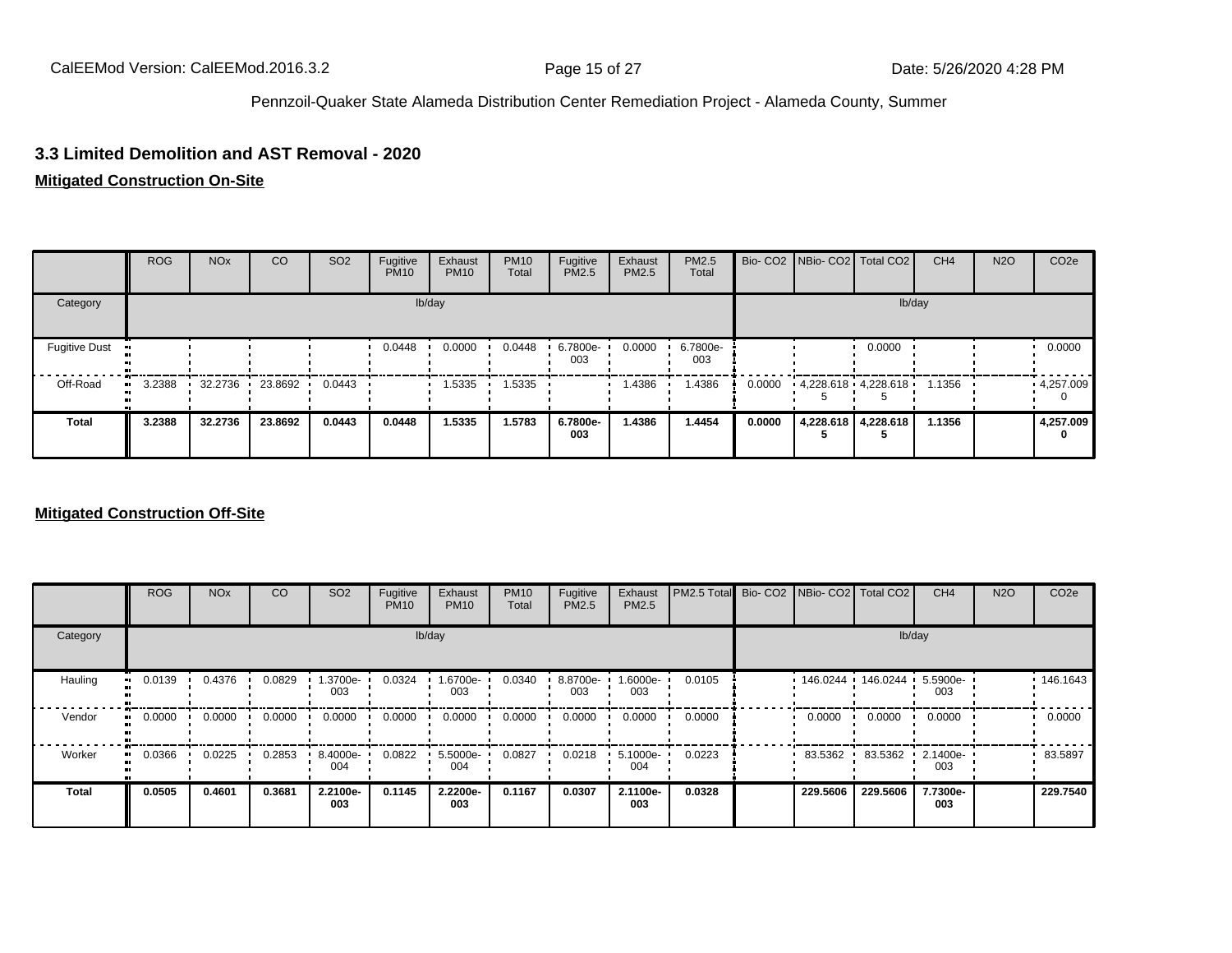### 3.3 Limited Demolition and AST Removal - 2020

**Mitigated Construction On-Site**

| | ROG | NOx | CO | SO2 | Fugitive PM10 | Exhaust PM10 | PM10 Total | Fugitive PM2.5 | Exhaust PM2.5 | PM2.5 Total | Bio- CO2 | NBio- CO2 | Total CO2 | CH4 | N2O | CO2e |
|---|---|---|---|---|---|---|---|---|---|---|---|---|---|---|---|---|
| Category | | | | | lb/day | | | | | | | | lb/day | | | |
| Fugitive Dust | | | | | 0.0448 | 0.0000 | 0.0448 | 6.7800e-003 | 0.0000 | 6.7800e-003 | | | 0.0000 | | | 0.0000 |
| Off-Road | 3.2388 | 32.2736 | 23.8692 | 0.0443 | | 1.5335 | 1.5335 | | 1.4386 | 1.4386 | 0.0000 | 4,228.6185 | 4,228.6185 | 1.1356 | | 4,257.0090 |
| **Total** | **3.2388** | **32.2736** | **23.8692** | **0.0443** | **0.0448** | **1.5335** | **1.5783** | **6.7800e-003** | **1.4386** | **1.4454** | **0.0000** | **4,228.6185** | **4,228.6185** | **1.1356** | | **4,257.0090** |

**Mitigated Construction Off-Site**

| | ROG | NOx | CO | SO2 | Fugitive PM10 | Exhaust PM10 | PM10 Total | Fugitive PM2.5 | Exhaust PM2.5 | PM2.5 Total | Bio- CO2 | NBio- CO2 | Total CO2 | CH4 | N2O | CO2e |
|---|---|---|---|---|---|---|---|---|---|---|---|---|---|---|---|---|
| Category | | | | | lb/day | | | | | | | | lb/day | | | |
| Hauling | 0.0139 | 0.4376 | 0.0829 | 1.3700e-003 | 0.0324 | 1.6700e-003 | 0.0340 | 8.8700e-003 | 1.6000e-003 | 0.0105 | | 146.0244 | 146.0244 | 5.5900e-003 | | 146.1643 |
| Vendor | 0.0000 | 0.0000 | 0.0000 | 0.0000 | 0.0000 | 0.0000 | 0.0000 | 0.0000 | 0.0000 | 0.0000 | | 0.0000 | 0.0000 | 0.0000 | | 0.0000 |
| Worker | 0.0366 | 0.0225 | 0.2853 | 8.4000e-004 | 0.0822 | 5.5000e-004 | 0.0827 | 0.0218 | 5.1000e-004 | 0.0223 | | 83.5362 | 83.5362 | 2.1400e-003 | | 83.5897 |
| **Total** | **0.0505** | **0.4601** | **0.3681** | **2.2100e-003** | **0.1145** | **2.2200e-003** | **0.1167** | **0.0307** | **2.1100e-003** | **0.0328** | | **229.5606** | **229.5606** | **7.7300e-003** | | **229.7540** |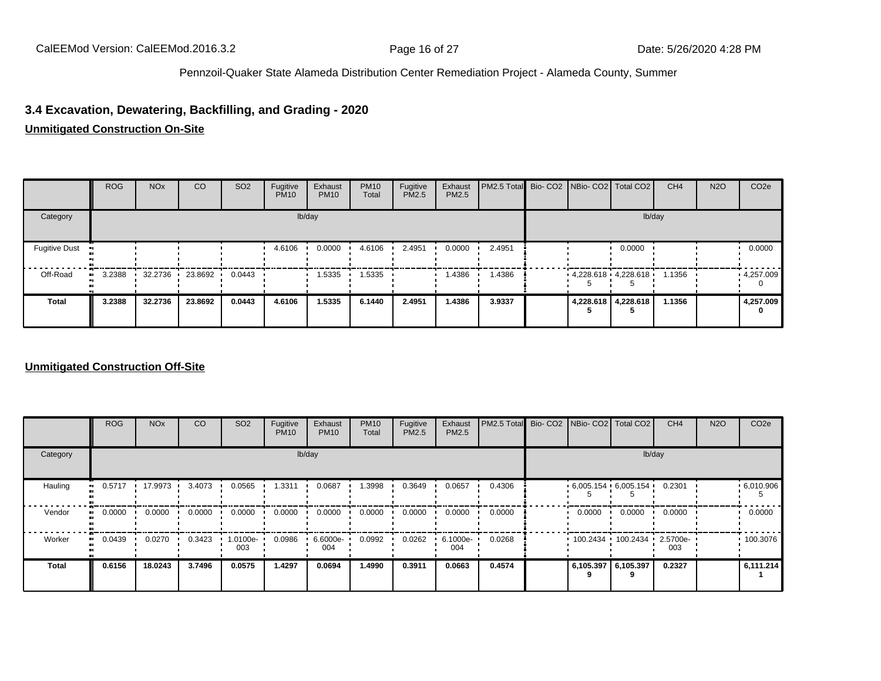## 3.4 Excavation, Dewatering, Backfilling, and Grading - 2020

**Unmitigated Construction On-Site**

| | ROG | NOx | CO | SO2 | Fugitive PM10 | Exhaust PM10 | PM10 Total | Fugitive PM2.5 | Exhaust PM2.5 | PM2.5 Total | Bio- CO2 | NBio- CO2 | Total CO2 | CH4 | N2O | CO2e |
|---|---|---|---|---|---|---|---|---|---|---|---|---|---|---|---|---|
| Category | lb/day | | | | | | | | | | lb/day | | | | | |
| Fugitive Dust | | | | | 4.6106 | 0.0000 | 4.6106 | 2.4951 | 0.0000 | 2.4951 | | | 0.0000 | | | 0.0000 |
| Off-Road | 3.2388 | 32.2736 | 23.8692 | 0.0443 | | 1.5335 | 1.5335 | | 1.4386 | 1.4386 | | 4,228.618 5 | 4,228.618 5 | 1.1356 | | 4,257.009 0 |
| **Total** | **3.2388** | **32.2736** | **23.8692** | **0.0443** | **4.6106** | **1.5335** | **6.1440** | **2.4951** | **1.4386** | **3.9337** | | **4,228.618 5** | **4,228.618 5** | **1.1356** | | **4,257.009 0** |

**Unmitigated Construction Off-Site**

| | ROG | NOx | CO | SO2 | Fugitive PM10 | Exhaust PM10 | PM10 Total | Fugitive PM2.5 | Exhaust PM2.5 | PM2.5 Total | Bio- CO2 | NBio- CO2 | Total CO2 | CH4 | N2O | CO2e |
|---|---|---|---|---|---|---|---|---|---|---|---|---|---|---|---|---|
| Category | lb/day | | | | | | | | | | lb/day | | | | | |
| Hauling | 0.5717 | 17.9973 | 3.4073 | 0.0565 | 1.3311 | 0.0687 | 1.3998 | 0.3649 | 0.0657 | 0.4306 | | 6,005.154 5 | 6,005.154 5 | 0.2301 | | 6,010.906 5 |
| Vendor | 0.0000 | 0.0000 | 0.0000 | 0.0000 | 0.0000 | 0.0000 | 0.0000 | 0.0000 | 0.0000 | 0.0000 | | 0.0000 | 0.0000 | 0.0000 | | 0.0000 |
| Worker | 0.0439 | 0.0270 | 0.3423 | 1.0100e-003 | 0.0986 | 6.6000e-004 | 0.0992 | 0.0262 | 6.1000e-004 | 0.0268 | | 100.2434 | 100.2434 | 2.5700e-003 | | 100.3076 |
| **Total** | **0.6156** | **18.0243** | **3.7496** | **0.0575** | **1.4297** | **0.0694** | **1.4990** | **0.3911** | **0.0663** | **0.4574** | | **6,105.397 9** | **6,105.397 9** | **0.2327** | | **6,111.214 1** |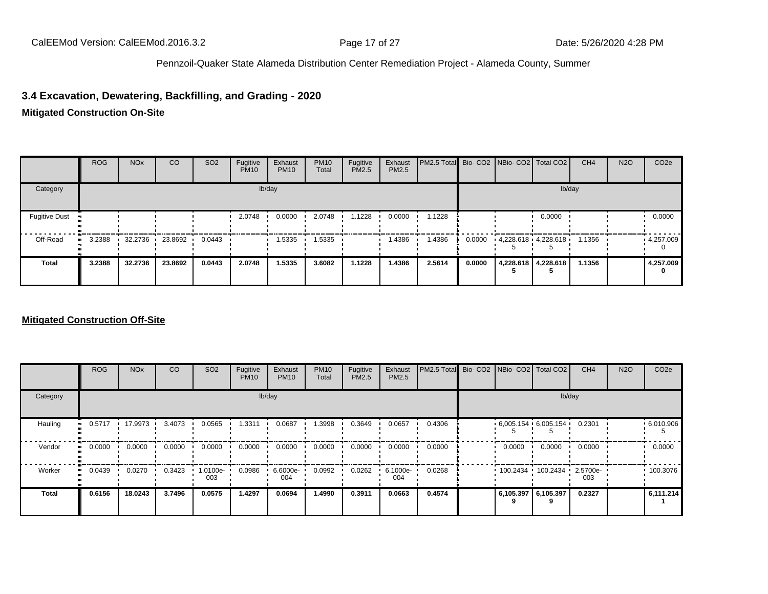### 3.4 Excavation, Dewatering, Backfilling, and Grading - 2020

**Mitigated Construction On-Site**

| | ROG | NOx | CO | SO2 | Fugitive PM10 | Exhaust PM10 | PM10 Total | Fugitive PM2.5 | Exhaust PM2.5 | PM2.5 Total | Bio- CO2 | NBio- CO2 | Total CO2 | CH4 | N2O | CO2e |
|---|---|---|---|---|---|---|---|---|---|---|---|---|---|---|---|---|
| Category | lb/day | | | | | | | | | | lb/day | | | | | |
| Fugitive Dust | | | | | 2.0748 | 0.0000 | 2.0748 | 1.1228 | 0.0000 | 1.1228 | | | 0.0000 | | | 0.0000 |
| Off-Road | 3.2388 | 32.2736 | 23.8692 | 0.0443 | | 1.5335 | 1.5335 | | 1.4386 | 1.4386 | 0.0000 | 4,228.6185 | 4,228.6185 | 1.1356 | | 4,257.0090 |
| **Total** | **3.2388** | **32.2736** | **23.8692** | **0.0443** | **2.0748** | **1.5335** | **3.6082** | **1.1228** | **1.4386** | **2.5614** | **0.0000** | **4,228.6185** | **4,228.6185** | **1.1356** | | **4,257.0090** |

**Mitigated Construction Off-Site**

| | ROG | NOx | CO | SO2 | Fugitive PM10 | Exhaust PM10 | PM10 Total | Fugitive PM2.5 | Exhaust PM2.5 | PM2.5 Total | Bio- CO2 | NBio- CO2 | Total CO2 | CH4 | N2O | CO2e |
|---|---|---|---|---|---|---|---|---|---|---|---|---|---|---|---|---|
| Category | lb/day | | | | | | | | | | lb/day | | | | | |
| Hauling | 0.5717 | 17.9973 | 3.4073 | 0.0565 | 1.3311 | 0.0687 | 1.3998 | 0.3649 | 0.0657 | 0.4306 | | 6,005.1545 | 6,005.1545 | 0.2301 | | 6,010.9065 |
| Vendor | 0.0000 | 0.0000 | 0.0000 | 0.0000 | 0.0000 | 0.0000 | 0.0000 | 0.0000 | 0.0000 | 0.0000 | | 0.0000 | 0.0000 | 0.0000 | | 0.0000 |
| Worker | 0.0439 | 0.0270 | 0.3423 | 1.0100e-003 | 0.0986 | 6.6000e-004 | 0.0992 | 0.0262 | 6.1000e-004 | 0.0268 | | 100.2434 | 100.2434 | 2.5700e-003 | | 100.3076 |
| **Total** | **0.6156** | **18.0243** | **3.7496** | **0.0575** | **1.4297** | **0.0694** | **1.4990** | **0.3911** | **0.0663** | **0.4574** | | **6,105.3979** | **6,105.3979** | **0.2327** | | **6,111.2141** |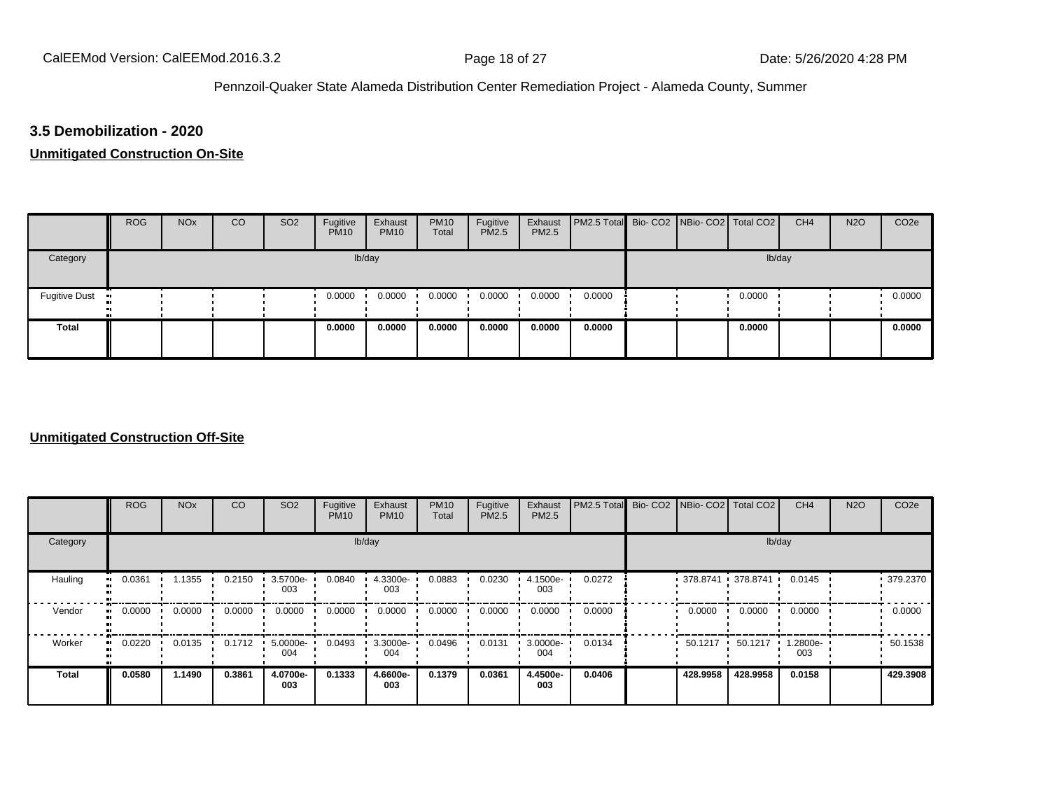## 3.5 Demobilization - 2020

**Unmitigated Construction On-Site**

| | ROG | NOx | CO | SO2 | Fugitive PM10 | Exhaust PM10 | PM10 Total | Fugitive PM2.5 | Exhaust PM2.5 | PM2.5 Total | Bio- CO2 | NBio- CO2 | Total CO2 | CH4 | N2O | CO2e |
|---|---|---|---|---|---|---|---|---|---|---|---|---|---|---|---|---|
| Category | lb/day | | | | | | | | | | lb/day | | | | | |
| Fugitive Dust | | | | | 0.0000 | 0.0000 | 0.0000 | 0.0000 | 0.0000 | 0.0000 | | | 0.0000 | | | 0.0000 |
| **Total** | | | | | **0.0000** | **0.0000** | **0.0000** | **0.0000** | **0.0000** | **0.0000** | | | **0.0000** | | | **0.0000** |

**Unmitigated Construction Off-Site**

| | ROG | NOx | CO | SO2 | Fugitive PM10 | Exhaust PM10 | PM10 Total | Fugitive PM2.5 | Exhaust PM2.5 | PM2.5 Total | Bio- CO2 | NBio- CO2 | Total CO2 | CH4 | N2O | CO2e |
|---|---|---|---|---|---|---|---|---|---|---|---|---|---|---|---|---|
| Category | lb/day | | | | | | | | | | lb/day | | | | | |
| Hauling | 0.0361 | 1.1355 | 0.2150 | 3.5700e-003 | 0.0840 | 4.3300e-003 | 0.0883 | 0.0230 | 4.1500e-003 | 0.0272 | | 378.8741 | 378.8741 | 0.0145 | | 379.2370 |
| Vendor | 0.0000 | 0.0000 | 0.0000 | 0.0000 | 0.0000 | 0.0000 | 0.0000 | 0.0000 | 0.0000 | 0.0000 | | 0.0000 | 0.0000 | 0.0000 | | 0.0000 |
| Worker | 0.0220 | 0.0135 | 0.1712 | 5.0000e-004 | 0.0493 | 3.3000e-004 | 0.0496 | 0.0131 | 3.0000e-004 | 0.0134 | | 50.1217 | 50.1217 | 1.2800e-003 | | 50.1538 |
| **Total** | **0.0580** | **1.1490** | **0.3861** | **4.0700e-003** | **0.1333** | **4.6600e-003** | **0.1379** | **0.0361** | **4.4500e-003** | **0.0406** | | **428.9958** | **428.9958** | **0.0158** | | **429.3908** |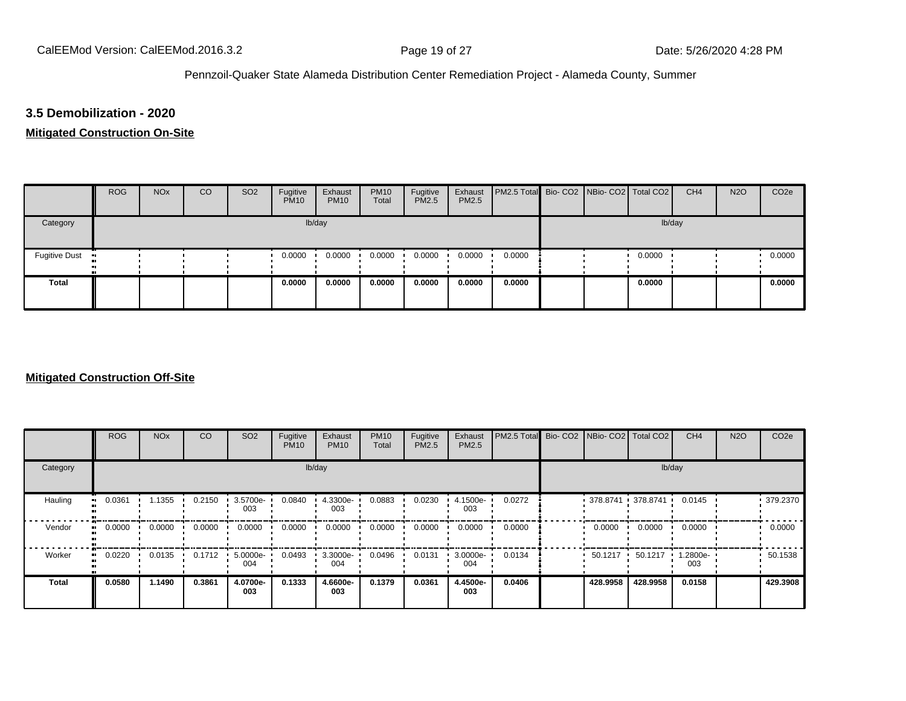## 3.5 Demobilization - 2020

**Mitigated Construction On-Site**

| | ROG | NOx | CO | SO2 | Fugitive PM10 | Exhaust PM10 | PM10 Total | Fugitive PM2.5 | Exhaust PM2.5 | PM2.5 Total | Bio- CO2 | NBio- CO2 | Total CO2 | CH4 | N2O | CO2e |
|---|---|---|---|---|---|---|---|---|---|---|---|---|---|---|---|---|
| Category | | | | | lb/day | | | | | | | | | lb/day | | |
| Fugitive Dust | | | | | 0.0000 | 0.0000 | 0.0000 | 0.0000 | 0.0000 | 0.0000 | | | 0.0000 | | | 0.0000 |
| **Total** | | | | | **0.0000** | **0.0000** | **0.0000** | **0.0000** | **0.0000** | **0.0000** | | | **0.0000** | | | **0.0000** |

**Mitigated Construction Off-Site**

| | ROG | NOx | CO | SO2 | Fugitive PM10 | Exhaust PM10 | PM10 Total | Fugitive PM2.5 | Exhaust PM2.5 | PM2.5 Total | Bio- CO2 | NBio- CO2 | Total CO2 | CH4 | N2O | CO2e |
|---|---|---|---|---|---|---|---|---|---|---|---|---|---|---|---|---|
| Category | | | | | lb/day | | | | | | | | | lb/day | | |
| Hauling | 0.0361 | 1.1355 | 0.2150 | 3.5700e-003 | 0.0840 | 4.3300e-003 | 0.0883 | 0.0230 | 4.1500e-003 | 0.0272 | | 378.8741 | 378.8741 | 0.0145 | | 379.2370 |
| Vendor | 0.0000 | 0.0000 | 0.0000 | 0.0000 | 0.0000 | 0.0000 | 0.0000 | 0.0000 | 0.0000 | 0.0000 | | 0.0000 | 0.0000 | 0.0000 | | 0.0000 |
| Worker | 0.0220 | 0.0135 | 0.1712 | 5.0000e-004 | 0.0493 | 3.3000e-004 | 0.0496 | 0.0131 | 3.0000e-004 | 0.0134 | | 50.1217 | 50.1217 | 1.2800e-003 | | 50.1538 |
| **Total** | **0.0580** | **1.1490** | **0.3861** | **4.0700e-003** | **0.1333** | **4.6600e-003** | **0.1379** | **0.0361** | **4.4500e-003** | **0.0406** | | **428.9958** | **428.9958** | **0.0158** | | **429.3908** |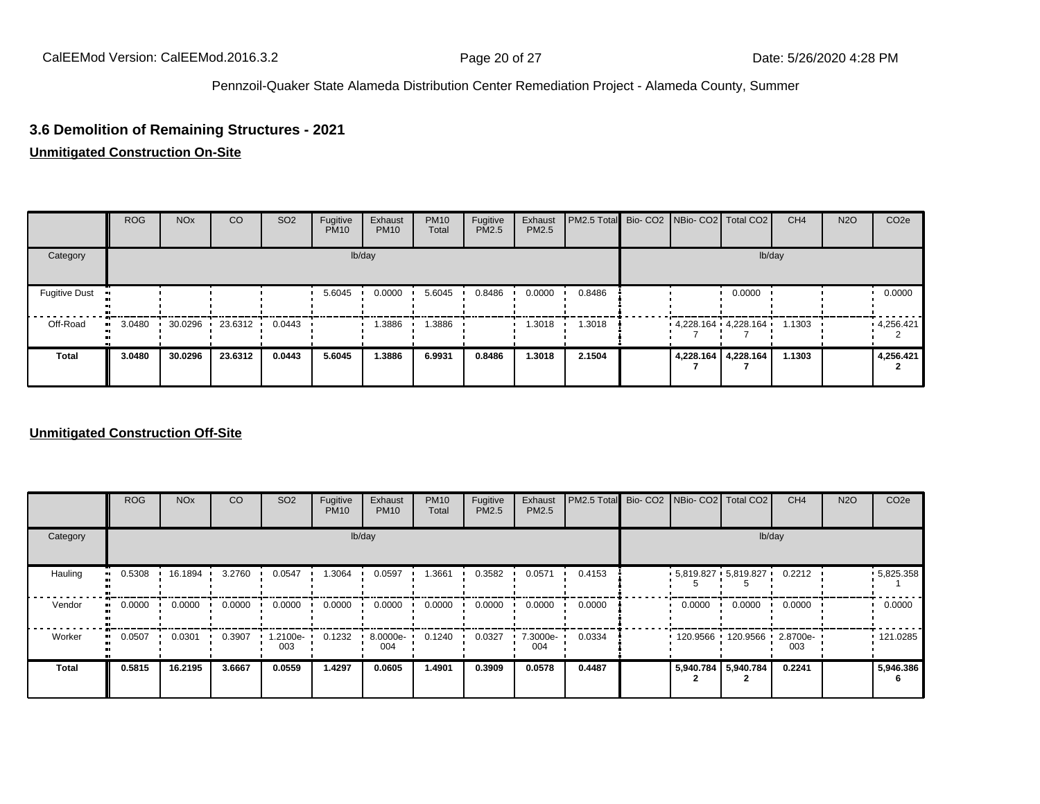### 3.6 Demolition of Remaining Structures - 2021

**Unmitigated Construction On-Site**

| | ROG | NOx | CO | SO2 | Fugitive PM10 | Exhaust PM10 | PM10 Total | Fugitive PM2.5 | Exhaust PM2.5 | PM2.5 Total | Bio- CO2 | NBio- CO2 | Total CO2 | CH4 | N2O | CO2e |
|---|---|---|---|---|---|---|---|---|---|---|---|---|---|---|---|---|
| Category | lb/day | | | | | | | | | | lb/day | | | | | |
| Fugitive Dust | | | | | 5.6045 | 0.0000 | 5.6045 | 0.8486 | 0.0000 | 0.8486 | | | 0.0000 | | | 0.0000 |
| Off-Road | 3.0480 | 30.0296 | 23.6312 | 0.0443 | | 1.3886 | 1.3886 | | 1.3018 | 1.3018 | | 4,228.1647 | 4,228.1647 | 1.1303 | | 4,256.4212 |
| **Total** | **3.0480** | **30.0296** | **23.6312** | **0.0443** | **5.6045** | **1.3886** | **6.9931** | **0.8486** | **1.3018** | **2.1504** | | **4,228.1647** | **4,228.1647** | **1.1303** | | **4,256.4212** |

**Unmitigated Construction Off-Site**

| | ROG | NOx | CO | SO2 | Fugitive PM10 | Exhaust PM10 | PM10 Total | Fugitive PM2.5 | Exhaust PM2.5 | PM2.5 Total | Bio- CO2 | NBio- CO2 | Total CO2 | CH4 | N2O | CO2e |
|---|---|---|---|---|---|---|---|---|---|---|---|---|---|---|---|---|
| Category | lb/day | | | | | | | | | | lb/day | | | | | |
| Hauling | 0.5308 | 16.1894 | 3.2760 | 0.0547 | 1.3064 | 0.0597 | 1.3661 | 0.3582 | 0.0571 | 0.4153 | | 5,819.8275 | 5,819.8275 | 0.2212 | | 5,825.3581 |
| Vendor | 0.0000 | 0.0000 | 0.0000 | 0.0000 | 0.0000 | 0.0000 | 0.0000 | 0.0000 | 0.0000 | 0.0000 | | 0.0000 | 0.0000 | 0.0000 | | 0.0000 |
| Worker | 0.0507 | 0.0301 | 0.3907 | 1.2100e-003 | 0.1232 | 8.0000e-004 | 0.1240 | 0.0327 | 7.3000e-004 | 0.0334 | | 120.9566 | 120.9566 | 2.8700e-003 | | 121.0285 |
| **Total** | **0.5815** | **16.2195** | **3.6667** | **0.0559** | **1.4297** | **0.0605** | **1.4901** | **0.3909** | **0.0578** | **0.4487** | | **5,940.7842** | **5,940.7842** | **0.2241** | | **5,946.3866** |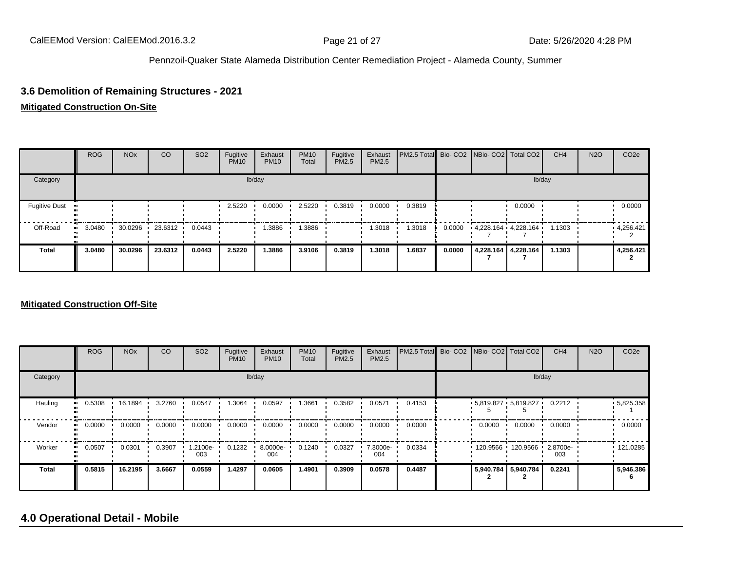### 3.6 Demolition of Remaining Structures - 2021

**Mitigated Construction On-Site**

| | ROG | NOx | CO | SO2 | Fugitive PM10 | Exhaust PM10 | PM10 Total | Fugitive PM2.5 | Exhaust PM2.5 | PM2.5 Total | Bio- CO2 | NBio- CO2 | Total CO2 | CH4 | N2O | CO2e |
|---|---|---|---|---|---|---|---|---|---|---|---|---|---|---|---|---|
| Category | lb/day | | | | | | | | | | lb/day | | | | | |
| Fugitive Dust | | | | | 2.5220 | 0.0000 | 2.5220 | 0.3819 | 0.0000 | 0.3819 | | | 0.0000 | | | 0.0000 |
| Off-Road | 3.0480 | 30.0296 | 23.6312 | 0.0443 | | 1.3886 | 1.3886 | | 1.3018 | 1.3018 | 0.0000 | 4,228.1647 | 4,228.1647 | 1.1303 | | 4,256.4212 |
| **Total** | **3.0480** | **30.0296** | **23.6312** | **0.0443** | **2.5220** | **1.3886** | **3.9106** | **0.3819** | **1.3018** | **1.6837** | **0.0000** | **4,228.1647** | **4,228.1647** | **1.1303** | | **4,256.4212** |

**Mitigated Construction Off-Site**

| | ROG | NOx | CO | SO2 | Fugitive PM10 | Exhaust PM10 | PM10 Total | Fugitive PM2.5 | Exhaust PM2.5 | PM2.5 Total | Bio- CO2 | NBio- CO2 | Total CO2 | CH4 | N2O | CO2e |
|---|---|---|---|---|---|---|---|---|---|---|---|---|---|---|---|---|
| Category | lb/day | | | | | | | | | | lb/day | | | | | |
| Hauling | 0.5308 | 16.1894 | 3.2760 | 0.0547 | 1.3064 | 0.0597 | 1.3661 | 0.3582 | 0.0571 | 0.4153 | | 5,819.8275 | 5,819.8275 | 0.2212 | | 5,825.3581 |
| Vendor | 0.0000 | 0.0000 | 0.0000 | 0.0000 | 0.0000 | 0.0000 | 0.0000 | 0.0000 | 0.0000 | 0.0000 | | 0.0000 | 0.0000 | 0.0000 | | 0.0000 |
| Worker | 0.0507 | 0.0301 | 0.3907 | 1.2100e-003 | 0.1232 | 8.0000e-004 | 0.1240 | 0.0327 | 7.3000e-004 | 0.0334 | | 120.9566 | 120.9566 | 2.8700e-003 | | 121.0285 |
| **Total** | **0.5815** | **16.2195** | **3.6667** | **0.0559** | **1.4297** | **0.0605** | **1.4901** | **0.3909** | **0.0578** | **0.4487** | | **5,940.7842** | **5,940.7842** | **0.2241** | | **5,946.3866** |

## 4.0 Operational Detail - Mobile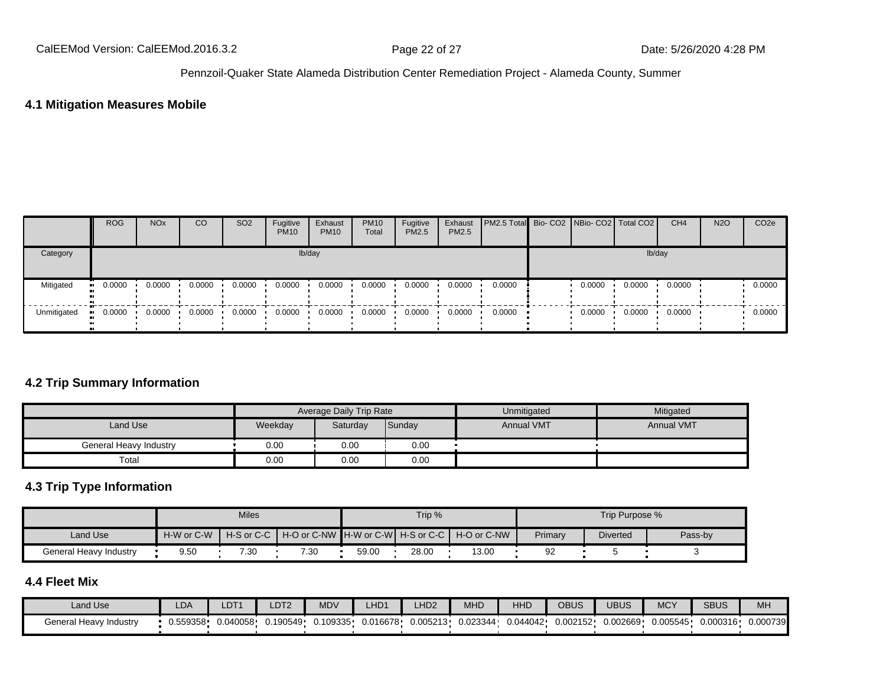## 4.1 Mitigation Measures Mobile

| | ROG | NOx | CO | SO2 | Fugitive PM10 | Exhaust PM10 | PM10 Total | Fugitive PM2.5 | Exhaust PM2.5 | PM2.5 Total | Bio- CO2 | NBio- CO2 | Total CO2 | CH4 | N2O | CO2e |
|---|---|---|---|---|---|---|---|---|---|---|---|---|---|---|---|---|
| Category | lb/day | | | | | | | | | | lb/day | | | | | |
| Mitigated | 0.0000 | 0.0000 | 0.0000 | 0.0000 | 0.0000 | 0.0000 | 0.0000 | 0.0000 | 0.0000 | 0.0000 | | 0.0000 | 0.0000 | 0.0000 | | 0.0000 |
| Unmitigated | 0.0000 | 0.0000 | 0.0000 | 0.0000 | 0.0000 | 0.0000 | 0.0000 | 0.0000 | 0.0000 | 0.0000 | | 0.0000 | 0.0000 | 0.0000 | | 0.0000 |

## 4.2 Trip Summary Information

| | Average Daily Trip Rate | | | Unmitigated | Mitigated |
|---|---|---|---|---|---|
| Land Use | Weekday | Saturday | Sunday | Annual VMT | Annual VMT |
| General Heavy Industry | 0.00 | 0.00 | 0.00 | | |
| Total | 0.00 | 0.00 | 0.00 | | |

## 4.3 Trip Type Information

| | Miles | | | Trip % | | | Trip Purpose % | | |
|---|---|---|---|---|---|---|---|---|---|
| Land Use | H-W or C-W | H-S or C-C | H-O or C-NW | H-W or C-W | H-S or C-C | H-O or C-NW | Primary | Diverted | Pass-by |
| General Heavy Industry | 9.50 | 7.30 | 7.30 | 59.00 | 28.00 | 13.00 | 92 | 5 | 3 |

## 4.4 Fleet Mix

| Land Use | LDA | LDT1 | LDT2 | MDV | LHD1 | LHD2 | MHD | HHD | OBUS | UBUS | MCY | SBUS | MH |
|---|---|---|---|---|---|---|---|---|---|---|---|---|---|
| General Heavy Industry | 0.559358 | 0.040058 | 0.190549 | 0.109335 | 0.016678 | 0.005213 | 0.023344 | 0.044042 | 0.002152 | 0.002669 | 0.005545 | 0.000316 | 0.000739 |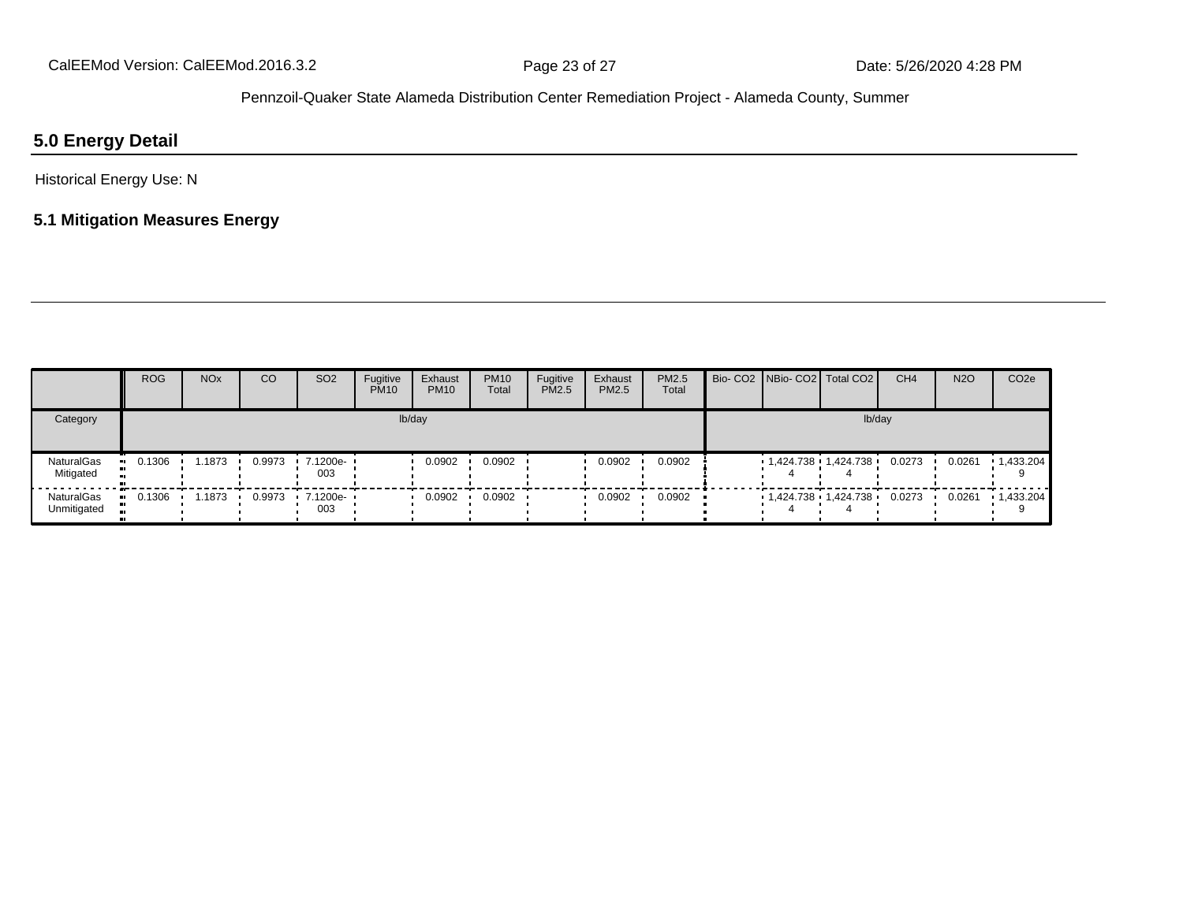## 5.0 Energy Detail

Historical Energy Use: N

### 5.1 Mitigation Measures Energy

| | ROG | NOx | CO | SO2 | Fugitive PM10 | Exhaust PM10 | PM10 Total | Fugitive PM2.5 | Exhaust PM2.5 | PM2.5 Total | Bio- CO2 | NBio- CO2 | Total CO2 | CH4 | N2O | CO2e |
|---|---|---|---|---|---|---|---|---|---|---|---|---|---|---|---|---|
| Category | lb/day | | | | | | | | | | lb/day | | | | | |
| NaturalGas Mitigated | 0.1306 | 1.1873 | 0.9973 | 7.1200e-003 | | 0.0902 | 0.0902 | | 0.0902 | 0.0902 | | 1,424.7384 | 1,424.7384 | 0.0273 | 0.0261 | 1,433.2049 |
| NaturalGas Unmitigated | 0.1306 | 1.1873 | 0.9973 | 7.1200e-003 | | 0.0902 | 0.0902 | | 0.0902 | 0.0902 | | 1,424.7384 | 1,424.7384 | 0.0273 | 0.0261 | 1,433.2049 |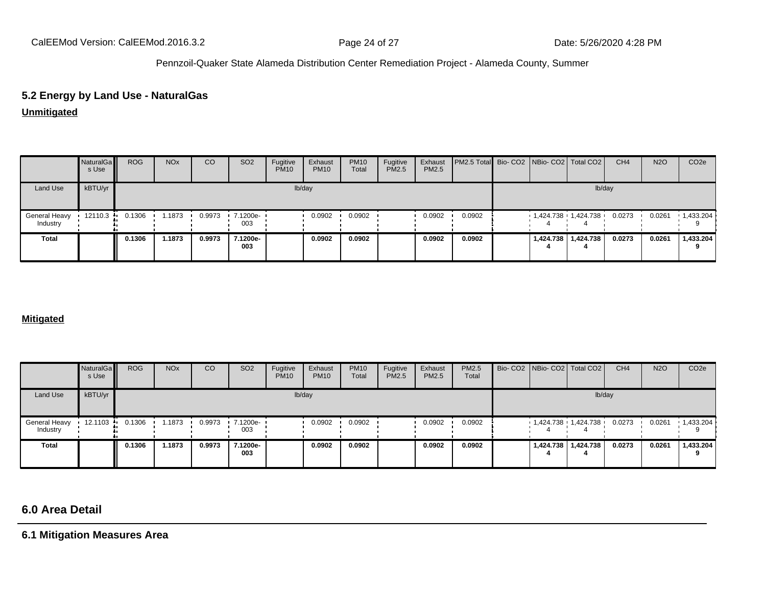## 5.2 Energy by Land Use - NaturalGas

**Unmitigated**

| | NaturalGas Use | ROG | NOx | CO | SO2 | Fugitive PM10 | Exhaust PM10 | PM10 Total | Fugitive PM2.5 | Exhaust PM2.5 | PM2.5 Total | Bio- CO2 | NBio- CO2 | Total CO2 | CH4 | N2O | CO2e |
|---|---|---|---|---|---|---|---|---|---|---|---|---|---|---|---|---|---|
| Land Use | kBTU/yr | lb/day | | | | | | | | | | lb/day | | | | | |
| General Heavy Industry | 12110.3 | 0.1306 | 1.1873 | 0.9973 | 7.1200e-003 | | 0.0902 | 0.0902 | | 0.0902 | 0.0902 | | 1,424.7384 | 1,424.7384 | 0.0273 | 0.0261 | 1,433.2049 |
| **Total** | | **0.1306** | **1.1873** | **0.9973** | **7.1200e-003** | | **0.0902** | **0.0902** | | **0.0902** | **0.0902** | | **1,424.7384** | **1,424.7384** | **0.0273** | **0.0261** | **1,433.2049** |

**Mitigated**

| | NaturalGas Use | ROG | NOx | CO | SO2 | Fugitive PM10 | Exhaust PM10 | PM10 Total | Fugitive PM2.5 | Exhaust PM2.5 | PM2.5 Total | Bio- CO2 | NBio- CO2 | Total CO2 | CH4 | N2O | CO2e |
|---|---|---|---|---|---|---|---|---|---|---|---|---|---|---|---|---|---|
| Land Use | kBTU/yr | lb/day | | | | | | | | | | lb/day | | | | | |
| General Heavy Industry | 12.1103 | 0.1306 | 1.1873 | 0.9973 | 7.1200e-003 | | 0.0902 | 0.0902 | | 0.0902 | 0.0902 | | 1,424.7384 | 1,424.7384 | 0.0273 | 0.0261 | 1,433.2049 |
| **Total** | | **0.1306** | **1.1873** | **0.9973** | **7.1200e-003** | | **0.0902** | **0.0902** | | **0.0902** | **0.0902** | | **1,424.7384** | **1,424.7384** | **0.0273** | **0.0261** | **1,433.2049** |

# 6.0 Area Detail

## 6.1 Mitigation Measures Area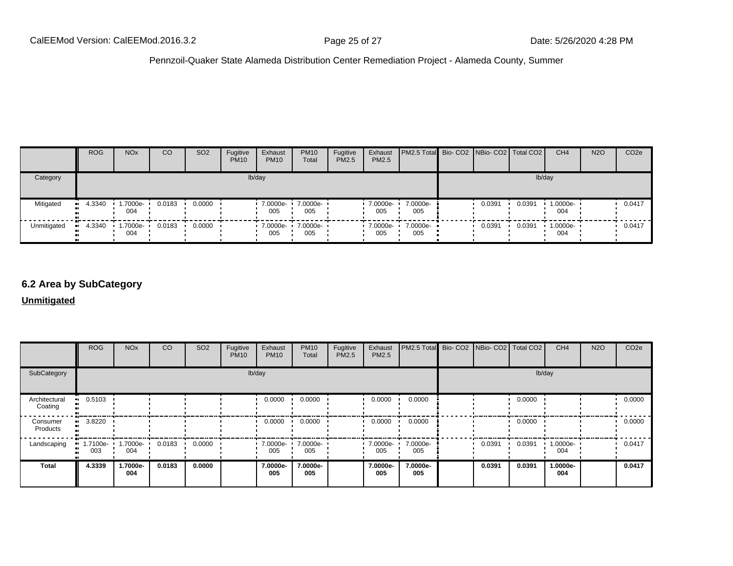| | ROG | NOx | CO | SO2 | Fugitive PM10 | Exhaust PM10 | PM10 Total | Fugitive PM2.5 | Exhaust PM2.5 | PM2.5 Total | Bio- CO2 | NBio- CO2 | Total CO2 | CH4 | N2O | CO2e |
|---|---|---|---|---|---|---|---|---|---|---|---|---|---|---|---|---|
| Category | lb/day | | | | | | | | | | lb/day | | | | | |
| Mitigated | 4.3340 | 1.7000e-004 | 0.0183 | 0.0000 | | 7.0000e-005 | 7.0000e-005 | | 7.0000e-005 | 7.0000e-005 | | 0.0391 | 0.0391 | 1.0000e-004 | | 0.0417 |
| Unmitigated | 4.3340 | 1.7000e-004 | 0.0183 | 0.0000 | | 7.0000e-005 | 7.0000e-005 | | 7.0000e-005 | 7.0000e-005 | | 0.0391 | 0.0391 | 1.0000e-004 | | 0.0417 |

## 6.2 Area by SubCategory

**Unmitigated**

| | ROG | NOx | CO | SO2 | Fugitive PM10 | Exhaust PM10 | PM10 Total | Fugitive PM2.5 | Exhaust PM2.5 | PM2.5 Total | Bio- CO2 | NBio- CO2 | Total CO2 | CH4 | N2O | CO2e |
|---|---|---|---|---|---|---|---|---|---|---|---|---|---|---|---|---|
| SubCategory | lb/day | | | | | | | | | | lb/day | | | | | |
| Architectural Coating | 0.5103 | | | | | 0.0000 | 0.0000 | | 0.0000 | 0.0000 | | | 0.0000 | | | 0.0000 |
| Consumer Products | 3.8220 | | | | | 0.0000 | 0.0000 | | 0.0000 | 0.0000 | | | 0.0000 | | | 0.0000 |
| Landscaping | 1.7100e-003 | 1.7000e-004 | 0.0183 | 0.0000 | | 7.0000e-005 | 7.0000e-005 | | 7.0000e-005 | 7.0000e-005 | | 0.0391 | 0.0391 | 1.0000e-004 | | 0.0417 |
| **Total** | **4.3339** | **1.7000e-004** | **0.0183** | **0.0000** | | **7.0000e-005** | **7.0000e-005** | | **7.0000e-005** | **7.0000e-005** | | **0.0391** | **0.0391** | **1.0000e-004** | | **0.0417** |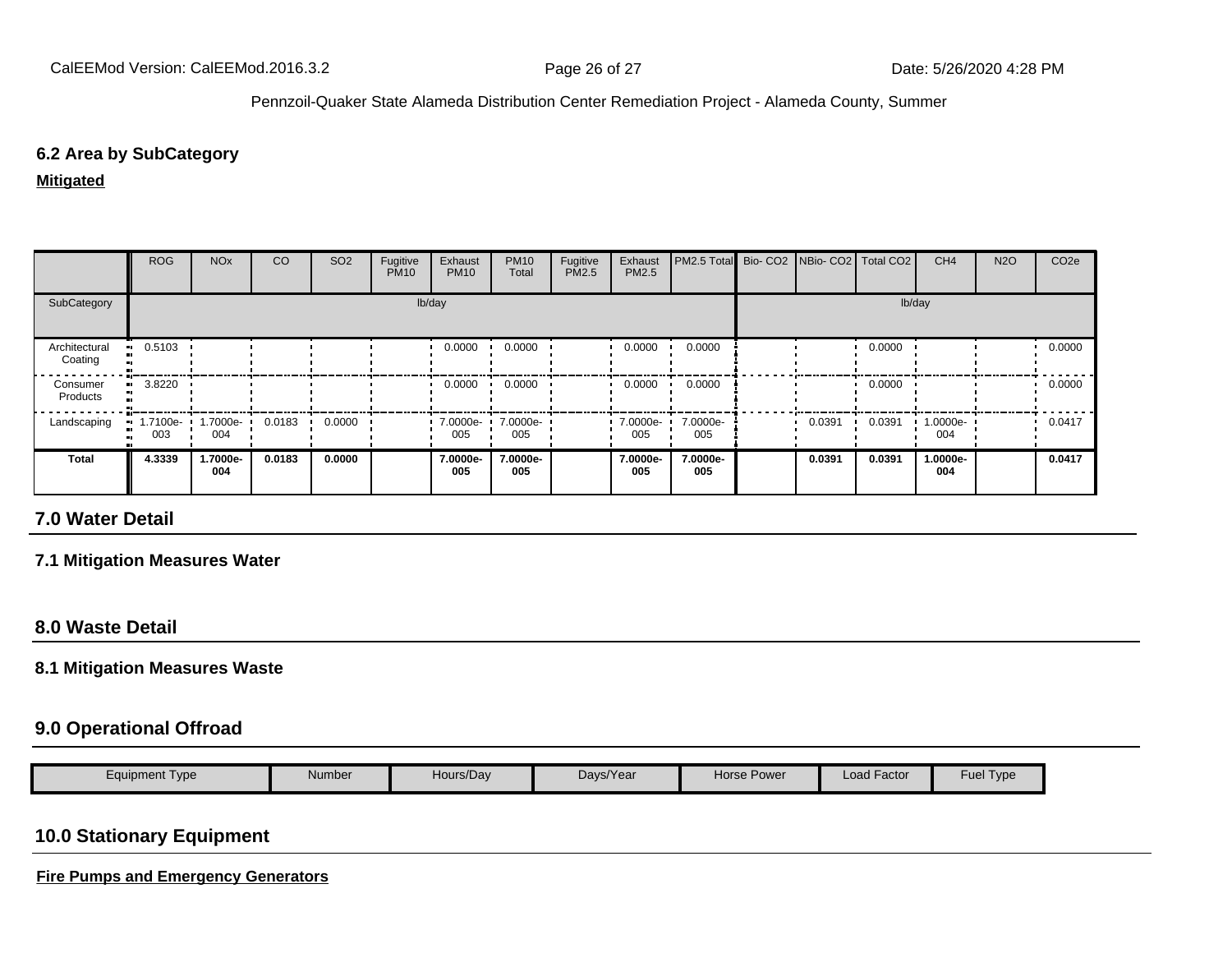### 6.2 Area by SubCategory

**Mitigated**

| | ROG | NOx | CO | SO2 | Fugitive PM10 | Exhaust PM10 | PM10 Total | Fugitive PM2.5 | Exhaust PM2.5 | PM2.5 Total | Bio- CO2 | NBio- CO2 | Total CO2 | CH4 | N2O | CO2e |
|---|---|---|---|---|---|---|---|---|---|---|---|---|---|---|---|---|
| SubCategory | lb/day | | | | | | | | | | lb/day | | | | | |
| Architectural Coating | 0.5103 | | | | | 0.0000 | 0.0000 | | 0.0000 | 0.0000 | | | 0.0000 | | | 0.0000 |
| Consumer Products | 3.8220 | | | | | 0.0000 | 0.0000 | | 0.0000 | 0.0000 | | | 0.0000 | | | 0.0000 |
| Landscaping | 1.7100e-003 | 1.7000e-004 | 0.0183 | 0.0000 | | 7.0000e-005 | 7.0000e-005 | | 7.0000e-005 | 7.0000e-005 | | 0.0391 | 0.0391 | 1.0000e-004 | | 0.0417 |
| **Total** | **4.3339** | **1.7000e-004** | **0.0183** | **0.0000** | | **7.0000e-005** | **7.0000e-005** | | **7.0000e-005** | **7.0000e-005** | | **0.0391** | **0.0391** | **1.0000e-004** | | **0.0417** |

## 7.0 Water Detail

### 7.1 Mitigation Measures Water

## 8.0 Waste Detail

### 8.1 Mitigation Measures Waste

## 9.0 Operational Offroad

| Equipment Type | Number | Hours/Day | Days/Year | Horse Power | Load Factor | Fuel Type |
|---|---|---|---|---|---|---|

## 10.0 Stationary Equipment

**Fire Pumps and Emergency Generators**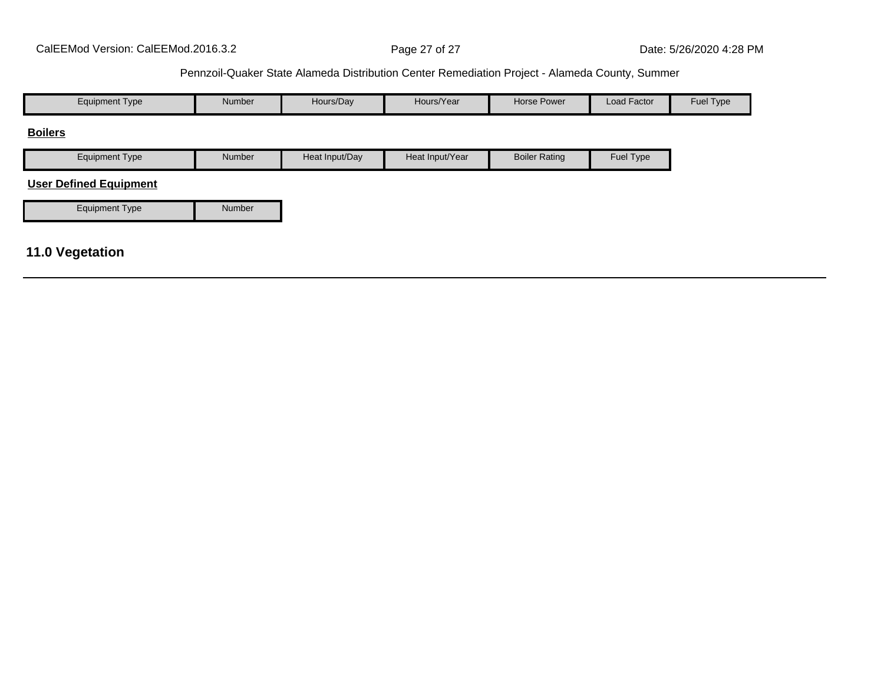| Equipment Type | Number | Hours/Day | Hours/Year | Horse Power | Load Factor | Fuel Type |
| --- | --- | --- | --- | --- | --- | --- |

**Boilers**

| Equipment Type | Number | Heat Input/Day | Heat Input/Year | Boiler Rating | Fuel Type |
| --- | --- | --- | --- | --- | --- |

**User Defined Equipment**

| Equipment Type | Number |
| --- | --- |

## 11.0 Vegetation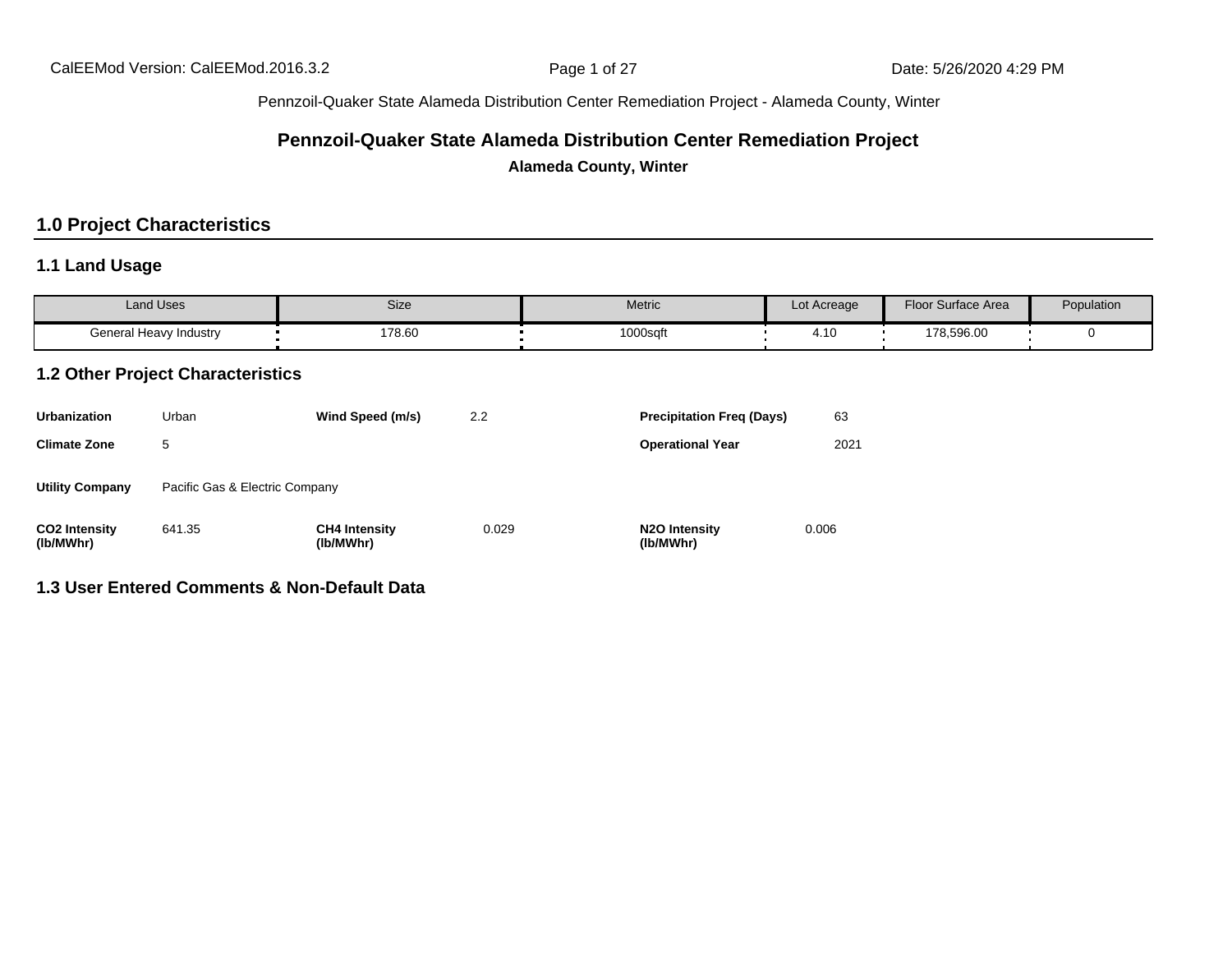# Pennzoil-Quaker State Alameda Distribution Center Remediation Project

**Alameda County, Winter**

## 1.0 Project Characteristics

### 1.1 Land Usage

| Land Uses | Size | Metric | Lot Acreage | Floor Surface Area | Population |
| --- | --- | --- | --- | --- | --- |
| General Heavy Industry | 178.60 | 1000sqft | 4.10 | 178,596.00 | 0 |

### 1.2 Other Project Characteristics

| | | | | | |
| --- | --- | --- | --- | --- | --- |
| **Urbanization** | Urban | **Wind Speed (m/s)** | 2.2 | **Precipitation Freq (Days)** | 63 |
| **Climate Zone** | 5 | | | **Operational Year** | 2021 |
| **Utility Company** | Pacific Gas & Electric Company | | | | |
| **CO2 Intensity (lb/MWhr)** | 641.35 | **CH4 Intensity (lb/MWhr)** | 0.029 | **N2O Intensity (lb/MWhr)** | 0.006 |

### 1.3 User Entered Comments & Non-Default Data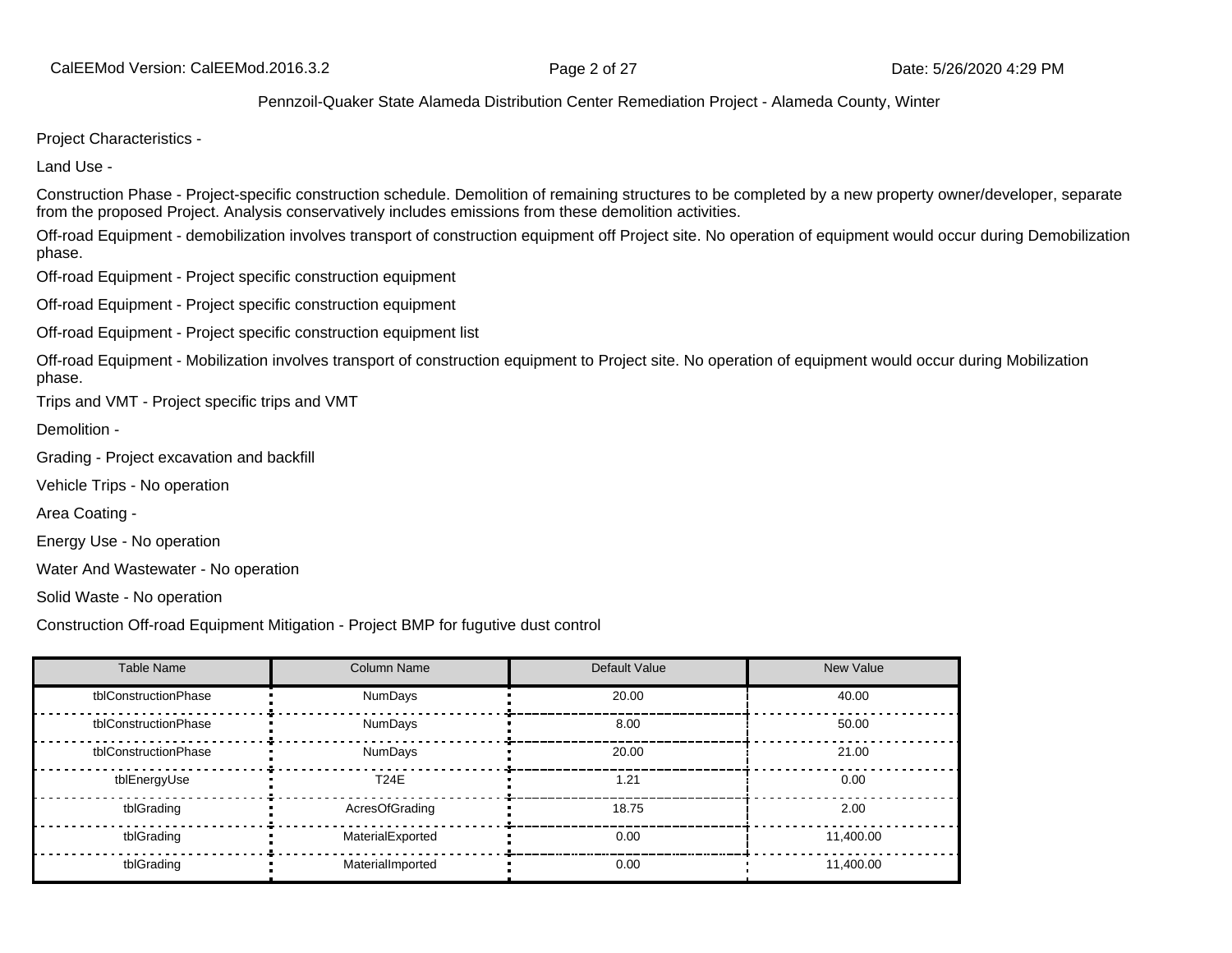Project Characteristics -

Land Use -

Construction Phase - Project-specific construction schedule. Demolition of remaining structures to be completed by a new property owner/developer, separate from the proposed Project. Analysis conservatively includes emissions from these demolition activities.

Off-road Equipment - demobilization involves transport of construction equipment off Project site. No operation of equipment would occur during Demobilization phase.

Off-road Equipment - Project specific construction equipment

Off-road Equipment - Project specific construction equipment

Off-road Equipment - Project specific construction equipment list

Off-road Equipment - Mobilization involves transport of construction equipment to Project site. No operation of equipment would occur during Mobilization phase.

Trips and VMT - Project specific trips and VMT

Demolition -

Grading - Project excavation and backfill

Vehicle Trips - No operation

Area Coating -

Energy Use - No operation

Water And Wastewater - No operation

Solid Waste - No operation

Construction Off-road Equipment Mitigation - Project BMP for fugutive dust control

| Table Name | Column Name | Default Value | New Value |
|---|---|---|---|
| tblConstructionPhase | NumDays | 20.00 | 40.00 |
| tblConstructionPhase | NumDays | 8.00 | 50.00 |
| tblConstructionPhase | NumDays | 20.00 | 21.00 |
| tblEnergyUse | T24E | 1.21 | 0.00 |
| tblGrading | AcresOfGrading | 18.75 | 2.00 |
| tblGrading | MaterialExported | 0.00 | 11,400.00 |
| tblGrading | MaterialImported | 0.00 | 11,400.00 |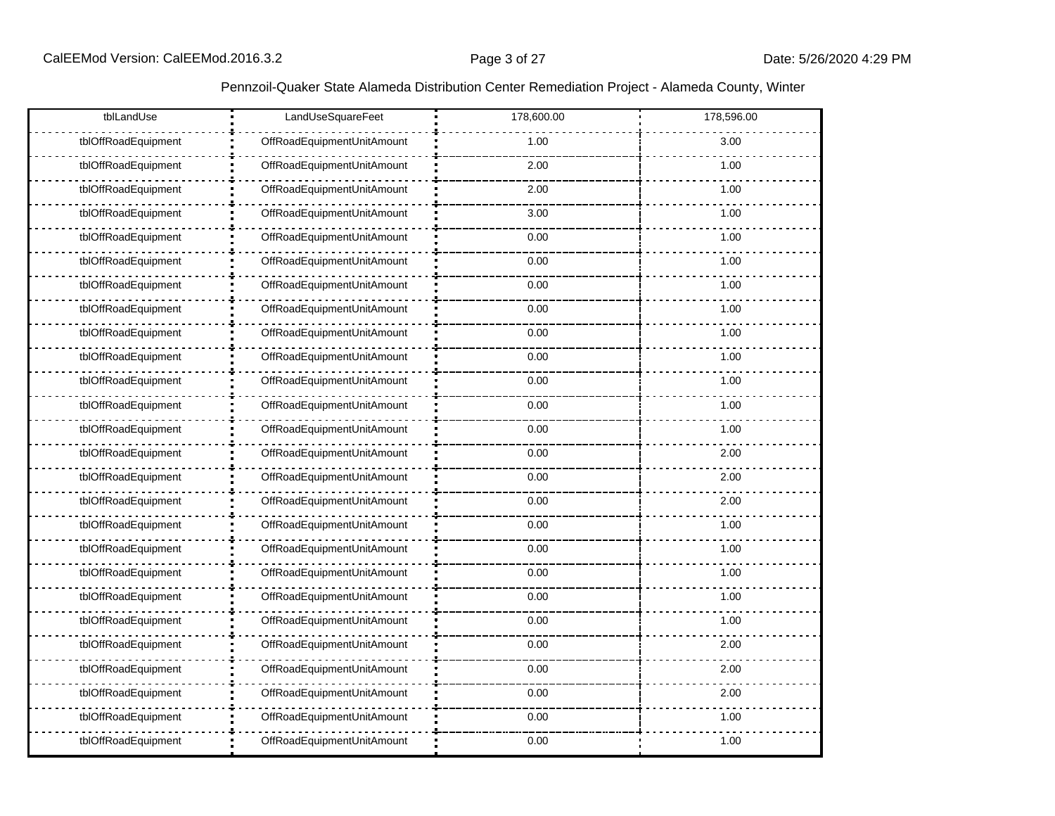Pennzoil-Quaker State Alameda Distribution Center Remediation Project - Alameda County, Winter

| tblLandUse | LandUseSquareFeet | 178,600.00 | 178,596.00 |
|---|---|---|---|
| tblOffRoadEquipment | OffRoadEquipmentUnitAmount | 1.00 | 3.00 |
| tblOffRoadEquipment | OffRoadEquipmentUnitAmount | 2.00 | 1.00 |
| tblOffRoadEquipment | OffRoadEquipmentUnitAmount | 2.00 | 1.00 |
| tblOffRoadEquipment | OffRoadEquipmentUnitAmount | 3.00 | 1.00 |
| tblOffRoadEquipment | OffRoadEquipmentUnitAmount | 0.00 | 1.00 |
| tblOffRoadEquipment | OffRoadEquipmentUnitAmount | 0.00 | 1.00 |
| tblOffRoadEquipment | OffRoadEquipmentUnitAmount | 0.00 | 1.00 |
| tblOffRoadEquipment | OffRoadEquipmentUnitAmount | 0.00 | 1.00 |
| tblOffRoadEquipment | OffRoadEquipmentUnitAmount | 0.00 | 1.00 |
| tblOffRoadEquipment | OffRoadEquipmentUnitAmount | 0.00 | 1.00 |
| tblOffRoadEquipment | OffRoadEquipmentUnitAmount | 0.00 | 1.00 |
| tblOffRoadEquipment | OffRoadEquipmentUnitAmount | 0.00 | 1.00 |
| tblOffRoadEquipment | OffRoadEquipmentUnitAmount | 0.00 | 1.00 |
| tblOffRoadEquipment | OffRoadEquipmentUnitAmount | 0.00 | 2.00 |
| tblOffRoadEquipment | OffRoadEquipmentUnitAmount | 0.00 | 2.00 |
| tblOffRoadEquipment | OffRoadEquipmentUnitAmount | 0.00 | 2.00 |
| tblOffRoadEquipment | OffRoadEquipmentUnitAmount | 0.00 | 1.00 |
| tblOffRoadEquipment | OffRoadEquipmentUnitAmount | 0.00 | 1.00 |
| tblOffRoadEquipment | OffRoadEquipmentUnitAmount | 0.00 | 1.00 |
| tblOffRoadEquipment | OffRoadEquipmentUnitAmount | 0.00 | 1.00 |
| tblOffRoadEquipment | OffRoadEquipmentUnitAmount | 0.00 | 1.00 |
| tblOffRoadEquipment | OffRoadEquipmentUnitAmount | 0.00 | 2.00 |
| tblOffRoadEquipment | OffRoadEquipmentUnitAmount | 0.00 | 2.00 |
| tblOffRoadEquipment | OffRoadEquipmentUnitAmount | 0.00 | 2.00 |
| tblOffRoadEquipment | OffRoadEquipmentUnitAmount | 0.00 | 1.00 |
| tblOffRoadEquipment | OffRoadEquipmentUnitAmount | 0.00 | 1.00 |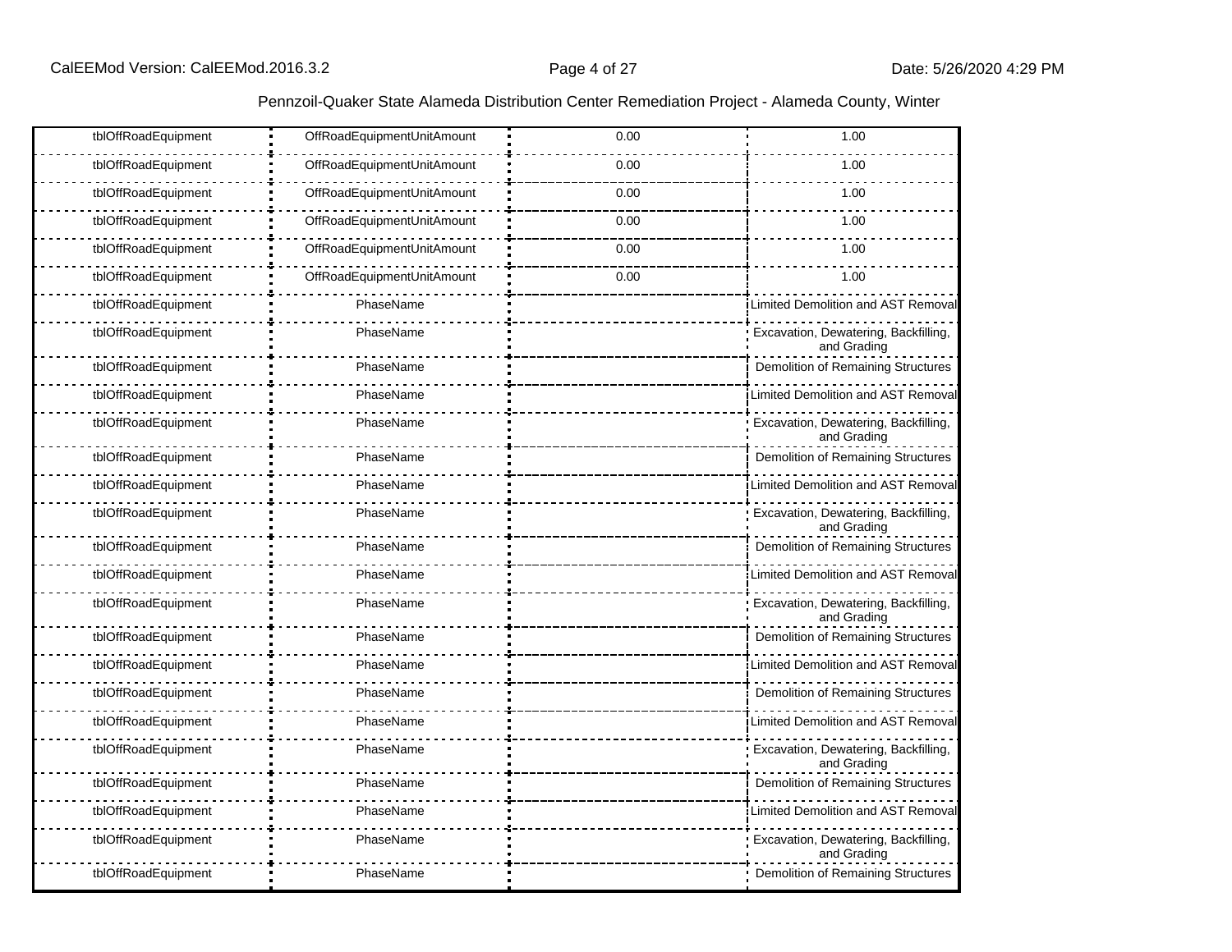| | | | |
|---|---|---|---|
| tblOffRoadEquipment | OffRoadEquipmentUnitAmount | 0.00 | 1.00 |
| tblOffRoadEquipment | OffRoadEquipmentUnitAmount | 0.00 | 1.00 |
| tblOffRoadEquipment | OffRoadEquipmentUnitAmount | 0.00 | 1.00 |
| tblOffRoadEquipment | OffRoadEquipmentUnitAmount | 0.00 | 1.00 |
| tblOffRoadEquipment | OffRoadEquipmentUnitAmount | 0.00 | 1.00 |
| tblOffRoadEquipment | OffRoadEquipmentUnitAmount | 0.00 | 1.00 |
| tblOffRoadEquipment | PhaseName | | Limited Demolition and AST Removal |
| tblOffRoadEquipment | PhaseName | | Excavation, Dewatering, Backfilling, and Grading |
| tblOffRoadEquipment | PhaseName | | Demolition of Remaining Structures |
| tblOffRoadEquipment | PhaseName | | Limited Demolition and AST Removal |
| tblOffRoadEquipment | PhaseName | | Excavation, Dewatering, Backfilling, and Grading |
| tblOffRoadEquipment | PhaseName | | Demolition of Remaining Structures |
| tblOffRoadEquipment | PhaseName | | Limited Demolition and AST Removal |
| tblOffRoadEquipment | PhaseName | | Excavation, Dewatering, Backfilling, and Grading |
| tblOffRoadEquipment | PhaseName | | Demolition of Remaining Structures |
| tblOffRoadEquipment | PhaseName | | Limited Demolition and AST Removal |
| tblOffRoadEquipment | PhaseName | | Excavation, Dewatering, Backfilling, and Grading |
| tblOffRoadEquipment | PhaseName | | Demolition of Remaining Structures |
| tblOffRoadEquipment | PhaseName | | Limited Demolition and AST Removal |
| tblOffRoadEquipment | PhaseName | | Demolition of Remaining Structures |
| tblOffRoadEquipment | PhaseName | | Limited Demolition and AST Removal |
| tblOffRoadEquipment | PhaseName | | Excavation, Dewatering, Backfilling, and Grading |
| tblOffRoadEquipment | PhaseName | | Demolition of Remaining Structures |
| tblOffRoadEquipment | PhaseName | | Limited Demolition and AST Removal |
| tblOffRoadEquipment | PhaseName | | Excavation, Dewatering, Backfilling, and Grading |
| tblOffRoadEquipment | PhaseName | | Demolition of Remaining Structures |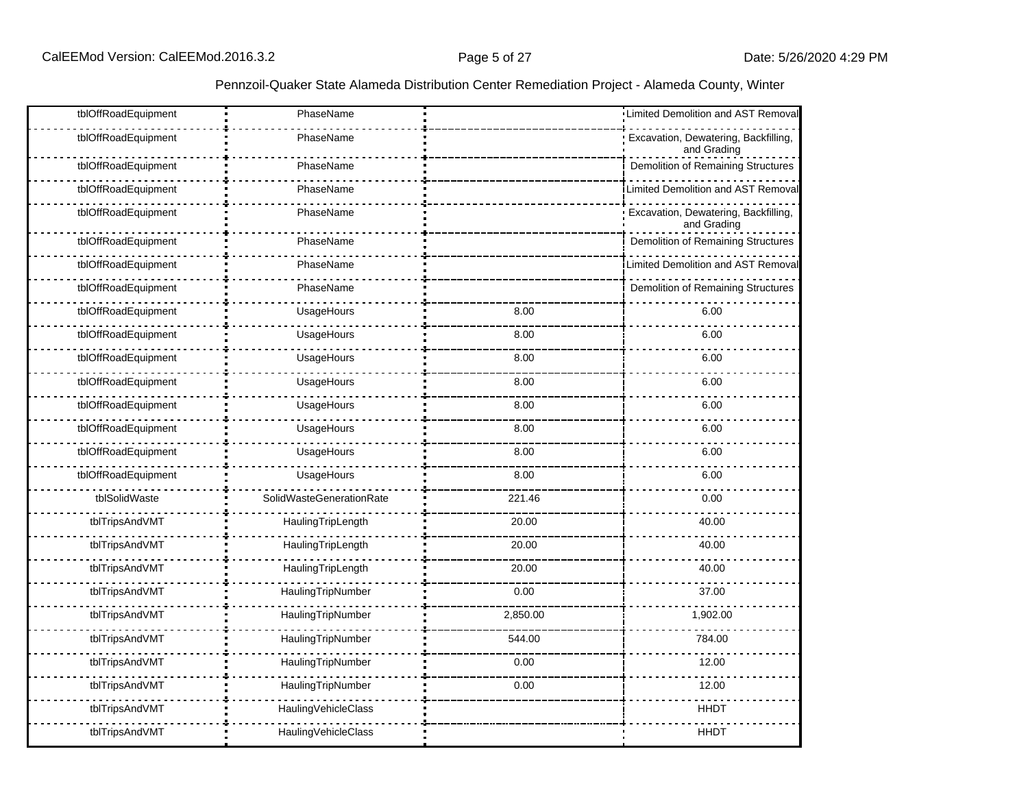Pennzoil-Quaker State Alameda Distribution Center Remediation Project - Alameda County, Winter

| | | | |
|---|---|---|---|
| tblOffRoadEquipment | PhaseName | | Limited Demolition and AST Removal |
| tblOffRoadEquipment | PhaseName | | Excavation, Dewatering, Backfilling, and Grading |
| tblOffRoadEquipment | PhaseName | | Demolition of Remaining Structures |
| tblOffRoadEquipment | PhaseName | | Limited Demolition and AST Removal |
| tblOffRoadEquipment | PhaseName | | Excavation, Dewatering, Backfilling, and Grading |
| tblOffRoadEquipment | PhaseName | | Demolition of Remaining Structures |
| tblOffRoadEquipment | PhaseName | | Limited Demolition and AST Removal |
| tblOffRoadEquipment | PhaseName | | Demolition of Remaining Structures |
| tblOffRoadEquipment | UsageHours | 8.00 | 6.00 |
| tblOffRoadEquipment | UsageHours | 8.00 | 6.00 |
| tblOffRoadEquipment | UsageHours | 8.00 | 6.00 |
| tblOffRoadEquipment | UsageHours | 8.00 | 6.00 |
| tblOffRoadEquipment | UsageHours | 8.00 | 6.00 |
| tblOffRoadEquipment | UsageHours | 8.00 | 6.00 |
| tblOffRoadEquipment | UsageHours | 8.00 | 6.00 |
| tblOffRoadEquipment | UsageHours | 8.00 | 6.00 |
| tblSolidWaste | SolidWasteGenerationRate | 221.46 | 0.00 |
| tblTripsAndVMT | HaulingTripLength | 20.00 | 40.00 |
| tblTripsAndVMT | HaulingTripLength | 20.00 | 40.00 |
| tblTripsAndVMT | HaulingTripLength | 20.00 | 40.00 |
| tblTripsAndVMT | HaulingTripNumber | 0.00 | 37.00 |
| tblTripsAndVMT | HaulingTripNumber | 2,850.00 | 1,902.00 |
| tblTripsAndVMT | HaulingTripNumber | 544.00 | 784.00 |
| tblTripsAndVMT | HaulingTripNumber | 0.00 | 12.00 |
| tblTripsAndVMT | HaulingTripNumber | 0.00 | 12.00 |
| tblTripsAndVMT | HaulingVehicleClass | | HHDT |
| tblTripsAndVMT | HaulingVehicleClass | | HHDT |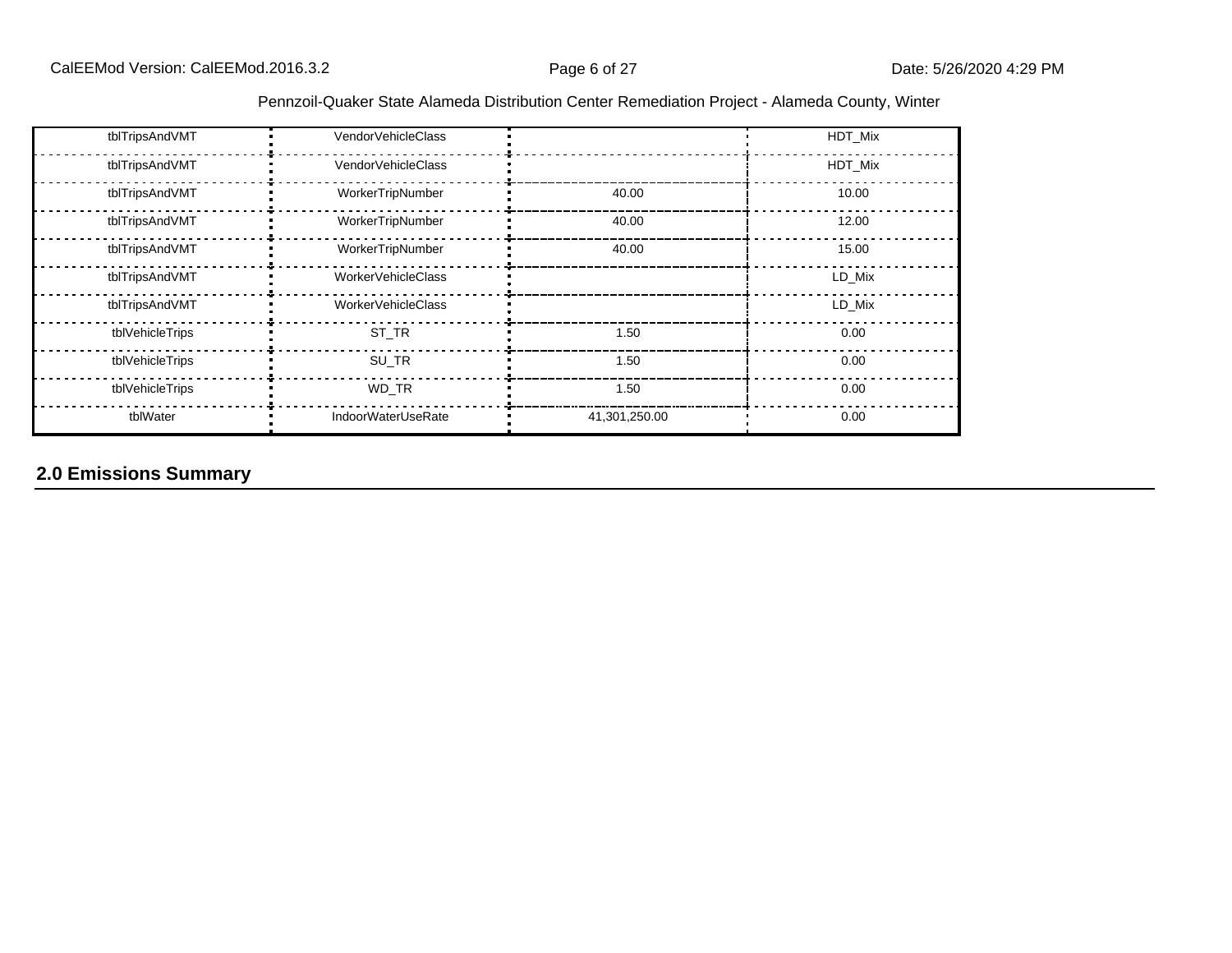| tblTripsAndVMT | VendorVehicleClass | | HDT_Mix |
|---|---|---|---|
| tblTripsAndVMT | VendorVehicleClass | | HDT_Mix |
| tblTripsAndVMT | WorkerTripNumber | 40.00 | 10.00 |
| tblTripsAndVMT | WorkerTripNumber | 40.00 | 12.00 |
| tblTripsAndVMT | WorkerTripNumber | 40.00 | 15.00 |
| tblTripsAndVMT | WorkerVehicleClass | | LD_Mix |
| tblTripsAndVMT | WorkerVehicleClass | | LD_Mix |
| tblVehicleTrips | ST_TR | 1.50 | 0.00 |
| tblVehicleTrips | SU_TR | 1.50 | 0.00 |
| tblVehicleTrips | WD_TR | 1.50 | 0.00 |
| tblWater | IndoorWaterUseRate | 41,301,250.00 | 0.00 |

## 2.0 Emissions Summary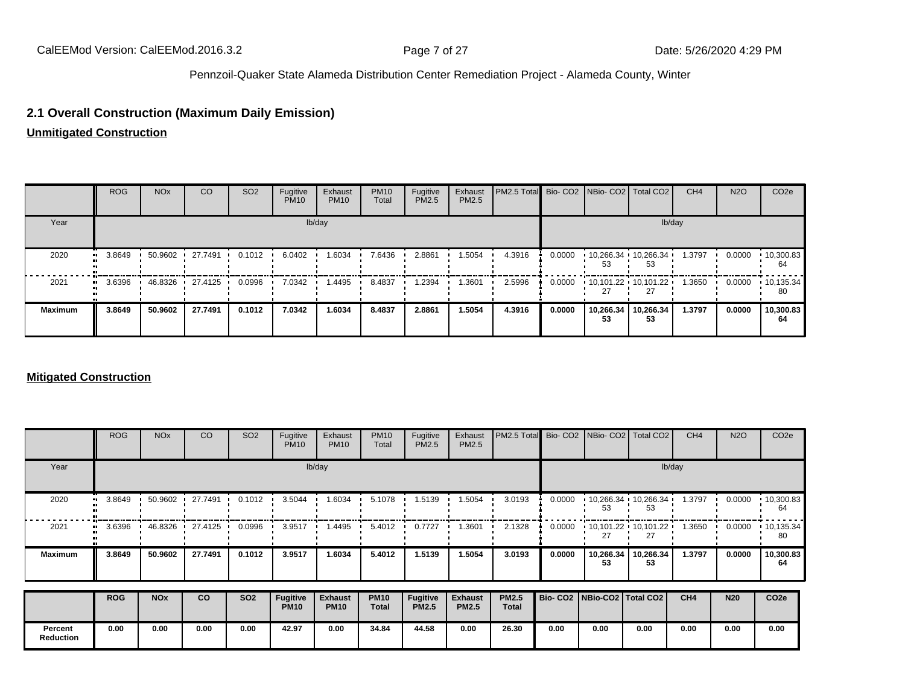## 2.1 Overall Construction (Maximum Daily Emission)

### Unmitigated Construction

| | ROG | NOx | CO | SO2 | Fugitive PM10 | Exhaust PM10 | PM10 Total | Fugitive PM2.5 | Exhaust PM2.5 | PM2.5 Total | Bio- CO2 | NBio- CO2 | Total CO2 | CH4 | N2O | CO2e |
|---|---|---|---|---|---|---|---|---|---|---|---|---|---|---|---|---|
| Year | lb/day | | | | | | | | | | lb/day | | | | | |
| 2020 | 3.8649 | 50.9602 | 27.7491 | 0.1012 | 6.0402 | 1.6034 | 7.6436 | 2.8861 | 1.5054 | 4.3916 | 0.0000 | 10,266.3453 | 10,266.3453 | 1.3797 | 0.0000 | 10,300.8364 |
| 2021 | 3.6396 | 46.8326 | 27.4125 | 0.0996 | 7.0342 | 1.4495 | 8.4837 | 1.2394 | 1.3601 | 2.5996 | 0.0000 | 10,101.2227 | 10,101.2227 | 1.3650 | 0.0000 | 10,135.3480 |
| **Maximum** | **3.8649** | **50.9602** | **27.7491** | **0.1012** | **7.0342** | **1.6034** | **8.4837** | **2.8861** | **1.5054** | **4.3916** | **0.0000** | **10,266.3453** | **10,266.3453** | **1.3797** | **0.0000** | **10,300.8364** |

### Mitigated Construction

| | ROG | NOx | CO | SO2 | Fugitive PM10 | Exhaust PM10 | PM10 Total | Fugitive PM2.5 | Exhaust PM2.5 | PM2.5 Total | Bio- CO2 | NBio- CO2 | Total CO2 | CH4 | N2O | CO2e |
|---|---|---|---|---|---|---|---|---|---|---|---|---|---|---|---|---|
| Year | lb/day | | | | | | | | | | lb/day | | | | | |
| 2020 | 3.8649 | 50.9602 | 27.7491 | 0.1012 | 3.5044 | 1.6034 | 5.1078 | 1.5139 | 1.5054 | 3.0193 | 0.0000 | 10,266.3453 | 10,266.3453 | 1.3797 | 0.0000 | 10,300.8364 |
| 2021 | 3.6396 | 46.8326 | 27.4125 | 0.0996 | 3.9517 | 1.4495 | 5.4012 | 0.7727 | 1.3601 | 2.1328 | 0.0000 | 10,101.2227 | 10,101.2227 | 1.3650 | 0.0000 | 10,135.3480 |
| **Maximum** | **3.8649** | **50.9602** | **27.7491** | **0.1012** | **3.9517** | **1.6034** | **5.4012** | **1.5139** | **1.5054** | **3.0193** | **0.0000** | **10,266.3453** | **10,266.3453** | **1.3797** | **0.0000** | **10,300.8364** |

| | ROG | NOx | CO | SO2 | Fugitive PM10 | Exhaust PM10 | PM10 Total | Fugitive PM2.5 | Exhaust PM2.5 | PM2.5 Total | Bio- CO2 | NBio-CO2 | Total CO2 | CH4 | N20 | CO2e |
|---|---|---|---|---|---|---|---|---|---|---|---|---|---|---|---|---|
| **Percent Reduction** | **0.00** | **0.00** | **0.00** | **0.00** | **42.97** | **0.00** | **34.84** | **44.58** | **0.00** | **26.30** | **0.00** | **0.00** | **0.00** | **0.00** | **0.00** | **0.00** |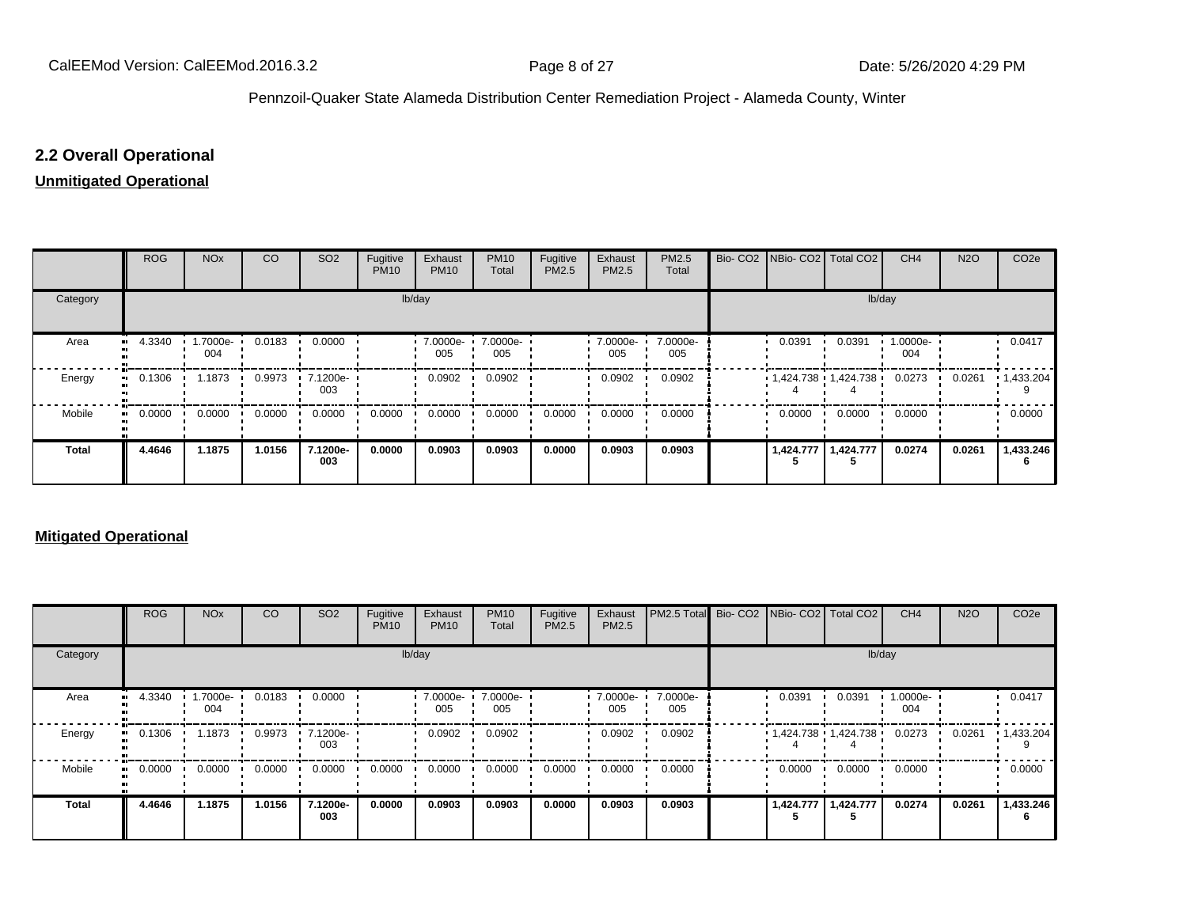## 2.2 Overall Operational

**Unmitigated Operational**

| | ROG | NOx | CO | SO2 | Fugitive PM10 | Exhaust PM10 | PM10 Total | Fugitive PM2.5 | Exhaust PM2.5 | PM2.5 Total | Bio- CO2 | NBio- CO2 | Total CO2 | CH4 | N2O | CO2e |
|---|---|---|---|---|---|---|---|---|---|---|---|---|---|---|---|---|
| Category | lb/day | | | | | | | | | | lb/day | | | | | |
| Area | 4.3340 | 1.7000e-004 | 0.0183 | 0.0000 | | 7.0000e-005 | 7.0000e-005 | | 7.0000e-005 | 7.0000e-005 | | 0.0391 | 0.0391 | 1.0000e-004 | | 0.0417 |
| Energy | 0.1306 | 1.1873 | 0.9973 | 7.1200e-003 | | 0.0902 | 0.0902 | | 0.0902 | 0.0902 | | 1,424.7384 | 1,424.7384 | 0.0273 | 0.0261 | 1,433.2049 |
| Mobile | 0.0000 | 0.0000 | 0.0000 | 0.0000 | 0.0000 | 0.0000 | 0.0000 | 0.0000 | 0.0000 | 0.0000 | | 0.0000 | 0.0000 | 0.0000 | | 0.0000 |
| **Total** | **4.4646** | **1.1875** | **1.0156** | **7.1200e-003** | **0.0000** | **0.0903** | **0.0903** | **0.0000** | **0.0903** | **0.0903** | | **1,424.7775** | **1,424.7775** | **0.0274** | **0.0261** | **1,433.2466** |

**Mitigated Operational**

| | ROG | NOx | CO | SO2 | Fugitive PM10 | Exhaust PM10 | PM10 Total | Fugitive PM2.5 | Exhaust PM2.5 | PM2.5 Total | Bio- CO2 | NBio- CO2 | Total CO2 | CH4 | N2O | CO2e |
|---|---|---|---|---|---|---|---|---|---|---|---|---|---|---|---|---|
| Category | lb/day | | | | | | | | | | lb/day | | | | | |
| Area | 4.3340 | 1.7000e-004 | 0.0183 | 0.0000 | | 7.0000e-005 | 7.0000e-005 | | 7.0000e-005 | 7.0000e-005 | | 0.0391 | 0.0391 | 1.0000e-004 | | 0.0417 |
| Energy | 0.1306 | 1.1873 | 0.9973 | 7.1200e-003 | | 0.0902 | 0.0902 | | 0.0902 | 0.0902 | | 1,424.7384 | 1,424.7384 | 0.0273 | 0.0261 | 1,433.2049 |
| Mobile | 0.0000 | 0.0000 | 0.0000 | 0.0000 | 0.0000 | 0.0000 | 0.0000 | 0.0000 | 0.0000 | 0.0000 | | 0.0000 | 0.0000 | 0.0000 | | 0.0000 |
| **Total** | **4.4646** | **1.1875** | **1.0156** | **7.1200e-003** | **0.0000** | **0.0903** | **0.0903** | **0.0000** | **0.0903** | **0.0903** | | **1,424.7775** | **1,424.7775** | **0.0274** | **0.0261** | **1,433.2466** |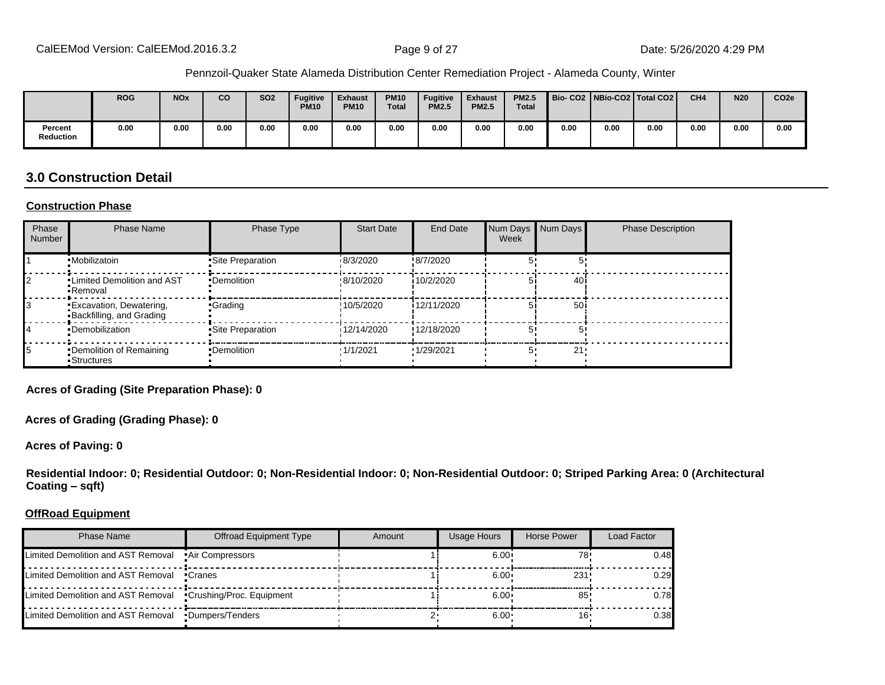|  | ROG | NOx | CO | SO2 | Fugitive PM10 | Exhaust PM10 | PM10 Total | Fugitive PM2.5 | Exhaust PM2.5 | PM2.5 Total | Bio- CO2 | NBio-CO2 | Total CO2 | CH4 | N20 | CO2e |
|---|---|---|---|---|---|---|---|---|---|---|---|---|---|---|---|---|
| Percent Reduction | 0.00 | 0.00 | 0.00 | 0.00 | 0.00 | 0.00 | 0.00 | 0.00 | 0.00 | 0.00 | 0.00 | 0.00 | 0.00 | 0.00 | 0.00 | 0.00 |

## 3.0 Construction Detail

### Construction Phase

| Phase Number | Phase Name | Phase Type | Start Date | End Date | Num Days Week | Num Days | Phase Description |
|---|---|---|---|---|---|---|---|
| 1 | Mobilizatoin | Site Preparation | 8/3/2020 | 8/7/2020 | 5 | 5 | |
| 2 | Limited Demolition and AST Removal | Demolition | 8/10/2020 | 10/2/2020 | 5 | 40 | |
| 3 | Excavation, Dewatering, Backfilling, and Grading | Grading | 10/5/2020 | 12/11/2020 | 5 | 50 | |
| 4 | Demobilization | Site Preparation | 12/14/2020 | 12/18/2020 | 5 | 5 | |
| 5 | Demolition of Remaining Structures | Demolition | 1/1/2021 | 1/29/2021 | 5 | 21 | |

**Acres of Grading (Site Preparation Phase): 0**

**Acres of Grading (Grading Phase): 0**

**Acres of Paving: 0**

**Residential Indoor: 0; Residential Outdoor: 0; Non-Residential Indoor: 0; Non-Residential Outdoor: 0; Striped Parking Area: 0 (Architectural Coating – sqft)**

### OffRoad Equipment

| Phase Name | Offroad Equipment Type | Amount | Usage Hours | Horse Power | Load Factor |
|---|---|---|---|---|---|
| Limited Demolition and AST Removal | Air Compressors | 1 | 6.00 | 78 | 0.48 |
| Limited Demolition and AST Removal | Cranes | 1 | 6.00 | 231 | 0.29 |
| Limited Demolition and AST Removal | Crushing/Proc. Equipment | 1 | 6.00 | 85 | 0.78 |
| Limited Demolition and AST Removal | Dumpers/Tenders | 2 | 6.00 | 16 | 0.38 |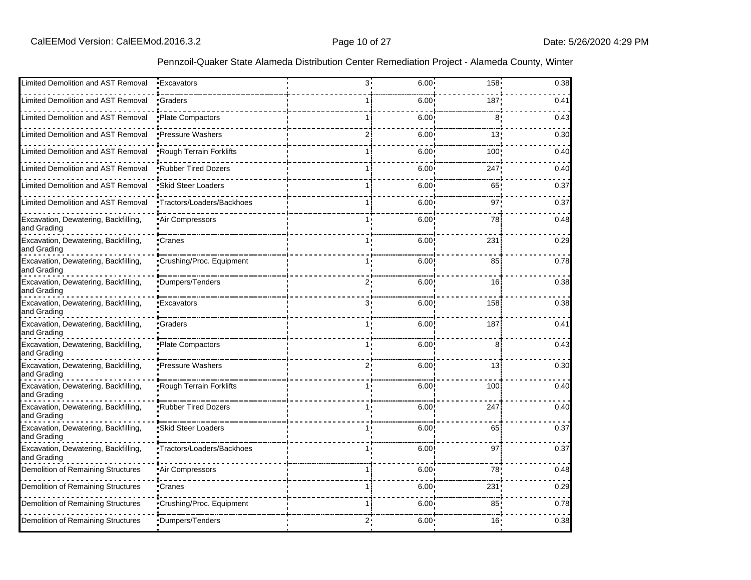| Limited Demolition and AST Removal | Excavators | 3 | 6.00 | 158 | 0.38 |
|---|---|---|---|---|---|
| Limited Demolition and AST Removal | Graders | 1 | 6.00 | 187 | 0.41 |
| Limited Demolition and AST Removal | Plate Compactors | 1 | 6.00 | 8 | 0.43 |
| Limited Demolition and AST Removal | Pressure Washers | 2 | 6.00 | 13 | 0.30 |
| Limited Demolition and AST Removal | Rough Terrain Forklifts | 1 | 6.00 | 100 | 0.40 |
| Limited Demolition and AST Removal | Rubber Tired Dozers | 1 | 6.00 | 247 | 0.40 |
| Limited Demolition and AST Removal | Skid Steer Loaders | 1 | 6.00 | 65 | 0.37 |
| Limited Demolition and AST Removal | Tractors/Loaders/Backhoes | 1 | 6.00 | 97 | 0.37 |
| Excavation, Dewatering, Backfilling, and Grading | Air Compressors | 1 | 6.00 | 78 | 0.48 |
| Excavation, Dewatering, Backfilling, and Grading | Cranes | 1 | 6.00 | 231 | 0.29 |
| Excavation, Dewatering, Backfilling, and Grading | Crushing/Proc. Equipment | 1 | 6.00 | 85 | 0.78 |
| Excavation, Dewatering, Backfilling, and Grading | Dumpers/Tenders | 2 | 6.00 | 16 | 0.38 |
| Excavation, Dewatering, Backfilling, and Grading | Excavators | 3 | 6.00 | 158 | 0.38 |
| Excavation, Dewatering, Backfilling, and Grading | Graders | 1 | 6.00 | 187 | 0.41 |
| Excavation, Dewatering, Backfilling, and Grading | Plate Compactors | 1 | 6.00 | 8 | 0.43 |
| Excavation, Dewatering, Backfilling, and Grading | Pressure Washers | 2 | 6.00 | 13 | 0.30 |
| Excavation, Dewatering, Backfilling, and Grading | Rough Terrain Forklifts | 1 | 6.00 | 100 | 0.40 |
| Excavation, Dewatering, Backfilling, and Grading | Rubber Tired Dozers | 1 | 6.00 | 247 | 0.40 |
| Excavation, Dewatering, Backfilling, and Grading | Skid Steer Loaders | 1 | 6.00 | 65 | 0.37 |
| Excavation, Dewatering, Backfilling, and Grading | Tractors/Loaders/Backhoes | 1 | 6.00 | 97 | 0.37 |
| Demolition of Remaining Structures | Air Compressors | 1 | 6.00 | 78 | 0.48 |
| Demolition of Remaining Structures | Cranes | 1 | 6.00 | 231 | 0.29 |
| Demolition of Remaining Structures | Crushing/Proc. Equipment | 1 | 6.00 | 85 | 0.78 |
| Demolition of Remaining Structures | Dumpers/Tenders | 2 | 6.00 | 16 | 0.38 |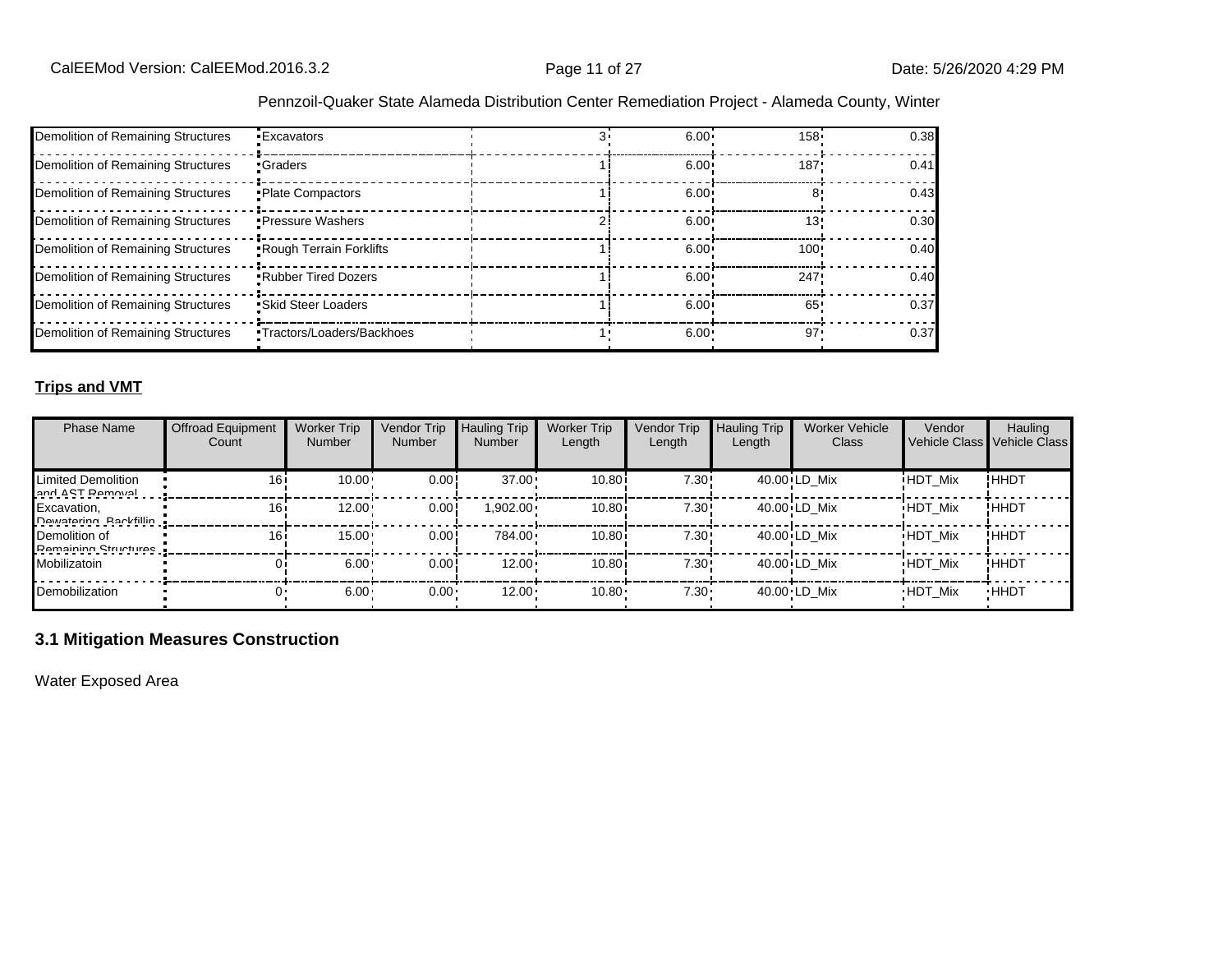| | | | | | |
|---|---|---|---|---|---|
| Demolition of Remaining Structures | Excavators | 3 | 6.00 | 158 | 0.38 |
| Demolition of Remaining Structures | Graders | 1 | 6.00 | 187 | 0.41 |
| Demolition of Remaining Structures | Plate Compactors | 1 | 6.00 | 8 | 0.43 |
| Demolition of Remaining Structures | Pressure Washers | 2 | 6.00 | 13 | 0.30 |
| Demolition of Remaining Structures | Rough Terrain Forklifts | 1 | 6.00 | 100 | 0.40 |
| Demolition of Remaining Structures | Rubber Tired Dozers | 1 | 6.00 | 247 | 0.40 |
| Demolition of Remaining Structures | Skid Steer Loaders | 1 | 6.00 | 65 | 0.37 |
| Demolition of Remaining Structures | Tractors/Loaders/Backhoes | 1 | 6.00 | 97 | 0.37 |

**Trips and VMT**

| Phase Name | Offroad Equipment Count | Worker Trip Number | Vendor Trip Number | Hauling Trip Number | Worker Trip Length | Vendor Trip Length | Hauling Trip Length | Worker Vehicle Class | Vendor Vehicle Class | Hauling Vehicle Class |
|---|---|---|---|---|---|---|---|---|---|---|
| Limited Demolition and AST Removal | 16 | 10.00 | 0.00 | 37.00 | 10.80 | 7.30 | 40.00 | LD_Mix | HDT_Mix | HHDT |
| Excavation, Dewatering, Backfillin | 16 | 12.00 | 0.00 | 1,902.00 | 10.80 | 7.30 | 40.00 | LD_Mix | HDT_Mix | HHDT |
| Demolition of Remaining Structures | 16 | 15.00 | 0.00 | 784.00 | 10.80 | 7.30 | 40.00 | LD_Mix | HDT_Mix | HHDT |
| Mobilizatoin | 0 | 6.00 | 0.00 | 12.00 | 10.80 | 7.30 | 40.00 | LD_Mix | HDT_Mix | HHDT |
| Demobilization | 0 | 6.00 | 0.00 | 12.00 | 10.80 | 7.30 | 40.00 | LD_Mix | HDT_Mix | HHDT |

## 3.1 Mitigation Measures Construction

Water Exposed Area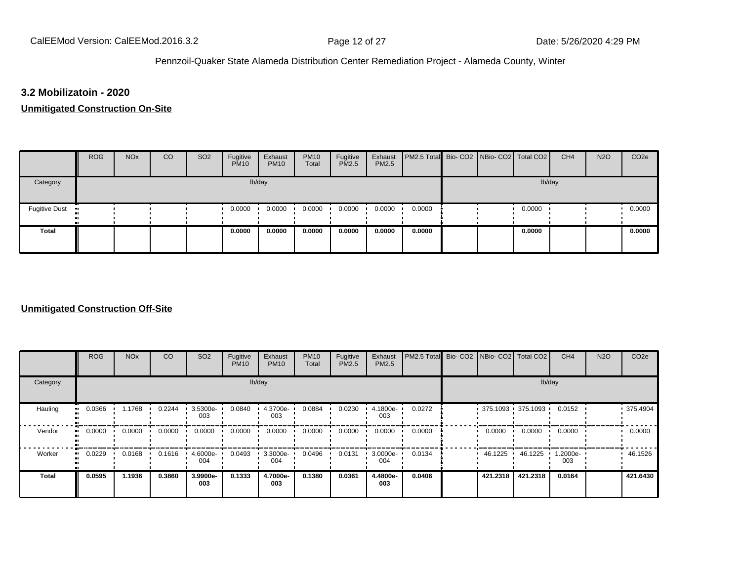### 3.2 Mobilizatoin - 2020

**Unmitigated Construction On-Site**

| | ROG | NOx | CO | SO2 | Fugitive PM10 | Exhaust PM10 | PM10 Total | Fugitive PM2.5 | Exhaust PM2.5 | PM2.5 Total | Bio- CO2 | NBio- CO2 | Total CO2 | CH4 | N2O | CO2e |
|---|---|---|---|---|---|---|---|---|---|---|---|---|---|---|---|---|
| Category | | | | | lb/day | | | | | | | | | lb/day | | |
| Fugitive Dust | | | | | 0.0000 | 0.0000 | 0.0000 | 0.0000 | 0.0000 | 0.0000 | | | 0.0000 | | | 0.0000 |
| **Total** | | | | | **0.0000** | **0.0000** | **0.0000** | **0.0000** | **0.0000** | **0.0000** | | | **0.0000** | | | **0.0000** |

**Unmitigated Construction Off-Site**

| | ROG | NOx | CO | SO2 | Fugitive PM10 | Exhaust PM10 | PM10 Total | Fugitive PM2.5 | Exhaust PM2.5 | PM2.5 Total | Bio- CO2 | NBio- CO2 | Total CO2 | CH4 | N2O | CO2e |
|---|---|---|---|---|---|---|---|---|---|---|---|---|---|---|---|---|
| Category | | | | | lb/day | | | | | | | | | lb/day | | |
| Hauling | 0.0366 | 1.1768 | 0.2244 | 3.5300e-003 | 0.0840 | 4.3700e-003 | 0.0884 | 0.0230 | 4.1800e-003 | 0.0272 | | 375.1093 | 375.1093 | 0.0152 | | 375.4904 |
| Vendor | 0.0000 | 0.0000 | 0.0000 | 0.0000 | 0.0000 | 0.0000 | 0.0000 | 0.0000 | 0.0000 | 0.0000 | | 0.0000 | 0.0000 | 0.0000 | | 0.0000 |
| Worker | 0.0229 | 0.0168 | 0.1616 | 4.6000e-004 | 0.0493 | 3.3000e-004 | 0.0496 | 0.0131 | 3.0000e-004 | 0.0134 | | 46.1225 | 46.1225 | 1.2000e-003 | | 46.1526 |
| **Total** | **0.0595** | **1.1936** | **0.3860** | **3.9900e-003** | **0.1333** | **4.7000e-003** | **0.1380** | **0.0361** | **4.4800e-003** | **0.0406** | | **421.2318** | **421.2318** | **0.0164** | | **421.6430** |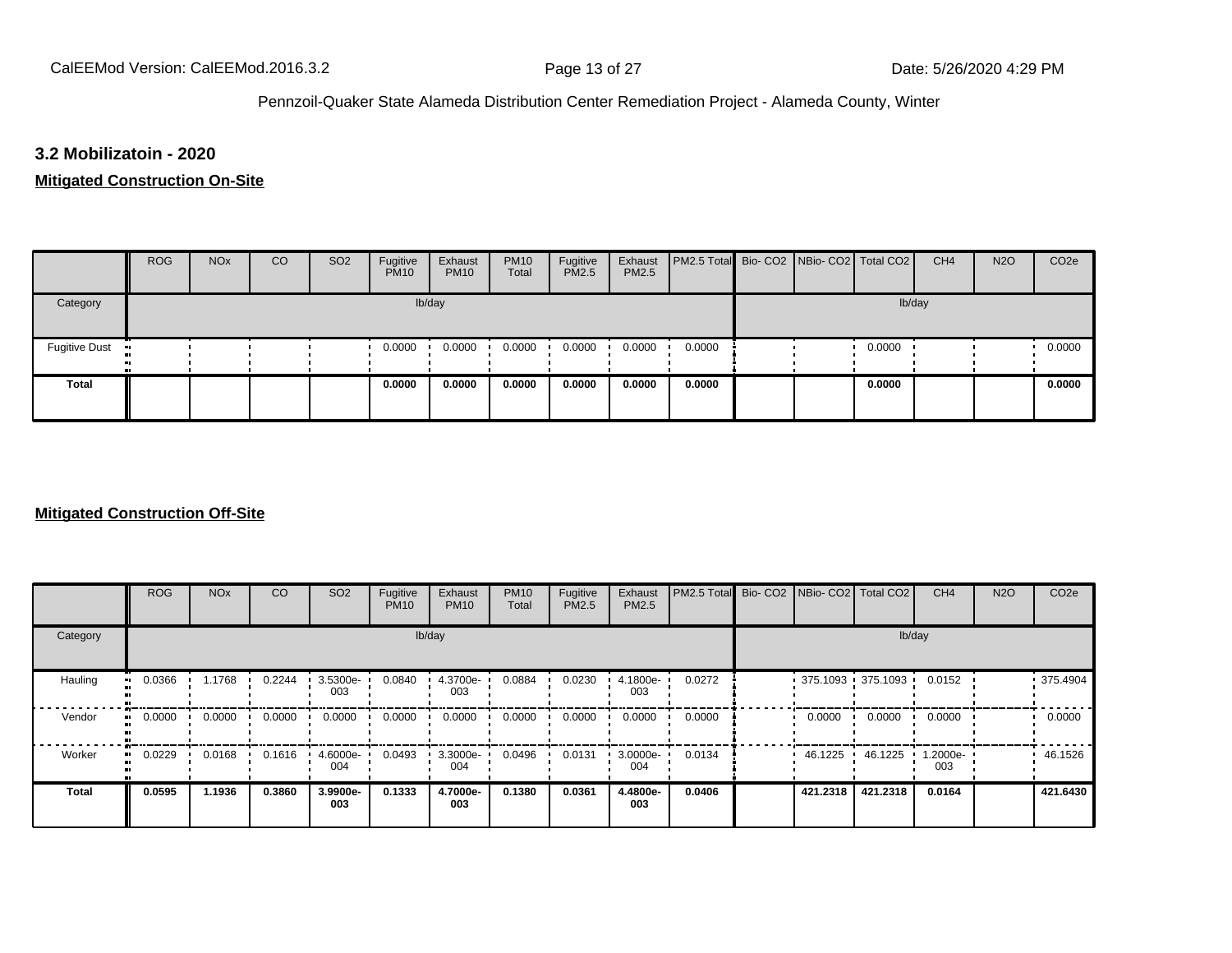### 3.2 Mobilizatoin - 2020

**Mitigated Construction On-Site**

| | ROG | NOx | CO | SO2 | Fugitive PM10 | Exhaust PM10 | PM10 Total | Fugitive PM2.5 | Exhaust PM2.5 | PM2.5 Total | Bio- CO2 | NBio- CO2 | Total CO2 | CH4 | N2O | CO2e |
|---|---|---|---|---|---|---|---|---|---|---|---|---|---|---|---|---|
| Category | | | | | lb/day | | | | | | | | | lb/day | | |
| Fugitive Dust | | | | | 0.0000 | 0.0000 | 0.0000 | 0.0000 | 0.0000 | 0.0000 | | | 0.0000 | | | 0.0000 |
| **Total** | | | | | **0.0000** | **0.0000** | **0.0000** | **0.0000** | **0.0000** | **0.0000** | | | **0.0000** | | | **0.0000** |

**Mitigated Construction Off-Site**

| | ROG | NOx | CO | SO2 | Fugitive PM10 | Exhaust PM10 | PM10 Total | Fugitive PM2.5 | Exhaust PM2.5 | PM2.5 Total | Bio- CO2 | NBio- CO2 | Total CO2 | CH4 | N2O | CO2e |
|---|---|---|---|---|---|---|---|---|---|---|---|---|---|---|---|---|
| Category | | | | | lb/day | | | | | | | | | lb/day | | |
| Hauling | 0.0366 | 1.1768 | 0.2244 | 3.5300e-003 | 0.0840 | 4.3700e-003 | 0.0884 | 0.0230 | 4.1800e-003 | 0.0272 | | 375.1093 | 375.1093 | 0.0152 | | 375.4904 |
| Vendor | 0.0000 | 0.0000 | 0.0000 | 0.0000 | 0.0000 | 0.0000 | 0.0000 | 0.0000 | 0.0000 | 0.0000 | | 0.0000 | 0.0000 | 0.0000 | | 0.0000 |
| Worker | 0.0229 | 0.0168 | 0.1616 | 4.6000e-004 | 0.0493 | 3.3000e-004 | 0.0496 | 0.0131 | 3.0000e-004 | 0.0134 | | 46.1225 | 46.1225 | 1.2000e-003 | | 46.1526 |
| **Total** | **0.0595** | **1.1936** | **0.3860** | **3.9900e-003** | **0.1333** | **4.7000e-003** | **0.1380** | **0.0361** | **4.4800e-003** | **0.0406** | | **421.2318** | **421.2318** | **0.0164** | | **421.6430** |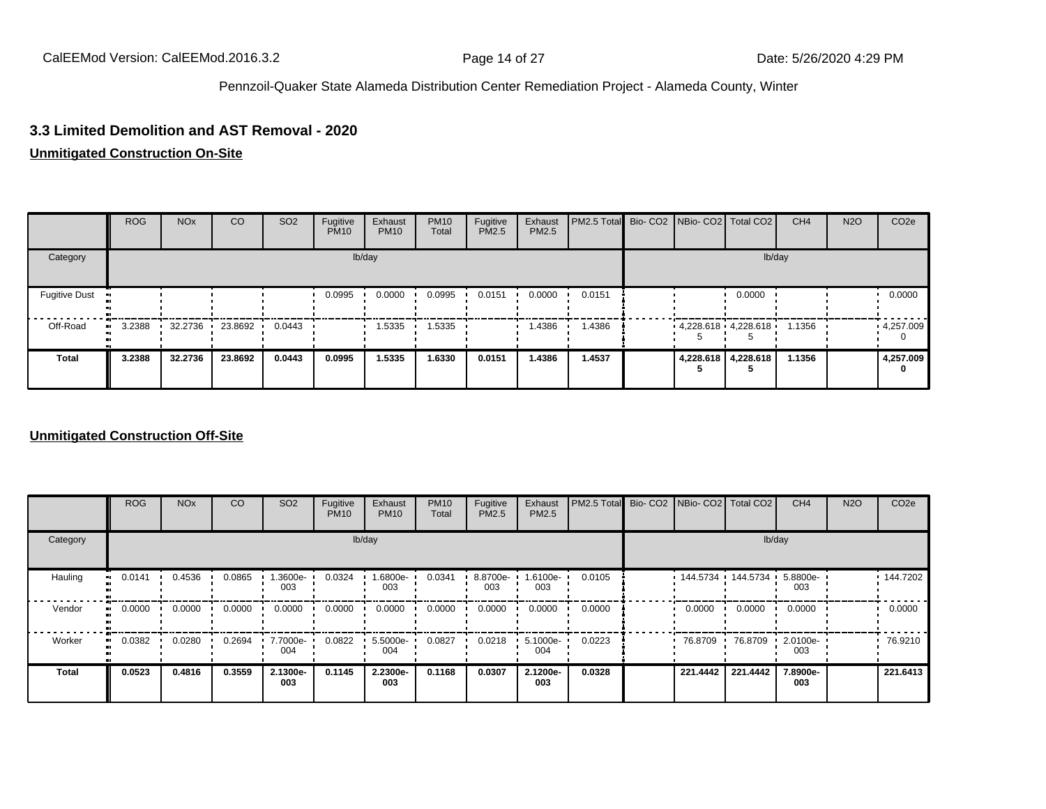### 3.3 Limited Demolition and AST Removal - 2020

**Unmitigated Construction On-Site**

| | ROG | NOx | CO | SO2 | Fugitive PM10 | Exhaust PM10 | PM10 Total | Fugitive PM2.5 | Exhaust PM2.5 | PM2.5 Total | Bio- CO2 | NBio- CO2 | Total CO2 | CH4 | N2O | CO2e |
|---|---|---|---|---|---|---|---|---|---|---|---|---|---|---|---|---|
| Category | | | | | | lb/day | | | | | | | | lb/day | | |
| Fugitive Dust | | | | | 0.0995 | 0.0000 | 0.0995 | 0.0151 | 0.0000 | 0.0151 | | | 0.0000 | | | 0.0000 |
| Off-Road | 3.2388 | 32.2736 | 23.8692 | 0.0443 | | 1.5335 | 1.5335 | | 1.4386 | 1.4386 | | 4,228.6185 | 4,228.6185 | 1.1356 | | 4,257.0090 |
| **Total** | **3.2388** | **32.2736** | **23.8692** | **0.0443** | **0.0995** | **1.5335** | **1.6330** | **0.0151** | **1.4386** | **1.4537** | | **4,228.6185** | **4,228.6185** | **1.1356** | | **4,257.0090** |

**Unmitigated Construction Off-Site**

| | ROG | NOx | CO | SO2 | Fugitive PM10 | Exhaust PM10 | PM10 Total | Fugitive PM2.5 | Exhaust PM2.5 | PM2.5 Total | Bio- CO2 | NBio- CO2 | Total CO2 | CH4 | N2O | CO2e |
|---|---|---|---|---|---|---|---|---|---|---|---|---|---|---|---|---|
| Category | | | | | | lb/day | | | | | | | | lb/day | | |
| Hauling | 0.0141 | 0.4536 | 0.0865 | 1.3600e-003 | 0.0324 | 1.6800e-003 | 0.0341 | 8.8700e-003 | 1.6100e-003 | 0.0105 | | 144.5734 | 144.5734 | 5.8800e-003 | | 144.7202 |
| Vendor | 0.0000 | 0.0000 | 0.0000 | 0.0000 | 0.0000 | 0.0000 | 0.0000 | 0.0000 | 0.0000 | 0.0000 | | 0.0000 | 0.0000 | 0.0000 | | 0.0000 |
| Worker | 0.0382 | 0.0280 | 0.2694 | 7.7000e-004 | 0.0822 | 5.5000e-004 | 0.0827 | 0.0218 | 5.1000e-004 | 0.0223 | | 76.8709 | 76.8709 | 2.0100e-003 | | 76.9210 |
| **Total** | **0.0523** | **0.4816** | **0.3559** | **2.1300e-003** | **0.1145** | **2.2300e-003** | **0.1168** | **0.0307** | **2.1200e-003** | **0.0328** | | **221.4442** | **221.4442** | **7.8900e-003** | | **221.6413** |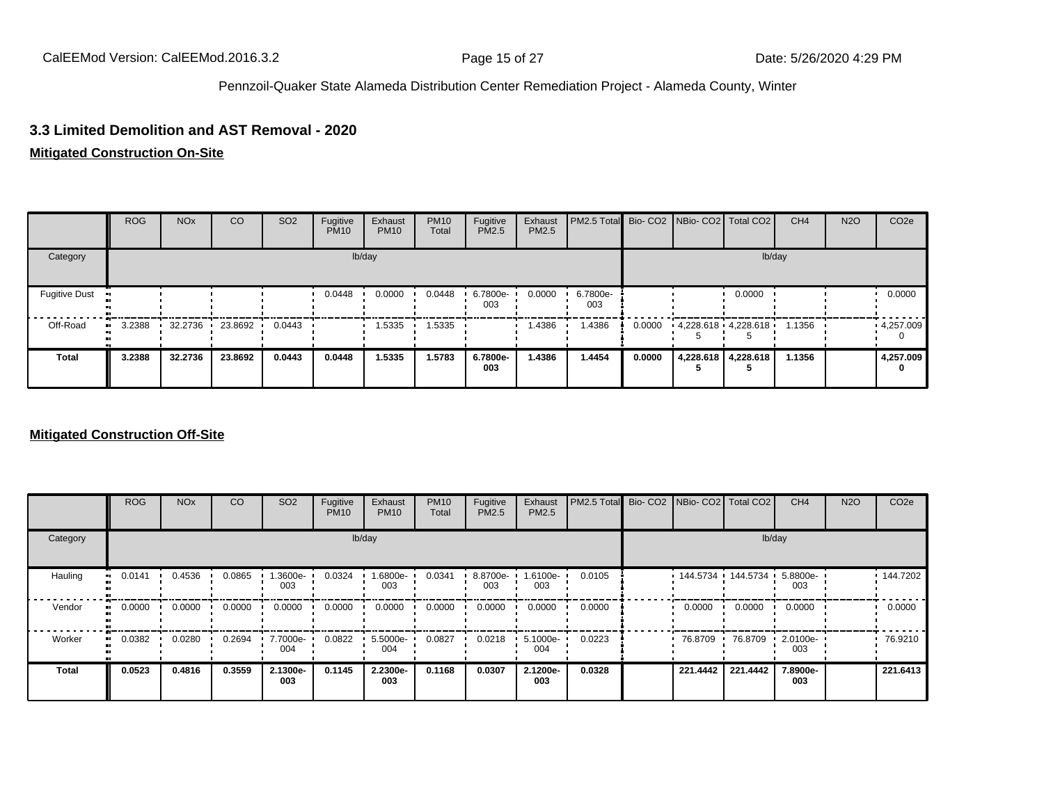### 3.3 Limited Demolition and AST Removal - 2020

**Mitigated Construction On-Site**

| | ROG | NOx | CO | SO2 | Fugitive PM10 | Exhaust PM10 | PM10 Total | Fugitive PM2.5 | Exhaust PM2.5 | PM2.5 Total | Bio- CO2 | NBio- CO2 | Total CO2 | CH4 | N2O | CO2e |
|---|---|---|---|---|---|---|---|---|---|---|---|---|---|---|---|---|
| Category | lb/day | | | | | | | | | | lb/day | | | | | |
| Fugitive Dust | | | | | 0.0448 | 0.0000 | 0.0448 | 6.7800e-003 | 0.0000 | 6.7800e-003 | | | 0.0000 | | | 0.0000 |
| Off-Road | 3.2388 | 32.2736 | 23.8692 | 0.0443 | | 1.5335 | 1.5335 | | 1.4386 | 1.4386 | 0.0000 | 4,228.618 5 | 4,228.618 5 | 1.1356 | | 4,257.009 0 |
| **Total** | **3.2388** | **32.2736** | **23.8692** | **0.0443** | **0.0448** | **1.5335** | **1.5783** | **6.7800e-003** | **1.4386** | **1.4454** | **0.0000** | **4,228.618 5** | **4,228.618 5** | **1.1356** | | **4,257.009 0** |

**Mitigated Construction Off-Site**

| | ROG | NOx | CO | SO2 | Fugitive PM10 | Exhaust PM10 | PM10 Total | Fugitive PM2.5 | Exhaust PM2.5 | PM2.5 Total | Bio- CO2 | NBio- CO2 | Total CO2 | CH4 | N2O | CO2e |
|---|---|---|---|---|---|---|---|---|---|---|---|---|---|---|---|---|
| Category | lb/day | | | | | | | | | | lb/day | | | | | |
| Hauling | 0.0141 | 0.4536 | 0.0865 | 1.3600e-003 | 0.0324 | 1.6800e-003 | 0.0341 | 8.8700e-003 | 1.6100e-003 | 0.0105 | | 144.5734 | 144.5734 | 5.8800e-003 | | 144.7202 |
| Vendor | 0.0000 | 0.0000 | 0.0000 | 0.0000 | 0.0000 | 0.0000 | 0.0000 | 0.0000 | 0.0000 | 0.0000 | | 0.0000 | 0.0000 | 0.0000 | | 0.0000 |
| Worker | 0.0382 | 0.0280 | 0.2694 | 7.7000e-004 | 0.0822 | 5.5000e-004 | 0.0827 | 0.0218 | 5.1000e-004 | 0.0223 | | 76.8709 | 76.8709 | 2.0100e-003 | | 76.9210 |
| **Total** | **0.0523** | **0.4816** | **0.3559** | **2.1300e-003** | **0.1145** | **2.2300e-003** | **0.1168** | **0.0307** | **2.1200e-003** | **0.0328** | | **221.4442** | **221.4442** | **7.8900e-003** | | **221.6413** |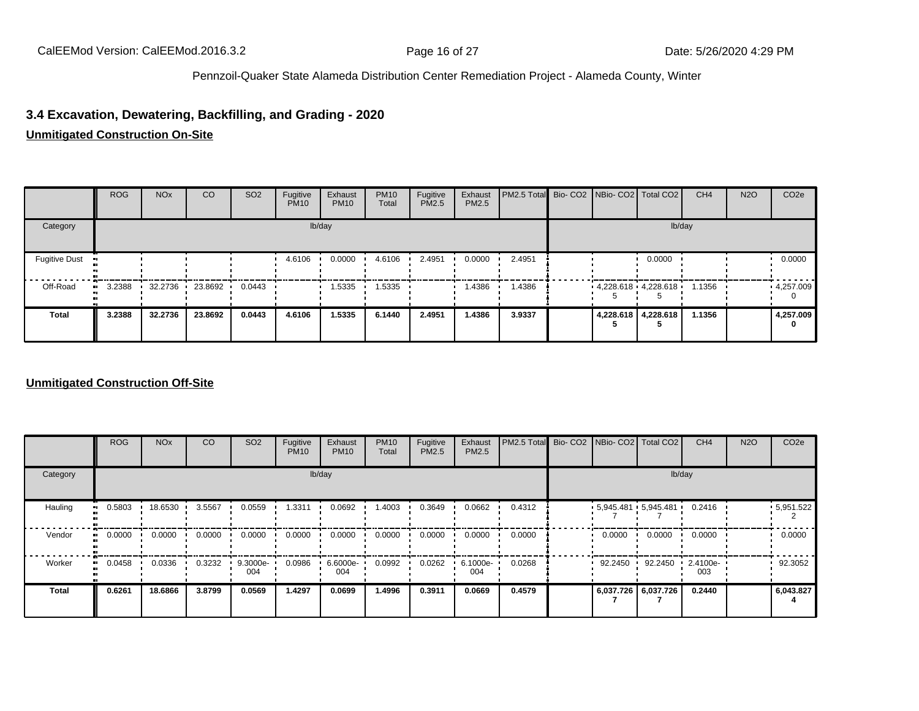## 3.4 Excavation, Dewatering, Backfilling, and Grading - 2020

**Unmitigated Construction On-Site**

| | ROG | NOx | CO | SO2 | Fugitive PM10 | Exhaust PM10 | PM10 Total | Fugitive PM2.5 | Exhaust PM2.5 | PM2.5 Total | Bio- CO2 | NBio- CO2 | Total CO2 | CH4 | N2O | CO2e |
|---|---|---|---|---|---|---|---|---|---|---|---|---|---|---|---|---|
| Category | lb/day | | | | | | | | | | lb/day | | | | | |
| Fugitive Dust | | | | | 4.6106 | 0.0000 | 4.6106 | 2.4951 | 0.0000 | 2.4951 | | | 0.0000 | | | 0.0000 |
| Off-Road | 3.2388 | 32.2736 | 23.8692 | 0.0443 | | 1.5335 | 1.5335 | | 1.4386 | 1.4386 | | 4,228.6185 | 4,228.6185 | 1.1356 | | 4,257.0090 |
| **Total** | **3.2388** | **32.2736** | **23.8692** | **0.0443** | **4.6106** | **1.5335** | **6.1440** | **2.4951** | **1.4386** | **3.9337** | | **4,228.6185** | **4,228.6185** | **1.1356** | | **4,257.0090** |

**Unmitigated Construction Off-Site**

| | ROG | NOx | CO | SO2 | Fugitive PM10 | Exhaust PM10 | PM10 Total | Fugitive PM2.5 | Exhaust PM2.5 | PM2.5 Total | Bio- CO2 | NBio- CO2 | Total CO2 | CH4 | N2O | CO2e |
|---|---|---|---|---|---|---|---|---|---|---|---|---|---|---|---|---|
| Category | lb/day | | | | | | | | | | lb/day | | | | | |
| Hauling | 0.5803 | 18.6530 | 3.5567 | 0.0559 | 1.3311 | 0.0692 | 1.4003 | 0.3649 | 0.0662 | 0.4312 | | 5,945.4817 | 5,945.4817 | 0.2416 | | 5,951.5222 |
| Vendor | 0.0000 | 0.0000 | 0.0000 | 0.0000 | 0.0000 | 0.0000 | 0.0000 | 0.0000 | 0.0000 | 0.0000 | | 0.0000 | 0.0000 | 0.0000 | | 0.0000 |
| Worker | 0.0458 | 0.0336 | 0.3232 | 9.3000e-004 | 0.0986 | 6.6000e-004 | 0.0992 | 0.0262 | 6.1000e-004 | 0.0268 | | 92.2450 | 92.2450 | 2.4100e-003 | | 92.3052 |
| **Total** | **0.6261** | **18.6866** | **3.8799** | **0.0569** | **1.4297** | **0.0699** | **1.4996** | **0.3911** | **0.0669** | **0.4579** | | **6,037.7267** | **6,037.7267** | **0.2440** | | **6,043.8274** |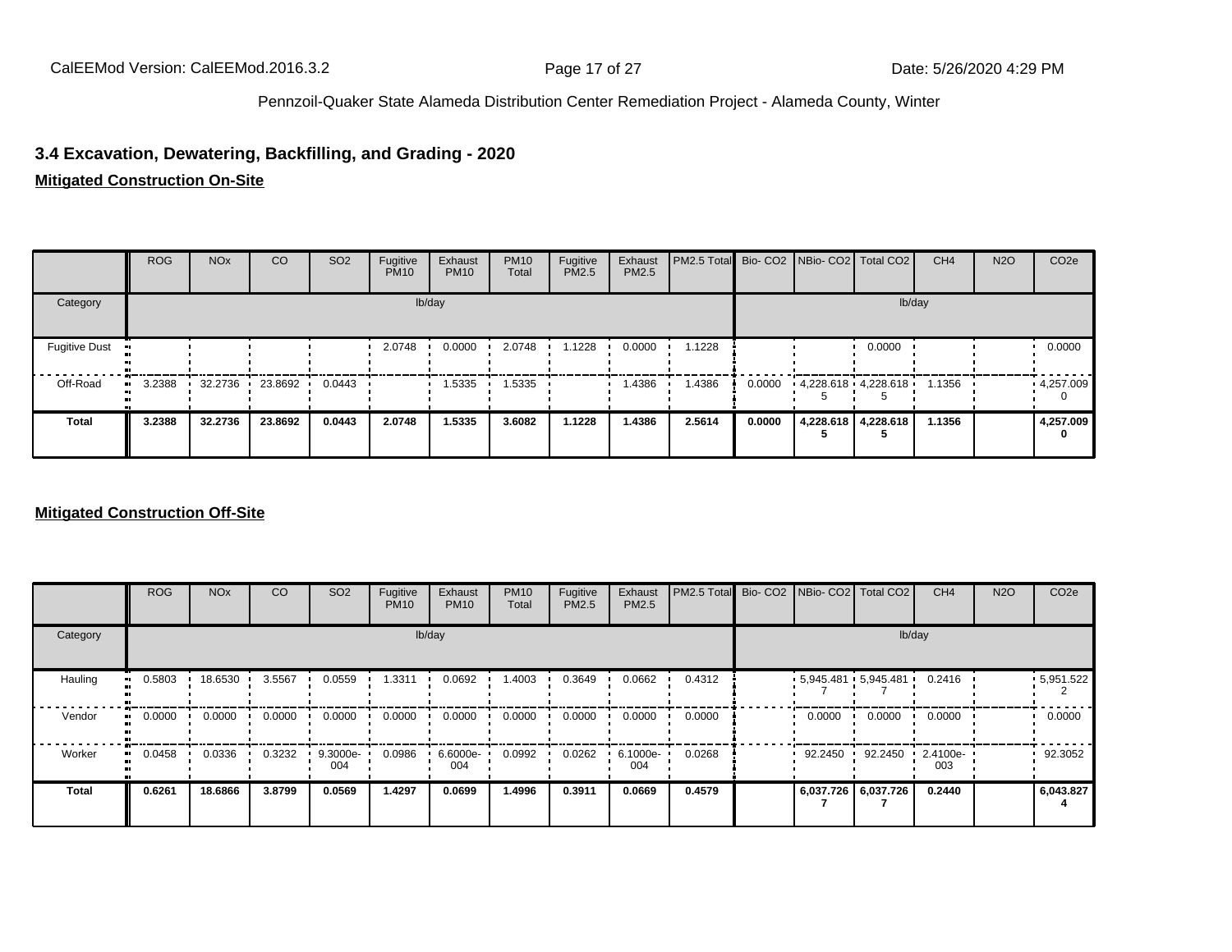### 3.4 Excavation, Dewatering, Backfilling, and Grading - 2020

**Mitigated Construction On-Site**

| | ROG | NOx | CO | SO2 | Fugitive PM10 | Exhaust PM10 | PM10 Total | Fugitive PM2.5 | Exhaust PM2.5 | PM2.5 Total | Bio- CO2 | NBio- CO2 | Total CO2 | CH4 | N2O | CO2e |
|---|---|---|---|---|---|---|---|---|---|---|---|---|---|---|---|---|
| Category | | | | | | lb/day | | | | | | | | lb/day | | |
| Fugitive Dust | | | | | 2.0748 | 0.0000 | 2.0748 | 1.1228 | 0.0000 | 1.1228 | | | 0.0000 | | | 0.0000 |
| Off-Road | 3.2388 | 32.2736 | 23.8692 | 0.0443 | | 1.5335 | 1.5335 | | 1.4386 | 1.4386 | 0.0000 | 4,228.6185 | 4,228.6185 | 1.1356 | | 4,257.0090 |
| **Total** | **3.2388** | **32.2736** | **23.8692** | **0.0443** | **2.0748** | **1.5335** | **3.6082** | **1.1228** | **1.4386** | **2.5614** | **0.0000** | **4,228.6185** | **4,228.6185** | **1.1356** | | **4,257.0090** |

**Mitigated Construction Off-Site**

| | ROG | NOx | CO | SO2 | Fugitive PM10 | Exhaust PM10 | PM10 Total | Fugitive PM2.5 | Exhaust PM2.5 | PM2.5 Total | Bio- CO2 | NBio- CO2 | Total CO2 | CH4 | N2O | CO2e |
|---|---|---|---|---|---|---|---|---|---|---|---|---|---|---|---|---|
| Category | | | | | | lb/day | | | | | | | | lb/day | | |
| Hauling | 0.5803 | 18.6530 | 3.5567 | 0.0559 | 1.3311 | 0.0692 | 1.4003 | 0.3649 | 0.0662 | 0.4312 | | 5,945.4817 | 5,945.4817 | 0.2416 | | 5,951.5222 |
| Vendor | 0.0000 | 0.0000 | 0.0000 | 0.0000 | 0.0000 | 0.0000 | 0.0000 | 0.0000 | 0.0000 | 0.0000 | | 0.0000 | 0.0000 | 0.0000 | | 0.0000 |
| Worker | 0.0458 | 0.0336 | 0.3232 | 9.3000e-004 | 0.0986 | 6.6000e-004 | 0.0992 | 0.0262 | 6.1000e-004 | 0.0268 | | 92.2450 | 92.2450 | 2.4100e-003 | | 92.3052 |
| **Total** | **0.6261** | **18.6866** | **3.8799** | **0.0569** | **1.4297** | **0.0699** | **1.4996** | **0.3911** | **0.0669** | **0.4579** | | **6,037.7267** | **6,037.7267** | **0.2440** | | **6,043.8274** |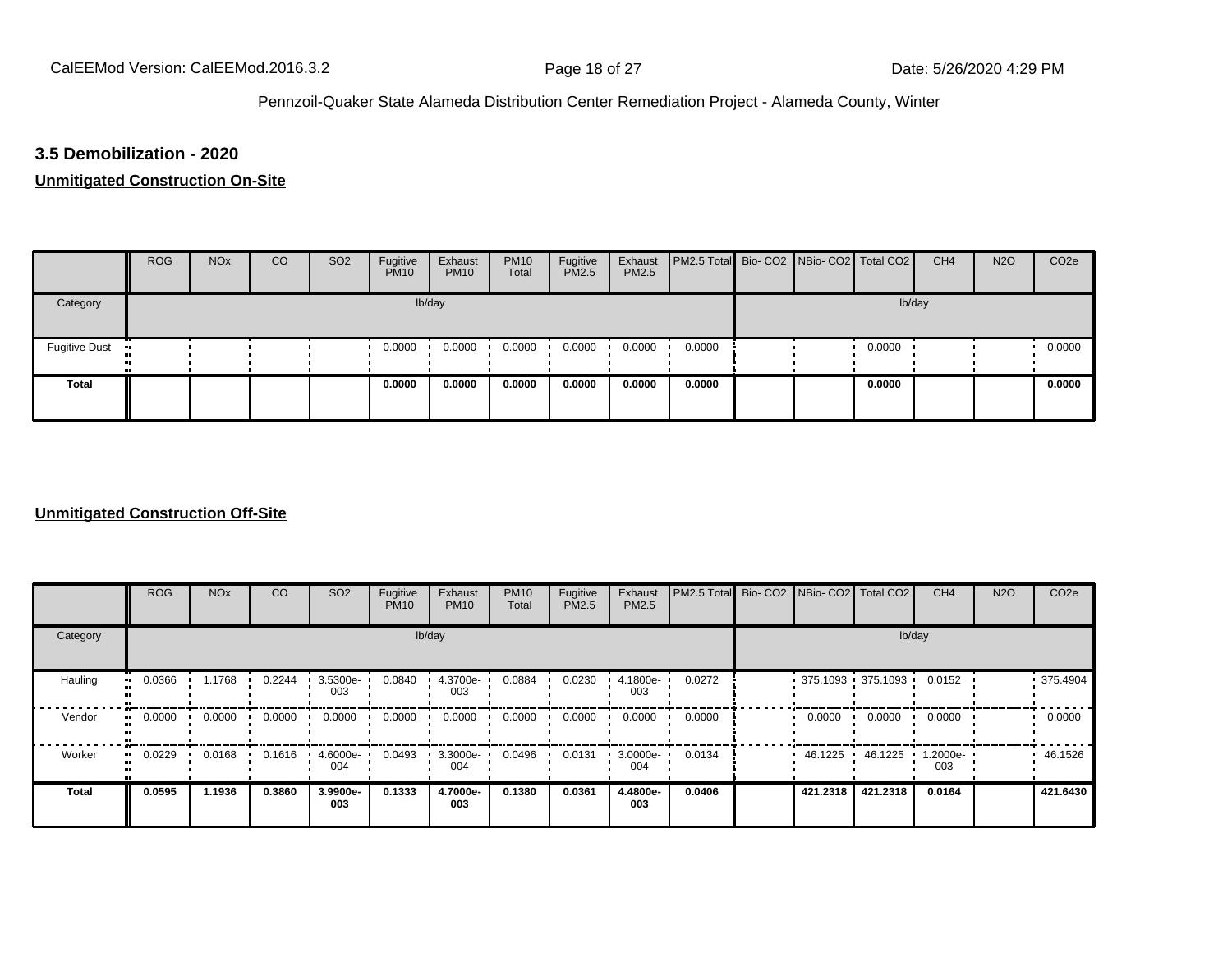### 3.5 Demobilization - 2020

**Unmitigated Construction On-Site**

| | ROG | NOx | CO | SO2 | Fugitive PM10 | Exhaust PM10 | PM10 Total | Fugitive PM2.5 | Exhaust PM2.5 | PM2.5 Total | Bio- CO2 | NBio- CO2 | Total CO2 | CH4 | N2O | CO2e |
|---|---|---|---|---|---|---|---|---|---|---|---|---|---|---|---|---|
| Category | lb/day | | | | | | | | | | lb/day | | | | | |
| Fugitive Dust | | | | | 0.0000 | 0.0000 | 0.0000 | 0.0000 | 0.0000 | 0.0000 | | | 0.0000 | | | 0.0000 |
| **Total** | | | | | **0.0000** | **0.0000** | **0.0000** | **0.0000** | **0.0000** | **0.0000** | | | **0.0000** | | | **0.0000** |

**Unmitigated Construction Off-Site**

| | ROG | NOx | CO | SO2 | Fugitive PM10 | Exhaust PM10 | PM10 Total | Fugitive PM2.5 | Exhaust PM2.5 | PM2.5 Total | Bio- CO2 | NBio- CO2 | Total CO2 | CH4 | N2O | CO2e |
|---|---|---|---|---|---|---|---|---|---|---|---|---|---|---|---|---|
| Category | lb/day | | | | | | | | | | lb/day | | | | | |
| Hauling | 0.0366 | 1.1768 | 0.2244 | 3.5300e-003 | 0.0840 | 4.3700e-003 | 0.0884 | 0.0230 | 4.1800e-003 | 0.0272 | | 375.1093 | 375.1093 | 0.0152 | | 375.4904 |
| Vendor | 0.0000 | 0.0000 | 0.0000 | 0.0000 | 0.0000 | 0.0000 | 0.0000 | 0.0000 | 0.0000 | 0.0000 | | 0.0000 | 0.0000 | 0.0000 | | 0.0000 |
| Worker | 0.0229 | 0.0168 | 0.1616 | 4.6000e-004 | 0.0493 | 3.3000e-004 | 0.0496 | 0.0131 | 3.0000e-004 | 0.0134 | | 46.1225 | 46.1225 | 1.2000e-003 | | 46.1526 |
| **Total** | **0.0595** | **1.1936** | **0.3860** | **3.9900e-003** | **0.1333** | **4.7000e-003** | **0.1380** | **0.0361** | **4.4800e-003** | **0.0406** | | **421.2318** | **421.2318** | **0.0164** | | **421.6430** |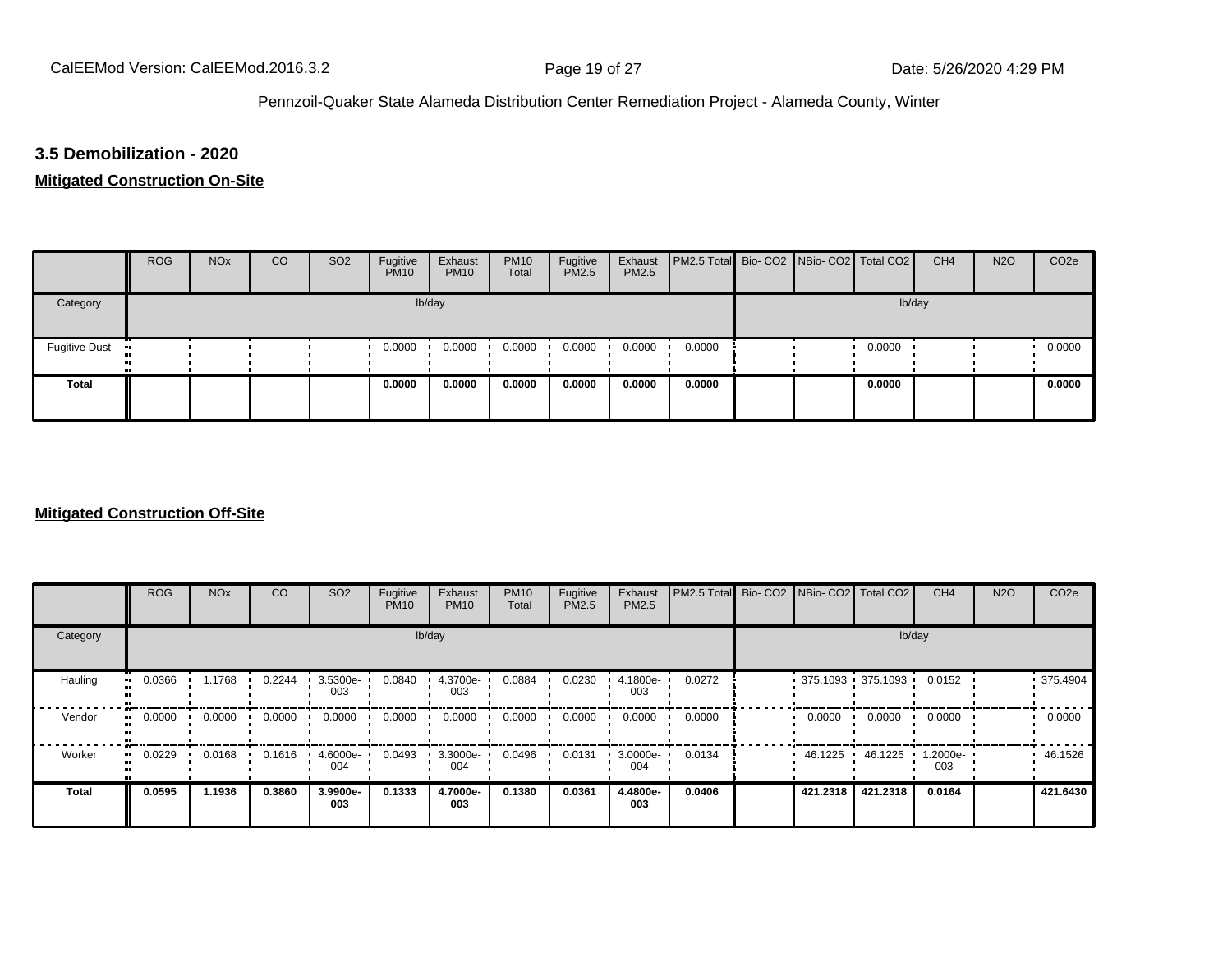## 3.5 Demobilization - 2020

**Mitigated Construction On-Site**

| | ROG | NOx | CO | SO2 | Fugitive PM10 | Exhaust PM10 | PM10 Total | Fugitive PM2.5 | Exhaust PM2.5 | PM2.5 Total | Bio- CO2 | NBio- CO2 | Total CO2 | CH4 | N2O | CO2e |
|---|---|---|---|---|---|---|---|---|---|---|---|---|---|---|---|---|
| Category | lb/day | | | | | | | | | | lb/day | | | | | |
| Fugitive Dust | | | | | 0.0000 | 0.0000 | 0.0000 | 0.0000 | 0.0000 | 0.0000 | | | 0.0000 | | | 0.0000 |
| **Total** | | | | | **0.0000** | **0.0000** | **0.0000** | **0.0000** | **0.0000** | **0.0000** | | | **0.0000** | | | **0.0000** |

**Mitigated Construction Off-Site**

| | ROG | NOx | CO | SO2 | Fugitive PM10 | Exhaust PM10 | PM10 Total | Fugitive PM2.5 | Exhaust PM2.5 | PM2.5 Total | Bio- CO2 | NBio- CO2 | Total CO2 | CH4 | N2O | CO2e |
|---|---|---|---|---|---|---|---|---|---|---|---|---|---|---|---|---|
| Category | lb/day | | | | | | | | | | lb/day | | | | | |
| Hauling | 0.0366 | 1.1768 | 0.2244 | 3.5300e-003 | 0.0840 | 4.3700e-003 | 0.0884 | 0.0230 | 4.1800e-003 | 0.0272 | | 375.1093 | 375.1093 | 0.0152 | | 375.4904 |
| Vendor | 0.0000 | 0.0000 | 0.0000 | 0.0000 | 0.0000 | 0.0000 | 0.0000 | 0.0000 | 0.0000 | 0.0000 | | 0.0000 | 0.0000 | 0.0000 | | 0.0000 |
| Worker | 0.0229 | 0.0168 | 0.1616 | 4.6000e-004 | 0.0493 | 3.3000e-004 | 0.0496 | 0.0131 | 3.0000e-004 | 0.0134 | | 46.1225 | 46.1225 | 1.2000e-003 | | 46.1526 |
| **Total** | **0.0595** | **1.1936** | **0.3860** | **3.9900e-003** | **0.1333** | **4.7000e-003** | **0.1380** | **0.0361** | **4.4800e-003** | **0.0406** | | **421.2318** | **421.2318** | **0.0164** | | **421.6430** |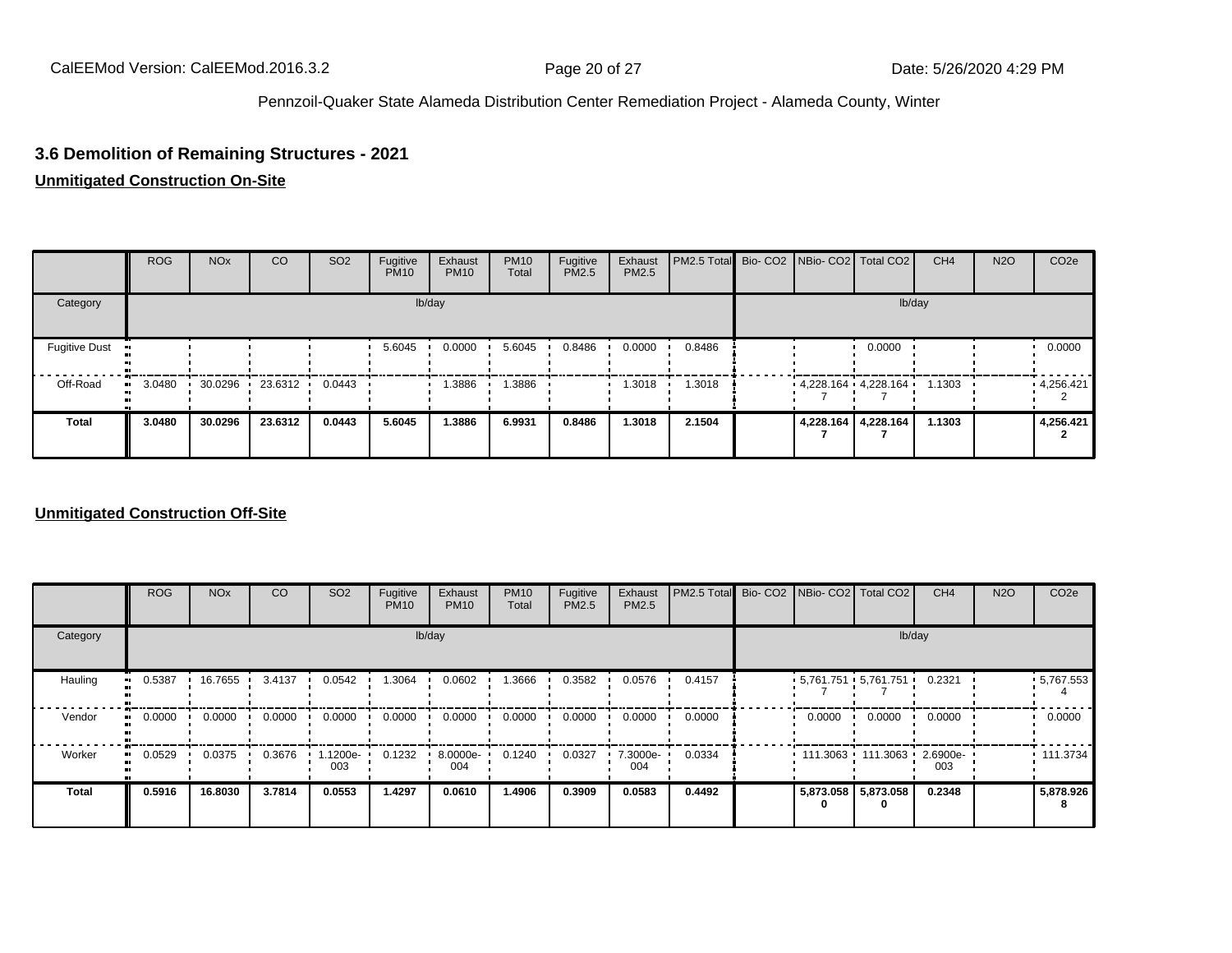## 3.6 Demolition of Remaining Structures - 2021

**Unmitigated Construction On-Site**

| | ROG | NOx | CO | SO2 | Fugitive PM10 | Exhaust PM10 | PM10 Total | Fugitive PM2.5 | Exhaust PM2.5 | PM2.5 Total | Bio- CO2 | NBio- CO2 | Total CO2 | CH4 | N2O | CO2e |
|---|---|---|---|---|---|---|---|---|---|---|---|---|---|---|---|---|
| Category | lb/day | | | | | | | | | | lb/day | | | | | |
| Fugitive Dust | | | | | 5.6045 | 0.0000 | 5.6045 | 0.8486 | 0.0000 | 0.8486 | | | 0.0000 | | | 0.0000 |
| Off-Road | 3.0480 | 30.0296 | 23.6312 | 0.0443 | | 1.3886 | 1.3886 | | 1.3018 | 1.3018 | | 4,228.1647 | 4,228.1647 | 1.1303 | | 4,256.4212 |
| **Total** | **3.0480** | **30.0296** | **23.6312** | **0.0443** | **5.6045** | **1.3886** | **6.9931** | **0.8486** | **1.3018** | **2.1504** | | **4,228.1647** | **4,228.1647** | **1.1303** | | **4,256.4212** |

**Unmitigated Construction Off-Site**

| | ROG | NOx | CO | SO2 | Fugitive PM10 | Exhaust PM10 | PM10 Total | Fugitive PM2.5 | Exhaust PM2.5 | PM2.5 Total | Bio- CO2 | NBio- CO2 | Total CO2 | CH4 | N2O | CO2e |
|---|---|---|---|---|---|---|---|---|---|---|---|---|---|---|---|---|
| Category | lb/day | | | | | | | | | | lb/day | | | | | |
| Hauling | 0.5387 | 16.7655 | 3.4137 | 0.0542 | 1.3064 | 0.0602 | 1.3666 | 0.3582 | 0.0576 | 0.4157 | | 5,761.7517 | 5,761.7517 | 0.2321 | | 5,767.5534 |
| Vendor | 0.0000 | 0.0000 | 0.0000 | 0.0000 | 0.0000 | 0.0000 | 0.0000 | 0.0000 | 0.0000 | 0.0000 | | 0.0000 | 0.0000 | 0.0000 | | 0.0000 |
| Worker | 0.0529 | 0.0375 | 0.3676 | 1.1200e-003 | 0.1232 | 8.0000e-004 | 0.1240 | 0.0327 | 7.3000e-004 | 0.0334 | | 111.3063 | 111.3063 | 2.6900e-003 | | 111.3734 |
| **Total** | **0.5916** | **16.8030** | **3.7814** | **0.0553** | **1.4297** | **0.0610** | **1.4906** | **0.3909** | **0.0583** | **0.4492** | | **5,873.0580** | **5,873.0580** | **0.2348** | | **5,878.9268** |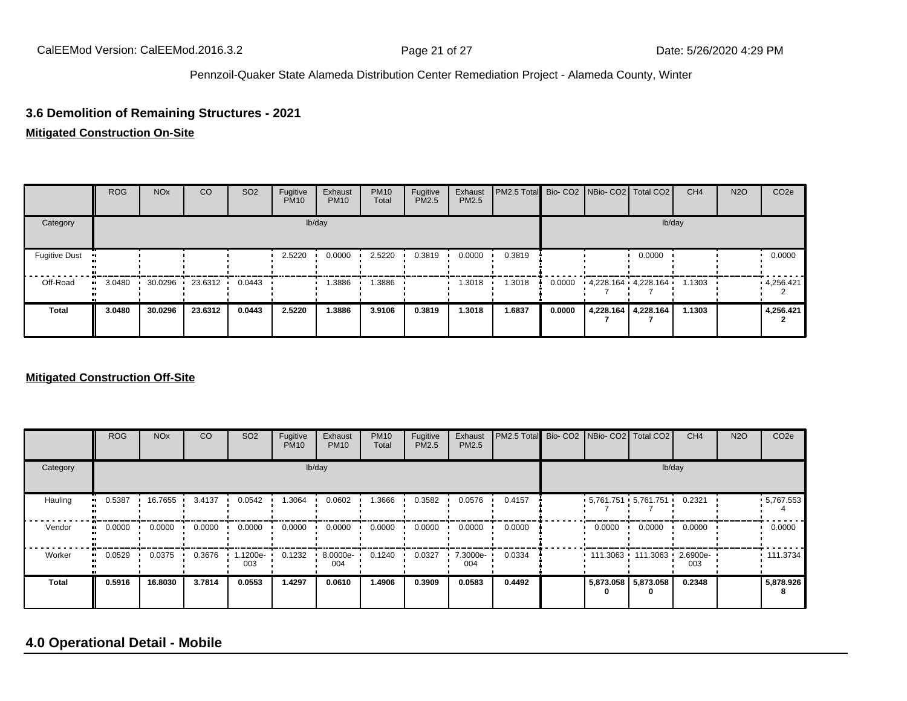## 3.6 Demolition of Remaining Structures - 2021

**Mitigated Construction On-Site**

| | ROG | NOx | CO | SO2 | Fugitive PM10 | Exhaust PM10 | PM10 Total | Fugitive PM2.5 | Exhaust PM2.5 | PM2.5 Total | Bio- CO2 | NBio- CO2 | Total CO2 | CH4 | N2O | CO2e |
|---|---|---|---|---|---|---|---|---|---|---|---|---|---|---|---|---|
| Category | lb/day | | | | | | | | | | lb/day | | | | | |
| Fugitive Dust | | | | | 2.5220 | 0.0000 | 2.5220 | 0.3819 | 0.0000 | 0.3819 | | | 0.0000 | | | 0.0000 |
| Off-Road | 3.0480 | 30.0296 | 23.6312 | 0.0443 | | 1.3886 | 1.3886 | | 1.3018 | 1.3018 | 0.0000 | 4,228.1647 | 4,228.1647 | 1.1303 | | 4,256.4212 |
| **Total** | **3.0480** | **30.0296** | **23.6312** | **0.0443** | **2.5220** | **1.3886** | **3.9106** | **0.3819** | **1.3018** | **1.6837** | **0.0000** | **4,228.1647** | **4,228.1647** | **1.1303** | | **4,256.4212** |

**Mitigated Construction Off-Site**

| | ROG | NOx | CO | SO2 | Fugitive PM10 | Exhaust PM10 | PM10 Total | Fugitive PM2.5 | Exhaust PM2.5 | PM2.5 Total | Bio- CO2 | NBio- CO2 | Total CO2 | CH4 | N2O | CO2e |
|---|---|---|---|---|---|---|---|---|---|---|---|---|---|---|---|---|
| Category | lb/day | | | | | | | | | | lb/day | | | | | |
| Hauling | 0.5387 | 16.7655 | 3.4137 | 0.0542 | 1.3064 | 0.0602 | 1.3666 | 0.3582 | 0.0576 | 0.4157 | | 5,761.7517 | 5,761.7517 | 0.2321 | | 5,767.5534 |
| Vendor | 0.0000 | 0.0000 | 0.0000 | 0.0000 | 0.0000 | 0.0000 | 0.0000 | 0.0000 | 0.0000 | 0.0000 | | 0.0000 | 0.0000 | 0.0000 | | 0.0000 |
| Worker | 0.0529 | 0.0375 | 0.3676 | 1.1200e-003 | 0.1232 | 8.0000e-004 | 0.1240 | 0.0327 | 7.3000e-004 | 0.0334 | | 111.3063 | 111.3063 | 2.6900e-003 | | 111.3734 |
| **Total** | **0.5916** | **16.8030** | **3.7814** | **0.0553** | **1.4297** | **0.0610** | **1.4906** | **0.3909** | **0.0583** | **0.4492** | | **5,873.0580** | **5,873.0580** | **0.2348** | | **5,878.9268** |

## 4.0 Operational Detail - Mobile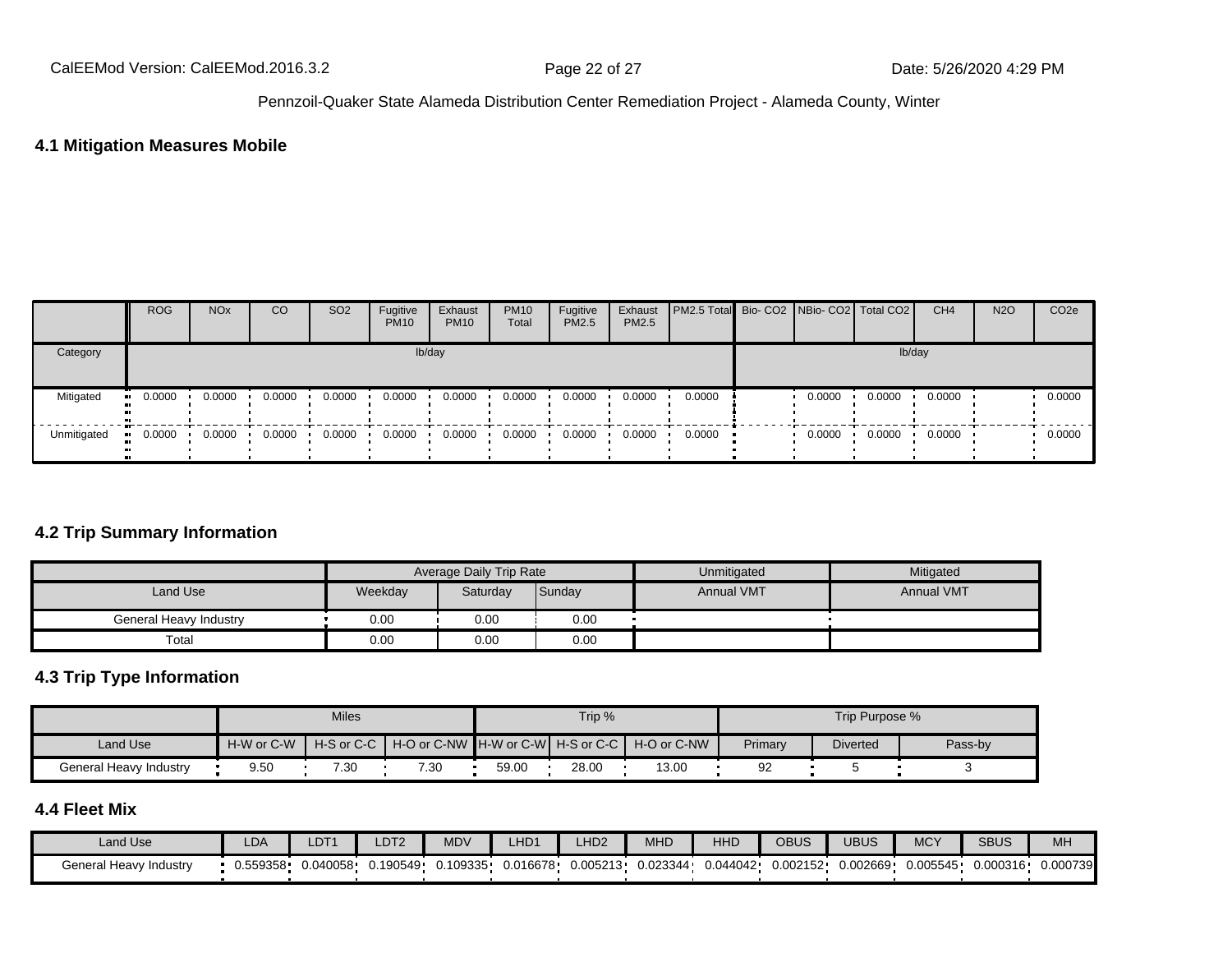## 4.1 Mitigation Measures Mobile

| | ROG | NOx | CO | SO2 | Fugitive PM10 | Exhaust PM10 | PM10 Total | Fugitive PM2.5 | Exhaust PM2.5 | PM2.5 Total | Bio- CO2 | NBio- CO2 | Total CO2 | CH4 | N2O | CO2e |
|---|---|---|---|---|---|---|---|---|---|---|---|---|---|---|---|---|
| Category | lb/day | | | | | | | | | | lb/day | | | | | |
| Mitigated | 0.0000 | 0.0000 | 0.0000 | 0.0000 | 0.0000 | 0.0000 | 0.0000 | 0.0000 | 0.0000 | 0.0000 | | 0.0000 | 0.0000 | 0.0000 | | 0.0000 |
| Unmitigated | 0.0000 | 0.0000 | 0.0000 | 0.0000 | 0.0000 | 0.0000 | 0.0000 | 0.0000 | 0.0000 | 0.0000 | | 0.0000 | 0.0000 | 0.0000 | | 0.0000 |

## 4.2 Trip Summary Information

| | Average Daily Trip Rate | | | Unmitigated | Mitigated |
|---|---|---|---|---|---|
| Land Use | Weekday | Saturday | Sunday | Annual VMT | Annual VMT |
| General Heavy Industry | 0.00 | 0.00 | 0.00 | | |
| Total | 0.00 | 0.00 | 0.00 | | |

## 4.3 Trip Type Information

| | Miles | | | Trip % | | | Trip Purpose % | | |
|---|---|---|---|---|---|---|---|---|---|
| Land Use | H-W or C-W | H-S or C-C | H-O or C-NW | H-W or C-W | H-S or C-C | H-O or C-NW | Primary | Diverted | Pass-by |
| General Heavy Industry | 9.50 | 7.30 | 7.30 | 59.00 | 28.00 | 13.00 | 92 | 5 | 3 |

## 4.4 Fleet Mix

| Land Use | LDA | LDT1 | LDT2 | MDV | LHD1 | LHD2 | MHD | HHD | OBUS | UBUS | MCY | SBUS | MH |
|---|---|---|---|---|---|---|---|---|---|---|---|---|---|
| General Heavy Industry | 0.559358 | 0.040058 | 0.190549 | 0.109335 | 0.016678 | 0.005213 | 0.023344 | 0.044042 | 0.002152 | 0.002669 | 0.005545 | 0.000316 | 0.000739 |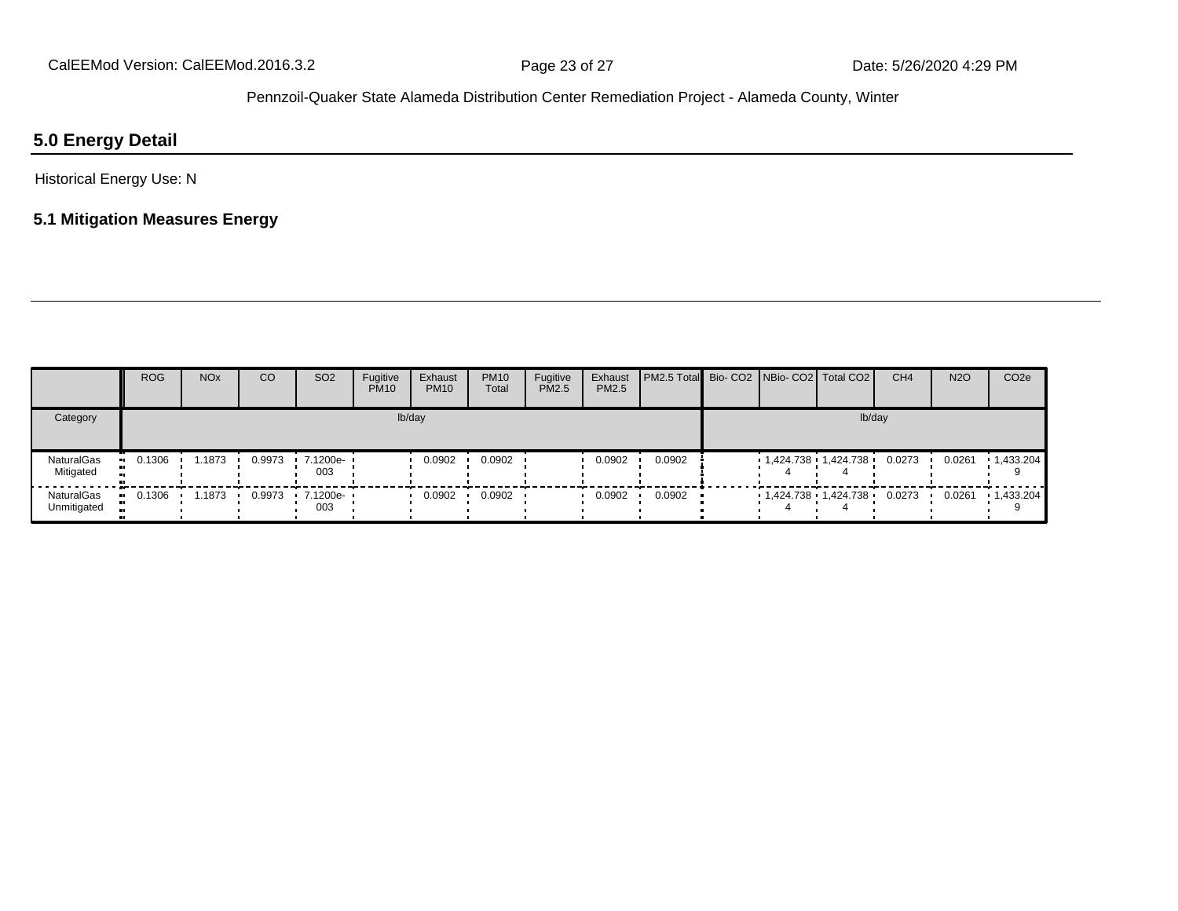## 5.0 Energy Detail

Historical Energy Use: N

### 5.1 Mitigation Measures Energy

| | ROG | NOx | CO | SO2 | Fugitive PM10 | Exhaust PM10 | PM10 Total | Fugitive PM2.5 | Exhaust PM2.5 | PM2.5 Total | Bio- CO2 | NBio- CO2 | Total CO2 | CH4 | N2O | CO2e |
|---|---|---|---|---|---|---|---|---|---|---|---|---|---|---|---|---|
| Category | lb/day | | | | | | | | | | lb/day | | | | | |
| NaturalGas Mitigated | 0.1306 | 1.1873 | 0.9973 | 7.1200e-003 | | 0.0902 | 0.0902 | | 0.0902 | 0.0902 | | 1,424.7384 | 1,424.7384 | 0.0273 | 0.0261 | 1,433.2049 |
| NaturalGas Unmitigated | 0.1306 | 1.1873 | 0.9973 | 7.1200e-003 | | 0.0902 | 0.0902 | | 0.0902 | 0.0902 | | 1,424.7384 | 1,424.7384 | 0.0273 | 0.0261 | 1,433.2049 |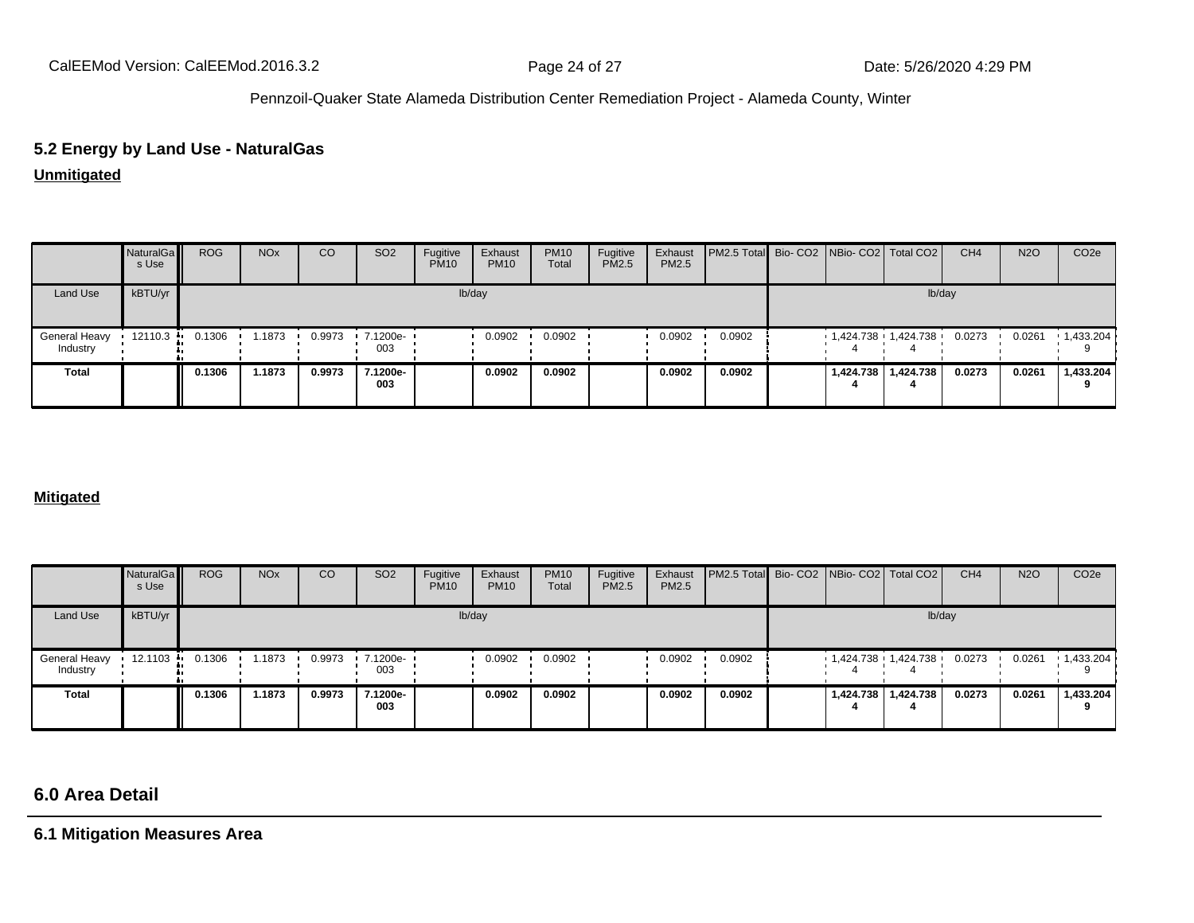## 5.2 Energy by Land Use - NaturalGas

**Unmitigated**

| | NaturalGas Use | ROG | NOx | CO | SO2 | Fugitive PM10 | Exhaust PM10 | PM10 Total | Fugitive PM2.5 | Exhaust PM2.5 | PM2.5 Total | Bio- CO2 | NBio- CO2 | Total CO2 | CH4 | N2O | CO2e |
|---|---|---|---|---|---|---|---|---|---|---|---|---|---|---|---|---|---|
| Land Use | kBTU/yr | lb/day | | | | | | | | | | lb/day | | | | | |
| General Heavy Industry | 12110.3 | 0.1306 | 1.1873 | 0.9973 | 7.1200e-003 | | 0.0902 | 0.0902 | | 0.0902 | 0.0902 | | 1,424.7384 | 1,424.7384 | 0.0273 | 0.0261 | 1,433.2049 |
| **Total** | | **0.1306** | **1.1873** | **0.9973** | **7.1200e-003** | | **0.0902** | **0.0902** | | **0.0902** | **0.0902** | | **1,424.7384** | **1,424.7384** | **0.0273** | **0.0261** | **1,433.2049** |

**Mitigated**

| | NaturalGas Use | ROG | NOx | CO | SO2 | Fugitive PM10 | Exhaust PM10 | PM10 Total | Fugitive PM2.5 | Exhaust PM2.5 | PM2.5 Total | Bio- CO2 | NBio- CO2 | Total CO2 | CH4 | N2O | CO2e |
|---|---|---|---|---|---|---|---|---|---|---|---|---|---|---|---|---|---|
| Land Use | kBTU/yr | lb/day | | | | | | | | | | lb/day | | | | | |
| General Heavy Industry | 12.1103 | 0.1306 | 1.1873 | 0.9973 | 7.1200e-003 | | 0.0902 | 0.0902 | | 0.0902 | 0.0902 | | 1,424.7384 | 1,424.7384 | 0.0273 | 0.0261 | 1,433.2049 |
| **Total** | | **0.1306** | **1.1873** | **0.9973** | **7.1200e-003** | | **0.0902** | **0.0902** | | **0.0902** | **0.0902** | | **1,424.7384** | **1,424.7384** | **0.0273** | **0.0261** | **1,433.2049** |

# 6.0 Area Detail

## 6.1 Mitigation Measures Area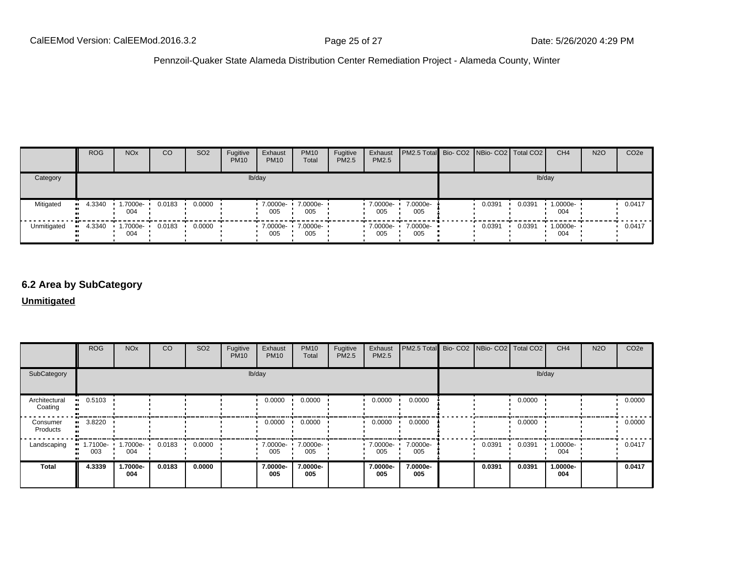| | ROG | NOx | CO | SO2 | Fugitive PM10 | Exhaust PM10 | PM10 Total | Fugitive PM2.5 | Exhaust PM2.5 | PM2.5 Total | Bio- CO2 | NBio- CO2 | Total CO2 | CH4 | N2O | CO2e |
|---|---|---|---|---|---|---|---|---|---|---|---|---|---|---|---|---|
| Category | lb/day | | | | | | | | | | lb/day | | | | | |
| Mitigated | 4.3340 | 1.7000e-004 | 0.0183 | 0.0000 | | 7.0000e-005 | 7.0000e-005 | | 7.0000e-005 | 7.0000e-005 | | 0.0391 | 0.0391 | 1.0000e-004 | | 0.0417 |
| Unmitigated | 4.3340 | 1.7000e-004 | 0.0183 | 0.0000 | | 7.0000e-005 | 7.0000e-005 | | 7.0000e-005 | 7.0000e-005 | | 0.0391 | 0.0391 | 1.0000e-004 | | 0.0417 |

## 6.2 Area by SubCategory

**Unmitigated**

| | ROG | NOx | CO | SO2 | Fugitive PM10 | Exhaust PM10 | PM10 Total | Fugitive PM2.5 | Exhaust PM2.5 | PM2.5 Total | Bio- CO2 | NBio- CO2 | Total CO2 | CH4 | N2O | CO2e |
|---|---|---|---|---|---|---|---|---|---|---|---|---|---|---|---|---|
| SubCategory | lb/day | | | | | | | | | | lb/day | | | | | |
| Architectural Coating | 0.5103 | | | | | 0.0000 | 0.0000 | | 0.0000 | 0.0000 | | | 0.0000 | | | 0.0000 |
| Consumer Products | 3.8220 | | | | | 0.0000 | 0.0000 | | 0.0000 | 0.0000 | | | 0.0000 | | | 0.0000 |
| Landscaping | 1.7100e-003 | 1.7000e-004 | 0.0183 | 0.0000 | | 7.0000e-005 | 7.0000e-005 | | 7.0000e-005 | 7.0000e-005 | | 0.0391 | 0.0391 | 1.0000e-004 | | 0.0417 |
| **Total** | **4.3339** | **1.7000e-004** | **0.0183** | **0.0000** | | **7.0000e-005** | **7.0000e-005** | | **7.0000e-005** | **7.0000e-005** | | **0.0391** | **0.0391** | **1.0000e-004** | | **0.0417** |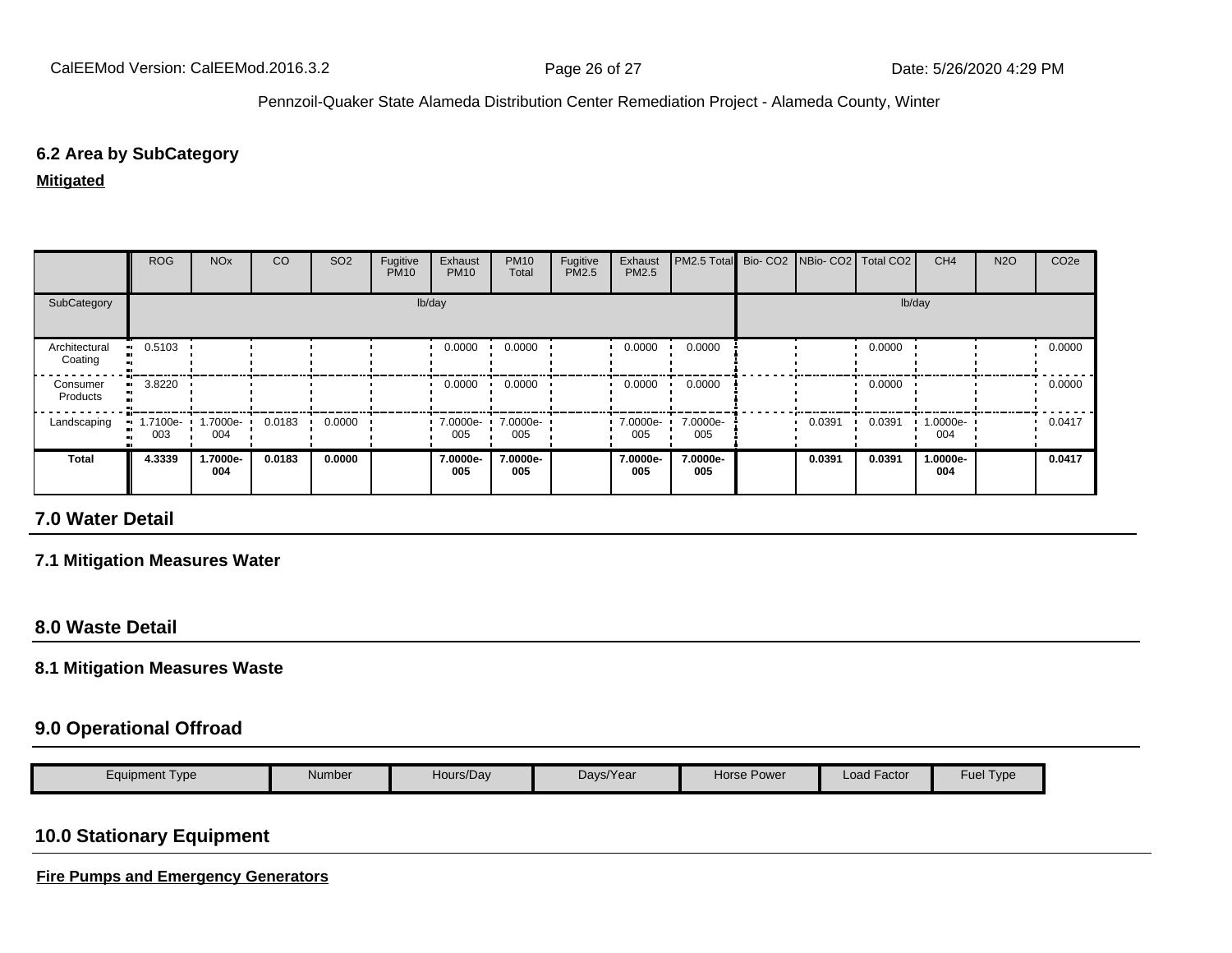### 6.2 Area by SubCategory

**Mitigated**

| | ROG | NOx | CO | SO2 | Fugitive PM10 | Exhaust PM10 | PM10 Total | Fugitive PM2.5 | Exhaust PM2.5 | PM2.5 Total | Bio- CO2 | NBio- CO2 | Total CO2 | CH4 | N2O | CO2e |
|---|---|---|---|---|---|---|---|---|---|---|---|---|---|---|---|---|
| SubCategory | lb/day | | | | | | | | | | lb/day | | | | | |
| Architectural Coating | 0.5103 | | | | | 0.0000 | 0.0000 | | 0.0000 | 0.0000 | | | 0.0000 | | | 0.0000 |
| Consumer Products | 3.8220 | | | | | 0.0000 | 0.0000 | | 0.0000 | 0.0000 | | | 0.0000 | | | 0.0000 |
| Landscaping | 1.7100e-003 | 1.7000e-004 | 0.0183 | 0.0000 | | 7.0000e-005 | 7.0000e-005 | | 7.0000e-005 | 7.0000e-005 | | 0.0391 | 0.0391 | 1.0000e-004 | | 0.0417 |
| **Total** | **4.3339** | **1.7000e-004** | **0.0183** | **0.0000** | | **7.0000e-005** | **7.0000e-005** | | **7.0000e-005** | **7.0000e-005** | | **0.0391** | **0.0391** | **1.0000e-004** | | **0.0417** |

## 7.0 Water Detail

### 7.1 Mitigation Measures Water

## 8.0 Waste Detail

### 8.1 Mitigation Measures Waste

## 9.0 Operational Offroad

| Equipment Type | Number | Hours/Day | Days/Year | Horse Power | Load Factor | Fuel Type |
|---|---|---|---|---|---|---|

## 10.0 Stationary Equipment

**Fire Pumps and Emergency Generators**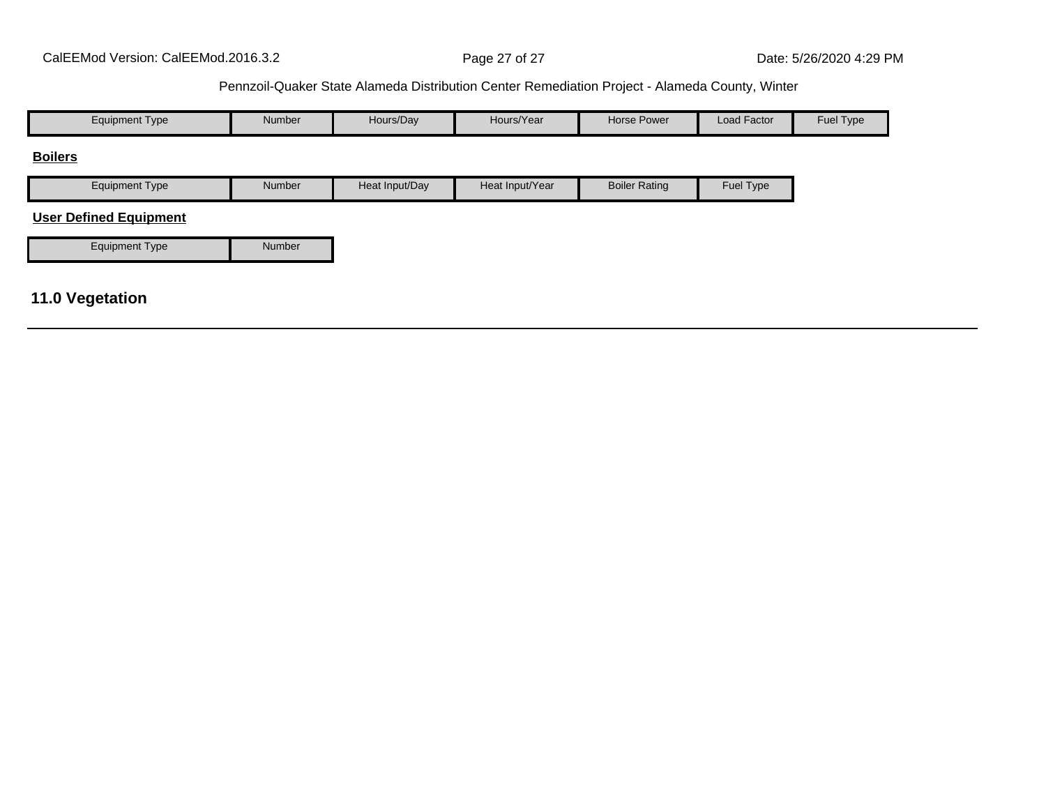| Equipment Type | Number | Hours/Day | Hours/Year | Horse Power | Load Factor | Fuel Type |
|---|---|---|---|---|---|---|

**Boilers**

| Equipment Type | Number | Heat Input/Day | Heat Input/Year | Boiler Rating | Fuel Type |
|---|---|---|---|---|---|

**User Defined Equipment**

| Equipment Type | Number |
|---|---|

## 11.0 Vegetation